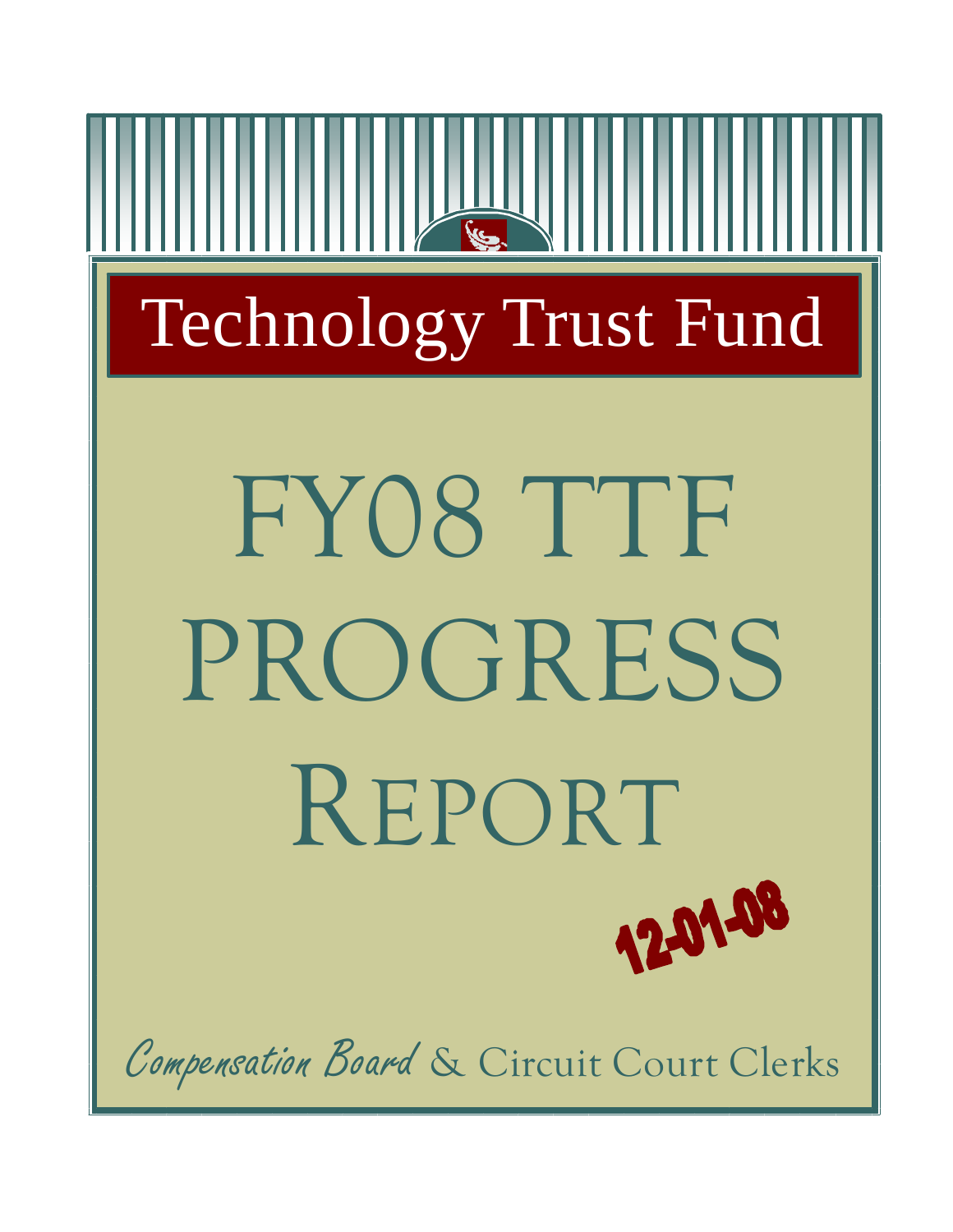# Technology Trust Fund

# FY08 TTF PROGRESS REPORT

12-01-08

*Compensation Board* & Circuit Court Clerks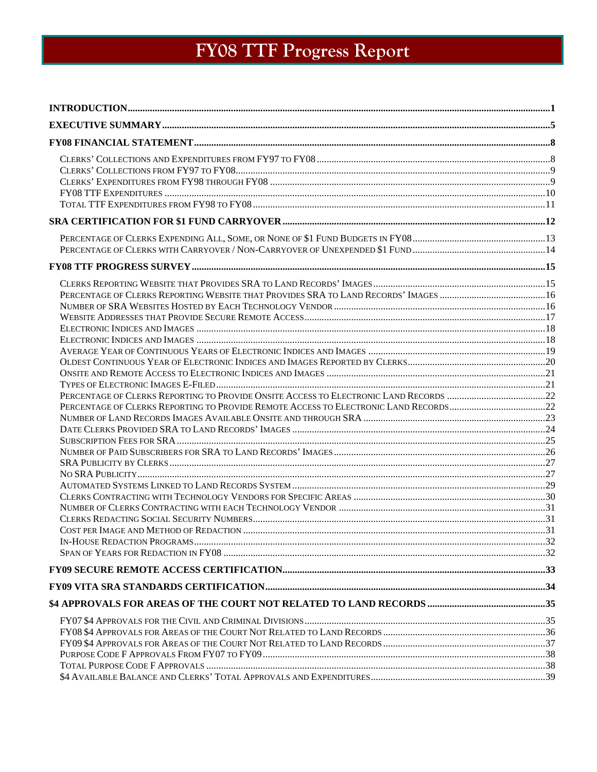# FY08 TTF Progress Report

INTRODUCTION ........................................................................................................................................................1

EXECUTIVE SUMMARY ........................................................................................................................................5

FY08 FINANCIAL STATEMENT ..........................................................................................................................8

- Clerks' Collections and Expenditures from FY97 to FY08 ..........................................................................8
- Clerks' Collections from FY97 to FY08 ..........................................................................................................9
- Clerks' Expenditures from FY98 through FY08 ............................................................................................9
- FY08 TTF Expenditures ..................................................................................................................................10
- Total TTF Expenditures from FY98 to FY08 ................................................................................................11

SRA CERTIFICATION FOR $1 FUND CARRYOVER .......................................................................................12

- Percentage of Clerks Expending All, Some, or None of $1 Fund Budgets in FY08 ....................................13
- Percentage of Clerks with Carryover / Non-Carryover of Unexpended $1 Fund .......................................14

FY08 TTF PROGRESS SURVEY .........................................................................................................................15

- Clerks Reporting Website that Provides SRA to Land Records' Images ....................................................15
- Percentage of Clerks Reporting Website that Provides SRA to Land Records' Images .............................16
- Number of SRA Websites Hosted by Each Technology Vendor ..................................................................16
- Website Addresses that Provide Secure Remote Access ...............................................................................17
- Electronic Indices and Images .........................................................................................................................18
- Electronic Indices and Images .........................................................................................................................18
- Average Year of Continuous Years of Electronic Indices and Images .........................................................19
- Oldest Continuous Year of Electronic Indices and Images Reported by Clerks .........................................20
- Onsite and Remote Access to Electronic Indices and Images ......................................................................21
- Types of Electronic Images E-Filed .................................................................................................................21
- Percentage of Clerks Reporting to Provide Onsite Access to Electronic Land Records ..........................22
- Percentage of Clerks Reporting to Provide Remote Access to Electronic Land Records .........................22
- Number of Land Records Images Available Onsite and through SRA .......................................................23
- Date Clerks Provided SRA to Land Records' Images ...................................................................................24
- Subscription Fees for SRA ...............................................................................................................................25
- Number of Paid Subscribers for SRA to Land Records' Images .................................................................26
- SRA Publicity by Clerks ...................................................................................................................................27
- No SRA Publicity ..............................................................................................................................................27
- Automated Systems Linked to Land Records System ..................................................................................29
- Clerks Contracting with Technology Vendors for Specific Areas ..............................................................30
- Number of Clerks Contracting with each Technology Vendor ...................................................................31
- Clerks Redacting Social Security Numbers ...................................................................................................31
- Cost per Image and Method of Redaction .....................................................................................................31
- In-House Redaction Programs ........................................................................................................................32
- Span of Years for Redaction in FY08 ..............................................................................................................32

FY09 SECURE REMOTE ACCESS CERTIFICATION .........................................................................................33

FY09 VITA SRA STANDARDS CERTIFICATION ..............................................................................................34

$4 APPROVALS FOR AREAS OF THE COURT NOT RELATED TO LAND RECORDS .....................................35

- FY07 $4 Approvals for the Civil and Criminal Divisions ..............................................................................35
- FY08 $4 Approvals for Areas of the Court Not Related to Land Records ...................................................36
- FY09 $4 Approvals for Areas of the Court Not Related to Land Records ...................................................37
- Purpose Code F Approvals From FY07 to FY09 ............................................................................................38
- Total Purpose Code F Approvals ....................................................................................................................38
- $4 Available Balance and Clerks' Total Approvals and Expenditures .......................................................39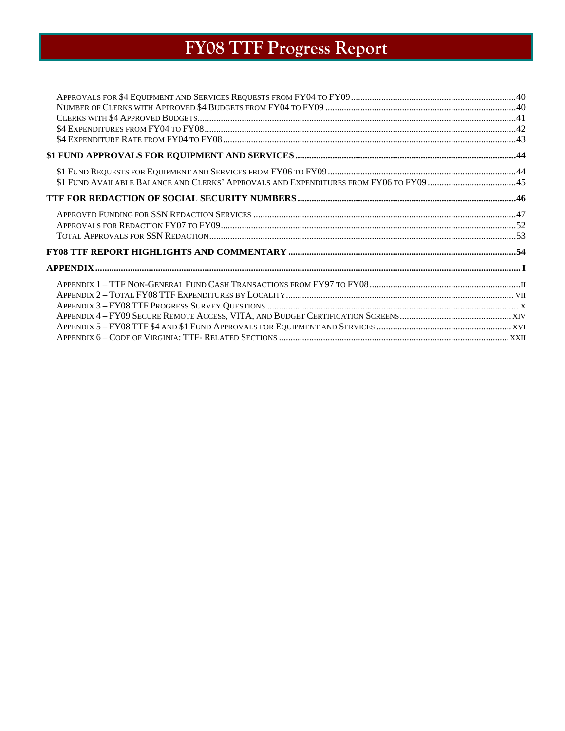Approvals for $4 Equipment and Services Requests from FY04 to FY09 ....................................................................40
Number of Clerks with Approved $4 Budgets from FY04 to FY09 ................................................................................40
Clerks with $4 Approved Budgets.....................................................................................................................................41
$4 Expenditures from FY04 to FY08..................................................................................................................................42
$4 Expenditure Rate from FY04 to FY08...........................................................................................................................43

**$1 FUND APPROVALS FOR EQUIPMENT AND SERVICES...........................................................................................44**

$1 Fund Requests for Equipment and Services from FY06 to FY09...............................................................................44
$1 Fund Available Balance and Clerks' Approvals and Expenditures from FY06 to FY09.....................................45

**TTF FOR REDACTION OF SOCIAL SECURITY NUMBERS..........................................................................................46**

Approved Funding for SSN Redaction Services ...............................................................................................................47
Approvals for Redaction FY07 to FY09.............................................................................................................................52
Total Approvals for SSN Redaction...................................................................................................................................53

**FY08 TTF REPORT HIGHLIGHTS AND COMMENTARY ...............................................................................................54**

**APPENDIX.......................................................................................................................................................................I**

Appendix 1 – TTF Non-General Fund Cash Transactions from FY97 to FY08................................................................II
Appendix 2 – Total FY08 TTF Expenditures by Locality................................................................................................ VII
Appendix 3 – FY08 TTF Progress Survey Questions ......................................................................................................... X
Appendix 4 – FY09 Secure Remote Access, VITA, and Budget Certification Screens.............................................. XIV
Appendix 5 – FY08 TTF $4 and $1 Fund Approvals for Equipment and Services ........................................................ XVI
Appendix 6 – Code of Virginia: TTF- Related Sections ................................................................................................ XXII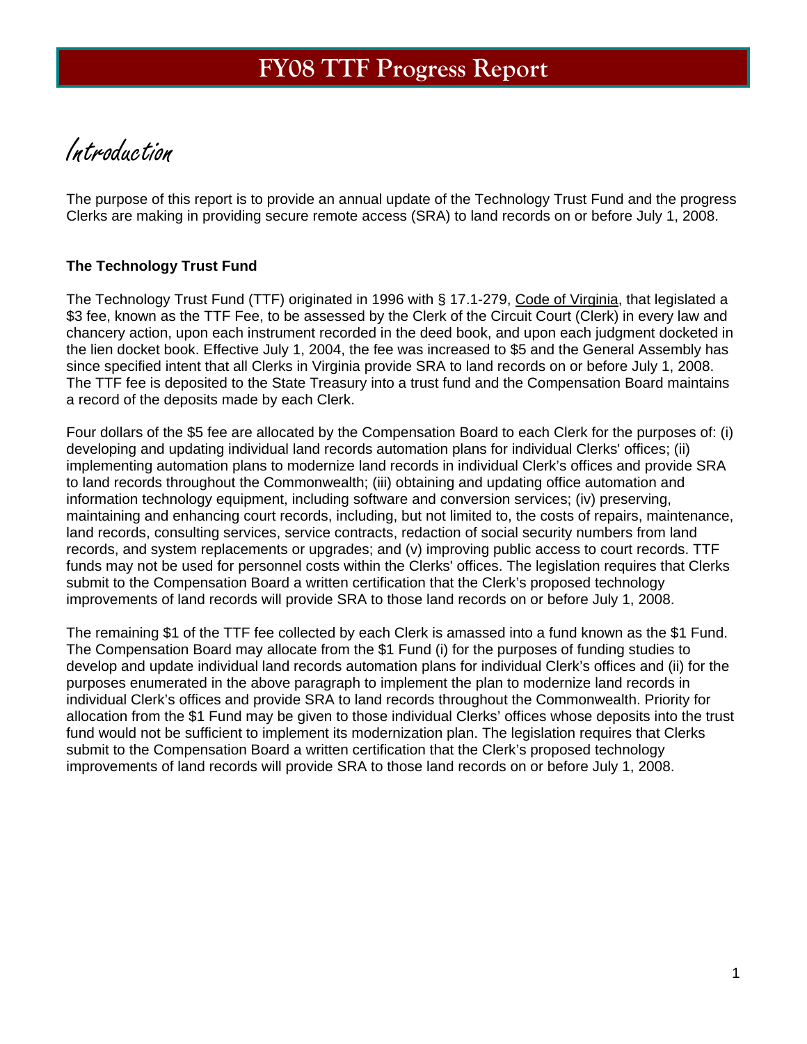# FY08 TTF Progress Report

## Introduction

The purpose of this report is to provide an annual update of the Technology Trust Fund and the progress Clerks are making in providing secure remote access (SRA) to land records on or before July 1, 2008.

**The Technology Trust Fund**

The Technology Trust Fund (TTF) originated in 1996 with § 17.1-279, Code of Virginia, that legislated a $3 fee, known as the TTF Fee, to be assessed by the Clerk of the Circuit Court (Clerk) in every law and chancery action, upon each instrument recorded in the deed book, and upon each judgment docketed in the lien docket book. Effective July 1, 2004, the fee was increased to $5 and the General Assembly has since specified intent that all Clerks in Virginia provide SRA to land records on or before July 1, 2008. The TTF fee is deposited to the State Treasury into a trust fund and the Compensation Board maintains a record of the deposits made by each Clerk.

Four dollars of the $5 fee are allocated by the Compensation Board to each Clerk for the purposes of: (i) developing and updating individual land records automation plans for individual Clerks' offices; (ii) implementing automation plans to modernize land records in individual Clerk's offices and provide SRA to land records throughout the Commonwealth; (iii) obtaining and updating office automation and information technology equipment, including software and conversion services; (iv) preserving, maintaining and enhancing court records, including, but not limited to, the costs of repairs, maintenance, land records, consulting services, service contracts, redaction of social security numbers from land records, and system replacements or upgrades; and (v) improving public access to court records. TTF funds may not be used for personnel costs within the Clerks' offices. The legislation requires that Clerks submit to the Compensation Board a written certification that the Clerk's proposed technology improvements of land records will provide SRA to those land records on or before July 1, 2008.

The remaining $1 of the TTF fee collected by each Clerk is amassed into a fund known as the $1 Fund. The Compensation Board may allocate from the $1 Fund (i) for the purposes of funding studies to develop and update individual land records automation plans for individual Clerk's offices and (ii) for the purposes enumerated in the above paragraph to implement the plan to modernize land records in individual Clerk's offices and provide SRA to land records throughout the Commonwealth. Priority for allocation from the $1 Fund may be given to those individual Clerks' offices whose deposits into the trust fund would not be sufficient to implement its modernization plan. The legislation requires that Clerks submit to the Compensation Board a written certification that the Clerk's proposed technology improvements of land records will provide SRA to those land records on or before July 1, 2008.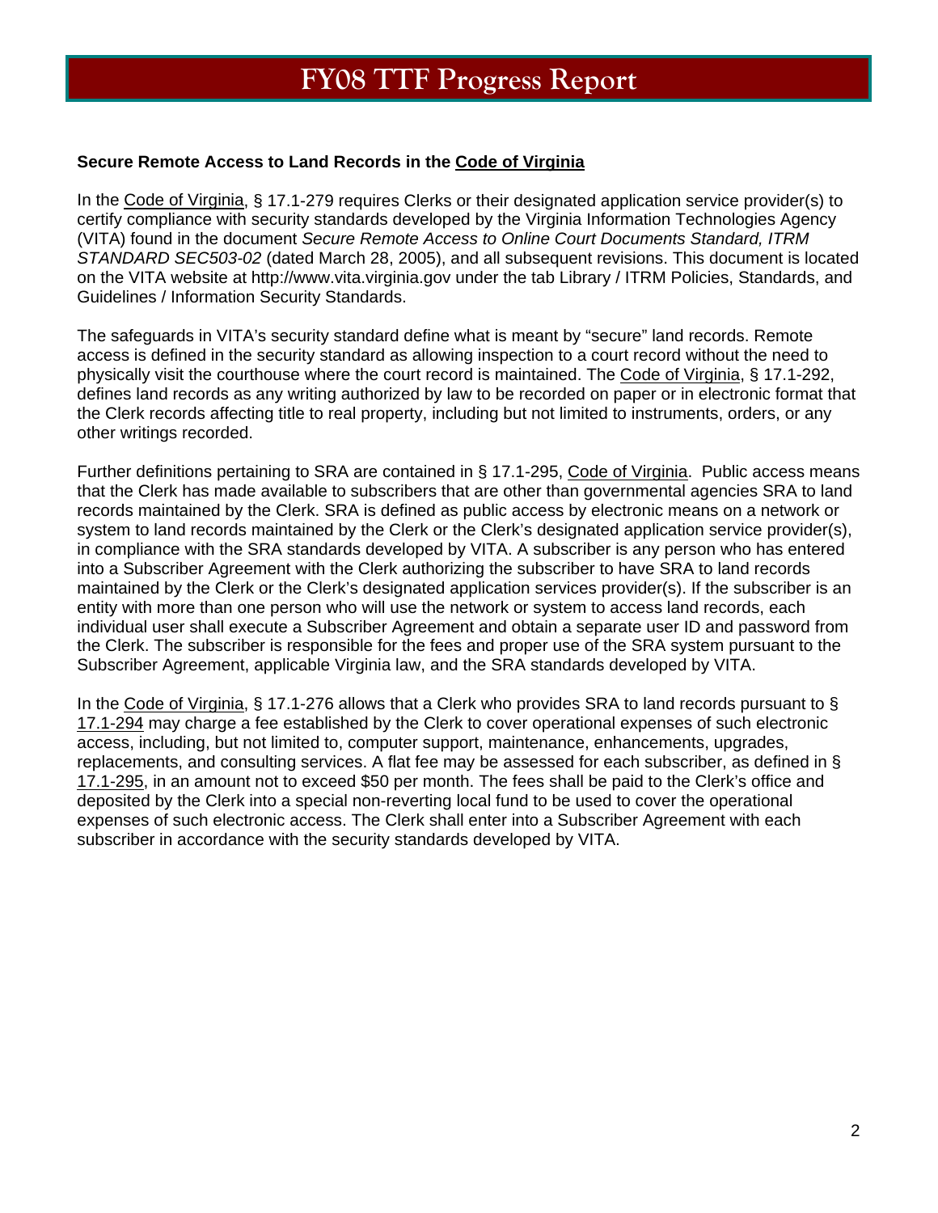### Secure Remote Access to Land Records in the Code of Virginia

In the Code of Virginia, § 17.1-279 requires Clerks or their designated application service provider(s) to certify compliance with security standards developed by the Virginia Information Technologies Agency (VITA) found in the document *Secure Remote Access to Online Court Documents Standard, ITRM STANDARD SEC503-02* (dated March 28, 2005), and all subsequent revisions. This document is located on the VITA website at http://www.vita.virginia.gov under the tab Library / ITRM Policies, Standards, and Guidelines / Information Security Standards.

The safeguards in VITA's security standard define what is meant by "secure" land records. Remote access is defined in the security standard as allowing inspection to a court record without the need to physically visit the courthouse where the court record is maintained. The Code of Virginia, § 17.1-292, defines land records as any writing authorized by law to be recorded on paper or in electronic format that the Clerk records affecting title to real property, including but not limited to instruments, orders, or any other writings recorded.

Further definitions pertaining to SRA are contained in § 17.1-295, Code of Virginia. Public access means that the Clerk has made available to subscribers that are other than governmental agencies SRA to land records maintained by the Clerk. SRA is defined as public access by electronic means on a network or system to land records maintained by the Clerk or the Clerk's designated application service provider(s), in compliance with the SRA standards developed by VITA. A subscriber is any person who has entered into a Subscriber Agreement with the Clerk authorizing the subscriber to have SRA to land records maintained by the Clerk or the Clerk's designated application services provider(s). If the subscriber is an entity with more than one person who will use the network or system to access land records, each individual user shall execute a Subscriber Agreement and obtain a separate user ID and password from the Clerk. The subscriber is responsible for the fees and proper use of the SRA system pursuant to the Subscriber Agreement, applicable Virginia law, and the SRA standards developed by VITA.

In the Code of Virginia, § 17.1-276 allows that a Clerk who provides SRA to land records pursuant to § 17.1-294 may charge a fee established by the Clerk to cover operational expenses of such electronic access, including, but not limited to, computer support, maintenance, enhancements, upgrades, replacements, and consulting services. A flat fee may be assessed for each subscriber, as defined in § 17.1-295, in an amount not to exceed $50 per month. The fees shall be paid to the Clerk's office and deposited by the Clerk into a special non-reverting local fund to be used to cover the operational expenses of such electronic access. The Clerk shall enter into a Subscriber Agreement with each subscriber in accordance with the security standards developed by VITA.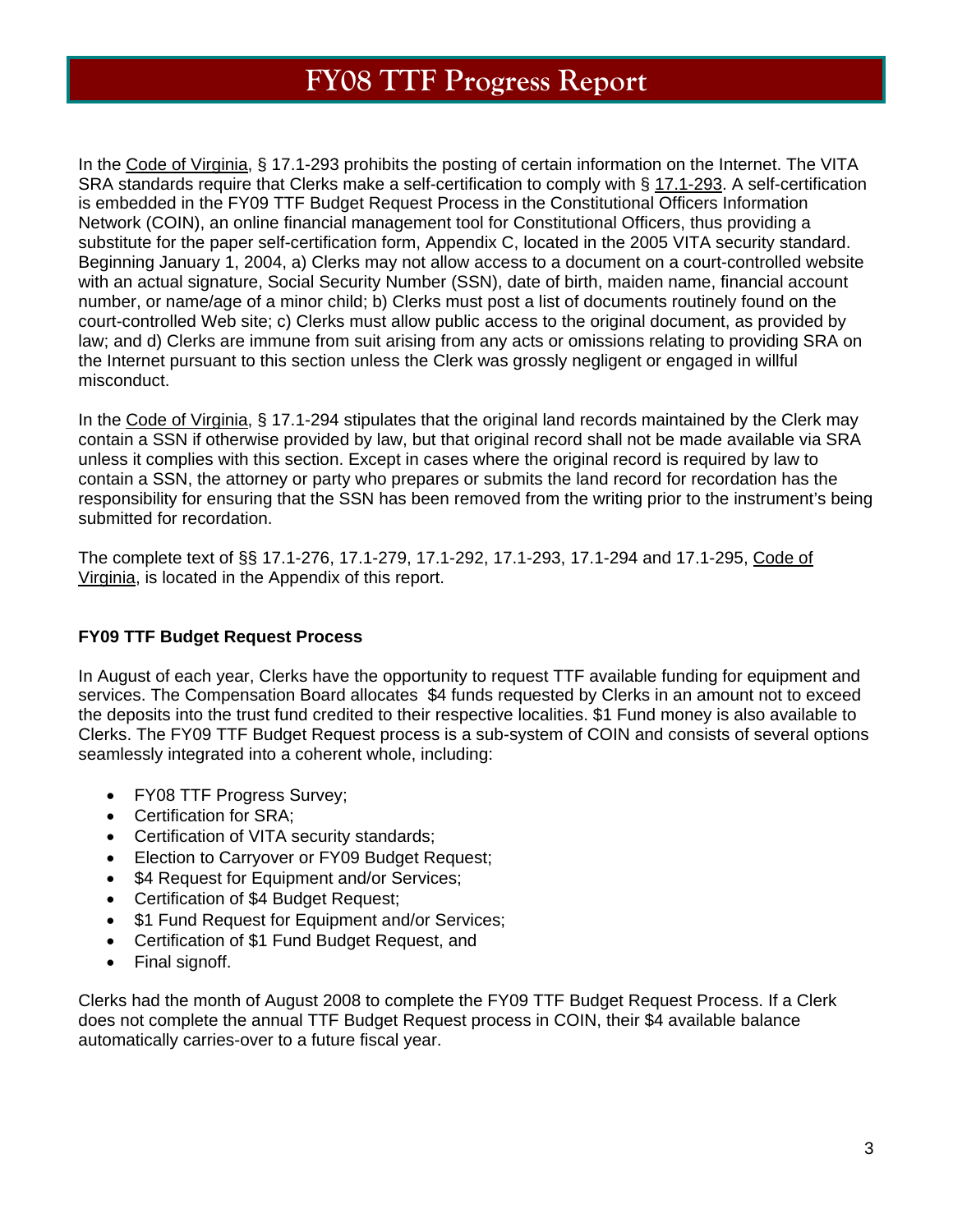# FY08 TTF Progress Report

In the Code of Virginia, § 17.1-293 prohibits the posting of certain information on the Internet. The VITA SRA standards require that Clerks make a self-certification to comply with § 17.1-293. A self-certification is embedded in the FY09 TTF Budget Request Process in the Constitutional Officers Information Network (COIN), an online financial management tool for Constitutional Officers, thus providing a substitute for the paper self-certification form, Appendix C, located in the 2005 VITA security standard. Beginning January 1, 2004, a) Clerks may not allow access to a document on a court-controlled website with an actual signature, Social Security Number (SSN), date of birth, maiden name, financial account number, or name/age of a minor child; b) Clerks must post a list of documents routinely found on the court-controlled Web site; c) Clerks must allow public access to the original document, as provided by law; and d) Clerks are immune from suit arising from any acts or omissions relating to providing SRA on the Internet pursuant to this section unless the Clerk was grossly negligent or engaged in willful misconduct.

In the Code of Virginia, § 17.1-294 stipulates that the original land records maintained by the Clerk may contain a SSN if otherwise provided by law, but that original record shall not be made available via SRA unless it complies with this section. Except in cases where the original record is required by law to contain a SSN, the attorney or party who prepares or submits the land record for recordation has the responsibility for ensuring that the SSN has been removed from the writing prior to the instrument's being submitted for recordation.

The complete text of §§ 17.1-276, 17.1-279, 17.1-292, 17.1-293, 17.1-294 and 17.1-295, Code of Virginia, is located in the Appendix of this report.

**FY09 TTF Budget Request Process**

In August of each year, Clerks have the opportunity to request TTF available funding for equipment and services. The Compensation Board allocates $4 funds requested by Clerks in an amount not to exceed the deposits into the trust fund credited to their respective localities. $1 Fund money is also available to Clerks. The FY09 TTF Budget Request process is a sub-system of COIN and consists of several options seamlessly integrated into a coherent whole, including:

- FY08 TTF Progress Survey;
- Certification for SRA;
- Certification of VITA security standards;
- Election to Carryover or FY09 Budget Request;
- $4 Request for Equipment and/or Services;
- Certification of $4 Budget Request;
- $1 Fund Request for Equipment and/or Services;
- Certification of $1 Fund Budget Request, and
- Final signoff.

Clerks had the month of August 2008 to complete the FY09 TTF Budget Request Process. If a Clerk does not complete the annual TTF Budget Request process in COIN, their $4 available balance automatically carries-over to a future fiscal year.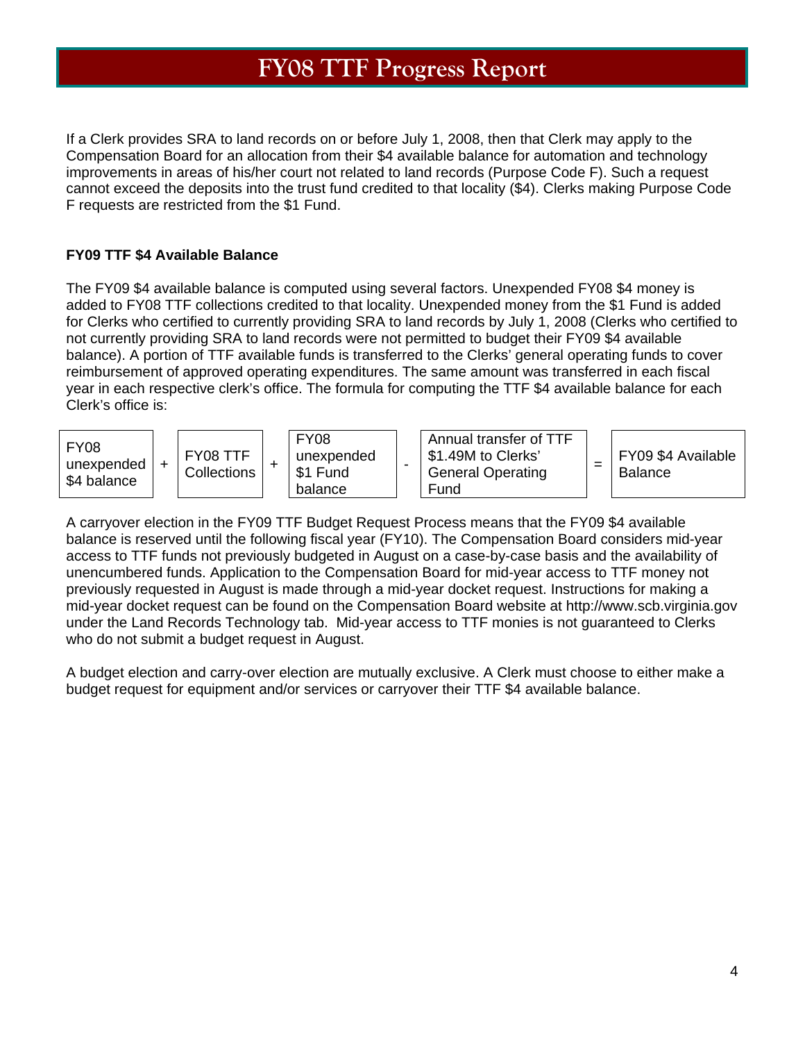# FY08 TTF Progress Report

If a Clerk provides SRA to land records on or before July 1, 2008, then that Clerk may apply to the Compensation Board for an allocation from their $4 available balance for automation and technology improvements in areas of his/her court not related to land records (Purpose Code F). Such a request cannot exceed the deposits into the trust fund credited to that locality ($4). Clerks making Purpose Code F requests are restricted from the $1 Fund.

**FY09 TTF $4 Available Balance**

The FY09 $4 available balance is computed using several factors. Unexpended FY08 $4 money is added to FY08 TTF collections credited to that locality. Unexpended money from the $1 Fund is added for Clerks who certified to currently providing SRA to land records by July 1, 2008 (Clerks who certified to not currently providing SRA to land records were not permitted to budget their FY09 $4 available balance). A portion of TTF available funds is transferred to the Clerks' general operating funds to cover reimbursement of approved operating expenditures. The same amount was transferred in each fiscal year in each respective clerk's office. The formula for computing the TTF $4 available balance for each Clerk's office is:

| FY08 unexpended $4 balance | + | FY08 TTF Collections | + | FY08 unexpended $1 Fund balance | - | Annual transfer of TTF $1.49M to Clerks' General Operating Fund | = | FY09 $4 Available Balance |
|---|---|---|---|---|---|---|---|---|

A carryover election in the FY09 TTF Budget Request Process means that the FY09 $4 available balance is reserved until the following fiscal year (FY10). The Compensation Board considers mid-year access to TTF funds not previously budgeted in August on a case-by-case basis and the availability of unencumbered funds. Application to the Compensation Board for mid-year access to TTF money not previously requested in August is made through a mid-year docket request. Instructions for making a mid-year docket request can be found on the Compensation Board website at http://www.scb.virginia.gov under the Land Records Technology tab. Mid-year access to TTF monies is not guaranteed to Clerks who do not submit a budget request in August.

A budget election and carry-over election are mutually exclusive. A Clerk must choose to either make a budget request for equipment and/or services or carryover their TTF $4 available balance.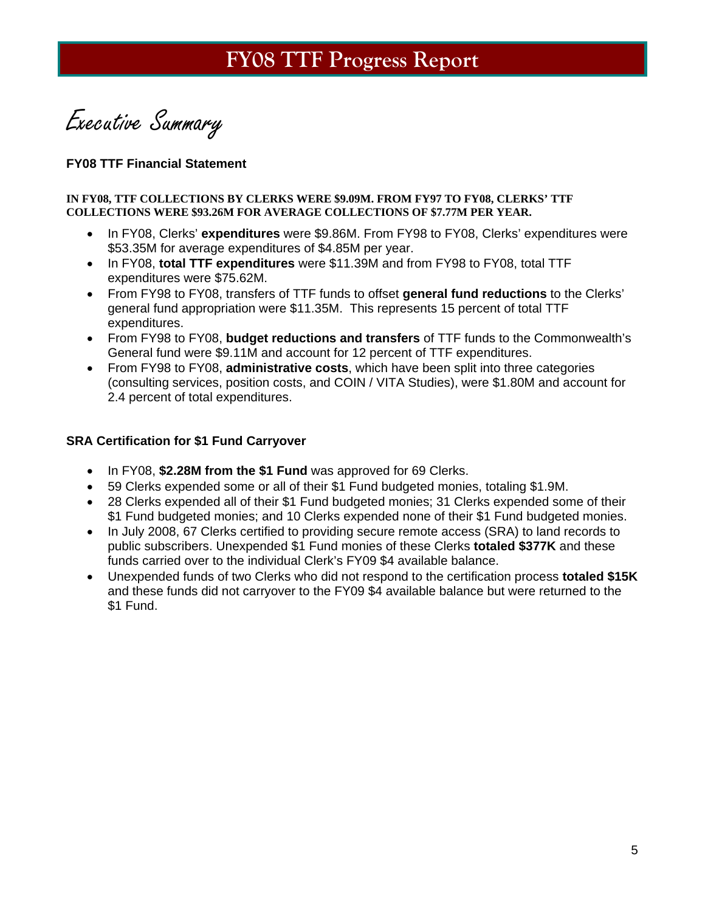# FY08 TTF Progress Report

## Executive Summary

**FY08 TTF Financial Statement**

**IN FY08, TTF COLLECTIONS BY CLERKS WERE $9.09M. FROM FY97 TO FY08, CLERKS' TTF COLLECTIONS WERE $93.26M FOR AVERAGE COLLECTIONS OF $7.77M PER YEAR.**

- In FY08, Clerks' **expenditures** were $9.86M. From FY98 to FY08, Clerks' expenditures were $53.35M for average expenditures of $4.85M per year.
- In FY08, **total TTF expenditures** were $11.39M and from FY98 to FY08, total TTF expenditures were $75.62M.
- From FY98 to FY08, transfers of TTF funds to offset **general fund reductions** to the Clerks' general fund appropriation were $11.35M. This represents 15 percent of total TTF expenditures.
- From FY98 to FY08, **budget reductions and transfers** of TTF funds to the Commonwealth's General fund were $9.11M and account for 12 percent of TTF expenditures.
- From FY98 to FY08, **administrative costs**, which have been split into three categories (consulting services, position costs, and COIN / VITA Studies), were $1.80M and account for 2.4 percent of total expenditures.

**SRA Certification for $1 Fund Carryover**

- In FY08, **$2.28M from the $1 Fund** was approved for 69 Clerks.
- 59 Clerks expended some or all of their $1 Fund budgeted monies, totaling $1.9M.
- 28 Clerks expended all of their $1 Fund budgeted monies; 31 Clerks expended some of their $1 Fund budgeted monies; and 10 Clerks expended none of their $1 Fund budgeted monies.
- In July 2008, 67 Clerks certified to providing secure remote access (SRA) to land records to public subscribers. Unexpended $1 Fund monies of these Clerks **totaled $377K** and these funds carried over to the individual Clerk's FY09 $4 available balance.
- Unexpended funds of two Clerks who did not respond to the certification process **totaled $15K** and these funds did not carryover to the FY09 $4 available balance but were returned to the $1 Fund.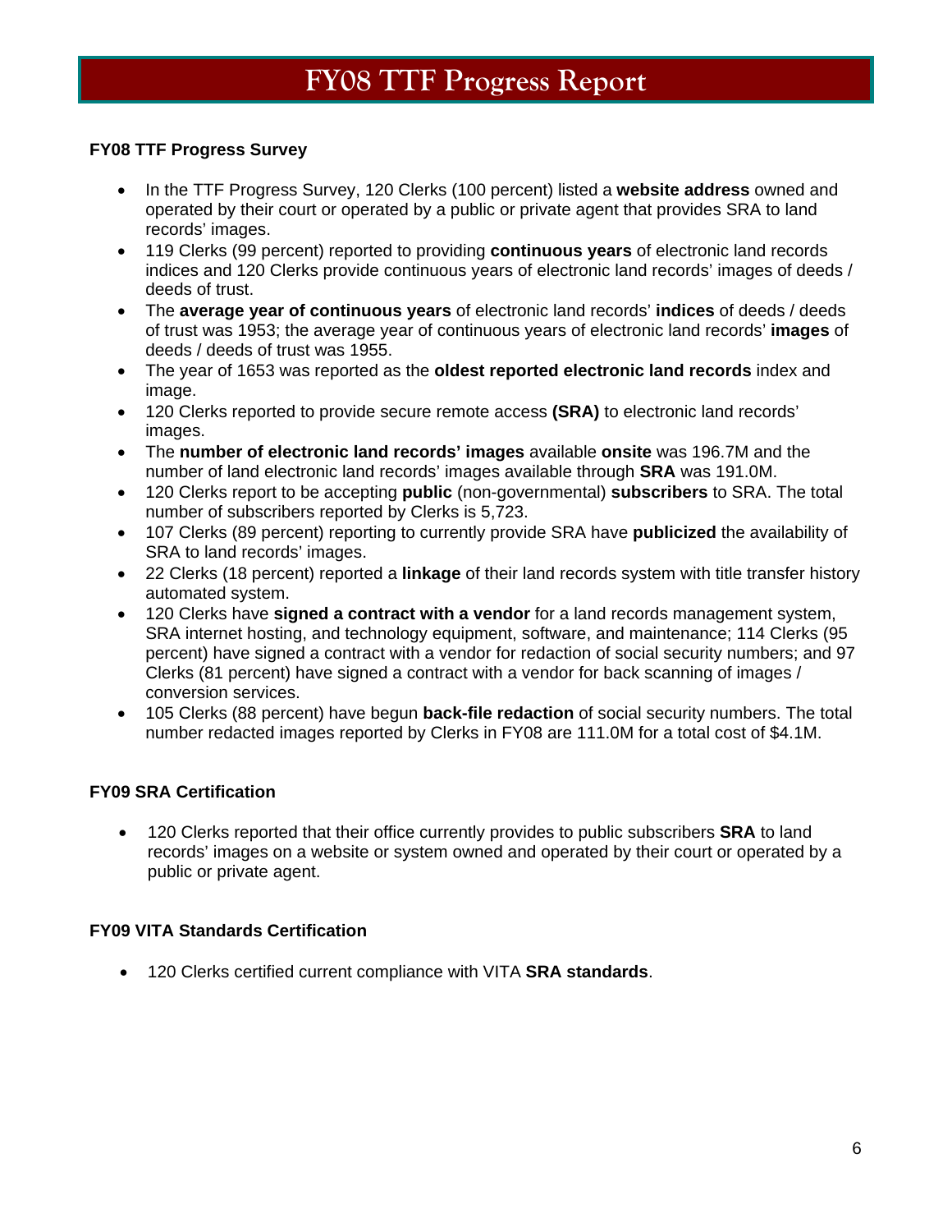# FY08 TTF Progress Report

### FY08 TTF Progress Survey

- In the TTF Progress Survey, 120 Clerks (100 percent) listed a **website address** owned and operated by their court or operated by a public or private agent that provides SRA to land records' images.
- 119 Clerks (99 percent) reported to providing **continuous years** of electronic land records indices and 120 Clerks provide continuous years of electronic land records' images of deeds / deeds of trust.
- The **average year of continuous years** of electronic land records' **indices** of deeds / deeds of trust was 1953; the average year of continuous years of electronic land records' **images** of deeds / deeds of trust was 1955.
- The year of 1653 was reported as the **oldest reported electronic land records** index and image.
- 120 Clerks reported to provide secure remote access **(SRA)** to electronic land records' images.
- The **number of electronic land records' images** available **onsite** was 196.7M and the number of land electronic land records' images available through **SRA** was 191.0M.
- 120 Clerks report to be accepting **public** (non-governmental) **subscribers** to SRA. The total number of subscribers reported by Clerks is 5,723.
- 107 Clerks (89 percent) reporting to currently provide SRA have **publicized** the availability of SRA to land records' images.
- 22 Clerks (18 percent) reported a **linkage** of their land records system with title transfer history automated system.
- 120 Clerks have **signed a contract with a vendor** for a land records management system, SRA internet hosting, and technology equipment, software, and maintenance; 114 Clerks (95 percent) have signed a contract with a vendor for redaction of social security numbers; and 97 Clerks (81 percent) have signed a contract with a vendor for back scanning of images / conversion services.
- 105 Clerks (88 percent) have begun **back-file redaction** of social security numbers. The total number redacted images reported by Clerks in FY08 are 111.0M for a total cost of $4.1M.

### FY09 SRA Certification

- 120 Clerks reported that their office currently provides to public subscribers **SRA** to land records' images on a website or system owned and operated by their court or operated by a public or private agent.

### FY09 VITA Standards Certification

- 120 Clerks certified current compliance with VITA **SRA standards**.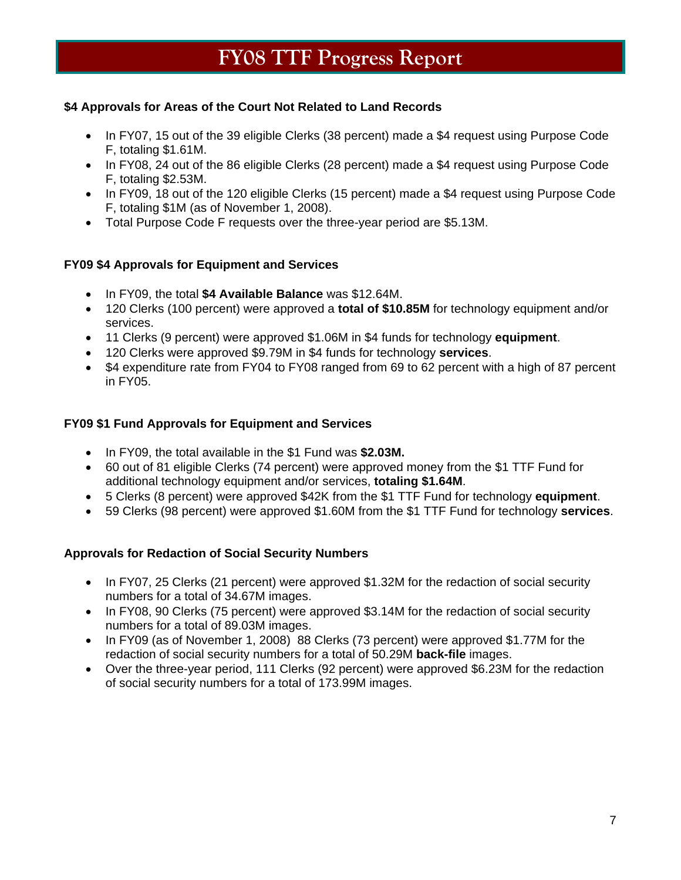# FY08 TTF Progress Report

**$4 Approvals for Areas of the Court Not Related to Land Records**

- In FY07, 15 out of the 39 eligible Clerks (38 percent) made a $4 request using Purpose Code F, totaling $1.61M.
- In FY08, 24 out of the 86 eligible Clerks (28 percent) made a $4 request using Purpose Code F, totaling $2.53M.
- In FY09, 18 out of the 120 eligible Clerks (15 percent) made a $4 request using Purpose Code F, totaling $1M (as of November 1, 2008).
- Total Purpose Code F requests over the three-year period are $5.13M.

**FY09 $4 Approvals for Equipment and Services**

- In FY09, the total **$4 Available Balance** was $12.64M.
- 120 Clerks (100 percent) were approved a **total of $10.85M** for technology equipment and/or services.
- 11 Clerks (9 percent) were approved $1.06M in $4 funds for technology **equipment**.
- 120 Clerks were approved $9.79M in $4 funds for technology **services**.
- $4 expenditure rate from FY04 to FY08 ranged from 69 to 62 percent with a high of 87 percent in FY05.

**FY09 $1 Fund Approvals for Equipment and Services**

- In FY09, the total available in the $1 Fund was **$2.03M.**
- 60 out of 81 eligible Clerks (74 percent) were approved money from the $1 TTF Fund for additional technology equipment and/or services, **totaling $1.64M**.
- 5 Clerks (8 percent) were approved $42K from the $1 TTF Fund for technology **equipment**.
- 59 Clerks (98 percent) were approved $1.60M from the $1 TTF Fund for technology **services**.

**Approvals for Redaction of Social Security Numbers**

- In FY07, 25 Clerks (21 percent) were approved $1.32M for the redaction of social security numbers for a total of 34.67M images.
- In FY08, 90 Clerks (75 percent) were approved $3.14M for the redaction of social security numbers for a total of 89.03M images.
- In FY09 (as of November 1, 2008) 88 Clerks (73 percent) were approved $1.77M for the redaction of social security numbers for a total of 50.29M **back-file** images.
- Over the three-year period, 111 Clerks (92 percent) were approved $6.23M for the redaction of social security numbers for a total of 173.99M images.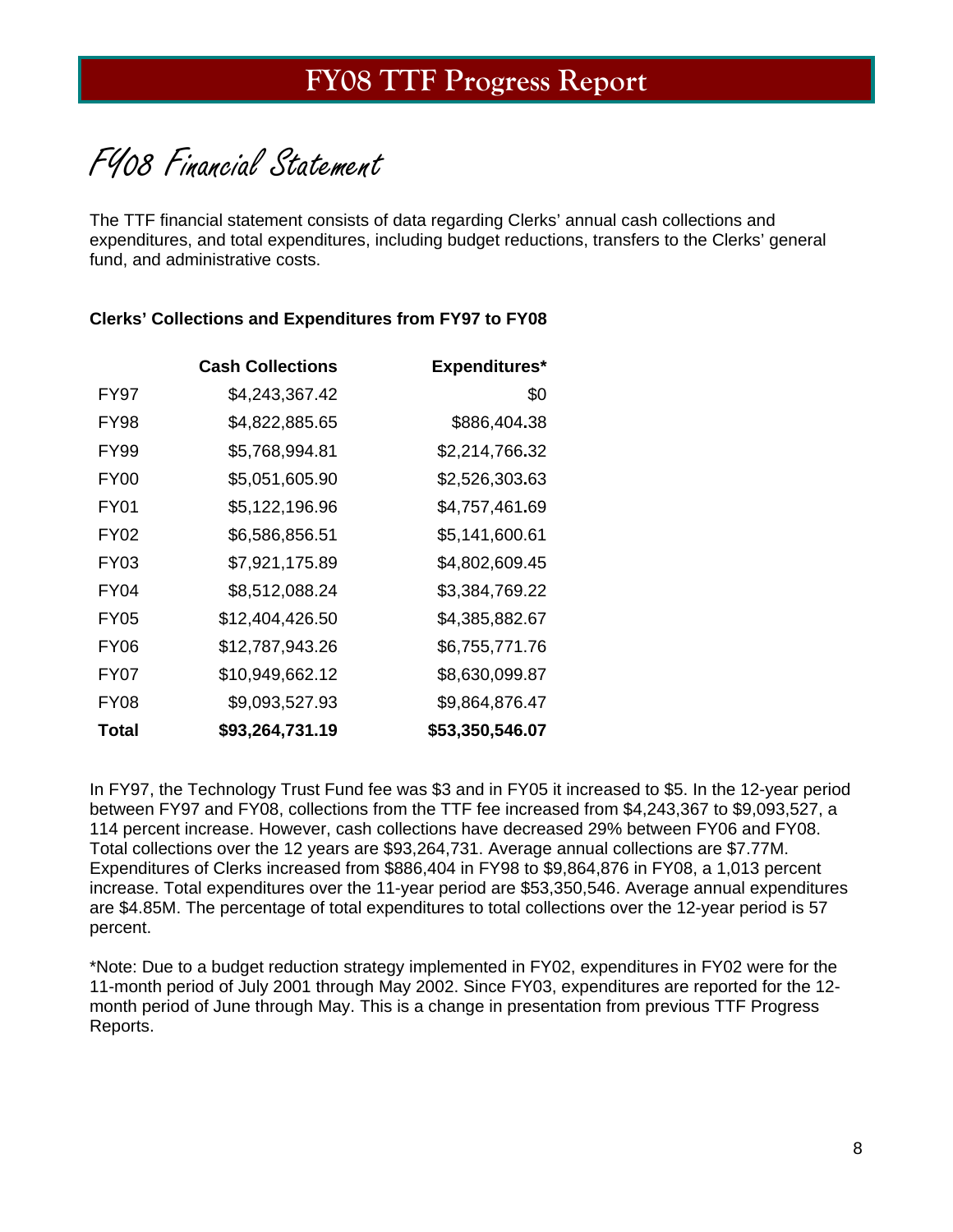# FY08 TTF Progress Report

## FY08 Financial Statement

The TTF financial statement consists of data regarding Clerks' annual cash collections and expenditures, and total expenditures, including budget reductions, transfers to the Clerks' general fund, and administrative costs.

**Clerks' Collections and Expenditures from FY97 to FY08**

| | Cash Collections | Expenditures* |
|---|---:|---:|
| FY97 | $4,243,367.42 | $0 |
| FY98 | $4,822,885.65 | $886,404.38 |
| FY99 | $5,768,994.81 | $2,214,766.32 |
| FY00 | $5,051,605.90 | $2,526,303.63 |
| FY01 | $5,122,196.96 | $4,757,461.69 |
| FY02 | $6,586,856.51 | $5,141,600.61 |
| FY03 | $7,921,175.89 | $4,802,609.45 |
| FY04 | $8,512,088.24 | $3,384,769.22 |
| FY05 | $12,404,426.50 | $4,385,882.67 |
| FY06 | $12,787,943.26 | $6,755,771.76 |
| FY07 | $10,949,662.12 | $8,630,099.87 |
| FY08 | $9,093,527.93 | $9,864,876.47 |
| **Total** | **$93,264,731.19** | **$53,350,546.07** |

In FY97, the Technology Trust Fund fee was $3 and in FY05 it increased to $5. In the 12-year period between FY97 and FY08, collections from the TTF fee increased from $4,243,367 to $9,093,527, a 114 percent increase. However, cash collections have decreased 29% between FY06 and FY08. Total collections over the 12 years are $93,264,731. Average annual collections are $7.77M. Expenditures of Clerks increased from $886,404 in FY98 to $9,864,876 in FY08, a 1,013 percent increase. Total expenditures over the 11-year period are $53,350,546. Average annual expenditures are $4.85M. The percentage of total expenditures to total collections over the 12-year period is 57 percent.

*Note: Due to a budget reduction strategy implemented in FY02, expenditures in FY02 were for the 11-month period of July 2001 through May 2002. Since FY03, expenditures are reported for the 12-month period of June through May. This is a change in presentation from previous TTF Progress Reports.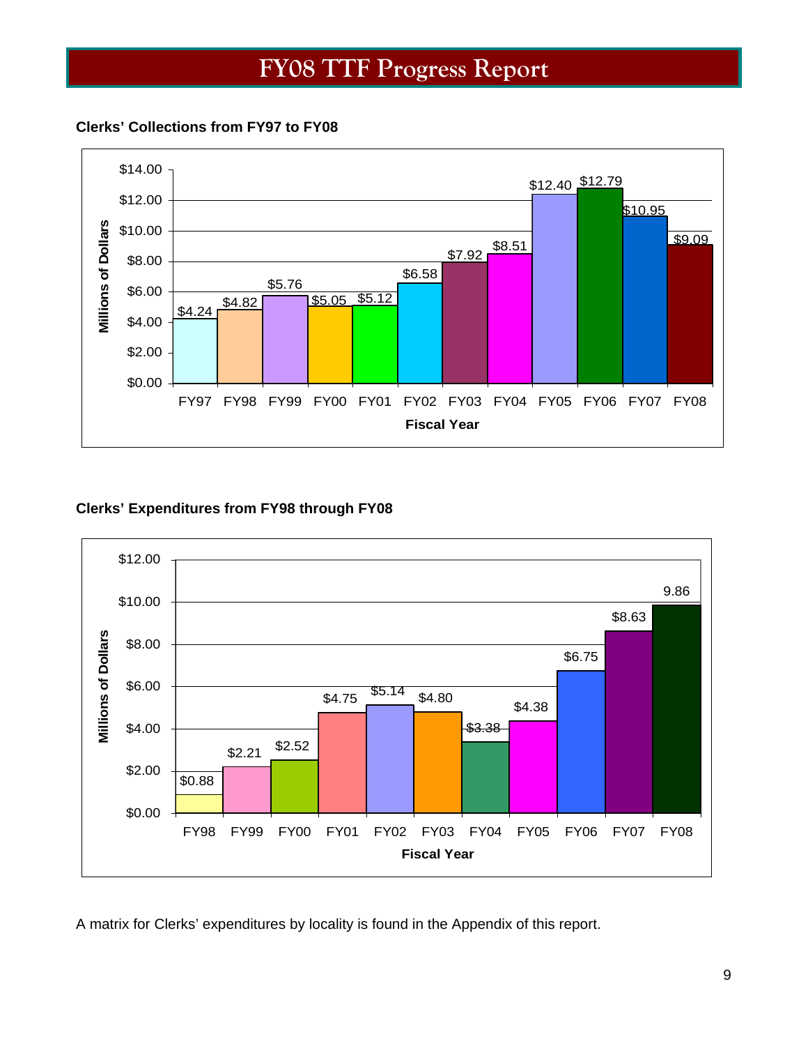# FY08 TTF Progress Report

**Clerks' Collections from FY97 to FY08**

| Fiscal Year | Millions of Dollars |
|---|---|
| FY97 | $4.24 |
| FY98 | $4.82 |
| FY99 | $5.76 |
| FY00 | $5.05 |
| FY01 | $5.12 |
| FY02 | $6.58 |
| FY03 | $7.92 |
| FY04 | $8.51 |
| FY05 | $12.40 |
| FY06 | $12.79 |
| FY07 | $10.95 |
| FY08 | $9.09 |

**Clerks' Expenditures from FY98 through FY08**

| Fiscal Year | Millions of Dollars |
|---|---|
| FY98 | $0.88 |
| FY99 | $2.21 |
| FY00 | $2.52 |
| FY01 | $4.75 |
| FY02 | $5.14 |
| FY03 | $4.80 |
| FY04 | $3.38 |
| FY05 | $4.38 |
| FY06 | $6.75 |
| FY07 | $8.63 |
| FY08 | 9.86 |

A matrix for Clerks' expenditures by locality is found in the Appendix of this report.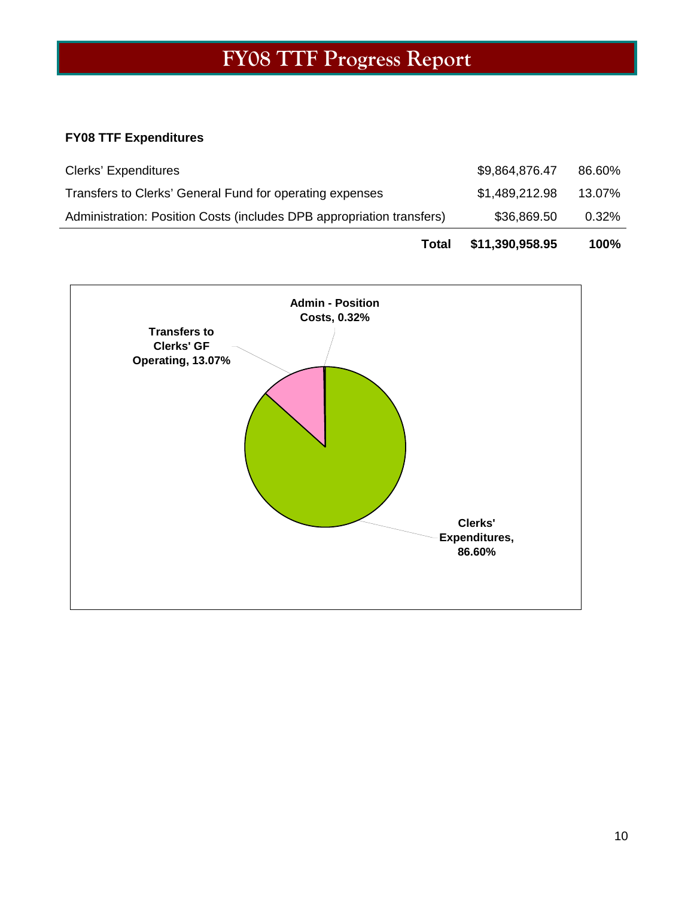# FY08 TTF Progress Report

**FY08 TTF Expenditures**

| | | |
|---|---|---|
| Clerks' Expenditures | $9,864,876.47 | 86.60% |
| Transfers to Clerks' General Fund for operating expenses | $1,489,212.98 | 13.07% |
| Administration: Position Costs (includes DPB appropriation transfers) | $36,869.50 | 0.32% |
| **Total** | **$11,390,958.95** | **100%** |

**Admin - Position Costs, 0.32%**

**Transfers to Clerks' GF Operating, 13.07%**

**Clerks' Expenditures, 86.60%**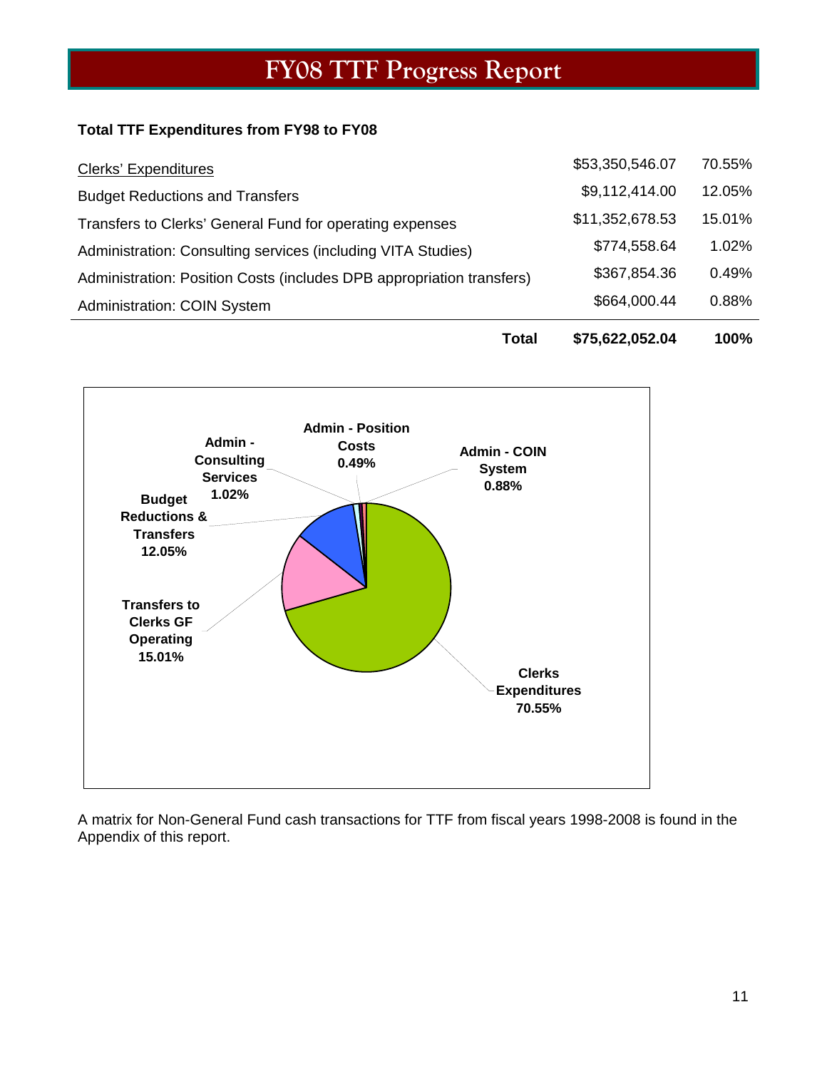# FY08 TTF Progress Report

**Total TTF Expenditures from FY98 to FY08**

| | | |
|---|---|---|
| Clerks' Expenditures | $53,350,546.07 | 70.55% |
| Budget Reductions and Transfers | $9,112,414.00 | 12.05% |
| Transfers to Clerks' General Fund for operating expenses | $11,352,678.53 | 15.01% |
| Administration: Consulting services (including VITA Studies) | $774,558.64 | 1.02% |
| Administration: Position Costs (includes DPB appropriation transfers) | $367,854.36 | 0.49% |
| Administration: COIN System | $664,000.44 | 0.88% |
| **Total** | **$75,622,052.04** | **100%** |

A matrix for Non-General Fund cash transactions for TTF from fiscal years 1998-2008 is found in the Appendix of this report.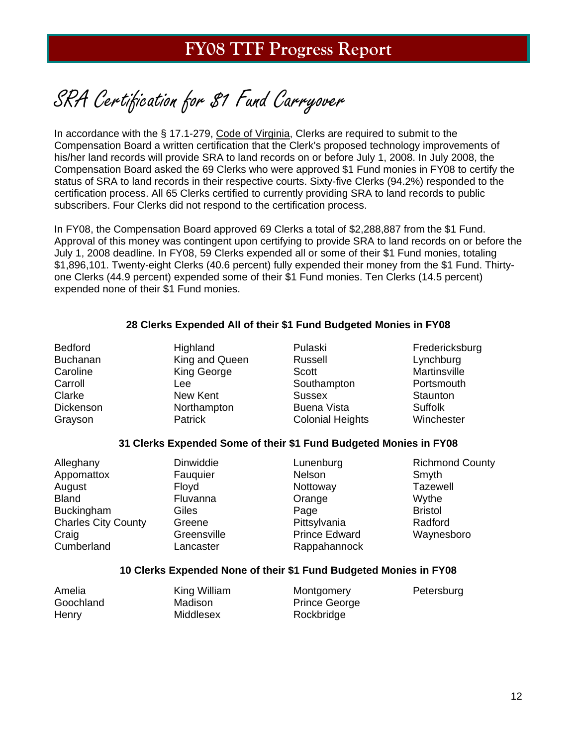# SRA Certification for $1 Fund Carryover

In accordance with the § 17.1-279, Code of Virginia, Clerks are required to submit to the Compensation Board a written certification that the Clerk's proposed technology improvements of his/her land records will provide SRA to land records on or before July 1, 2008. In July 2008, the Compensation Board asked the 69 Clerks who were approved $1 Fund monies in FY08 to certify the status of SRA to land records in their respective courts. Sixty-five Clerks (94.2%) responded to the certification process. All 65 Clerks certified to currently providing SRA to land records to public subscribers. Four Clerks did not respond to the certification process.

In FY08, the Compensation Board approved 69 Clerks a total of $2,288,887 from the $1 Fund. Approval of this money was contingent upon certifying to provide SRA to land records on or before the July 1, 2008 deadline. In FY08, 59 Clerks expended all or some of their $1 Fund monies, totaling $1,896,101. Twenty-eight Clerks (40.6 percent) fully expended their money from the $1 Fund. Thirty-one Clerks (44.9 percent) expended some of their $1 Fund monies. Ten Clerks (14.5 percent) expended none of their $1 Fund monies.

### 28 Clerks Expended All of their $1 Fund Budgeted Monies in FY08

| | | | |
|---|---|---|---|
| Bedford | Highland | Pulaski | Fredericksburg |
| Buchanan | King and Queen | Russell | Lynchburg |
| Caroline | King George | Scott | Martinsville |
| Carroll | Lee | Southampton | Portsmouth |
| Clarke | New Kent | Sussex | Staunton |
| Dickenson | Northampton | Buena Vista | Suffolk |
| Grayson | Patrick | Colonial Heights | Winchester |

### 31 Clerks Expended Some of their $1 Fund Budgeted Monies in FY08

| | | | |
|---|---|---|---|
| Alleghany | Dinwiddie | Lunenburg | Richmond County |
| Appomattox | Fauquier | Nelson | Smyth |
| August | Floyd | Nottoway | Tazewell |
| Bland | Fluvanna | Orange | Wythe |
| Buckingham | Giles | Page | Bristol |
| Charles City County | Greene | Pittsylvania | Radford |
| Craig | Greensville | Prince Edward | Waynesboro |
| Cumberland | Lancaster | Rappahannock | |

### 10 Clerks Expended None of their $1 Fund Budgeted Monies in FY08

| | | | |
|---|---|---|---|
| Amelia | King William | Montgomery | Petersburg |
| Goochland | Madison | Prince George | |
| Henry | Middlesex | Rockbridge | |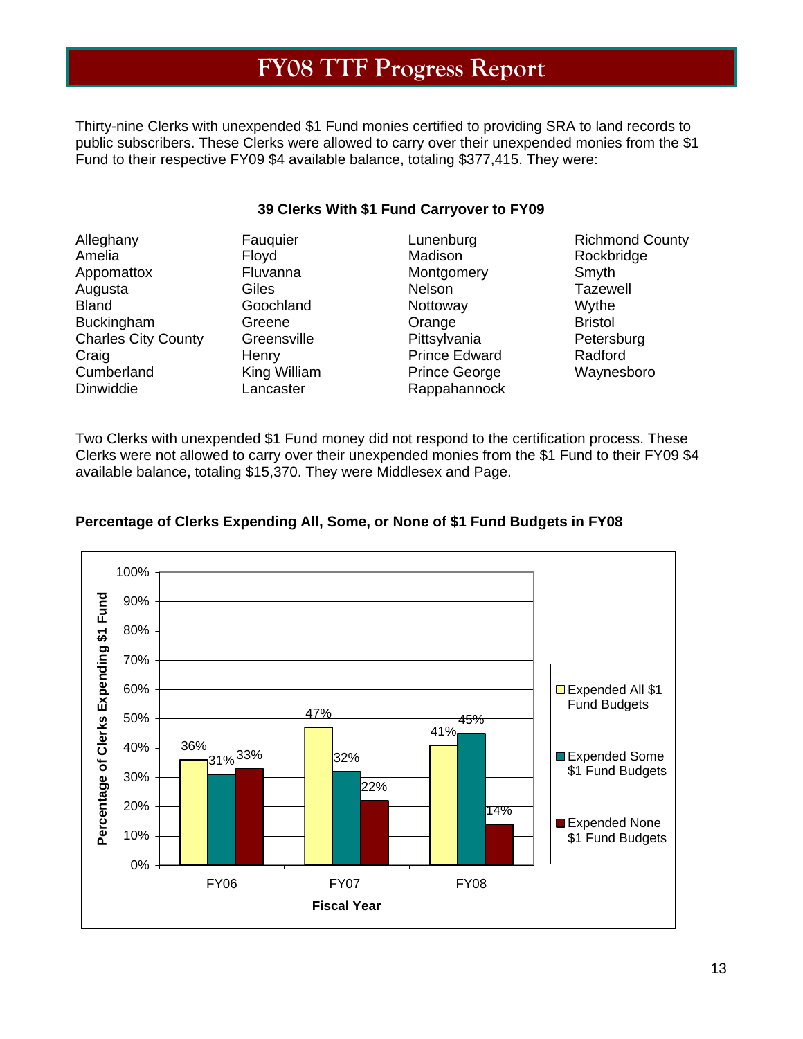# FY08 TTF Progress Report

Thirty-nine Clerks with unexpended $1 Fund monies certified to providing SRA to land records to public subscribers. These Clerks were allowed to carry over their unexpended monies from the $1 Fund to their respective FY09 $4 available balance, totaling $377,415. They were:

**39 Clerks With $1 Fund Carryover to FY09**

| | | | |
|---|---|---|---|
| Alleghany | Fauquier | Lunenburg | Richmond County |
| Amelia | Floyd | Madison | Rockbridge |
| Appomattox | Fluvanna | Montgomery | Smyth |
| Augusta | Giles | Nelson | Tazewell |
| Bland | Goochland | Nottoway | Wythe |
| Buckingham | Greene | Orange | Bristol |
| Charles City County | Greensville | Pittsylvania | Petersburg |
| Craig | Henry | Prince Edward | Radford |
| Cumberland | King William | Prince George | Waynesboro |
| Dinwiddie | Lancaster | Rappahannock | |

Two Clerks with unexpended $1 Fund money did not respond to the certification process. These Clerks were not allowed to carry over their unexpended monies from the $1 Fund to their FY09 $4 available balance, totaling $15,370. They were Middlesex and Page.

**Percentage of Clerks Expending All, Some, or None of $1 Fund Budgets in FY08**

| Fiscal Year | Expended All $1 Fund Budgets | Expended Some $1 Fund Budgets | Expended None $1 Fund Budgets |
|---|---|---|---|
| FY06 | 36% | 31% | 33% |
| FY07 | 47% | 32% | 22% |
| FY08 | 41% | 45% | 14% |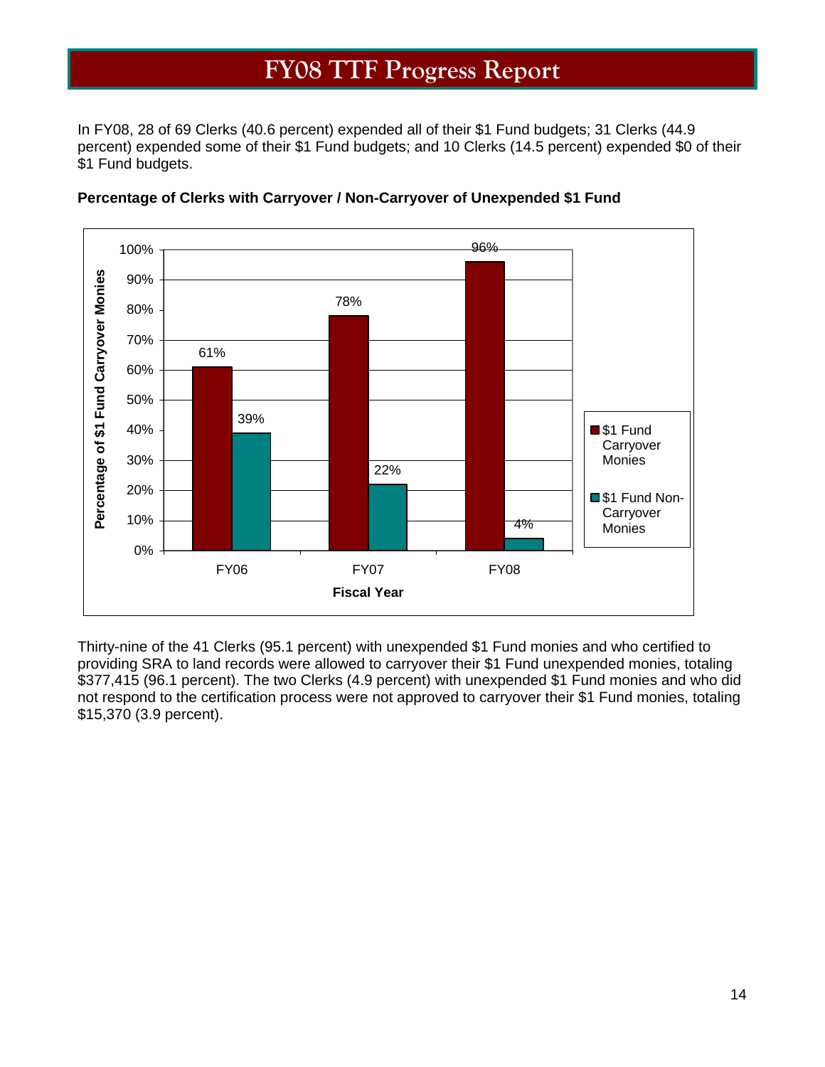# FY08 TTF Progress Report

In FY08, 28 of 69 Clerks (40.6 percent) expended all of their $1 Fund budgets; 31 Clerks (44.9 percent) expended some of their $1 Fund budgets; and 10 Clerks (14.5 percent) expended $0 of their $1 Fund budgets.

**Percentage of Clerks with Carryover / Non-Carryover of Unexpended $1 Fund**

| Fiscal Year | $1 Fund Carryover Monies | $1 Fund Non-Carryover Monies |
|---|---|---|
| FY06 | 61% | 39% |
| FY07 | 78% | 22% |
| FY08 | 96% | 4% |

Thirty-nine of the 41 Clerks (95.1 percent) with unexpended $1 Fund monies and who certified to providing SRA to land records were allowed to carryover their $1 Fund unexpended monies, totaling $377,415 (96.1 percent). The two Clerks (4.9 percent) with unexpended $1 Fund monies and who did not respond to the certification process were not approved to carryover their $1 Fund monies, totaling $15,370 (3.9 percent).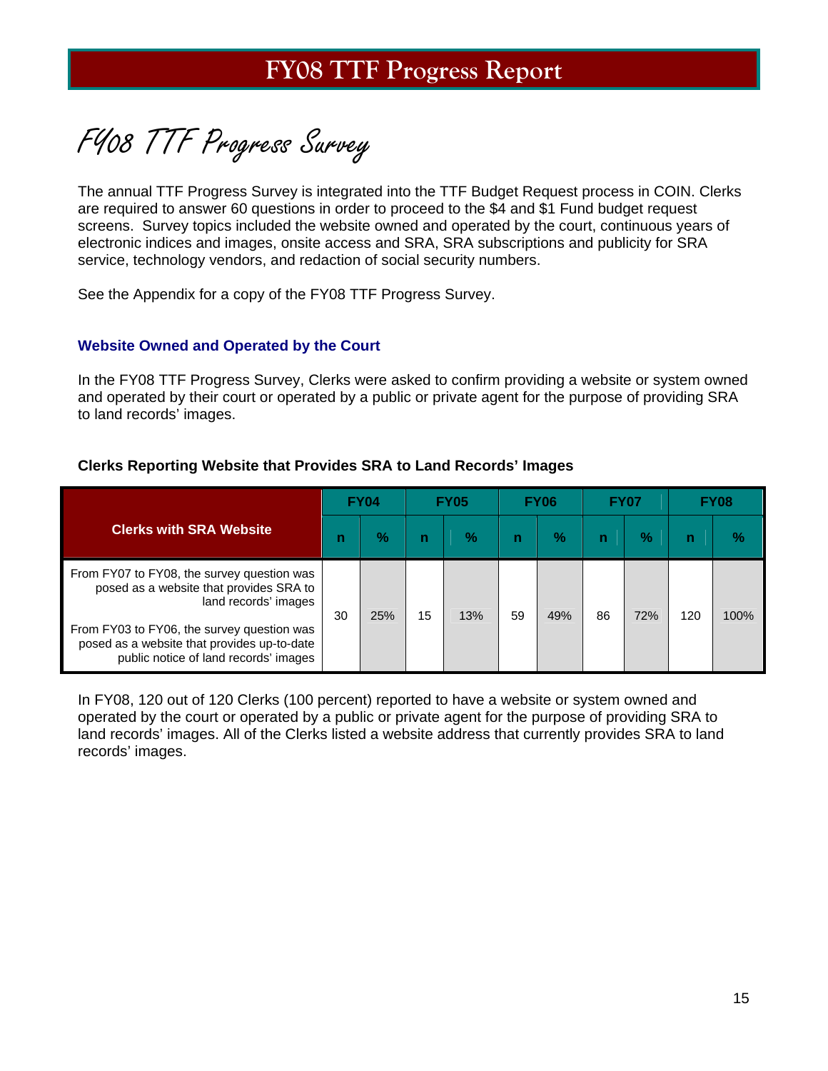# FY08 TTF Progress Report

## FY08 TTF Progress Survey

The annual TTF Progress Survey is integrated into the TTF Budget Request process in COIN. Clerks are required to answer 60 questions in order to proceed to the $4 and $1 Fund budget request screens. Survey topics included the website owned and operated by the court, continuous years of electronic indices and images, onsite access and SRA, SRA subscriptions and publicity for SRA service, technology vendors, and redaction of social security numbers.

See the Appendix for a copy of the FY08 TTF Progress Survey.

### Website Owned and Operated by the Court

In the FY08 TTF Progress Survey, Clerks were asked to confirm providing a website or system owned and operated by their court or operated by a public or private agent for the purpose of providing SRA to land records' images.

**Clerks Reporting Website that Provides SRA to Land Records' Images**

| Clerks with SRA Website | FY04 | | FY05 | | FY06 | | FY07 | | FY08 | |
|---|---|---|---|---|---|---|---|---|---|---|
| | n | % | n | % | n | % | n | % | n | % |
| From FY07 to FY08, the survey question was posed as a website that provides SRA to land records' images<br>From FY03 to FY06, the survey question was posed as a website that provides up-to-date public notice of land records' images | 30 | 25% | 15 | 13% | 59 | 49% | 86 | 72% | 120 | 100% |

In FY08, 120 out of 120 Clerks (100 percent) reported to have a website or system owned and operated by the court or operated by a public or private agent for the purpose of providing SRA to land records' images. All of the Clerks listed a website address that currently provides SRA to land records' images.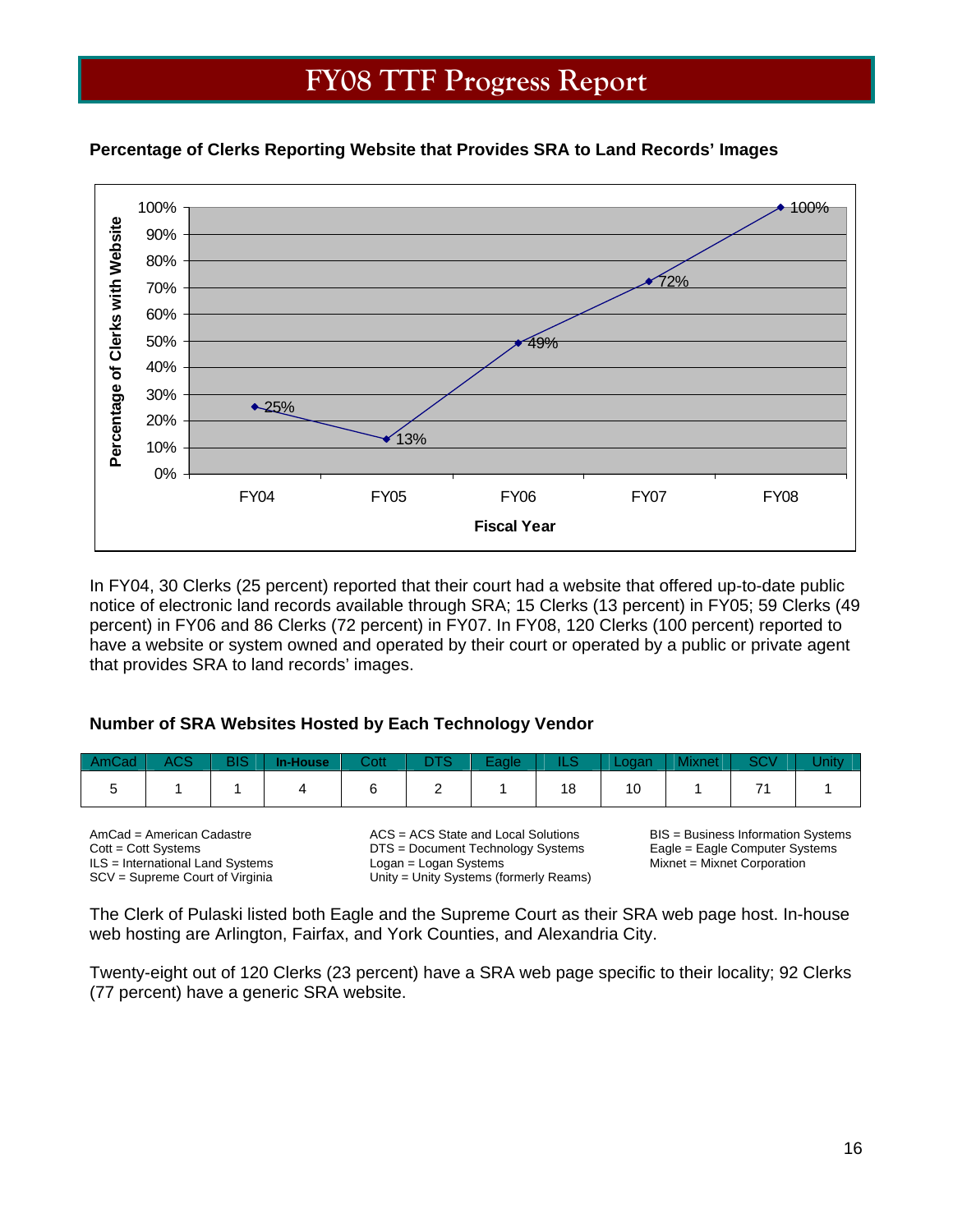### Percentage of Clerks Reporting Website that Provides SRA to Land Records' Images

| Fiscal Year | Percentage of Clerks with Website |
|---|---|
| FY04 | 25% |
| FY05 | 13% |
| FY06 | 49% |
| FY07 | 72% |
| FY08 | 100% |

In FY04, 30 Clerks (25 percent) reported that their court had a website that offered up-to-date public notice of electronic land records available through SRA; 15 Clerks (13 percent) in FY05; 59 Clerks (49 percent) in FY06 and 86 Clerks (72 percent) in FY07. In FY08, 120 Clerks (100 percent) reported to have a website or system owned and operated by their court or operated by a public or private agent that provides SRA to land records' images.

### Number of SRA Websites Hosted by Each Technology Vendor

| AmCad | ACS | BIS | In-House | Cott | DTS | Eagle | ILS | Logan | Mixnet | SCV | Unity |
|---|---|---|---|---|---|---|---|---|---|---|---|
| 5 | 1 | 1 | 4 | 6 | 2 | 1 | 18 | 10 | 1 | 71 | 1 |

AmCad = American Cadastre
Cott = Cott Systems
ILS = International Land Systems
SCV = Supreme Court of Virginia
ACS = ACS State and Local Solutions
DTS = Document Technology Systems
Logan = Logan Systems
Unity = Unity Systems (formerly Reams)
BIS = Business Information Systems
Eagle = Eagle Computer Systems
Mixnet = Mixnet Corporation

The Clerk of Pulaski listed both Eagle and the Supreme Court as their SRA web page host. In-house web hosting are Arlington, Fairfax, and York Counties, and Alexandria City.

Twenty-eight out of 120 Clerks (23 percent) have a SRA web page specific to their locality; 92 Clerks (77 percent) have a generic SRA website.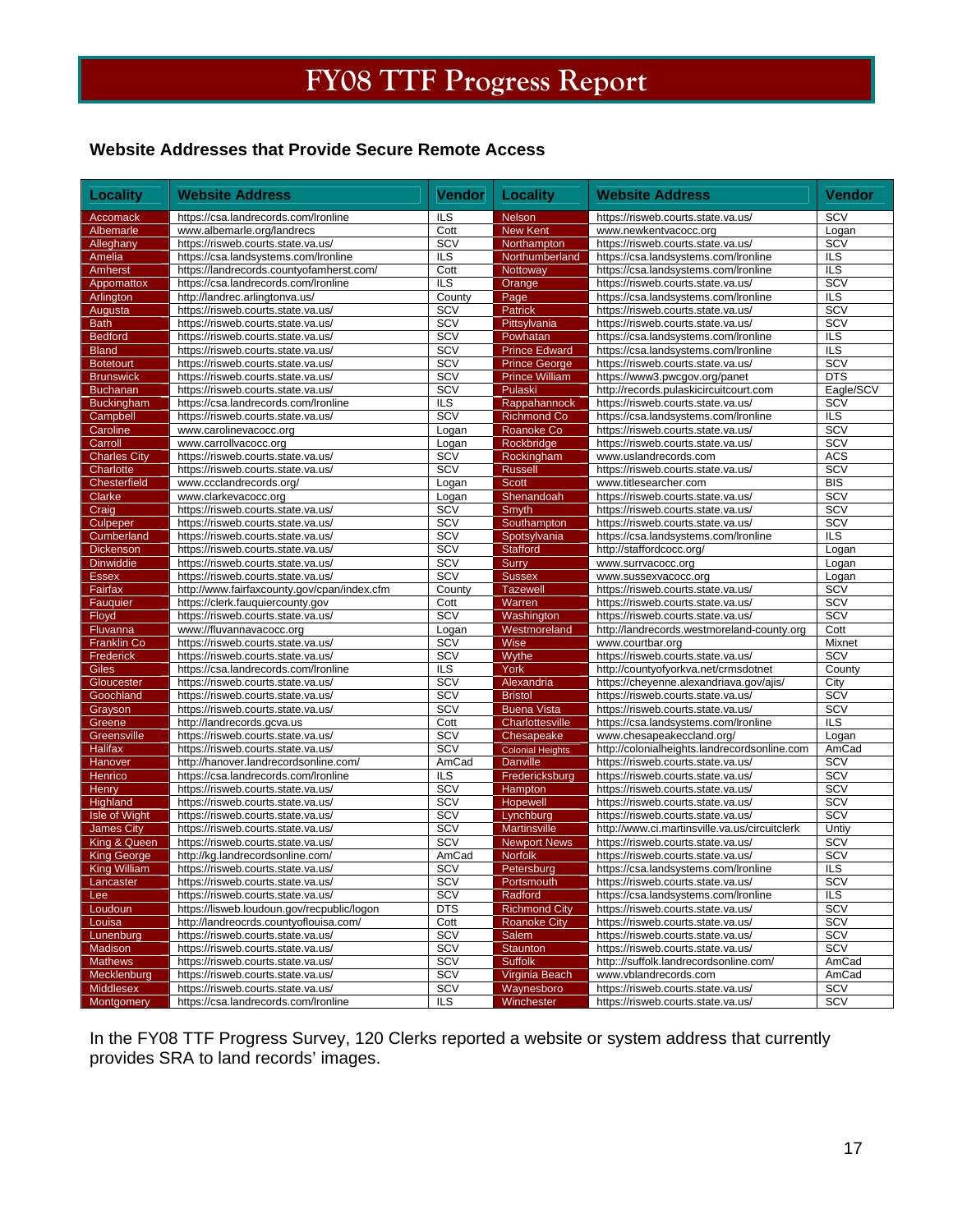# FY08 TTF Progress Report

### Website Addresses that Provide Secure Remote Access

| Locality | Website Address | Vendor | Locality | Website Address | Vendor |
|---|---|---|---|---|---|
| Accomack | https://csa.landrecords.com/lronline | ILS | Nelson | https://risweb.courts.state.va.us/ | SCV |
| Albemarle | www.albemarle.org/landrecs | Cott | New Kent | www.newkentvacocc.org | Logan |
| Alleghany | https://risweb.courts.state.va.us/ | SCV | Northampton | https://risweb.courts.state.va.us/ | SCV |
| Amelia | https://csa.landsystems.com/lronline | ILS | Northumberland | https://csa.landsystems.com/lronline | ILS |
| Amherst | https://landrecords.countyofamherst.com/ | Cott | Nottoway | https://csa.landsystems.com/lronline | ILS |
| Appomattox | https://csa.landrecords.com/lronline | ILS | Orange | https://risweb.courts.state.va.us/ | SCV |
| Arlington | http://landrec.arlingtonva.us/ | County | Page | https://csa.landsystems.com/lronline | ILS |
| Augusta | https://risweb.courts.state.va.us/ | SCV | Patrick | https://risweb.courts.state.va.us/ | SCV |
| Bath | https://risweb.courts.state.va.us/ | SCV | Pittsylvania | https://risweb.courts.state.va.us/ | SCV |
| Bedford | https://risweb.courts.state.va.us/ | SCV | Powhatan | https://csa.landsystems.com/lronline | ILS |
| Bland | https://risweb.courts.state.va.us/ | SCV | Prince Edward | https://csa.landsystems.com/lronline | ILS |
| Botetourt | https://risweb.courts.state.va.us/ | SCV | Prince George | https://risweb.courts.state.va.us/ | SCV |
| Brunswick | https://risweb.courts.state.va.us/ | SCV | Prince William | https://www3.pwcgov.org/panet | DTS |
| Buchanan | https://risweb.courts.state.va.us/ | SCV | Pulaski | http://records.pulaskicircuitcourt.com | Eagle/SCV |
| Buckingham | https://csa.landrecords.com/lronline | ILS | Rappahannock | https://risweb.courts.state.va.us/ | SCV |
| Campbell | https://risweb.courts.state.va.us/ | SCV | Richmond Co | https://csa.landsystems.com/lronline | ILS |
| Caroline | www.carolinevacocc.org | Logan | Roanoke Co | https://risweb.courts.state.va.us/ | SCV |
| Carroll | www.carrollvacocc.org | Logan | Rockbridge | https://risweb.courts.state.va.us/ | SCV |
| Charles City | https://risweb.courts.state.va.us/ | SCV | Rockingham | www.uslandrecords.com | ACS |
| Charlotte | https://risweb.courts.state.va.us/ | SCV | Russell | https://risweb.courts.state.va.us/ | SCV |
| Chesterfield | www.ccclandrecords.org/ | Logan | Scott | www.titlesearcher.com | BIS |
| Clarke | www.clarkevacocc.org | Logan | Shenandoah | https://risweb.courts.state.va.us/ | SCV |
| Craig | https://risweb.courts.state.va.us/ | SCV | Smyth | https://risweb.courts.state.va.us/ | SCV |
| Culpeper | https://risweb.courts.state.va.us/ | SCV | Southampton | https://risweb.courts.state.va.us/ | SCV |
| Cumberland | https://risweb.courts.state.va.us/ | SCV | Spotsylvania | https://csa.landsystems.com/lronline | ILS |
| Dickenson | https://risweb.courts.state.va.us/ | SCV | Stafford | http://staffordcocc.org/ | Logan |
| Dinwiddie | https://risweb.courts.state.va.us/ | SCV | Surry | www.surryvacocc.org | Logan |
| Essex | https://risweb.courts.state.va.us/ | SCV | Sussex | www.sussexvacocc.org | Logan |
| Fairfax | http://www.fairfaxcounty.gov/cpan/index.cfm | County | Tazewell | https://risweb.courts.state.va.us/ | SCV |
| Fauquier | https://clerk.fauquiercounty.gov | Cott | Warren | https://risweb.courts.state.va.us/ | SCV |
| Floyd | https://risweb.courts.state.va.us/ | SCV | Washington | https://risweb.courts.state.va.us/ | SCV |
| Fluvanna | www://fluvannavacocc.org | Logan | Westmoreland | http://landrecords.westmoreland-county.org | Cott |
| Franklin Co | https://risweb.courts.state.va.us/ | SCV | Wise | www.courtbar.org | Mixnet |
| Frederick | https://risweb.courts.state.va.us/ | SCV | Wythe | https://risweb.courts.state.va.us/ | SCV |
| Giles | https://csa.landrecords.com/lronline | ILS | York | http://countyofyorkva.net/crmsdotnet | County |
| Gloucester | https://risweb.courts.state.va.us/ | SCV | Alexandria | https://cheyenne.alexandriava.gov/ajis/ | City |
| Goochland | https://risweb.courts.state.va.us/ | SCV | Bristol | https://risweb.courts.state.va.us/ | SCV |
| Grayson | https://risweb.courts.state.va.us/ | SCV | Buena Vista | https://risweb.courts.state.va.us/ | SCV |
| Greene | http://landrecords.gcva.us | Cott | Charlottesville | https://csa.landsystems.com/lronline | ILS |
| Greensville | https://risweb.courts.state.va.us/ | SCV | Chesapeake | www.chesapeakeccland.org/ | Logan |
| Halifax | https://risweb.courts.state.va.us/ | SCV | Colonial Heights | http://colonialheights.landrecordsonline.com | AmCad |
| Hanover | http://hanover.landrecordsonline.com/ | AmCad | Danville | https://risweb.courts.state.va.us/ | SCV |
| Henrico | https://csa.landrecords.com/lronline | ILS | Fredericksburg | https://risweb.courts.state.va.us/ | SCV |
| Henry | https://risweb.courts.state.va.us/ | SCV | Hampton | https://risweb.courts.state.va.us/ | SCV |
| Highland | https://risweb.courts.state.va.us/ | SCV | Hopewell | https://risweb.courts.state.va.us/ | SCV |
| Isle of Wight | https://risweb.courts.state.va.us/ | SCV | Lynchburg | https://risweb.courts.state.va.us/ | SCV |
| James City | https://risweb.courts.state.va.us/ | SCV | Martinsville | http://www.ci.martinsville.va.us/circuitclerk | Untiy |
| King & Queen | https://risweb.courts.state.va.us/ | SCV | Newport News | https://risweb.courts.state.va.us/ | SCV |
| King George | http://kg.landrecordsonline.com/ | AmCad | Norfolk | https://risweb.courts.state.va.us/ | SCV |
| King William | https://risweb.courts.state.va.us/ | SCV | Petersburg | https://csa.landsystems.com/lronline | ILS |
| Lancaster | https://risweb.courts.state.va.us/ | SCV | Portsmouth | https://risweb.courts.state.va.us/ | SCV |
| Lee | https://risweb.courts.state.va.us/ | SCV | Radford | https://csa.landsystems.com/lronline | ILS |
| Loudoun | https://lisweb.loudoun.gov/recpublic/logon | DTS | Richmond City | https://risweb.courts.state.va.us/ | SCV |
| Louisa | http://landreocrds.countyoflouisa.com/ | Cott | Roanoke City | https://risweb.courts.state.va.us/ | SCV |
| Lunenburg | https://risweb.courts.state.va.us/ | SCV | Salem | https://risweb.courts.state.va.us/ | SCV |
| Madison | https://risweb.courts.state.va.us/ | SCV | Staunton | https://risweb.courts.state.va.us/ | SCV |
| Mathews | https://risweb.courts.state.va.us/ | SCV | Suffolk | http:://suffolk.landrecordsonline.com/ | AmCad |
| Mecklenburg | https://risweb.courts.state.va.us/ | SCV | Virginia Beach | www.vblandrecords.com | AmCad |
| Middlesex | https://risweb.courts.state.va.us/ | SCV | Waynesboro | https://risweb.courts.state.va.us/ | SCV |
| Montgomery | https://csa.landrecords.com/lronline | ILS | Winchester | https://risweb.courts.state.va.us/ | SCV |

In the FY08 TTF Progress Survey, 120 Clerks reported a website or system address that currently provides SRA to land records' images.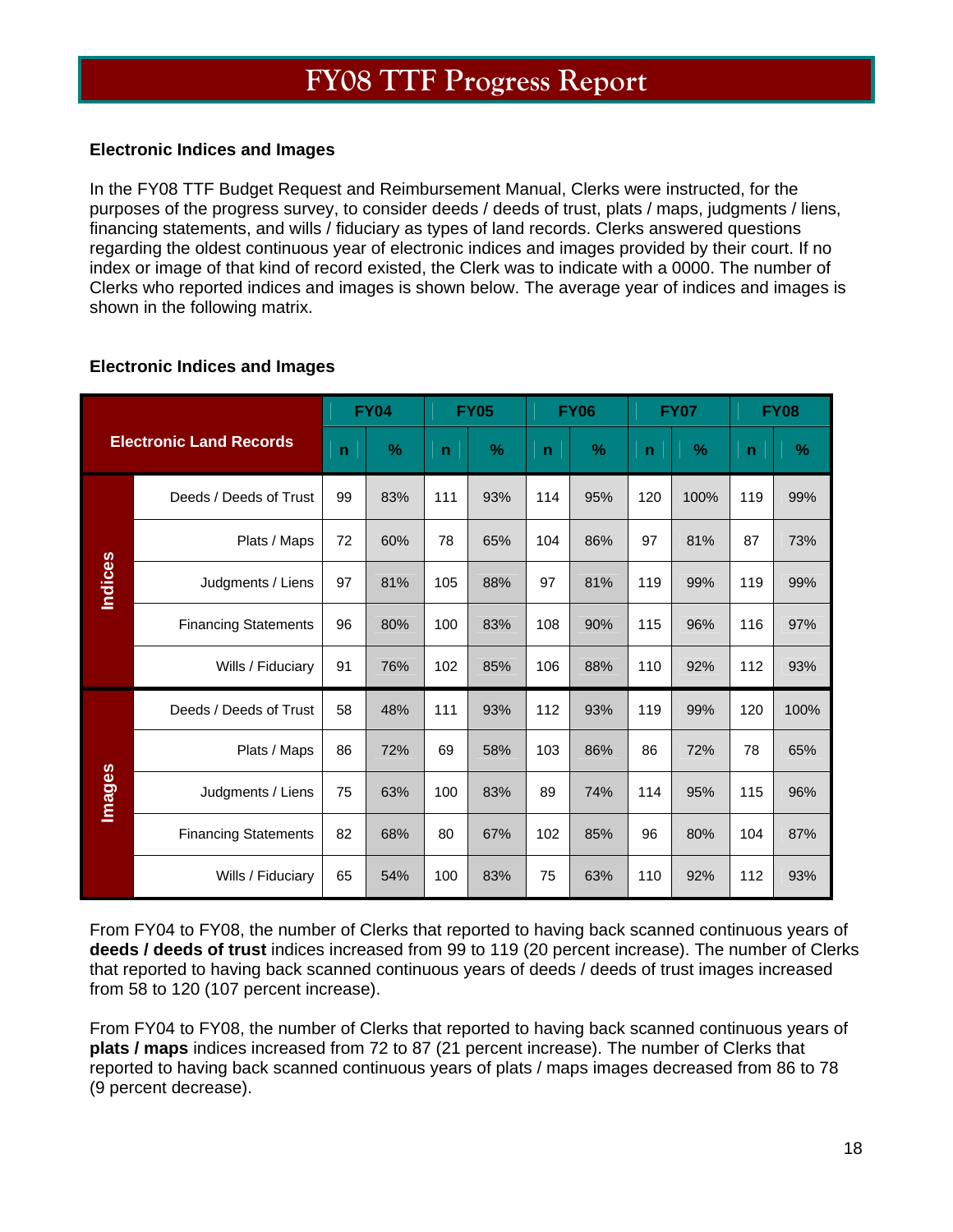# FY08 TTF Progress Report

### Electronic Indices and Images

In the FY08 TTF Budget Request and Reimbursement Manual, Clerks were instructed, for the purposes of the progress survey, to consider deeds / deeds of trust, plats / maps, judgments / liens, financing statements, and wills / fiduciary as types of land records. Clerks answered questions regarding the oldest continuous year of electronic indices and images provided by their court. If no index or image of that kind of record existed, the Clerk was to indicate with a 0000. The number of Clerks who reported indices and images is shown below. The average year of indices and images is shown in the following matrix.

### Electronic Indices and Images

| Electronic Land Records | | FY04 | | FY05 | | FY06 | | FY07 | | FY08 | |
|---|---|---|---|---|---|---|---|---|---|---|---|
| | | n | % | n | % | n | % | n | % | n | % |
| Indices | Deeds / Deeds of Trust | 99 | 83% | 111 | 93% | 114 | 95% | 120 | 100% | 119 | 99% |
| | Plats / Maps | 72 | 60% | 78 | 65% | 104 | 86% | 97 | 81% | 87 | 73% |
| | Judgments / Liens | 97 | 81% | 105 | 88% | 97 | 81% | 119 | 99% | 119 | 99% |
| | Financing Statements | 96 | 80% | 100 | 83% | 108 | 90% | 115 | 96% | 116 | 97% |
| | Wills / Fiduciary | 91 | 76% | 102 | 85% | 106 | 88% | 110 | 92% | 112 | 93% |
| Images | Deeds / Deeds of Trust | 58 | 48% | 111 | 93% | 112 | 93% | 119 | 99% | 120 | 100% |
| | Plats / Maps | 86 | 72% | 69 | 58% | 103 | 86% | 86 | 72% | 78 | 65% |
| | Judgments / Liens | 75 | 63% | 100 | 83% | 89 | 74% | 114 | 95% | 115 | 96% |
| | Financing Statements | 82 | 68% | 80 | 67% | 102 | 85% | 96 | 80% | 104 | 87% |
| | Wills / Fiduciary | 65 | 54% | 100 | 83% | 75 | 63% | 110 | 92% | 112 | 93% |

From FY04 to FY08, the number of Clerks that reported to having back scanned continuous years of **deeds / deeds of trust** indices increased from 99 to 119 (20 percent increase). The number of Clerks that reported to having back scanned continuous years of deeds / deeds of trust images increased from 58 to 120 (107 percent increase).

From FY04 to FY08, the number of Clerks that reported to having back scanned continuous years of **plats / maps** indices increased from 72 to 87 (21 percent increase). The number of Clerks that reported to having back scanned continuous years of plats / maps images decreased from 86 to 78 (9 percent decrease).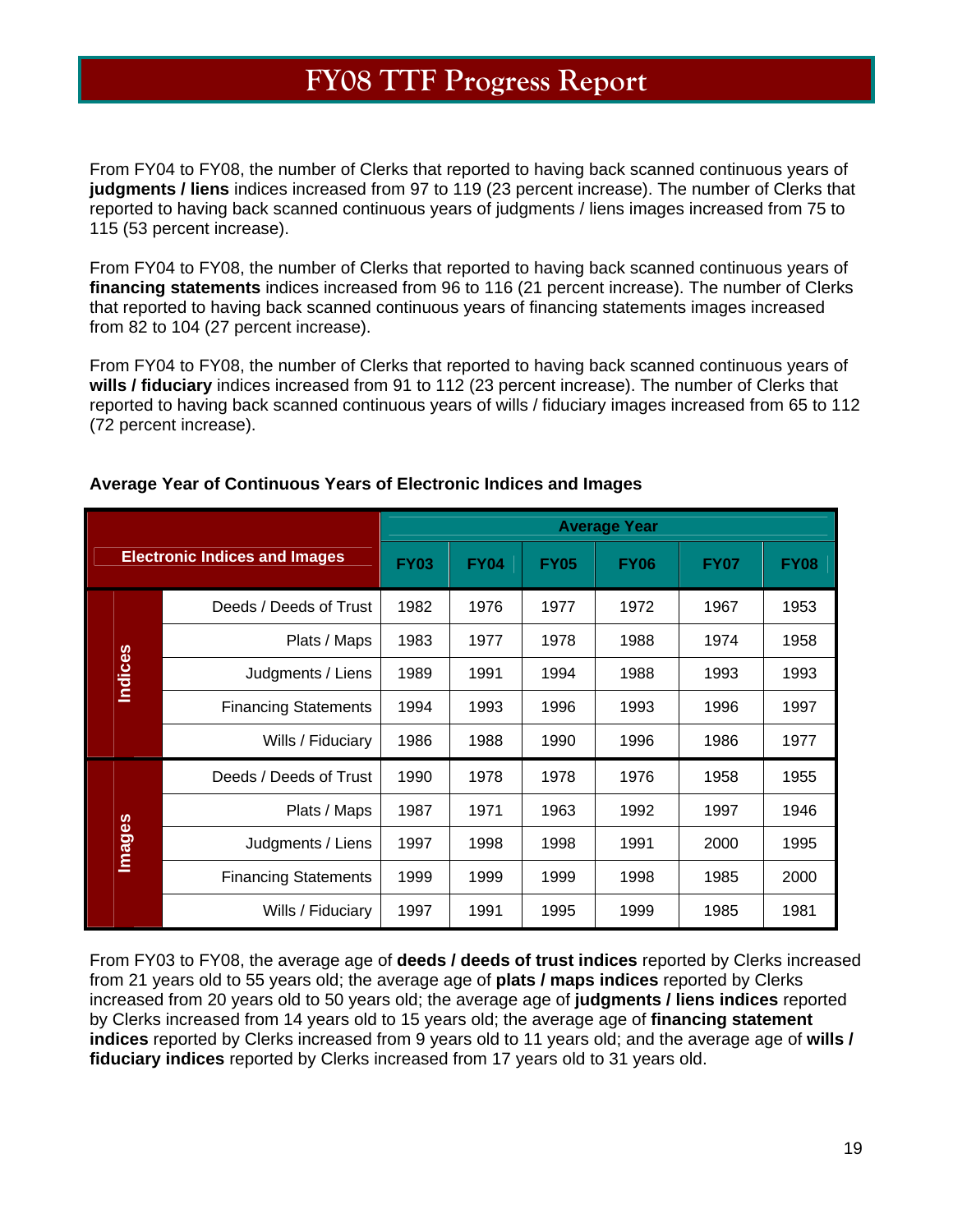# FY08 TTF Progress Report

From FY04 to FY08, the number of Clerks that reported to having back scanned continuous years of **judgments / liens** indices increased from 97 to 119 (23 percent increase). The number of Clerks that reported to having back scanned continuous years of judgments / liens images increased from 75 to 115 (53 percent increase).

From FY04 to FY08, the number of Clerks that reported to having back scanned continuous years of **financing statements** indices increased from 96 to 116 (21 percent increase). The number of Clerks that reported to having back scanned continuous years of financing statements images increased from 82 to 104 (27 percent increase).

From FY04 to FY08, the number of Clerks that reported to having back scanned continuous years of **wills / fiduciary** indices increased from 91 to 112 (23 percent increase). The number of Clerks that reported to having back scanned continuous years of wills / fiduciary images increased from 65 to 112 (72 percent increase).

**Average Year of Continuous Years of Electronic Indices and Images**

| Electronic Indices and Images | | Average Year | | | | | |
|---|---|---|---|---|---|---|---|
| | | FY03 | FY04 | FY05 | FY06 | FY07 | FY08 |
| Indices | Deeds / Deeds of Trust | 1982 | 1976 | 1977 | 1972 | 1967 | 1953 |
| | Plats / Maps | 1983 | 1977 | 1978 | 1988 | 1974 | 1958 |
| | Judgments / Liens | 1989 | 1991 | 1994 | 1988 | 1993 | 1993 |
| | Financing Statements | 1994 | 1993 | 1996 | 1993 | 1996 | 1997 |
| | Wills / Fiduciary | 1986 | 1988 | 1990 | 1996 | 1986 | 1977 |
| Images | Deeds / Deeds of Trust | 1990 | 1978 | 1978 | 1976 | 1958 | 1955 |
| | Plats / Maps | 1987 | 1971 | 1963 | 1992 | 1997 | 1946 |
| | Judgments / Liens | 1997 | 1998 | 1998 | 1991 | 2000 | 1995 |
| | Financing Statements | 1999 | 1999 | 1999 | 1998 | 1985 | 2000 |
| | Wills / Fiduciary | 1997 | 1991 | 1995 | 1999 | 1985 | 1981 |

From FY03 to FY08, the average age of **deeds / deeds of trust indices** reported by Clerks increased from 21 years old to 55 years old; the average age of **plats / maps indices** reported by Clerks increased from 20 years old to 50 years old; the average age of **judgments / liens indices** reported by Clerks increased from 14 years old to 15 years old; the average age of **financing statement indices** reported by Clerks increased from 9 years old to 11 years old; and the average age of **wills / fiduciary indices** reported by Clerks increased from 17 years old to 31 years old.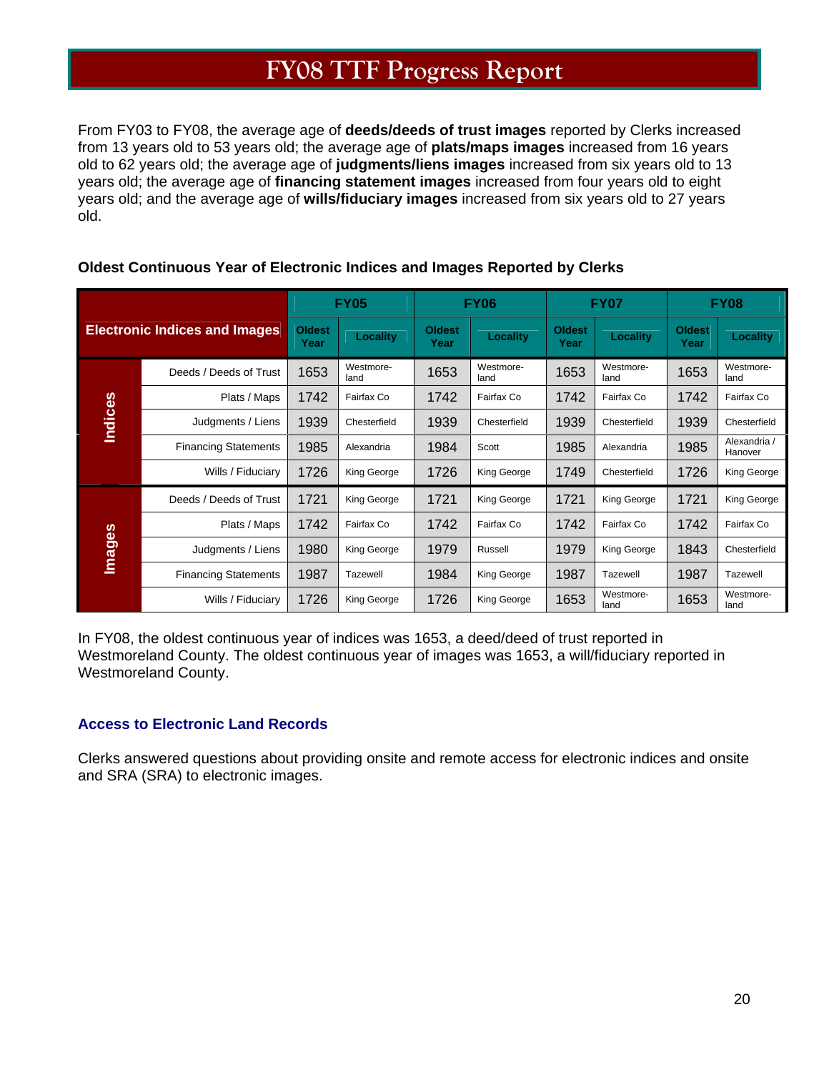# FY08 TTF Progress Report

From FY03 to FY08, the average age of **deeds/deeds of trust images** reported by Clerks increased from 13 years old to 53 years old; the average age of **plats/maps images** increased from 16 years old to 62 years old; the average age of **judgments/liens images** increased from six years old to 13 years old; the average age of **financing statement images** increased from four years old to eight years old; and the average age of **wills/fiduciary images** increased from six years old to 27 years old.

**Oldest Continuous Year of Electronic Indices and Images Reported by Clerks**

| Electronic Indices and Images | | FY05 | | FY06 | | FY07 | | FY08 | |
|---|---|---|---|---|---|---|---|---|---|
| | | Oldest Year | Locality | Oldest Year | Locality | Oldest Year | Locality | Oldest Year | Locality |
| Indices | Deeds / Deeds of Trust | 1653 | Westmore-land | 1653 | Westmore-land | 1653 | Westmore-land | 1653 | Westmore-land |
| | Plats / Maps | 1742 | Fairfax Co | 1742 | Fairfax Co | 1742 | Fairfax Co | 1742 | Fairfax Co |
| | Judgments / Liens | 1939 | Chesterfield | 1939 | Chesterfield | 1939 | Chesterfield | 1939 | Chesterfield |
| | Financing Statements | 1985 | Alexandria | 1984 | Scott | 1985 | Alexandria | 1985 | Alexandria / Hanover |
| | Wills / Fiduciary | 1726 | King George | 1726 | King George | 1749 | Chesterfield | 1726 | King George |
| Images | Deeds / Deeds of Trust | 1721 | King George | 1721 | King George | 1721 | King George | 1721 | King George |
| | Plats / Maps | 1742 | Fairfax Co | 1742 | Fairfax Co | 1742 | Fairfax Co | 1742 | Fairfax Co |
| | Judgments / Liens | 1980 | King George | 1979 | Russell | 1979 | King George | 1843 | Chesterfield |
| | Financing Statements | 1987 | Tazewell | 1984 | King George | 1987 | Tazewell | 1987 | Tazewell |
| | Wills / Fiduciary | 1726 | King George | 1726 | King George | 1653 | Westmore-land | 1653 | Westmore-land |

In FY08, the oldest continuous year of indices was 1653, a deed/deed of trust reported in Westmoreland County. The oldest continuous year of images was 1653, a will/fiduciary reported in Westmoreland County.

### Access to Electronic Land Records

Clerks answered questions about providing onsite and remote access for electronic indices and onsite and SRA (SRA) to electronic images.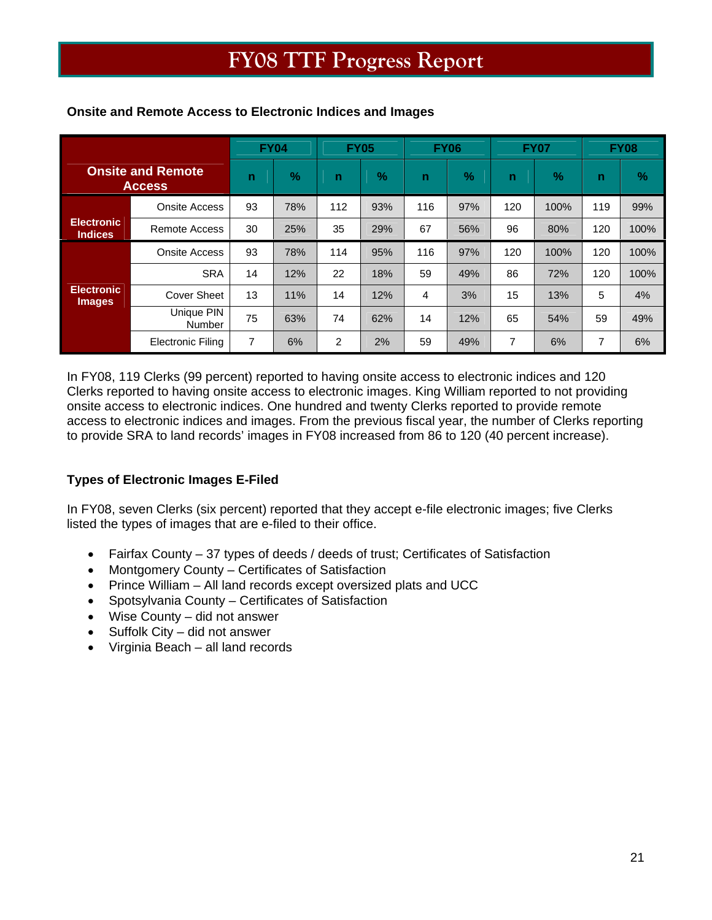## FY08 TTF Progress Report

**Onsite and Remote Access to Electronic Indices and Images**

| Onsite and Remote Access | | FY04 | | FY05 | | FY06 | | FY07 | | FY08 | |
|---|---|---|---|---|---|---|---|---|---|---|---|
| | | n | % | n | % | n | % | n | % | n | % |
| Electronic Indices | Onsite Access | 93 | 78% | 112 | 93% | 116 | 97% | 120 | 100% | 119 | 99% |
| | Remote Access | 30 | 25% | 35 | 29% | 67 | 56% | 96 | 80% | 120 | 100% |
| Electronic Images | Onsite Access | 93 | 78% | 114 | 95% | 116 | 97% | 120 | 100% | 120 | 100% |
| | SRA | 14 | 12% | 22 | 18% | 59 | 49% | 86 | 72% | 120 | 100% |
| | Cover Sheet | 13 | 11% | 14 | 12% | 4 | 3% | 15 | 13% | 5 | 4% |
| | Unique PIN Number | 75 | 63% | 74 | 62% | 14 | 12% | 65 | 54% | 59 | 49% |
| | Electronic Filing | 7 | 6% | 2 | 2% | 59 | 49% | 7 | 6% | 7 | 6% |

In FY08, 119 Clerks (99 percent) reported to having onsite access to electronic indices and 120 Clerks reported to having onsite access to electronic images. King William reported to not providing onsite access to electronic indices. One hundred and twenty Clerks reported to provide remote access to electronic indices and images. From the previous fiscal year, the number of Clerks reporting to provide SRA to land records' images in FY08 increased from 86 to 120 (40 percent increase).

**Types of Electronic Images E-Filed**

In FY08, seven Clerks (six percent) reported that they accept e-file electronic images; five Clerks listed the types of images that are e-filed to their office.

- Fairfax County – 37 types of deeds / deeds of trust; Certificates of Satisfaction
- Montgomery County – Certificates of Satisfaction
- Prince William – All land records except oversized plats and UCC
- Spotsylvania County – Certificates of Satisfaction
- Wise County – did not answer
- Suffolk City – did not answer
- Virginia Beach – all land records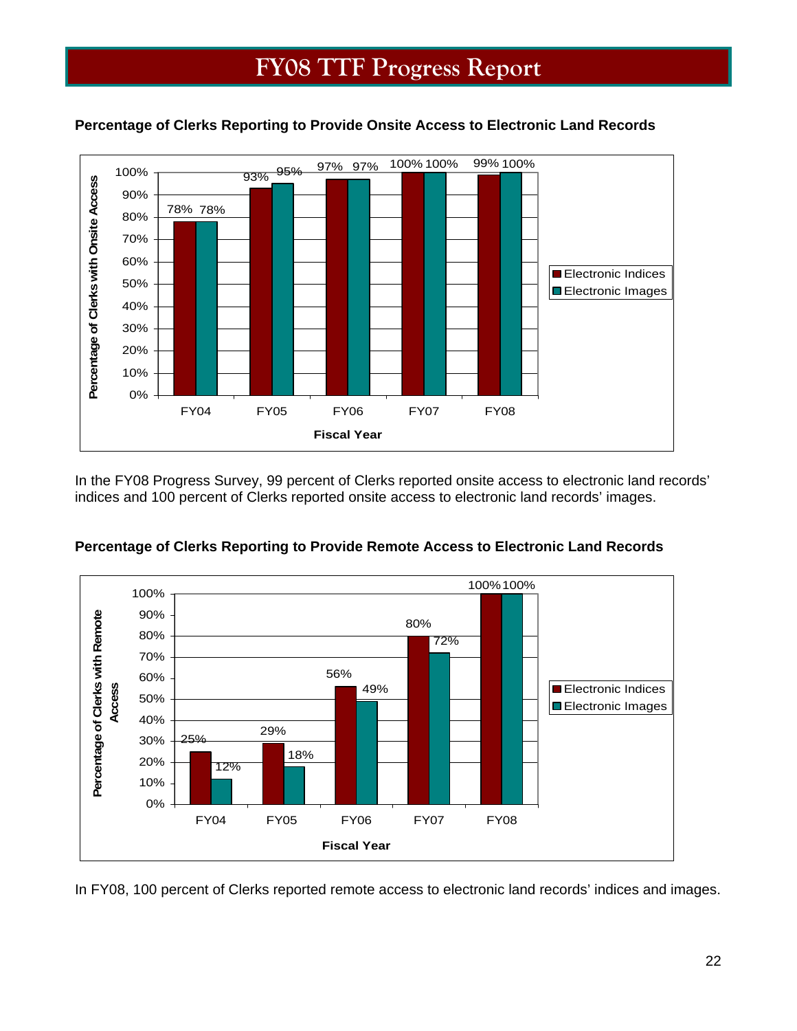# FY08 TTF Progress Report

**Percentage of Clerks Reporting to Provide Onsite Access to Electronic Land Records**

| Fiscal Year | Electronic Indices | Electronic Images |
|---|---|---|
| FY04 | 78% | 78% |
| FY05 | 93% | 95% |
| FY06 | 97% | 97% |
| FY07 | 100% | 100% |
| FY08 | 99% | 100% |

In the FY08 Progress Survey, 99 percent of Clerks reported onsite access to electronic land records' indices and 100 percent of Clerks reported onsite access to electronic land records' images.

**Percentage of Clerks Reporting to Provide Remote Access to Electronic Land Records**

| Fiscal Year | Electronic Indices | Electronic Images |
|---|---|---|
| FY04 | 25% | 12% |
| FY05 | 29% | 18% |
| FY06 | 56% | 49% |
| FY07 | 80% | 72% |
| FY08 | 100% | 100% |

In FY08, 100 percent of Clerks reported remote access to electronic land records' indices and images.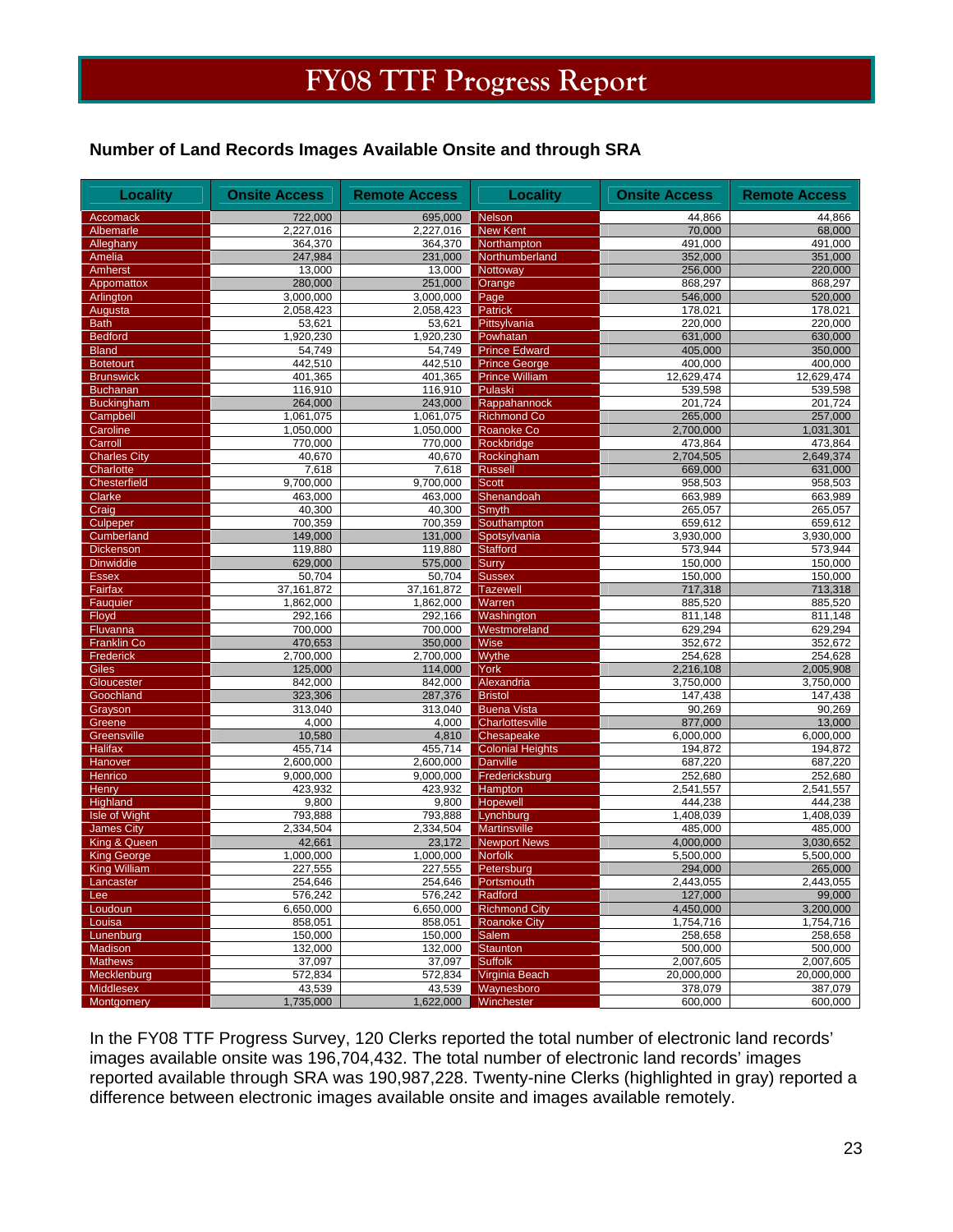# FY08 TTF Progress Report

### Number of Land Records Images Available Onsite and through SRA

| Locality | Onsite Access | Remote Access | Locality | Onsite Access | Remote Access |
|---|---|---|---|---|---|
| Accomack | 722,000 | 695,000 | Nelson | 44,866 | 44,866 |
| Albemarle | 2,227,016 | 2,227,016 | New Kent | 70,000 | 68,000 |
| Alleghany | 364,370 | 364,370 | Northampton | 491,000 | 491,000 |
| Amelia | 247,984 | 231,000 | Northumberland | 352,000 | 351,000 |
| Amherst | 13,000 | 13,000 | Nottoway | 256,000 | 220,000 |
| Appomattox | 280,000 | 251,000 | Orange | 868,297 | 868,297 |
| Arlington | 3,000,000 | 3,000,000 | Page | 546,000 | 520,000 |
| Augusta | 2,058,423 | 2,058,423 | Patrick | 178,021 | 178,021 |
| Bath | 53,621 | 53,621 | Pittsylvania | 220,000 | 220,000 |
| Bedford | 1,920,230 | 1,920,230 | Powhatan | 631,000 | 630,000 |
| Bland | 54,749 | 54,749 | Prince Edward | 405,000 | 350,000 |
| Botetourt | 442,510 | 442,510 | Prince George | 400,000 | 400,000 |
| Brunswick | 401,365 | 401,365 | Prince William | 12,629,474 | 12,629,474 |
| Buchanan | 116,910 | 116,910 | Pulaski | 539,598 | 539,598 |
| Buckingham | 264,000 | 243,000 | Rappahannock | 201,724 | 201,724 |
| Campbell | 1,061,075 | 1,061,075 | Richmond Co | 265,000 | 257,000 |
| Caroline | 1,050,000 | 1,050,000 | Roanoke Co | 2,700,000 | 1,031,301 |
| Carroll | 770,000 | 770,000 | Rockbridge | 473,864 | 473,864 |
| Charles City | 40,670 | 40,670 | Rockingham | 2,704,505 | 2,649,374 |
| Charlotte | 7,618 | 7,618 | Russell | 669,000 | 631,000 |
| Chesterfield | 9,700,000 | 9,700,000 | Scott | 958,503 | 958,503 |
| Clarke | 463,000 | 463,000 | Shenandoah | 663,989 | 663,989 |
| Craig | 40,300 | 40,300 | Smyth | 265,057 | 265,057 |
| Culpeper | 700,359 | 700,359 | Southampton | 659,612 | 659,612 |
| Cumberland | 149,000 | 131,000 | Spotsylvania | 3,930,000 | 3,930,000 |
| Dickenson | 119,880 | 119,880 | Stafford | 573,944 | 573,944 |
| Dinwiddie | 629,000 | 575,000 | Surry | 150,000 | 150,000 |
| Essex | 50,704 | 50,704 | Sussex | 150,000 | 150,000 |
| Fairfax | 37,161,872 | 37,161,872 | Tazewell | 717,318 | 713,318 |
| Fauquier | 1,862,000 | 1,862,000 | Warren | 885,520 | 885,520 |
| Floyd | 292,166 | 292,166 | Washington | 811,148 | 811,148 |
| Fluvanna | 700,000 | 700,000 | Westmoreland | 629,294 | 629,294 |
| Franklin Co | 470,653 | 350,000 | Wise | 352,672 | 352,672 |
| Frederick | 2,700,000 | 2,700,000 | Wythe | 254,628 | 254,628 |
| Giles | 125,000 | 114,000 | York | 2,216,108 | 2,005,908 |
| Gloucester | 842,000 | 842,000 | Alexandria | 3,750,000 | 3,750,000 |
| Goochland | 323,306 | 287,376 | Bristol | 147,438 | 147,438 |
| Grayson | 313,040 | 313,040 | Buena Vista | 90,269 | 90,269 |
| Greene | 4,000 | 4,000 | Charlottesville | 877,000 | 13,000 |
| Greensville | 10,580 | 4,810 | Chesapeake | 6,000,000 | 6,000,000 |
| Halifax | 455,714 | 455,714 | Colonial Heights | 194,872 | 194,872 |
| Hanover | 2,600,000 | 2,600,000 | Danville | 687,220 | 687,220 |
| Henrico | 9,000,000 | 9,000,000 | Fredericksburg | 252,680 | 252,680 |
| Henry | 423,932 | 423,932 | Hampton | 2,541,557 | 2,541,557 |
| Highland | 9,800 | 9,800 | Hopewell | 444,238 | 444,238 |
| Isle of Wight | 793,888 | 793,888 | Lynchburg | 1,408,039 | 1,408,039 |
| James City | 2,334,504 | 2,334,504 | Martinsville | 485,000 | 485,000 |
| King & Queen | 42,661 | 23,172 | Newport News | 4,000,000 | 3,030,652 |
| King George | 1,000,000 | 1,000,000 | Norfolk | 5,500,000 | 5,500,000 |
| King William | 227,555 | 227,555 | Petersburg | 294,000 | 265,000 |
| Lancaster | 254,646 | 254,646 | Portsmouth | 2,443,055 | 2,443,055 |
| Lee | 576,242 | 576,242 | Radford | 127,000 | 99,000 |
| Loudoun | 6,650,000 | 6,650,000 | Richmond City | 4,450,000 | 3,200,000 |
| Louisa | 858,051 | 858,051 | Roanoke City | 1,754,716 | 1,754,716 |
| Lunenburg | 150,000 | 150,000 | Salem | 258,658 | 258,658 |
| Madison | 132,000 | 132,000 | Staunton | 500,000 | 500,000 |
| Mathews | 37,097 | 37,097 | Suffolk | 2,007,605 | 2,007,605 |
| Mecklenburg | 572,834 | 572,834 | Virginia Beach | 20,000,000 | 20,000,000 |
| Middlesex | 43,539 | 43,539 | Waynesboro | 378,079 | 387,079 |
| Montgomery | 1,735,000 | 1,622,000 | Winchester | 600,000 | 600,000 |

In the FY08 TTF Progress Survey, 120 Clerks reported the total number of electronic land records' images available onsite was 196,704,432. The total number of electronic land records' images reported available through SRA was 190,987,228. Twenty-nine Clerks (highlighted in gray) reported a difference between electronic images available onsite and images available remotely.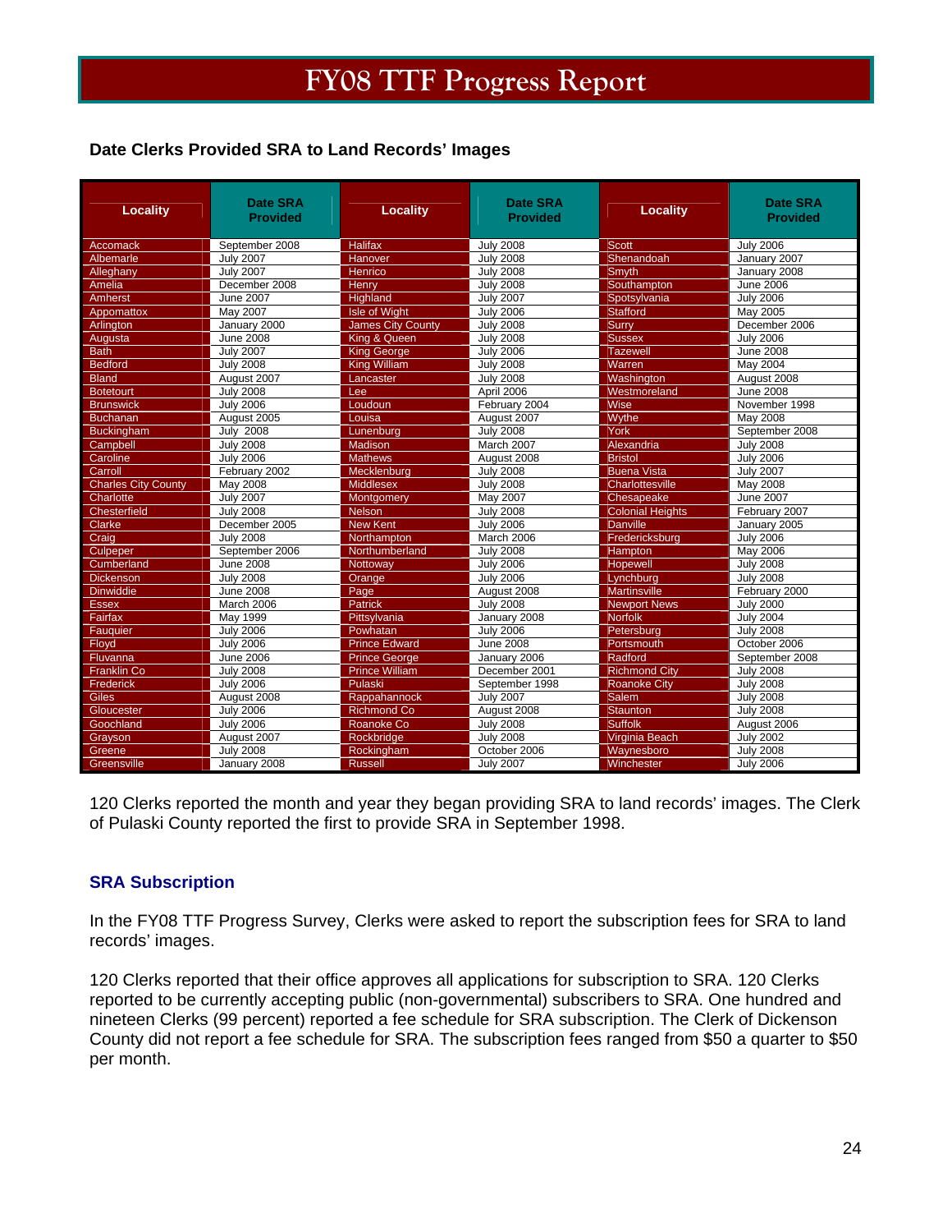# FY08 TTF Progress Report

### Date Clerks Provided SRA to Land Records' Images

| Locality | Date SRA Provided | Locality | Date SRA Provided | Locality | Date SRA Provided |
|---|---|---|---|---|---|
| Accomack | September 2008 | Halifax | July 2008 | Scott | July 2006 |
| Albemarle | July 2007 | Hanover | July 2008 | Shenandoah | January 2007 |
| Alleghany | July 2007 | Henrico | July 2008 | Smyth | January 2008 |
| Amelia | December 2008 | Henry | July 2008 | Southampton | June 2006 |
| Amherst | June 2007 | Highland | July 2007 | Spotsylvania | July 2006 |
| Appomattox | May 2007 | Isle of Wight | July 2006 | Stafford | May 2005 |
| Arlington | January 2000 | James City County | July 2008 | Surry | December 2006 |
| Augusta | June 2008 | King & Queen | July 2008 | Sussex | July 2006 |
| Bath | July 2007 | King George | July 2006 | Tazewell | June 2008 |
| Bedford | July 2008 | King William | July 2008 | Warren | May 2004 |
| Bland | August 2007 | Lancaster | July 2008 | Washington | August 2008 |
| Botetourt | July 2008 | Lee | April 2006 | Westmoreland | June 2008 |
| Brunswick | July 2006 | Loudoun | February 2004 | Wise | November 1998 |
| Buchanan | August 2005 | Louisa | August 2007 | Wythe | May 2008 |
| Buckingham | July 2008 | Lunenburg | July 2008 | York | September 2008 |
| Campbell | July 2008 | Madison | March 2007 | Alexandria | July 2008 |
| Caroline | July 2006 | Mathews | August 2008 | Bristol | July 2006 |
| Carroll | February 2002 | Mecklenburg | July 2008 | Buena Vista | July 2007 |
| Charles City County | May 2008 | Middlesex | July 2008 | Charlottesville | May 2008 |
| Charlotte | July 2007 | Montgomery | May 2007 | Chesapeake | June 2007 |
| Chesterfield | July 2008 | Nelson | July 2008 | Colonial Heights | February 2007 |
| Clarke | December 2005 | New Kent | July 2006 | Danville | January 2005 |
| Craig | July 2008 | Northampton | March 2006 | Fredericksburg | July 2006 |
| Culpeper | September 2006 | Northumberland | July 2008 | Hampton | May 2006 |
| Cumberland | June 2008 | Nottoway | July 2006 | Hopewell | July 2008 |
| Dickenson | July 2008 | Orange | July 2006 | Lynchburg | July 2008 |
| Dinwiddie | June 2008 | Page | August 2008 | Martinsville | February 2000 |
| Essex | March 2006 | Patrick | July 2008 | Newport News | July 2000 |
| Fairfax | May 1999 | Pittsylvania | January 2008 | Norfolk | July 2004 |
| Fauquier | July 2006 | Powhatan | July 2006 | Petersburg | July 2008 |
| Floyd | July 2006 | Prince Edward | June 2008 | Portsmouth | October 2006 |
| Fluvanna | June 2006 | Prince George | January 2006 | Radford | September 2008 |
| Franklin Co | July 2008 | Prince William | December 2001 | Richmond City | July 2008 |
| Frederick | July 2006 | Pulaski | September 1998 | Roanoke City | July 2008 |
| Giles | August 2008 | Rappahannock | July 2007 | Salem | July 2008 |
| Gloucester | July 2006 | Richmond Co | August 2008 | Staunton | July 2008 |
| Goochland | July 2006 | Roanoke Co | July 2008 | Suffolk | August 2006 |
| Grayson | August 2007 | Rockbridge | July 2008 | Virginia Beach | July 2002 |
| Greene | July 2008 | Rockingham | October 2006 | Waynesboro | July 2008 |
| Greensville | January 2008 | Russell | July 2007 | Winchester | July 2006 |

120 Clerks reported the month and year they began providing SRA to land records' images. The Clerk of Pulaski County reported the first to provide SRA in September 1998.

### SRA Subscription

In the FY08 TTF Progress Survey, Clerks were asked to report the subscription fees for SRA to land records' images.

120 Clerks reported that their office approves all applications for subscription to SRA. 120 Clerks reported to be currently accepting public (non-governmental) subscribers to SRA. One hundred and nineteen Clerks (99 percent) reported a fee schedule for SRA subscription. The Clerk of Dickenson County did not report a fee schedule for SRA. The subscription fees ranged from $50 a quarter to $50 per month.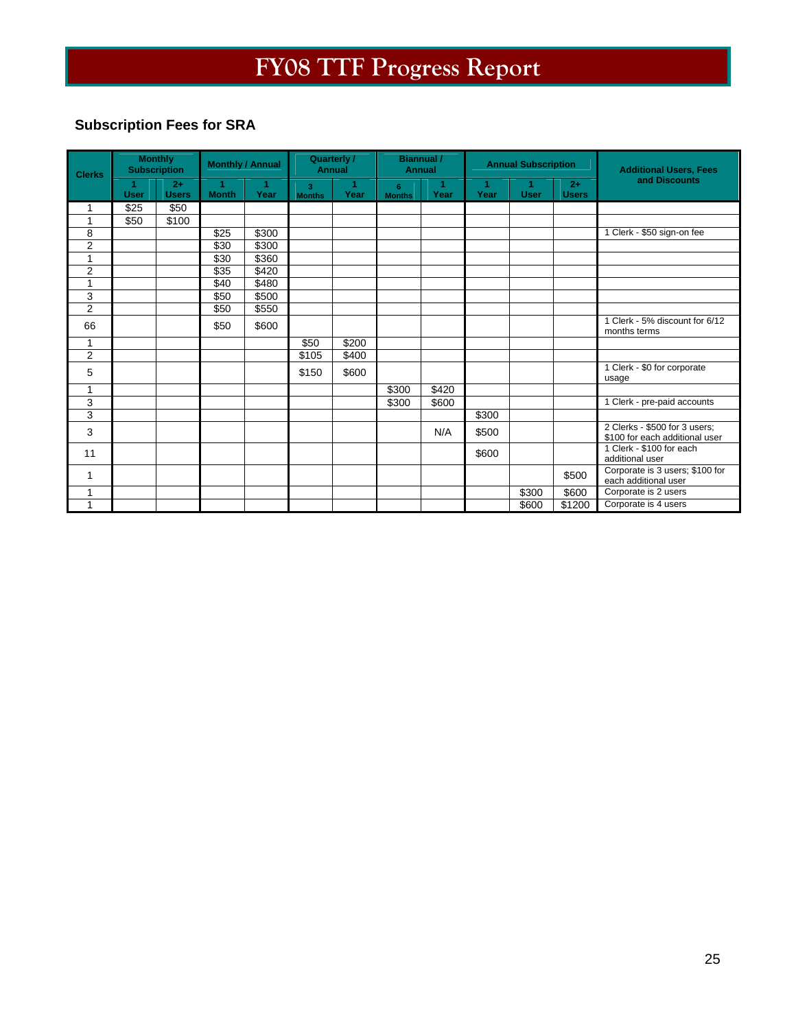# FY08 TTF Progress Report

## Subscription Fees for SRA

| Clerks | Monthly Subscription | | Monthly / Annual | | Quarterly / Annual | | Biannual / Annual | | Annual Subscription | | | Additional Users, Fees and Discounts |
|---|---|---|---|---|---|---|---|---|---|---|---|---|
| | 1 User | 2+ Users | 1 Month | 1 Year | 3 Months | 1 Year | 6 Months | 1 Year | 1 Year | 1 User | 2+ Users | |
| 1 | $25 | $50 | | | | | | | | | | |
| 1 | $50 | $100 | | | | | | | | | | |
| 8 | | | $25 | $300 | | | | | | | | 1 Clerk - $50 sign-on fee |
| 2 | | | $30 | $300 | | | | | | | | |
| 1 | | | $30 | $360 | | | | | | | | |
| 2 | | | $35 | $420 | | | | | | | | |
| 1 | | | $40 | $480 | | | | | | | | |
| 3 | | | $50 | $500 | | | | | | | | |
| 2 | | | $50 | $550 | | | | | | | | |
| 66 | | | $50 | $600 | | | | | | | | 1 Clerk - 5% discount for 6/12 months terms |
| 1 | | | | | $50 | $200 | | | | | | |
| 2 | | | | | $105 | $400 | | | | | | |
| 5 | | | | | $150 | $600 | | | | | | 1 Clerk - $0 for corporate usage |
| 1 | | | | | | | $300 | $420 | | | | |
| 3 | | | | | | | $300 | $600 | | | | 1 Clerk - pre-paid accounts |
| 3 | | | | | | | | | $300 | | | |
| 3 | | | | | | | | N/A | $500 | | | 2 Clerks - $500 for 3 users; $100 for each additional user |
| 11 | | | | | | | | | $600 | | | 1 Clerk - $100 for each additional user |
| 1 | | | | | | | | | | | $500 | Corporate is 3 users; $100 for each additional user |
| 1 | | | | | | | | | | $300 | $600 | Corporate is 2 users |
| 1 | | | | | | | | | | $600 | $1200 | Corporate is 4 users |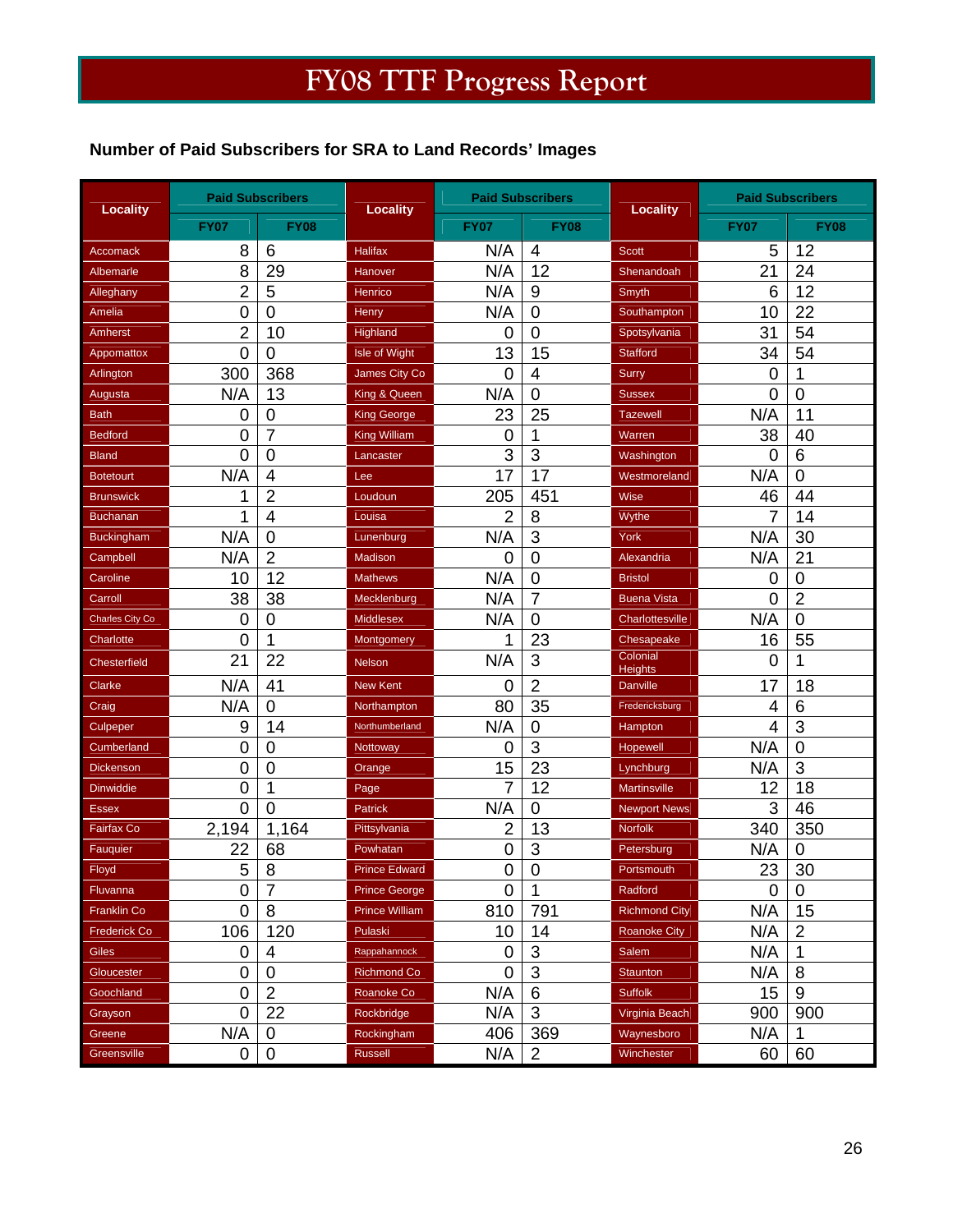# FY08 TTF Progress Report

**Number of Paid Subscribers for SRA to Land Records' Images**

| Locality | Paid Subscribers | | Locality | Paid Subscribers | | Locality | Paid Subscribers | |
|---|---|---|---|---|---|---|---|---|
| | FY07 | FY08 | | FY07 | FY08 | | FY07 | FY08 |
| Accomack | 8 | 6 | Halifax | N/A | 4 | Scott | 5 | 12 |
| Albemarle | 8 | 29 | Hanover | N/A | 12 | Shenandoah | 21 | 24 |
| Alleghany | 2 | 5 | Henrico | N/A | 9 | Smyth | 6 | 12 |
| Amelia | 0 | 0 | Henry | N/A | 0 | Southampton | 10 | 22 |
| Amherst | 2 | 10 | Highland | 0 | 0 | Spotsylvania | 31 | 54 |
| Appomattox | 0 | 0 | Isle of Wight | 13 | 15 | Stafford | 34 | 54 |
| Arlington | 300 | 368 | James City Co | 0 | 4 | Surry | 0 | 1 |
| Augusta | N/A | 13 | King & Queen | N/A | 0 | Sussex | 0 | 0 |
| Bath | 0 | 0 | King George | 23 | 25 | Tazewell | N/A | 11 |
| Bedford | 0 | 7 | King William | 0 | 1 | Warren | 38 | 40 |
| Bland | 0 | 0 | Lancaster | 3 | 3 | Washington | 0 | 6 |
| Botetourt | N/A | 4 | Lee | 17 | 17 | Westmoreland | N/A | 0 |
| Brunswick | 1 | 2 | Loudoun | 205 | 451 | Wise | 46 | 44 |
| Buchanan | 1 | 4 | Louisa | 2 | 8 | Wythe | 7 | 14 |
| Buckingham | N/A | 0 | Lunenburg | N/A | 3 | York | N/A | 30 |
| Campbell | N/A | 2 | Madison | 0 | 0 | Alexandria | N/A | 21 |
| Caroline | 10 | 12 | Mathews | N/A | 0 | Bristol | 0 | 0 |
| Carroll | 38 | 38 | Mecklenburg | N/A | 7 | Buena Vista | 0 | 2 |
| Charles City Co | 0 | 0 | Middlesex | N/A | 0 | Charlottesville | N/A | 0 |
| Charlotte | 0 | 1 | Montgomery | 1 | 23 | Chesapeake | 16 | 55 |
| Chesterfield | 21 | 22 | Nelson | N/A | 3 | Colonial Heights | 0 | 1 |
| Clarke | N/A | 41 | New Kent | 0 | 2 | Danville | 17 | 18 |
| Craig | N/A | 0 | Northampton | 80 | 35 | Fredericksburg | 4 | 6 |
| Culpeper | 9 | 14 | Northumberland | N/A | 0 | Hampton | 4 | 3 |
| Cumberland | 0 | 0 | Nottoway | 0 | 3 | Hopewell | N/A | 0 |
| Dickenson | 0 | 0 | Orange | 15 | 23 | Lynchburg | N/A | 3 |
| Dinwiddie | 0 | 1 | Page | 7 | 12 | Martinsville | 12 | 18 |
| Essex | 0 | 0 | Patrick | N/A | 0 | Newport News | 3 | 46 |
| Fairfax Co | 2,194 | 1,164 | Pittsylvania | 2 | 13 | Norfolk | 340 | 350 |
| Fauquier | 22 | 68 | Powhatan | 0 | 3 | Petersburg | N/A | 0 |
| Floyd | 5 | 8 | Prince Edward | 0 | 0 | Portsmouth | 23 | 30 |
| Fluvanna | 0 | 7 | Prince George | 0 | 1 | Radford | 0 | 0 |
| Franklin Co | 0 | 8 | Prince William | 810 | 791 | Richmond City | N/A | 15 |
| Frederick Co | 106 | 120 | Pulaski | 10 | 14 | Roanoke City | N/A | 2 |
| Giles | 0 | 4 | Rappahannock | 0 | 3 | Salem | N/A | 1 |
| Gloucester | 0 | 0 | Richmond Co | 0 | 3 | Staunton | N/A | 8 |
| Goochland | 0 | 2 | Roanoke Co | N/A | 6 | Suffolk | 15 | 9 |
| Grayson | 0 | 22 | Rockbridge | N/A | 3 | Virginia Beach | 900 | 900 |
| Greene | N/A | 0 | Rockingham | 406 | 369 | Waynesboro | N/A | 1 |
| Greensville | 0 | 0 | Russell | N/A | 2 | Winchester | 60 | 60 |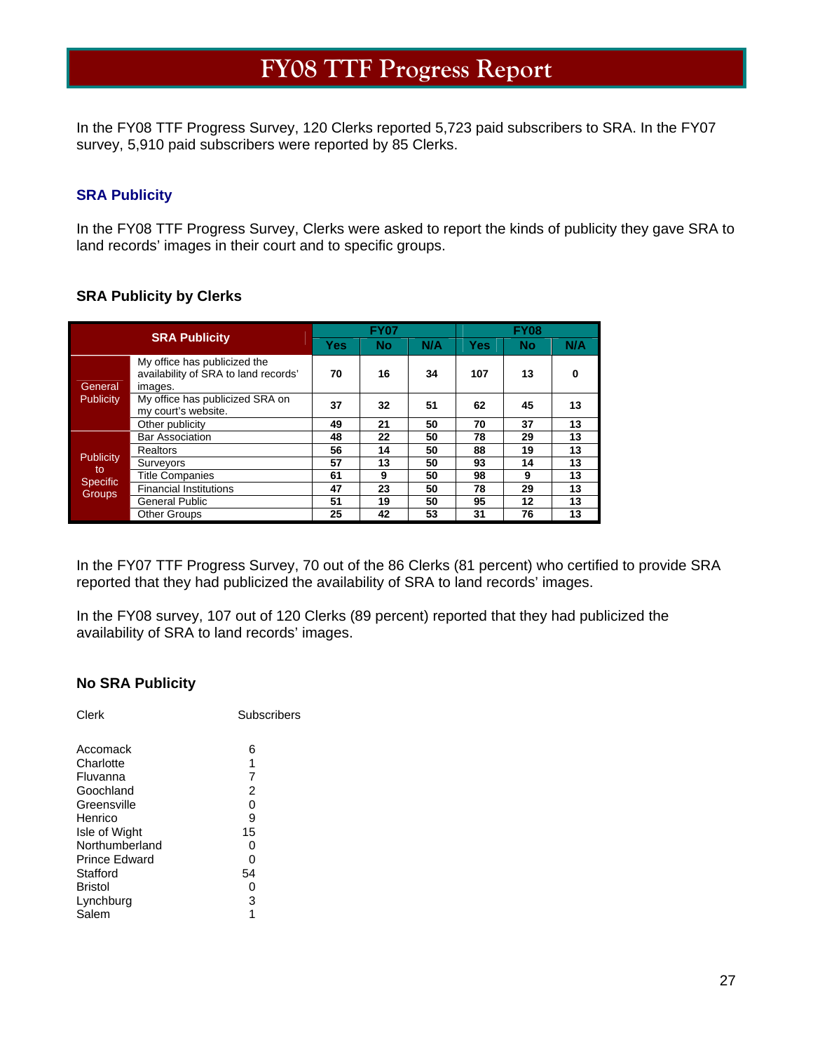# FY08 TTF Progress Report

In the FY08 TTF Progress Survey, 120 Clerks reported 5,723 paid subscribers to SRA. In the FY07 survey, 5,910 paid subscribers were reported by 85 Clerks.

## SRA Publicity

In the FY08 TTF Progress Survey, Clerks were asked to report the kinds of publicity they gave SRA to land records' images in their court and to specific groups.

### SRA Publicity by Clerks

| SRA Publicity | | FY07 | | | FY08 | | |
|---|---|---|---|---|---|---|---|
| | | Yes | No | N/A | Yes | No | N/A |
| General Publicity | My office has publicized the availability of SRA to land records' images. | 70 | 16 | 34 | 107 | 13 | 0 |
| | My office has publicized SRA on my court's website. | 37 | 32 | 51 | 62 | 45 | 13 |
| | Other publicity | 49 | 21 | 50 | 70 | 37 | 13 |
| Publicity to Specific Groups | Bar Association | 48 | 22 | 50 | 78 | 29 | 13 |
| | Realtors | 56 | 14 | 50 | 88 | 19 | 13 |
| | Surveyors | 57 | 13 | 50 | 93 | 14 | 13 |
| | Title Companies | 61 | 9 | 50 | 98 | 9 | 13 |
| | Financial Institutions | 47 | 23 | 50 | 78 | 29 | 13 |
| | General Public | 51 | 19 | 50 | 95 | 12 | 13 |
| | Other Groups | 25 | 42 | 53 | 31 | 76 | 13 |

In the FY07 TTF Progress Survey, 70 out of the 86 Clerks (81 percent) who certified to provide SRA reported that they had publicized the availability of SRA to land records' images.

In the FY08 survey, 107 out of 120 Clerks (89 percent) reported that they had publicized the availability of SRA to land records' images.

### No SRA Publicity

| Clerk | Subscribers |
|---|---|
| Accomack | 6 |
| Charlotte | 1 |
| Fluvanna | 7 |
| Goochland | 2 |
| Greensville | 0 |
| Henrico | 9 |
| Isle of Wight | 15 |
| Northumberland | 0 |
| Prince Edward | 0 |
| Stafford | 54 |
| Bristol | 0 |
| Lynchburg | 3 |
| Salem | 1 |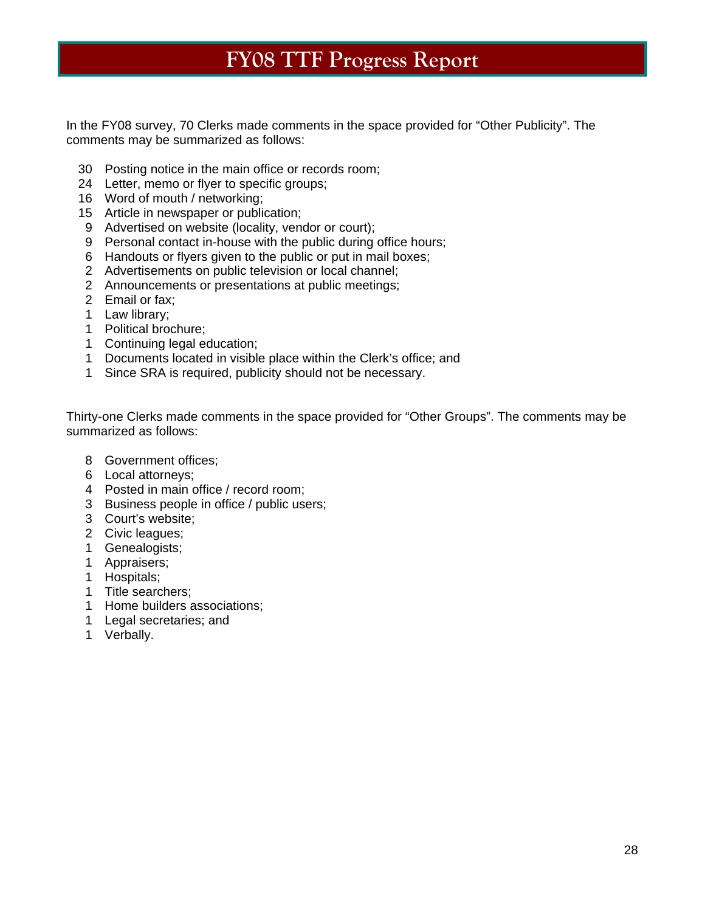# FY08 TTF Progress Report

In the FY08 survey, 70 Clerks made comments in the space provided for “Other Publicity”. The comments may be summarized as follows:

- 30 Posting notice in the main office or records room;
- 24 Letter, memo or flyer to specific groups;
- 16 Word of mouth / networking;
- 15 Article in newspaper or publication;
- 9 Advertised on website (locality, vendor or court);
- 9 Personal contact in-house with the public during office hours;
- 6 Handouts or flyers given to the public or put in mail boxes;
- 2 Advertisements on public television or local channel;
- 2 Announcements or presentations at public meetings;
- 2 Email or fax;
- 1 Law library;
- 1 Political brochure;
- 1 Continuing legal education;
- 1 Documents located in visible place within the Clerk’s office; and
- 1 Since SRA is required, publicity should not be necessary.

Thirty-one Clerks made comments in the space provided for “Other Groups”. The comments may be summarized as follows:

- 8 Government offices;
- 6 Local attorneys;
- 4 Posted in main office / record room;
- 3 Business people in office / public users;
- 3 Court’s website;
- 2 Civic leagues;
- 1 Genealogists;
- 1 Appraisers;
- 1 Hospitals;
- 1 Title searchers;
- 1 Home builders associations;
- 1 Legal secretaries; and
- 1 Verbally.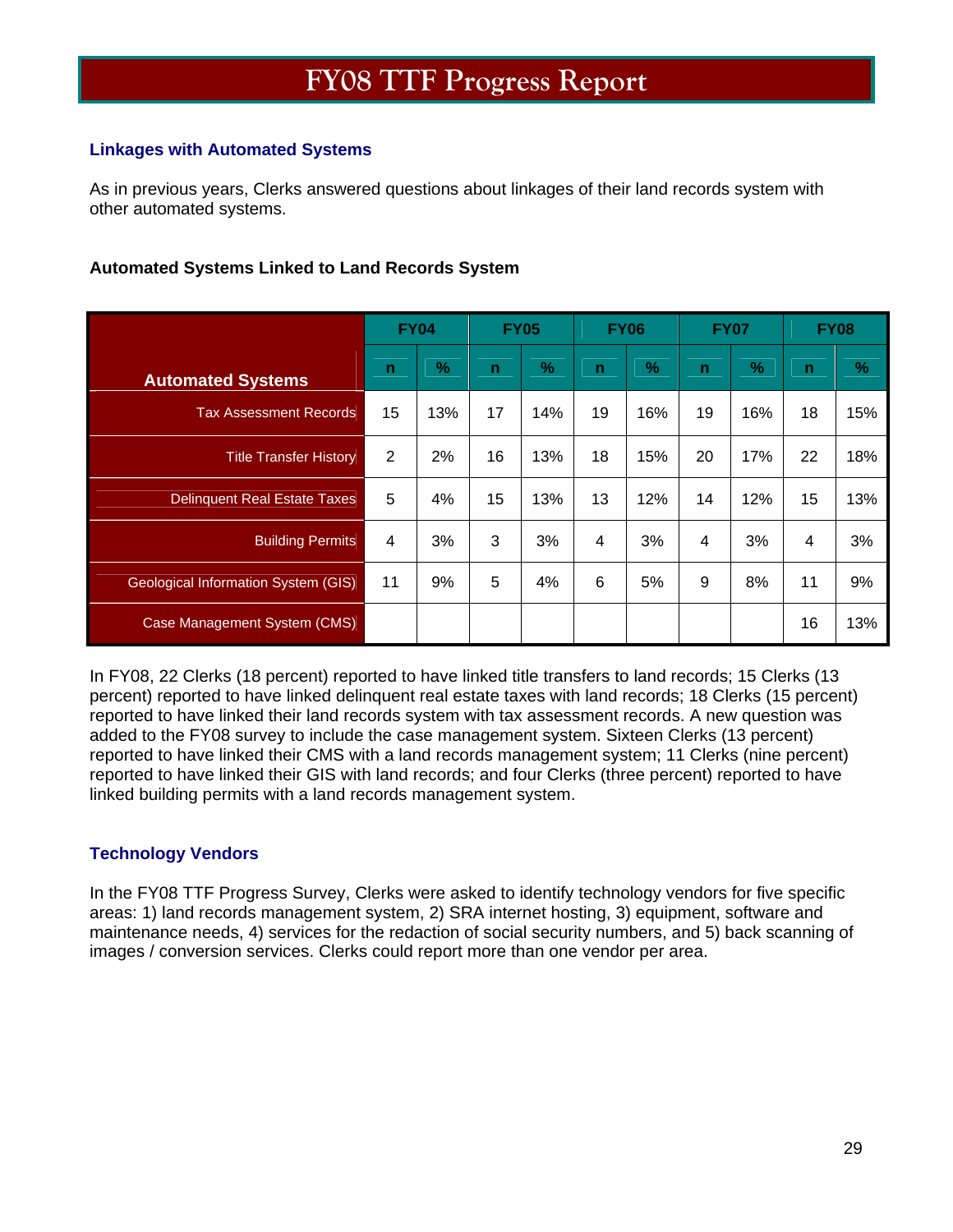# FY08 TTF Progress Report

### Linkages with Automated Systems

As in previous years, Clerks answered questions about linkages of their land records system with other automated systems.

**Automated Systems Linked to Land Records System**

| Automated Systems | FY04 | | FY05 | | FY06 | | FY07 | | FY08 | |
|---|---|---|---|---|---|---|---|---|---|---|
| | n | % | n | % | n | % | n | % | n | % |
| Tax Assessment Records | 15 | 13% | 17 | 14% | 19 | 16% | 19 | 16% | 18 | 15% |
| Title Transfer History | 2 | 2% | 16 | 13% | 18 | 15% | 20 | 17% | 22 | 18% |
| Delinquent Real Estate Taxes | 5 | 4% | 15 | 13% | 13 | 12% | 14 | 12% | 15 | 13% |
| Building Permits | 4 | 3% | 3 | 3% | 4 | 3% | 4 | 3% | 4 | 3% |
| Geological Information System (GIS) | 11 | 9% | 5 | 4% | 6 | 5% | 9 | 8% | 11 | 9% |
| Case Management System (CMS) | | | | | | | | | 16 | 13% |

In FY08, 22 Clerks (18 percent) reported to have linked title transfers to land records; 15 Clerks (13 percent) reported to have linked delinquent real estate taxes with land records; 18 Clerks (15 percent) reported to have linked their land records system with tax assessment records. A new question was added to the FY08 survey to include the case management system. Sixteen Clerks (13 percent) reported to have linked their CMS with a land records management system; 11 Clerks (nine percent) reported to have linked their GIS with land records; and four Clerks (three percent) reported to have linked building permits with a land records management system.

### Technology Vendors

In the FY08 TTF Progress Survey, Clerks were asked to identify technology vendors for five specific areas: 1) land records management system, 2) SRA internet hosting, 3) equipment, software and maintenance needs, 4) services for the redaction of social security numbers, and 5) back scanning of images / conversion services. Clerks could report more than one vendor per area.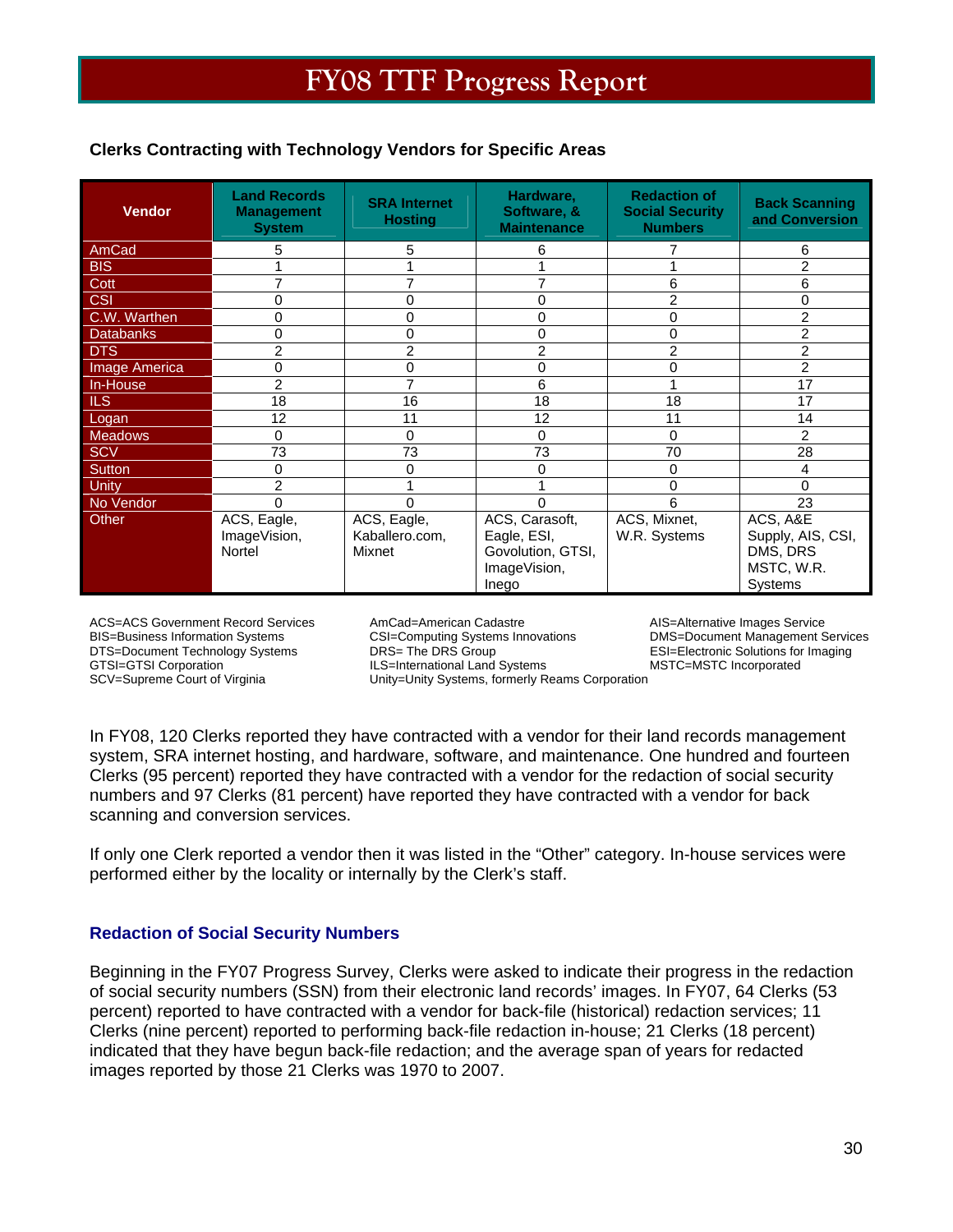# FY08 TTF Progress Report

**Clerks Contracting with Technology Vendors for Specific Areas**

| Vendor | Land Records Management System | SRA Internet Hosting | Hardware, Software, & Maintenance | Redaction of Social Security Numbers | Back Scanning and Conversion |
|---|---|---|---|---|---|
| AmCad | 5 | 5 | 6 | 7 | 6 |
| BIS | 1 | 1 | 1 | 1 | 2 |
| Cott | 7 | 7 | 7 | 6 | 6 |
| CSI | 0 | 0 | 0 | 2 | 0 |
| C.W. Warthen | 0 | 0 | 0 | 0 | 2 |
| Databanks | 0 | 0 | 0 | 0 | 2 |
| DTS | 2 | 2 | 2 | 2 | 2 |
| Image America | 0 | 0 | 0 | 0 | 2 |
| In-House | 2 | 7 | 6 | 1 | 17 |
| ILS | 18 | 16 | 18 | 18 | 17 |
| Logan | 12 | 11 | 12 | 11 | 14 |
| Meadows | 0 | 0 | 0 | 0 | 2 |
| SCV | 73 | 73 | 73 | 70 | 28 |
| Sutton | 0 | 0 | 0 | 0 | 4 |
| Unity | 2 | 1 | 1 | 0 | 0 |
| No Vendor | 0 | 0 | 0 | 6 | 23 |
| Other | ACS, Eagle, ImageVision, Nortel | ACS, Eagle, Kaballero.com, Mixnet | ACS, Carasoft, Eagle, ESI, Govolution, GTSI, ImageVision, Inego | ACS, Mixnet, W.R. Systems | ACS, A&E Supply, AIS, CSI, DMS, DRS MSTC, W.R. Systems |

ACS=ACS Government Record Services
BIS=Business Information Systems
DTS=Document Technology Systems
GTSI=GTSI Corporation
SCV=Supreme Court of Virginia
AmCad=American Cadastre
CSI=Computing Systems Innovations
DRS= The DRS Group
ILS=International Land Systems
Unity=Unity Systems, formerly Reams Corporation
AIS=Alternative Images Service
DMS=Document Management Services
ESI=Electronic Solutions for Imaging
MSTC=MSTC Incorporated

In FY08, 120 Clerks reported they have contracted with a vendor for their land records management system, SRA internet hosting, and hardware, software, and maintenance. One hundred and fourteen Clerks (95 percent) reported they have contracted with a vendor for the redaction of social security numbers and 97 Clerks (81 percent) have reported they have contracted with a vendor for back scanning and conversion services.

If only one Clerk reported a vendor then it was listed in the "Other" category. In-house services were performed either by the locality or internally by the Clerk's staff.

### Redaction of Social Security Numbers

Beginning in the FY07 Progress Survey, Clerks were asked to indicate their progress in the redaction of social security numbers (SSN) from their electronic land records' images. In FY07, 64 Clerks (53 percent) reported to have contracted with a vendor for back-file (historical) redaction services; 11 Clerks (nine percent) reported to performing back-file redaction in-house; 21 Clerks (18 percent) indicated that they have begun back-file redaction; and the average span of years for redacted images reported by those 21 Clerks was 1970 to 2007.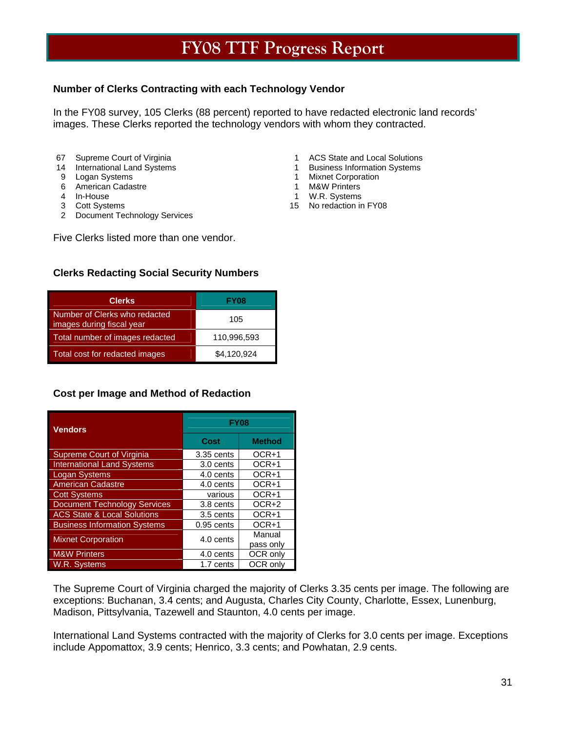# FY08 TTF Progress Report

### Number of Clerks Contracting with each Technology Vendor

In the FY08 survey, 105 Clerks (88 percent) reported to have redacted electronic land records' images. These Clerks reported the technology vendors with whom they contracted.

- 67 Supreme Court of Virginia
- 14 International Land Systems
- 9 Logan Systems
- 6 American Cadastre
- 4 In-House
- 3 Cott Systems
- 2 Document Technology Services
- 1 ACS State and Local Solutions
- 1 Business Information Systems
- 1 Mixnet Corporation
- 1 M&W Printers
- 1 W.R. Systems
- 15 No redaction in FY08

Five Clerks listed more than one vendor.

### Clerks Redacting Social Security Numbers

| Clerks | FY08 |
|---|---|
| Number of Clerks who redacted images during fiscal year | 105 |
| Total number of images redacted | 110,996,593 |
| Total cost for redacted images | $4,120,924 |

### Cost per Image and Method of Redaction

| Vendors | FY08 | |
|---|---|---|
| | Cost | Method |
| Supreme Court of Virginia | 3.35 cents | OCR+1 |
| International Land Systems | 3.0 cents | OCR+1 |
| Logan Systems | 4.0 cents | OCR+1 |
| American Cadastre | 4.0 cents | OCR+1 |
| Cott Systems | various | OCR+1 |
| Document Technology Services | 3.8 cents | OCR+2 |
| ACS State & Local Solutions | 3.5 cents | OCR+1 |
| Business Information Systems | 0.95 cents | OCR+1 |
| Mixnet Corporation | 4.0 cents | Manual pass only |
| M&W Printers | 4.0 cents | OCR only |
| W.R. Systems | 1.7 cents | OCR only |

The Supreme Court of Virginia charged the majority of Clerks 3.35 cents per image. The following are exceptions: Buchanan, 3.4 cents; and Augusta, Charles City County, Charlotte, Essex, Lunenburg, Madison, Pittsylvania, Tazewell and Staunton, 4.0 cents per image.

International Land Systems contracted with the majority of Clerks for 3.0 cents per image. Exceptions include Appomattox, 3.9 cents; Henrico, 3.3 cents; and Powhatan, 2.9 cents.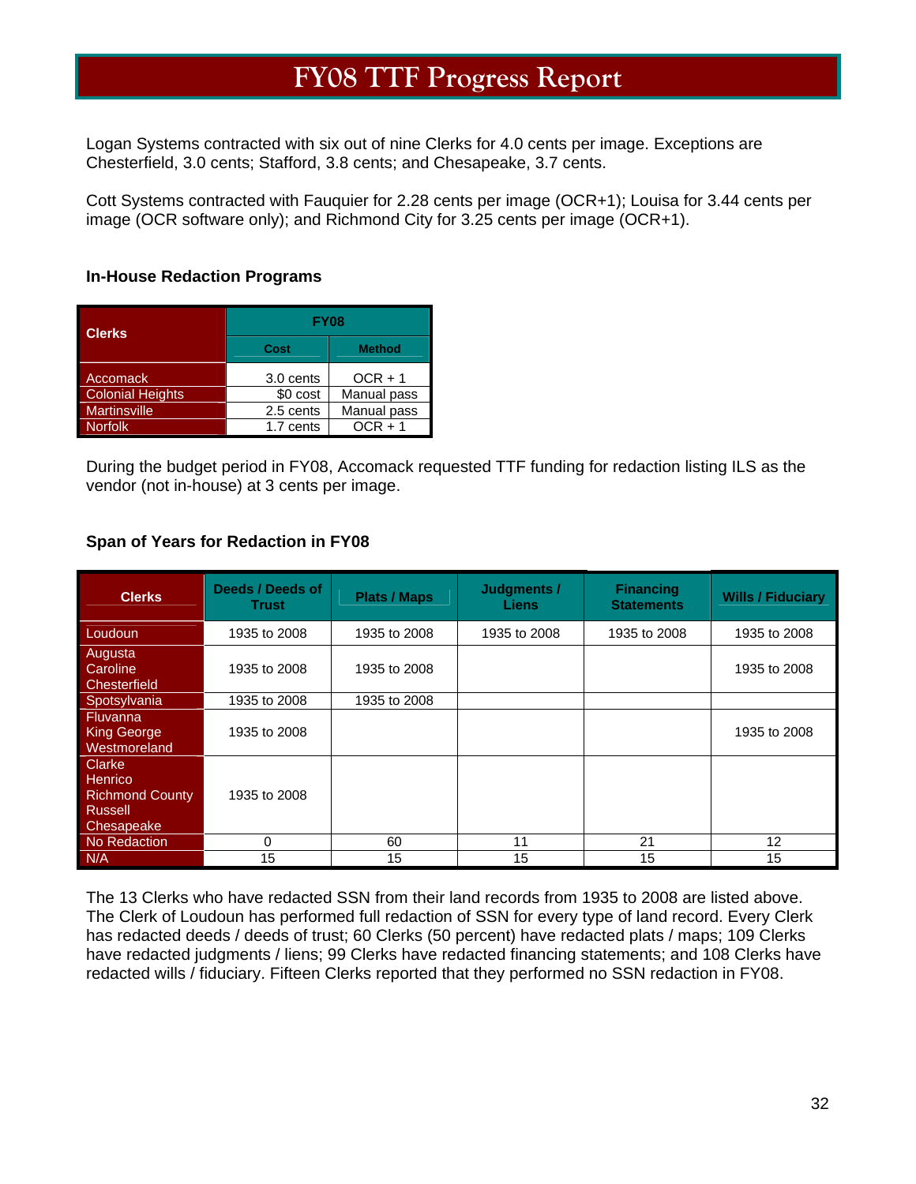# FY08 TTF Progress Report

Logan Systems contracted with six out of nine Clerks for 4.0 cents per image. Exceptions are Chesterfield, 3.0 cents; Stafford, 3.8 cents; and Chesapeake, 3.7 cents.

Cott Systems contracted with Fauquier for 2.28 cents per image (OCR+1); Louisa for 3.44 cents per image (OCR software only); and Richmond City for 3.25 cents per image (OCR+1).

### In-House Redaction Programs

| Clerks | FY08 | |
|---|---|---|
| | Cost | Method |
| Accomack | 3.0 cents | OCR + 1 |
| Colonial Heights | $0 cost | Manual pass |
| Martinsville | 2.5 cents | Manual pass |
| Norfolk | 1.7 cents | OCR + 1 |

During the budget period in FY08, Accomack requested TTF funding for redaction listing ILS as the vendor (not in-house) at 3 cents per image.

### Span of Years for Redaction in FY08

| Clerks | Deeds / Deeds of Trust | Plats / Maps | Judgments / Liens | Financing Statements | Wills / Fiduciary |
|---|---|---|---|---|---|
| Loudoun | 1935 to 2008 | 1935 to 2008 | 1935 to 2008 | 1935 to 2008 | 1935 to 2008 |
| Augusta<br>Caroline<br>Chesterfield | 1935 to 2008 | 1935 to 2008 | | | 1935 to 2008 |
| Spotsylvania | 1935 to 2008 | 1935 to 2008 | | | |
| Fluvanna<br>King George<br>Westmoreland | 1935 to 2008 | | | | 1935 to 2008 |
| Clarke<br>Henrico<br>Richmond County<br>Russell<br>Chesapeake | 1935 to 2008 | | | | |
| No Redaction | 0 | 60 | 11 | 21 | 12 |
| N/A | 15 | 15 | 15 | 15 | 15 |

The 13 Clerks who have redacted SSN from their land records from 1935 to 2008 are listed above. The Clerk of Loudoun has performed full redaction of SSN for every type of land record. Every Clerk has redacted deeds / deeds of trust; 60 Clerks (50 percent) have redacted plats / maps; 109 Clerks have redacted judgments / liens; 99 Clerks have redacted financing statements; and 108 Clerks have redacted wills / fiduciary. Fifteen Clerks reported that they performed no SSN redaction in FY08.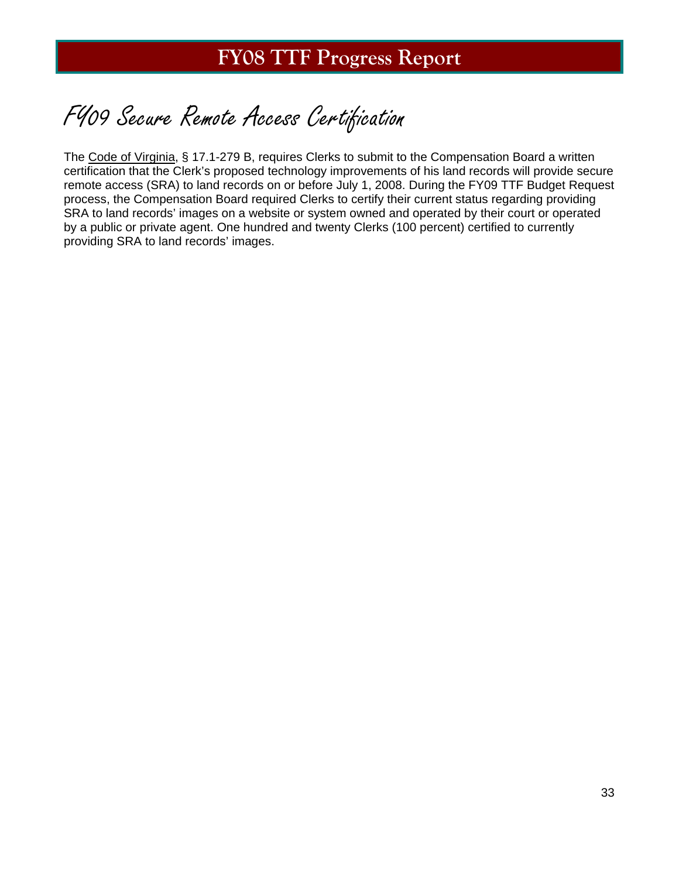# FY09 Secure Remote Access Certification

The Code of Virginia, § 17.1-279 B, requires Clerks to submit to the Compensation Board a written certification that the Clerk's proposed technology improvements of his land records will provide secure remote access (SRA) to land records on or before July 1, 2008. During the FY09 TTF Budget Request process, the Compensation Board required Clerks to certify their current status regarding providing SRA to land records' images on a website or system owned and operated by their court or operated by a public or private agent. One hundred and twenty Clerks (100 percent) certified to currently providing SRA to land records' images.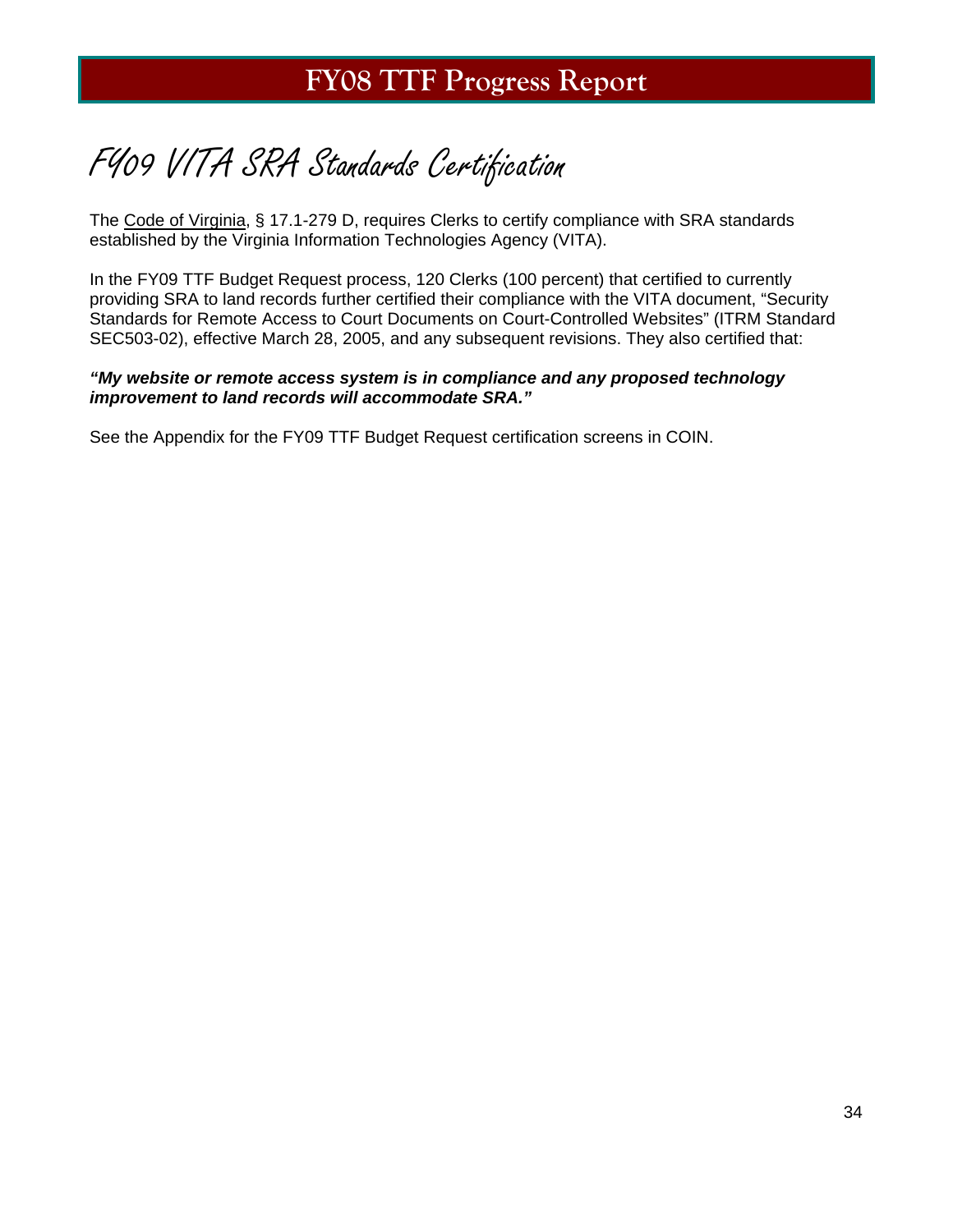# FY09 VITA SRA Standards Certification

The Code of Virginia, § 17.1-279 D, requires Clerks to certify compliance with SRA standards established by the Virginia Information Technologies Agency (VITA).

In the FY09 TTF Budget Request process, 120 Clerks (100 percent) that certified to currently providing SRA to land records further certified their compliance with the VITA document, "Security Standards for Remote Access to Court Documents on Court-Controlled Websites" (ITRM Standard SEC503-02), effective March 28, 2005, and any subsequent revisions. They also certified that:

***"My website or remote access system is in compliance and any proposed technology improvement to land records will accommodate SRA."***

See the Appendix for the FY09 TTF Budget Request certification screens in COIN.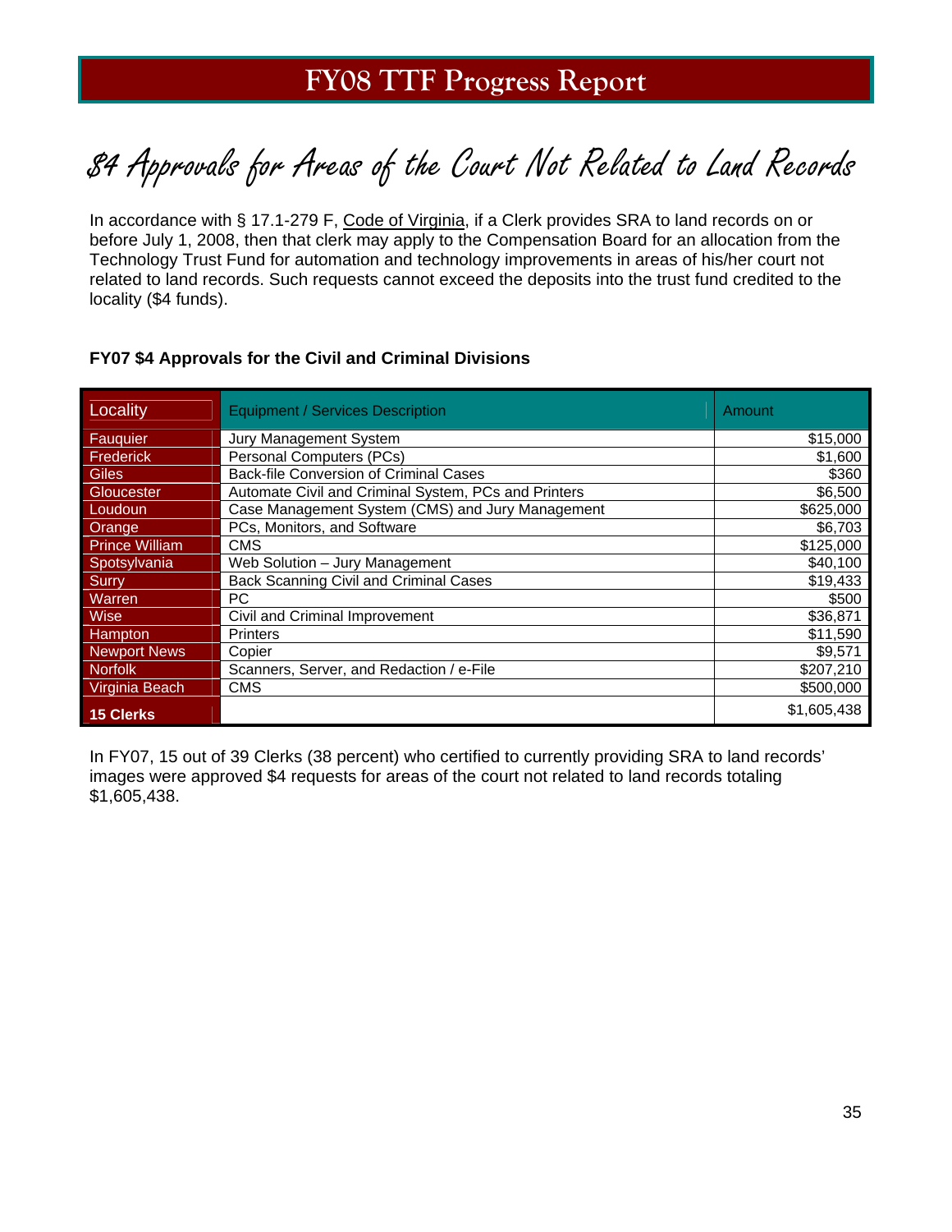# FY08 TTF Progress Report

## $4 Approvals for Areas of the Court Not Related to Land Records

In accordance with § 17.1-279 F, Code of Virginia, if a Clerk provides SRA to land records on or before July 1, 2008, then that clerk may apply to the Compensation Board for an allocation from the Technology Trust Fund for automation and technology improvements in areas of his/her court not related to land records. Such requests cannot exceed the deposits into the trust fund credited to the locality ($4 funds).

**FY07 $4 Approvals for the Civil and Criminal Divisions**

| Locality | Equipment / Services Description | Amount |
|---|---|---|
| Fauquier | Jury Management System | $15,000 |
| Frederick | Personal Computers (PCs) | $1,600 |
| Giles | Back-file Conversion of Criminal Cases | $360 |
| Gloucester | Automate Civil and Criminal System, PCs and Printers | $6,500 |
| Loudoun | Case Management System (CMS) and Jury Management | $625,000 |
| Orange | PCs, Monitors, and Software | $6,703 |
| Prince William | CMS | $125,000 |
| Spotsylvania | Web Solution – Jury Management | $40,100 |
| Surry | Back Scanning Civil and Criminal Cases | $19,433 |
| Warren | PC | $500 |
| Wise | Civil and Criminal Improvement | $36,871 |
| Hampton | Printers | $11,590 |
| Newport News | Copier | $9,571 |
| Norfolk | Scanners, Server, and Redaction / e-File | $207,210 |
| Virginia Beach | CMS | $500,000 |
| **15 Clerks** | | $1,605,438 |

In FY07, 15 out of 39 Clerks (38 percent) who certified to currently providing SRA to land records' images were approved $4 requests for areas of the court not related to land records totaling $1,605,438.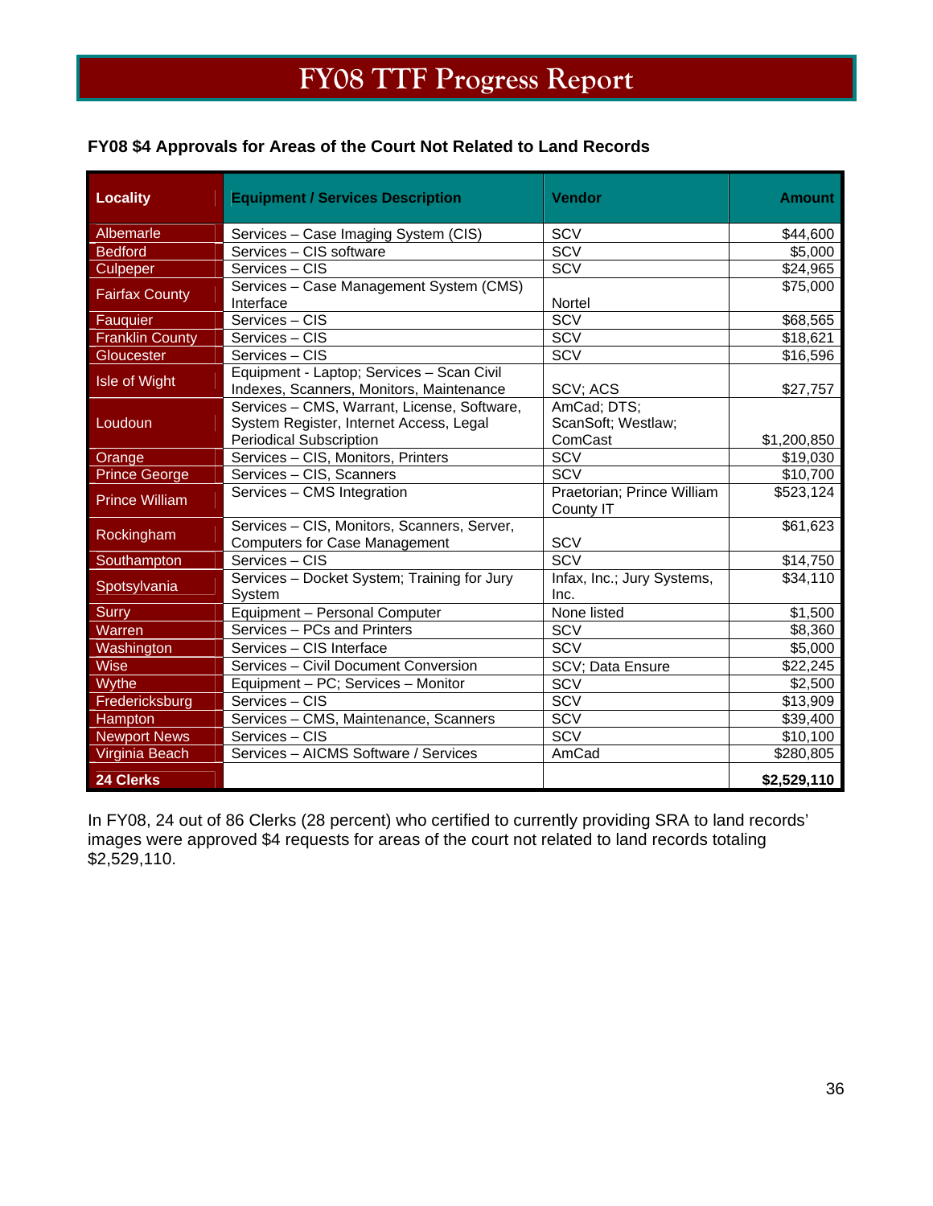# FY08 TTF Progress Report

### FY08 $4 Approvals for Areas of the Court Not Related to Land Records

| Locality | Equipment / Services Description | Vendor | Amount |
|---|---|---|---|
| Albemarle | Services – Case Imaging System (CIS) | SCV | $44,600 |
| Bedford | Services – CIS software | SCV | $5,000 |
| Culpeper | Services – CIS | SCV | $24,965 |
| Fairfax County | Services – Case Management System (CMS) Interface | Nortel | $75,000 |
| Fauquier | Services – CIS | SCV | $68,565 |
| Franklin County | Services – CIS | SCV | $18,621 |
| Gloucester | Services – CIS | SCV | $16,596 |
| Isle of Wight | Equipment - Laptop; Services – Scan Civil Indexes, Scanners, Monitors, Maintenance | SCV; ACS | $27,757 |
| Loudoun | Services – CMS, Warrant, License, Software, System Register, Internet Access, Legal Periodical Subscription | AmCad; DTS; ScanSoft; Westlaw; ComCast | $1,200,850 |
| Orange | Services – CIS, Monitors, Printers | SCV | $19,030 |
| Prince George | Services – CIS, Scanners | SCV | $10,700 |
| Prince William | Services – CMS Integration | Praetorian; Prince William County IT | $523,124 |
| Rockingham | Services – CIS, Monitors, Scanners, Server, Computers for Case Management | SCV | $61,623 |
| Southampton | Services – CIS | SCV | $14,750 |
| Spotsylvania | Services – Docket System; Training for Jury System | Infax, Inc.; Jury Systems, Inc. | $34,110 |
| Surry | Equipment – Personal Computer | None listed | $1,500 |
| Warren | Services – PCs and Printers | SCV | $8,360 |
| Washington | Services – CIS Interface | SCV | $5,000 |
| Wise | Services – Civil Document Conversion | SCV; Data Ensure | $22,245 |
| Wythe | Equipment – PC; Services – Monitor | SCV | $2,500 |
| Fredericksburg | Services – CIS | SCV | $13,909 |
| Hampton | Services – CMS, Maintenance, Scanners | SCV | $39,400 |
| Newport News | Services – CIS | SCV | $10,100 |
| Virginia Beach | Services – AICMS Software / Services | AmCad | $280,805 |
| **24 Clerks** | | | **$2,529,110** |

In FY08, 24 out of 86 Clerks (28 percent) who certified to currently providing SRA to land records' images were approved $4 requests for areas of the court not related to land records totaling $2,529,110.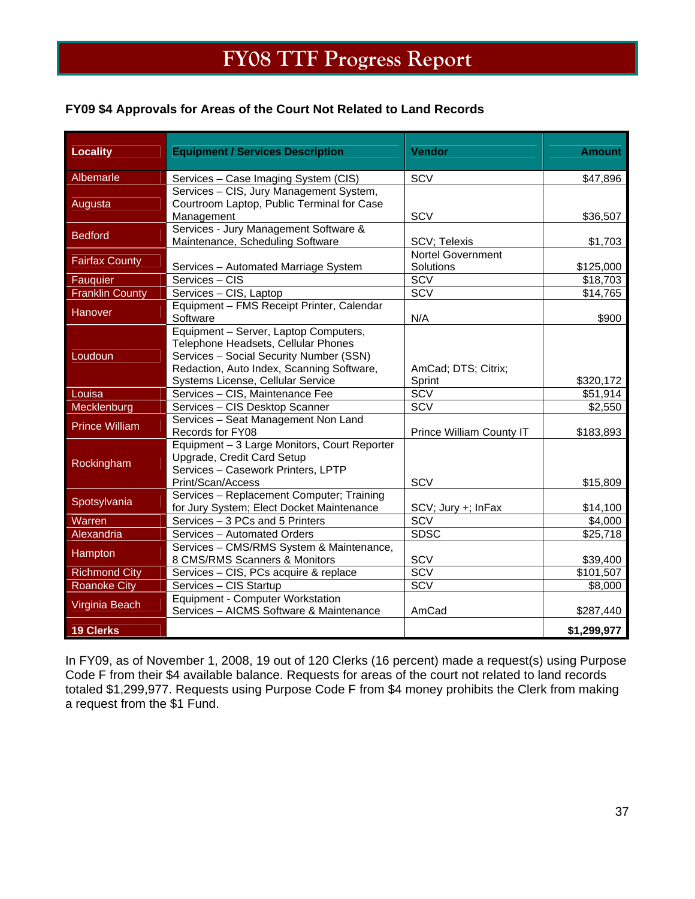# FY08 TTF Progress Report

**FY09 $4 Approvals for Areas of the Court Not Related to Land Records**

| Locality | Equipment / Services Description | Vendor | Amount |
|---|---|---|---|
| Albemarle | Services – Case Imaging System (CIS) | SCV | $47,896 |
| Augusta | Services – CIS, Jury Management System, Courtroom Laptop, Public Terminal for Case Management | SCV | $36,507 |
| Bedford | Services - Jury Management Software & Maintenance, Scheduling Software | SCV; Telexis | $1,703 |
| Fairfax County | Services – Automated Marriage System | Nortel Government Solutions | $125,000 |
| Fauquier | Services – CIS | SCV | $18,703 |
| Franklin County | Services – CIS, Laptop | SCV | $14,765 |
| Hanover | Equipment – FMS Receipt Printer, Calendar Software | N/A | $900 |
| Loudoun | Equipment – Server, Laptop Computers, Telephone Headsets, Cellular Phones Services – Social Security Number (SSN) Redaction, Auto Index, Scanning Software, Systems License, Cellular Service | AmCad; DTS; Citrix; Sprint | $320,172 |
| Louisa | Services – CIS, Maintenance Fee | SCV | $51,914 |
| Mecklenburg | Services – CIS Desktop Scanner | SCV | $2,550 |
| Prince William | Services – Seat Management Non Land Records for FY08 | Prince William County IT | $183,893 |
| Rockingham | Equipment – 3 Large Monitors, Court Reporter Upgrade, Credit Card Setup Services – Casework Printers, LPTP Print/Scan/Access | SCV | $15,809 |
| Spotsylvania | Services – Replacement Computer; Training for Jury System; Elect Docket Maintenance | SCV; Jury +; InFax | $14,100 |
| Warren | Services – 3 PCs and 5 Printers | SCV | $4,000 |
| Alexandria | Services – Automated Orders | SDSC | $25,718 |
| Hampton | Services – CMS/RMS System & Maintenance, 8 CMS/RMS Scanners & Monitors | SCV | $39,400 |
| Richmond City | Services – CIS, PCs acquire & replace | SCV | $101,507 |
| Roanoke City | Services – CIS Startup | SCV | $8,000 |
| Virginia Beach | Equipment - Computer Workstation Services – AICMS Software & Maintenance | AmCad | $287,440 |
| **19 Clerks** | | | **$1,299,977** |

In FY09, as of November 1, 2008, 19 out of 120 Clerks (16 percent) made a request(s) using Purpose Code F from their $4 available balance. Requests for areas of the court not related to land records totaled $1,299,977. Requests using Purpose Code F from $4 money prohibits the Clerk from making a request from the $1 Fund.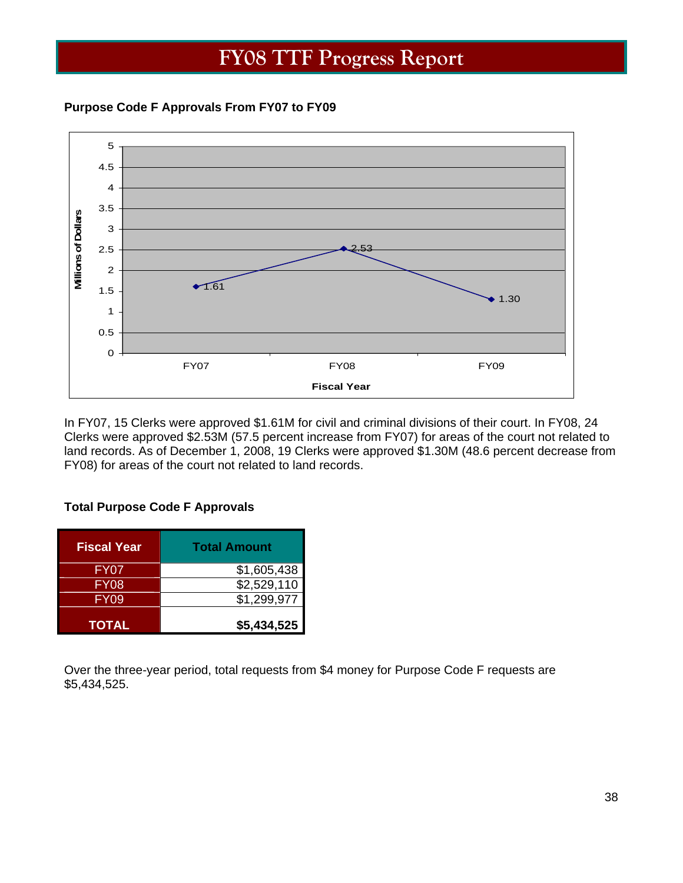# FY08 TTF Progress Report

**Purpose Code F Approvals From FY07 to FY09**

| Fiscal Year | Millions of Dollars |
|---|---|
| FY07 | 1.61 |
| FY08 | 2.53 |
| FY09 | 1.30 |

In FY07, 15 Clerks were approved $1.61M for civil and criminal divisions of their court. In FY08, 24 Clerks were approved $2.53M (57.5 percent increase from FY07) for areas of the court not related to land records. As of December 1, 2008, 19 Clerks were approved $1.30M (48.6 percent decrease from FY08) for areas of the court not related to land records.

**Total Purpose Code F Approvals**

| Fiscal Year | Total Amount |
|---|---|
| FY07 | $1,605,438 |
| FY08 | $2,529,110 |
| FY09 | $1,299,977 |
| **TOTAL** | **$5,434,525** |

Over the three-year period, total requests from $4 money for Purpose Code F requests are $5,434,525.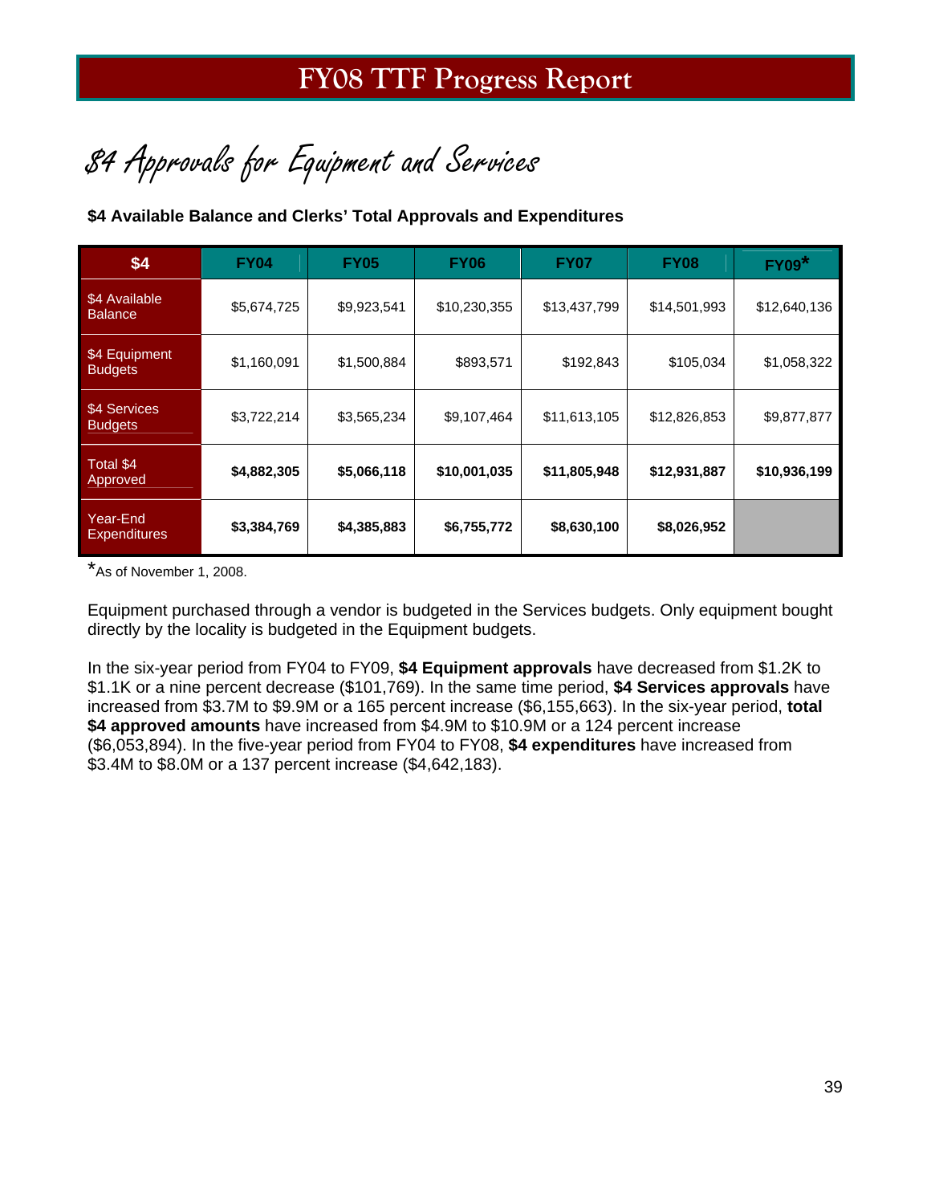# FY08 TTF Progress Report

## $4 Approvals for Equipment and Services

**$4 Available Balance and Clerks' Total Approvals and Expenditures**

| $4 | FY04 | FY05 | FY06 | FY07 | FY08 | FY09* |
|---|---|---|---|---|---|---|
| $4 Available Balance | $5,674,725 | $9,923,541 | $10,230,355 | $13,437,799 | $14,501,993 | $12,640,136 |
| $4 Equipment Budgets | $1,160,091 | $1,500,884 | $893,571 | $192,843 | $105,034 | $1,058,322 |
| $4 Services Budgets | $3,722,214 | $3,565,234 | $9,107,464 | $11,613,105 | $12,826,853 | $9,877,877 |
| Total $4 Approved | **$4,882,305** | **$5,066,118** | **$10,001,035** | **$11,805,948** | **$12,931,887** | **$10,936,199** |
| Year-End Expenditures | **$3,384,769** | **$4,385,883** | **$6,755,772** | **$8,630,100** | **$8,026,952** | |

*As of November 1, 2008.

Equipment purchased through a vendor is budgeted in the Services budgets. Only equipment bought directly by the locality is budgeted in the Equipment budgets.

In the six-year period from FY04 to FY09, **$4 Equipment approvals** have decreased from $1.2K to $1.1K or a nine percent decrease ($101,769). In the same time period, **$4 Services approvals** have increased from $3.7M to $9.9M or a 165 percent increase ($6,155,663). In the six-year period, **total $4 approved amounts** have increased from $4.9M to $10.9M or a 124 percent increase ($6,053,894). In the five-year period from FY04 to FY08, **$4 expenditures** have increased from $3.4M to $8.0M or a 137 percent increase ($4,642,183).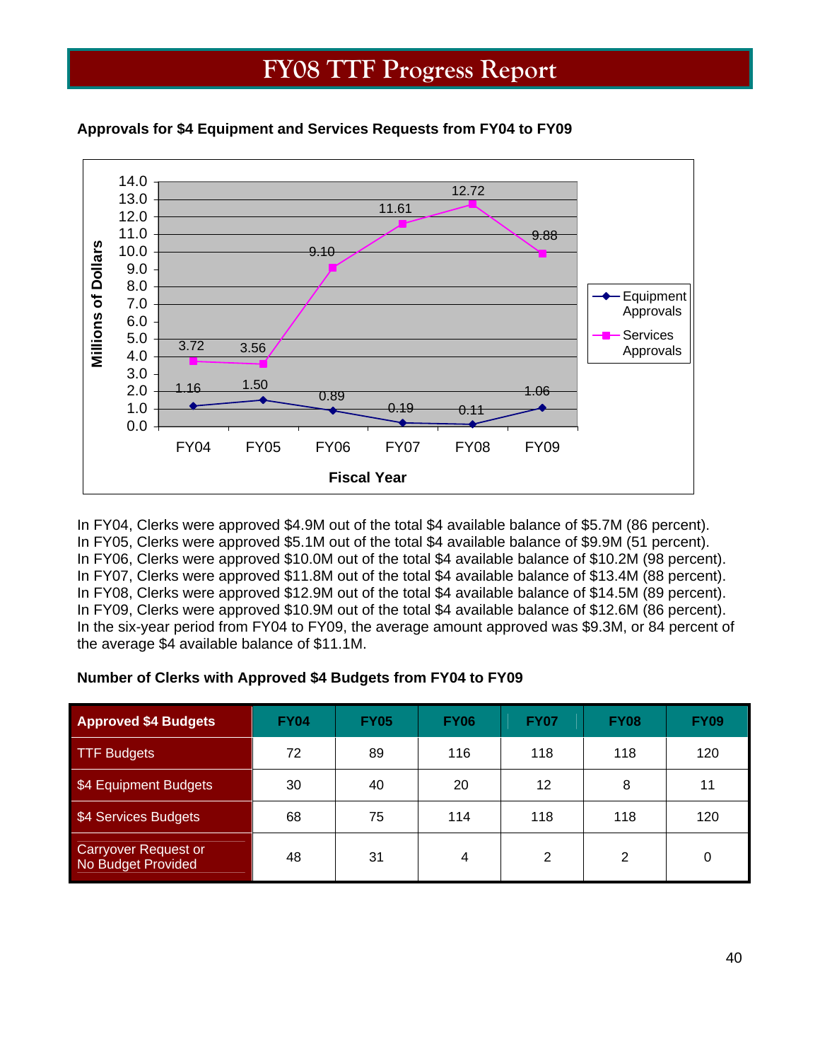# FY08 TTF Progress Report

**Approvals for $4 Equipment and Services Requests from FY04 to FY09**

| Fiscal Year | Equipment Approvals | Services Approvals |
|---|---|---|
| FY04 | 1.16 | 3.72 |
| FY05 | 1.50 | 3.56 |
| FY06 | 0.89 | 9.10 |
| FY07 | 0.19 | 11.61 |
| FY08 | 0.11 | 12.72 |
| FY09 | 1.06 | 9.88 |

In FY04, Clerks were approved $4.9M out of the total $4 available balance of $5.7M (86 percent).
In FY05, Clerks were approved $5.1M out of the total $4 available balance of $9.9M (51 percent).
In FY06, Clerks were approved $10.0M out of the total $4 available balance of $10.2M (98 percent).
In FY07, Clerks were approved $11.8M out of the total $4 available balance of $13.4M (88 percent).
In FY08, Clerks were approved $12.9M out of the total $4 available balance of $14.5M (89 percent).
In FY09, Clerks were approved $10.9M out of the total $4 available balance of $12.6M (86 percent).
In the six-year period from FY04 to FY09, the average amount approved was $9.3M, or 84 percent of the average $4 available balance of $11.1M.

**Number of Clerks with Approved $4 Budgets from FY04 to FY09**

| Approved $4 Budgets | FY04 | FY05 | FY06 | FY07 | FY08 | FY09 |
|---|---|---|---|---|---|---|
| TTF Budgets | 72 | 89 | 116 | 118 | 118 | 120 |
| $4 Equipment Budgets | 30 | 40 | 20 | 12 | 8 | 11 |
| $4 Services Budgets | 68 | 75 | 114 | 118 | 118 | 120 |
| Carryover Request or No Budget Provided | 48 | 31 | 4 | 2 | 2 | 0 |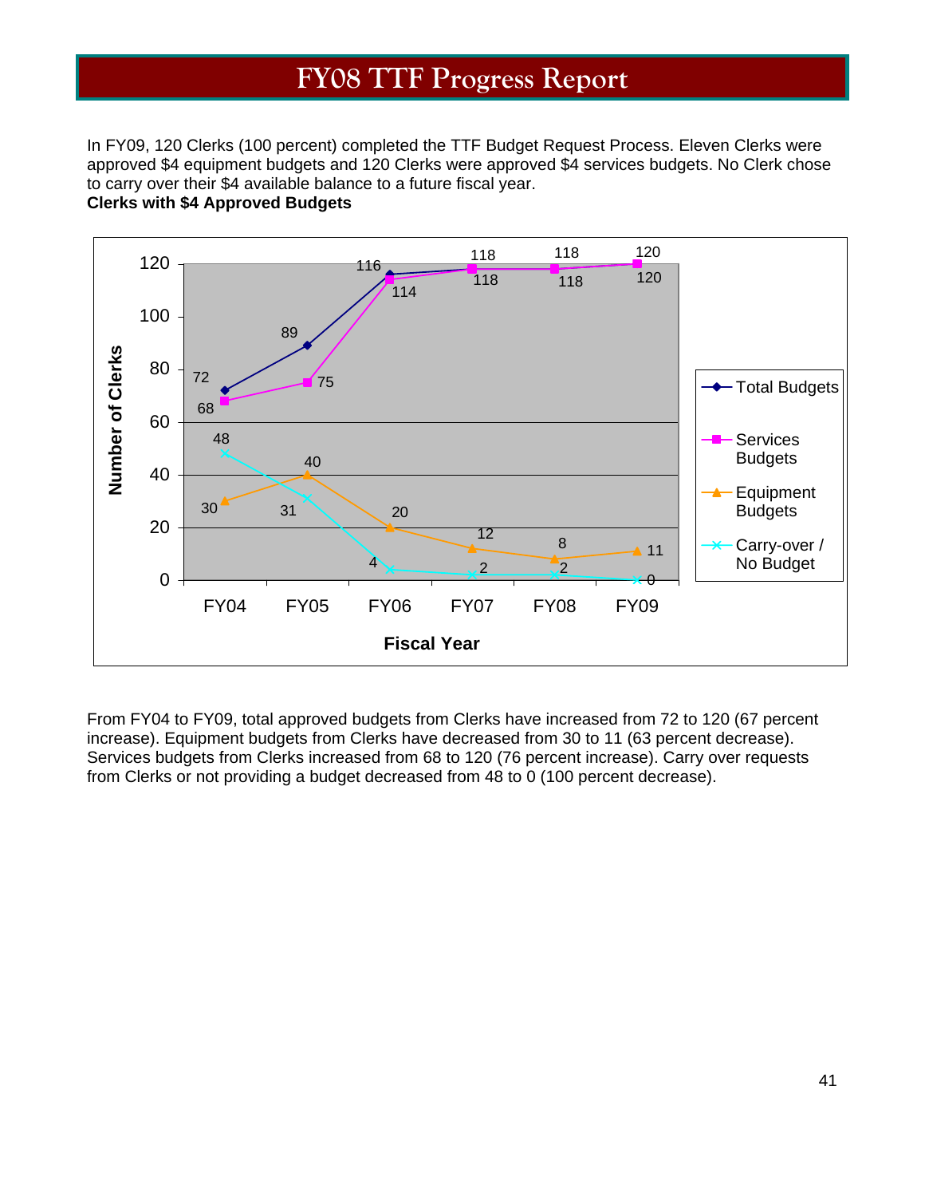# FY08 TTF Progress Report

In FY09, 120 Clerks (100 percent) completed the TTF Budget Request Process. Eleven Clerks were approved $4 equipment budgets and 120 Clerks were approved $4 services budgets. No Clerk chose to carry over their $4 available balance to a future fiscal year.

**Clerks with $4 Approved Budgets**

| Fiscal Year | Total Budgets | Services Budgets | Equipment Budgets | Carry-over / No Budget |
|---|---|---|---|---|
| FY04 | 72 | 68 | 30 | 48 |
| FY05 | 89 | 75 | 40 | 31 |
| FY06 | 116 | 114 | 20 | 4 |
| FY07 | 118 | 118 | 12 | 2 |
| FY08 | 118 | 118 | 8 | 2 |
| FY09 | 120 | 120 | 11 | 0 |

From FY04 to FY09, total approved budgets from Clerks have increased from 72 to 120 (67 percent increase). Equipment budgets from Clerks have decreased from 30 to 11 (63 percent decrease). Services budgets from Clerks increased from 68 to 120 (76 percent increase). Carry over requests from Clerks or not providing a budget decreased from 48 to 0 (100 percent decrease).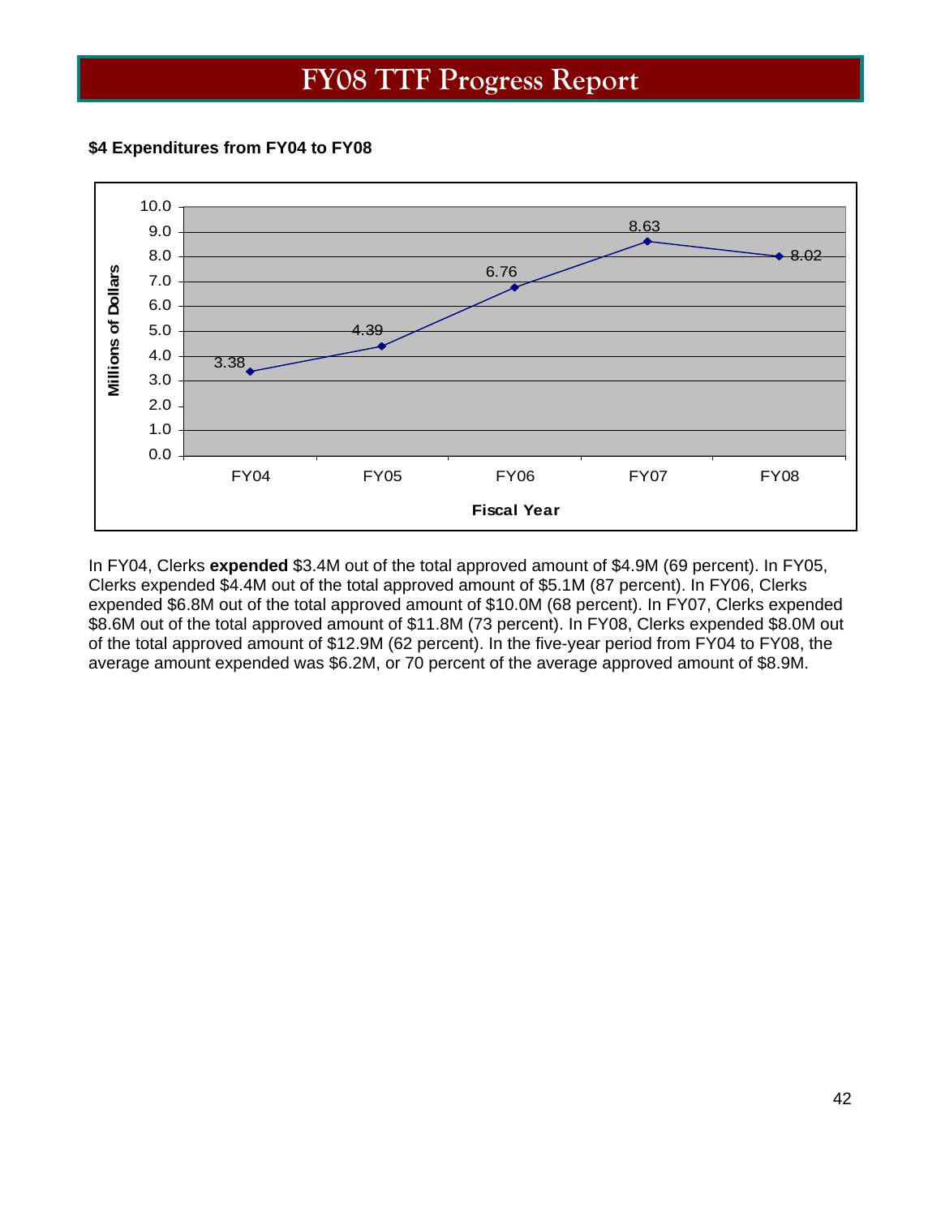# FY08 TTF Progress Report

**$4 Expenditures from FY04 to FY08**

| Fiscal Year | Millions of Dollars |
|---|---|
| FY04 | 3.38 |
| FY05 | 4.39 |
| FY06 | 6.76 |
| FY07 | 8.63 |
| FY08 | 8.02 |

In FY04, Clerks **expended** $3.4M out of the total approved amount of $4.9M (69 percent). In FY05, Clerks expended $4.4M out of the total approved amount of $5.1M (87 percent). In FY06, Clerks expended $6.8M out of the total approved amount of $10.0M (68 percent). In FY07, Clerks expended $8.6M out of the total approved amount of $11.8M (73 percent). In FY08, Clerks expended $8.0M out of the total approved amount of $12.9M (62 percent). In the five-year period from FY04 to FY08, the average amount expended was $6.2M, or 70 percent of the average approved amount of $8.9M.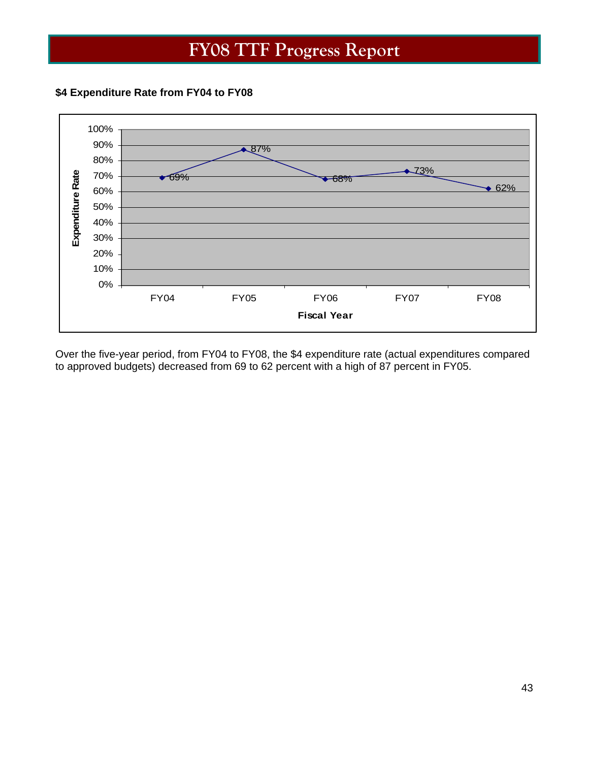## $4 Expenditure Rate from FY04 to FY08

| Fiscal Year | Expenditure Rate |
|---|---|
| FY04 | 69% |
| FY05 | 87% |
| FY06 | 68% |
| FY07 | 73% |
| FY08 | 62% |

Over the five-year period, from FY04 to FY08, the $4 expenditure rate (actual expenditures compared to approved budgets) decreased from 69 to 62 percent with a high of 87 percent in FY05.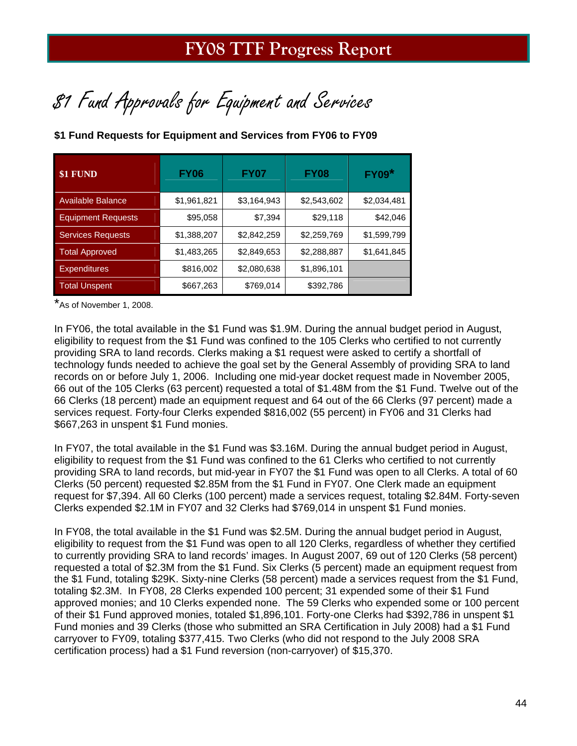# FY08 TTF Progress Report

## $1 Fund Approvals for Equipment and Services

**$1 Fund Requests for Equipment and Services from FY06 to FY09**

| $1 FUND | FY06 | FY07 | FY08 | FY09* |
|---|---|---|---|---|
| Available Balance | $1,961,821 | $3,164,943 | $2,543,602 | $2,034,481 |
| Equipment Requests | $95,058 | $7,394 | $29,118 | $42,046 |
| Services Requests | $1,388,207 | $2,842,259 | $2,259,769 | $1,599,799 |
| Total Approved | $1,483,265 | $2,849,653 | $2,288,887 | $1,641,845 |
| Expenditures | $816,002 | $2,080,638 | $1,896,101 | |
| Total Unspent | $667,263 | $769,014 | $392,786 | |

*As of November 1, 2008.

In FY06, the total available in the $1 Fund was $1.9M. During the annual budget period in August, eligibility to request from the $1 Fund was confined to the 105 Clerks who certified to not currently providing SRA to land records. Clerks making a $1 request were asked to certify a shortfall of technology funds needed to achieve the goal set by the General Assembly of providing SRA to land records on or before July 1, 2006. Including one mid-year docket request made in November 2005, 66 out of the 105 Clerks (63 percent) requested a total of $1.48M from the $1 Fund. Twelve out of the 66 Clerks (18 percent) made an equipment request and 64 out of the 66 Clerks (97 percent) made a services request. Forty-four Clerks expended $816,002 (55 percent) in FY06 and 31 Clerks had $667,263 in unspent $1 Fund monies.

In FY07, the total available in the $1 Fund was $3.16M. During the annual budget period in August, eligibility to request from the $1 Fund was confined to the 61 Clerks who certified to not currently providing SRA to land records, but mid-year in FY07 the $1 Fund was open to all Clerks. A total of 60 Clerks (50 percent) requested $2.85M from the $1 Fund in FY07. One Clerk made an equipment request for $7,394. All 60 Clerks (100 percent) made a services request, totaling $2.84M. Forty-seven Clerks expended $2.1M in FY07 and 32 Clerks had $769,014 in unspent $1 Fund monies.

In FY08, the total available in the $1 Fund was $2.5M. During the annual budget period in August, eligibility to request from the $1 Fund was open to all 120 Clerks, regardless of whether they certified to currently providing SRA to land records' images. In August 2007, 69 out of 120 Clerks (58 percent) requested a total of $2.3M from the $1 Fund. Six Clerks (5 percent) made an equipment request from the $1 Fund, totaling $29K. Sixty-nine Clerks (58 percent) made a services request from the $1 Fund, totaling $2.3M. In FY08, 28 Clerks expended 100 percent; 31 expended some of their $1 Fund approved monies; and 10 Clerks expended none. The 59 Clerks who expended some or 100 percent of their $1 Fund approved monies, totaled $1,896,101. Forty-one Clerks had $392,786 in unspent $1 Fund monies and 39 Clerks (those who submitted an SRA Certification in July 2008) had a $1 Fund carryover to FY09, totaling $377,415. Two Clerks (who did not respond to the July 2008 SRA certification process) had a $1 Fund reversion (non-carryover) of $15,370.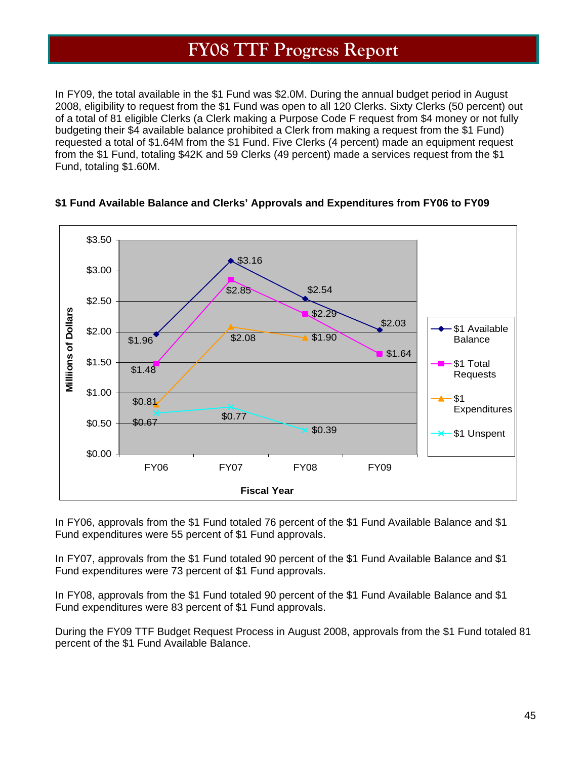# FY08 TTF Progress Report

In FY09, the total available in the $1 Fund was $2.0M. During the annual budget period in August 2008, eligibility to request from the $1 Fund was open to all 120 Clerks. Sixty Clerks (50 percent) out of a total of 81 eligible Clerks (a Clerk making a Purpose Code F request from $4 money or not fully budgeting their $4 available balance prohibited a Clerk from making a request from the $1 Fund) requested a total of $1.64M from the $1 Fund. Five Clerks (4 percent) made an equipment request from the $1 Fund, totaling $42K and 59 Clerks (49 percent) made a services request from the $1 Fund, totaling $1.60M.

**$1 Fund Available Balance and Clerks' Approvals and Expenditures from FY06 to FY09**

| Fiscal Year | $1 Available Balance | $1 Total Requests | $1 Expenditures | $1 Unspent |
|---|---|---|---|---|
| FY06 | $1.96 | $1.48 | $0.81 | $0.67 |
| FY07 | $3.16 | $2.85 | $2.08 | $0.77 |
| FY08 | $2.54 | $2.29 | $1.90 | $0.39 |
| FY09 | $2.03 | $1.64 | | |

(Millions of Dollars)

In FY06, approvals from the $1 Fund totaled 76 percent of the $1 Fund Available Balance and $1 Fund expenditures were 55 percent of $1 Fund approvals.

In FY07, approvals from the $1 Fund totaled 90 percent of the $1 Fund Available Balance and $1 Fund expenditures were 73 percent of $1 Fund approvals.

In FY08, approvals from the $1 Fund totaled 90 percent of the $1 Fund Available Balance and $1 Fund expenditures were 83 percent of $1 Fund approvals.

During the FY09 TTF Budget Request Process in August 2008, approvals from the $1 Fund totaled 81 percent of the $1 Fund Available Balance.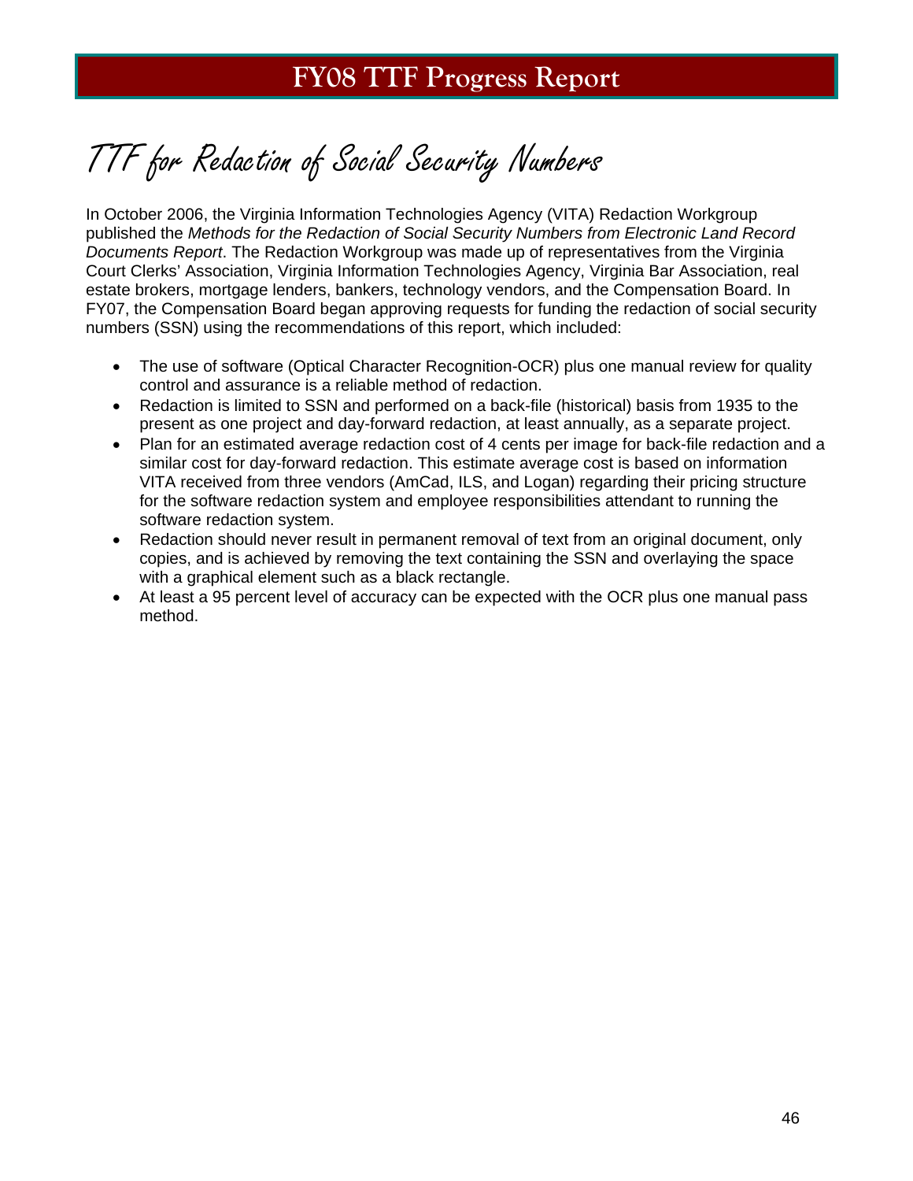# TTF for Redaction of Social Security Numbers

In October 2006, the Virginia Information Technologies Agency (VITA) Redaction Workgroup published the *Methods for the Redaction of Social Security Numbers from Electronic Land Record Documents Report*. The Redaction Workgroup was made up of representatives from the Virginia Court Clerks' Association, Virginia Information Technologies Agency, Virginia Bar Association, real estate brokers, mortgage lenders, bankers, technology vendors, and the Compensation Board. In FY07, the Compensation Board began approving requests for funding the redaction of social security numbers (SSN) using the recommendations of this report, which included:

- The use of software (Optical Character Recognition-OCR) plus one manual review for quality control and assurance is a reliable method of redaction.
- Redaction is limited to SSN and performed on a back-file (historical) basis from 1935 to the present as one project and day-forward redaction, at least annually, as a separate project.
- Plan for an estimated average redaction cost of 4 cents per image for back-file redaction and a similar cost for day-forward redaction. This estimate average cost is based on information VITA received from three vendors (AmCad, ILS, and Logan) regarding their pricing structure for the software redaction system and employee responsibilities attendant to running the software redaction system.
- Redaction should never result in permanent removal of text from an original document, only copies, and is achieved by removing the text containing the SSN and overlaying the space with a graphical element such as a black rectangle.
- At least a 95 percent level of accuracy can be expected with the OCR plus one manual pass method.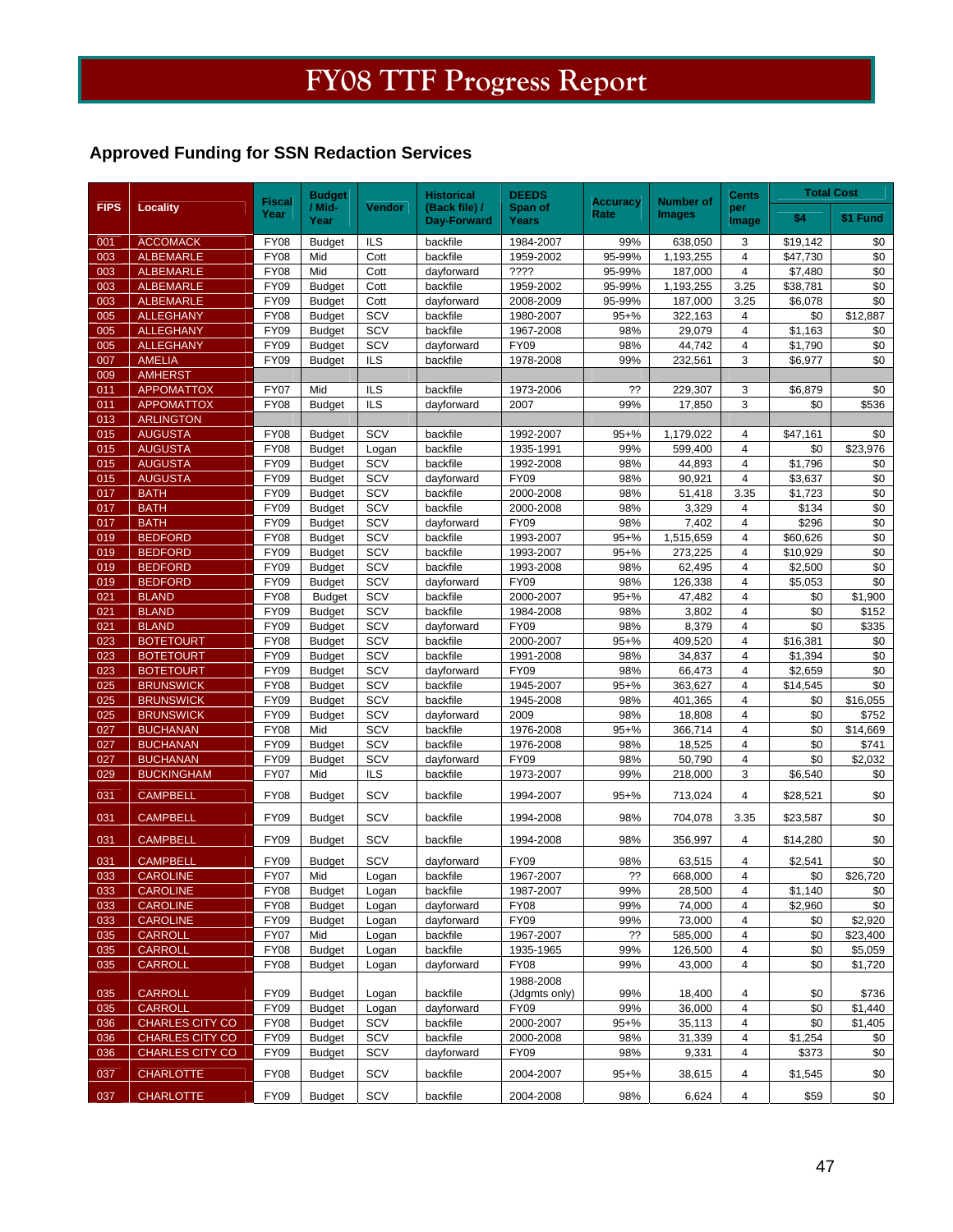# FY08 TTF Progress Report

## Approved Funding for SSN Redaction Services

| FIPS | Locality | Fiscal Year | Budget / Mid-Year | Vendor | Historical (Back file) / Day-Forward | DEEDS Span of Years | Accuracy Rate | Number of Images | Cents per Image | Total Cost | |
|---|---|---|---|---|---|---|---|---|---|---|---|
| | | | | | | | | | | $4 | $1 Fund |
| 001 | ACCOMACK | FY08 | Budget | ILS | backfile | 1984-2007 | 99% | 638,050 | 3 | $19,142 | $0 |
| 003 | ALBEMARLE | FY08 | Mid | Cott | backfile | 1959-2002 | 95-99% | 1,193,255 | 4 | $47,730 | $0 |
| 003 | ALBEMARLE | FY08 | Mid | Cott | dayforward | ???? | 95-99% | 187,000 | 4 | $7,480 | $0 |
| 003 | ALBEMARLE | FY09 | Budget | Cott | backfile | 1959-2002 | 95-99% | 1,193,255 | 3.25 | $38,781 | $0 |
| 003 | ALBEMARLE | FY09 | Budget | Cott | dayforward | 2008-2009 | 95-99% | 187,000 | 3.25 | $6,078 | $0 |
| 005 | ALLEGHANY | FY08 | Budget | SCV | backfile | 1980-2007 | 95+% | 322,163 | 4 | $0 | $12,887 |
| 005 | ALLEGHANY | FY09 | Budget | SCV | backfile | 1967-2008 | 98% | 29,079 | 4 | $1,163 | $0 |
| 005 | ALLEGHANY | FY09 | Budget | SCV | dayforward | FY09 | 98% | 44,742 | 4 | $1,790 | $0 |
| 007 | AMELIA | FY09 | Budget | ILS | backfile | 1978-2008 | 99% | 232,561 | 3 | $6,977 | $0 |
| 009 | AMHERST | | | | | | | | | | |
| 011 | APPOMATTOX | FY07 | Mid | ILS | backfile | 1973-2006 | ?? | 229,307 | 3 | $6,879 | $0 |
| 011 | APPOMATTOX | FY08 | Budget | ILS | dayforward | 2007 | 99% | 17,850 | 3 | $0 | $536 |
| 013 | ARLINGTON | | | | | | | | | | |
| 015 | AUGUSTA | FY08 | Budget | SCV | backfile | 1992-2007 | 95+% | 1,179,022 | 4 | $47,161 | $0 |
| 015 | AUGUSTA | FY08 | Budget | Logan | backfile | 1935-1991 | 99% | 599,400 | 4 | $0 | $23,976 |
| 015 | AUGUSTA | FY09 | Budget | SCV | backfile | 1992-2008 | 98% | 44,893 | 4 | $1,796 | $0 |
| 015 | AUGUSTA | FY09 | Budget | SCV | dayforward | FY09 | 98% | 90,921 | 4 | $3,637 | $0 |
| 017 | BATH | FY09 | Budget | SCV | backfile | 2000-2008 | 98% | 51,418 | 3.35 | $1,723 | $0 |
| 017 | BATH | FY09 | Budget | SCV | backfile | 2000-2008 | 98% | 3,329 | 4 | $134 | $0 |
| 017 | BATH | FY09 | Budget | SCV | dayforward | FY09 | 98% | 7,402 | 4 | $296 | $0 |
| 019 | BEDFORD | FY08 | Budget | SCV | backfile | 1993-2007 | 95+% | 1,515,659 | 4 | $60,626 | $0 |
| 019 | BEDFORD | FY09 | Budget | SCV | backfile | 1993-2007 | 95+% | 273,225 | 4 | $10,929 | $0 |
| 019 | BEDFORD | FY09 | Budget | SCV | backfile | 1993-2008 | 98% | 62,495 | 4 | $2,500 | $0 |
| 019 | BEDFORD | FY09 | Budget | SCV | dayforward | FY09 | 98% | 126,338 | 4 | $5,053 | $0 |
| 021 | BLAND | FY08 | Budget | SCV | backfile | 2000-2007 | 95+% | 47,482 | 4 | $0 | $1,900 |
| 021 | BLAND | FY09 | Budget | SCV | backfile | 1984-2008 | 98% | 3,802 | 4 | $0 | $152 |
| 021 | BLAND | FY09 | Budget | SCV | dayforward | FY09 | 98% | 8,379 | 4 | $0 | $335 |
| 023 | BOTETOURT | FY08 | Budget | SCV | backfile | 2000-2007 | 95+% | 409,520 | 4 | $16,381 | $0 |
| 023 | BOTETOURT | FY09 | Budget | SCV | backfile | 1991-2008 | 98% | 34,837 | 4 | $1,394 | $0 |
| 023 | BOTETOURT | FY09 | Budget | SCV | dayforward | FY09 | 98% | 66,473 | 4 | $2,659 | $0 |
| 025 | BRUNSWICK | FY08 | Budget | SCV | backfile | 1945-2007 | 95+% | 363,627 | 4 | $14,545 | $0 |
| 025 | BRUNSWICK | FY09 | Budget | SCV | backfile | 1945-2008 | 98% | 401,365 | 4 | $0 | $16,055 |
| 025 | BRUNSWICK | FY09 | Budget | SCV | dayforward | 2009 | 98% | 18,808 | 4 | $0 | $752 |
| 027 | BUCHANAN | FY08 | Mid | SCV | backfile | 1976-2008 | 95+% | 366,714 | 4 | $0 | $14,669 |
| 027 | BUCHANAN | FY09 | Budget | SCV | backfile | 1976-2008 | 98% | 18,525 | 4 | $0 | $741 |
| 027 | BUCHANAN | FY09 | Budget | SCV | dayforward | FY09 | 98% | 50,790 | 4 | $0 | $2,032 |
| 029 | BUCKINGHAM | FY07 | Mid | ILS | backfile | 1973-2007 | 99% | 218,000 | 3 | $6,540 | $0 |
| 031 | CAMPBELL | FY08 | Budget | SCV | backfile | 1994-2007 | 95+% | 713,024 | 4 | $28,521 | $0 |
| 031 | CAMPBELL | FY09 | Budget | SCV | backfile | 1994-2008 | 98% | 704,078 | 3.35 | $23,587 | $0 |
| 031 | CAMPBELL | FY09 | Budget | SCV | backfile | 1994-2008 | 98% | 356,997 | 4 | $14,280 | $0 |
| 031 | CAMPBELL | FY09 | Budget | SCV | dayforward | FY09 | 98% | 63,515 | 4 | $2,541 | $0 |
| 033 | CAROLINE | FY07 | Mid | Logan | backfile | 1967-2007 | ?? | 668,000 | 4 | $0 | $26,720 |
| 033 | CAROLINE | FY08 | Budget | Logan | backfile | 1987-2007 | 99% | 28,500 | 4 | $1,140 | $0 |
| 033 | CAROLINE | FY08 | Budget | Logan | dayforward | FY08 | 99% | 74,000 | 4 | $2,960 | $0 |
| 033 | CAROLINE | FY09 | Budget | Logan | dayforward | FY09 | 99% | 73,000 | 4 | $0 | $2,920 |
| 035 | CARROLL | FY07 | Mid | Logan | backfile | 1967-2007 | ?? | 585,000 | 4 | $0 | $23,400 |
| 035 | CARROLL | FY08 | Budget | Logan | backfile | 1935-1965 | 99% | 126,500 | 4 | $0 | $5,059 |
| 035 | CARROLL | FY08 | Budget | Logan | dayforward | FY08 | 99% | 43,000 | 4 | $0 | $1,720 |
| 035 | CARROLL | FY09 | Budget | Logan | backfile | 1988-2008 (Jdgmts only) | 99% | 18,400 | 4 | $0 | $736 |
| 035 | CARROLL | FY09 | Budget | Logan | dayforward | FY09 | 99% | 36,000 | 4 | $0 | $1,440 |
| 036 | CHARLES CITY CO | FY08 | Budget | SCV | backfile | 2000-2007 | 95+% | 35,113 | 4 | $0 | $1,405 |
| 036 | CHARLES CITY CO | FY09 | Budget | SCV | backfile | 2000-2008 | 98% | 31,339 | 4 | $1,254 | $0 |
| 036 | CHARLES CITY CO | FY09 | Budget | SCV | dayforward | FY09 | 98% | 9,331 | 4 | $373 | $0 |
| 037 | CHARLOTTE | FY08 | Budget | SCV | backfile | 2004-2007 | 95+% | 38,615 | 4 | $1,545 | $0 |
| 037 | CHARLOTTE | FY09 | Budget | SCV | backfile | 2004-2008 | 98% | 6,624 | 4 | $59 | $0 |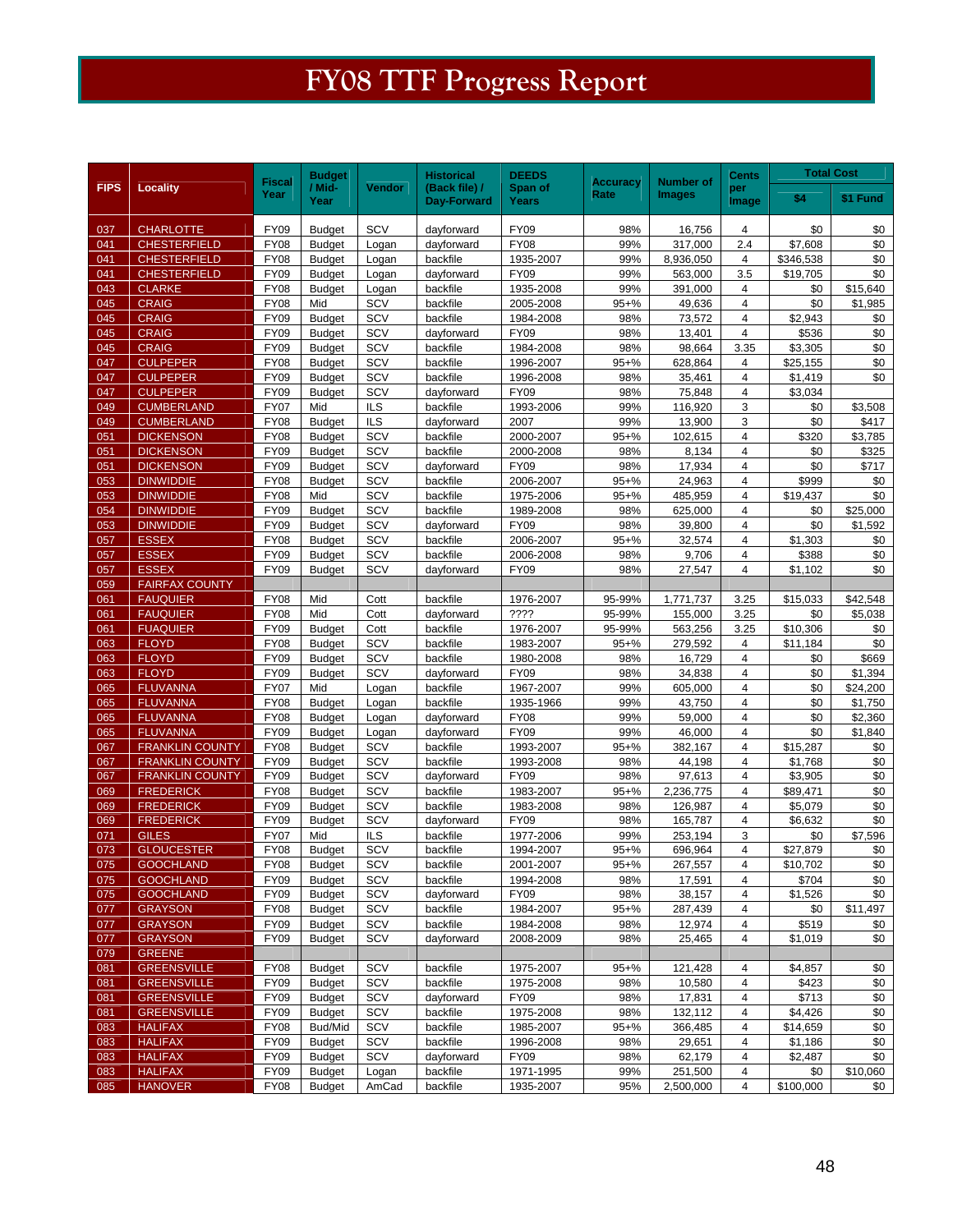# FY08 TTF Progress Report

| FIPS | Locality | Fiscal Year | Budget / Mid-Year | Vendor | Historical (Back file) / Day-Forward | DEEDS Span of Years | Accuracy Rate | Number of Images | Cents per Image | Total Cost | |
|---|---|---|---|---|---|---|---|---|---|---|---|
| | | | | | | | | | | $4 | $1 Fund |
| 037 | CHARLOTTE | FY09 | Budget | SCV | dayforward | FY09 | 98% | 16,756 | 4 | $0 | $0 |
| 041 | CHESTERFIELD | FY08 | Budget | Logan | dayforward | FY08 | 99% | 317,000 | 2.4 | $7,608 | $0 |
| 041 | CHESTERFIELD | FY08 | Budget | Logan | backfile | 1935-2007 | 99% | 8,936,050 | 4 | $346,538 | $0 |
| 041 | CHESTERFIELD | FY09 | Budget | Logan | dayforward | FY09 | 99% | 563,000 | 3.5 | $19,705 | $0 |
| 043 | CLARKE | FY08 | Budget | Logan | backfile | 1935-2008 | 99% | 391,000 | 4 | $0 | $15,640 |
| 045 | CRAIG | FY08 | Mid | SCV | backfile | 2005-2008 | 95+% | 49,636 | 4 | $0 | $1,985 |
| 045 | CRAIG | FY09 | Budget | SCV | backfile | 1984-2008 | 98% | 73,572 | 4 | $2,943 | $0 |
| 045 | CRAIG | FY09 | Budget | SCV | dayforward | FY09 | 98% | 13,401 | 4 | $536 | $0 |
| 045 | CRAIG | FY09 | Budget | SCV | backfile | 1984-2008 | 98% | 98,664 | 3.35 | $3,305 | $0 |
| 047 | CULPEPER | FY08 | Budget | SCV | backfile | 1996-2007 | 95+% | 628,864 | 4 | $25,155 | $0 |
| 047 | CULPEPER | FY09 | Budget | SCV | backfile | 1996-2008 | 98% | 35,461 | 4 | $1,419 | $0 |
| 047 | CULPEPER | FY09 | Budget | SCV | dayforward | FY09 | 98% | 75,848 | 4 | $3,034 | |
| 049 | CUMBERLAND | FY07 | Mid | ILS | backfile | 1993-2006 | 99% | 116,920 | 3 | $0 | $3,508 |
| 049 | CUMBERLAND | FY08 | Budget | ILS | dayforward | 2007 | 99% | 13,900 | 3 | $0 | $417 |
| 051 | DICKENSON | FY08 | Budget | SCV | backfile | 2000-2007 | 95+% | 102,615 | 4 | $320 | $3,785 |
| 051 | DICKENSON | FY09 | Budget | SCV | backfile | 2000-2008 | 98% | 8,134 | 4 | $0 | $325 |
| 051 | DICKENSON | FY09 | Budget | SCV | dayforward | FY09 | 98% | 17,934 | 4 | $0 | $717 |
| 053 | DINWIDDIE | FY08 | Budget | SCV | backfile | 2006-2007 | 95+% | 24,963 | 4 | $999 | $0 |
| 053 | DINWIDDIE | FY08 | Mid | SCV | backfile | 1975-2006 | 95+% | 485,959 | 4 | $19,437 | $0 |
| 054 | DINWIDDIE | FY09 | Budget | SCV | backfile | 1989-2008 | 98% | 625,000 | 4 | $0 | $25,000 |
| 053 | DINWIDDIE | FY09 | Budget | SCV | dayforward | FY09 | 98% | 39,800 | 4 | $0 | $1,592 |
| 057 | ESSEX | FY08 | Budget | SCV | backfile | 2006-2007 | 95+% | 32,574 | 4 | $1,303 | $0 |
| 057 | ESSEX | FY09 | Budget | SCV | backfile | 2006-2008 | 98% | 9,706 | 4 | $388 | $0 |
| 057 | ESSEX | FY09 | Budget | SCV | dayforward | FY09 | 98% | 27,547 | 4 | $1,102 | $0 |
| 059 | FAIRFAX COUNTY | | | | | | | | | | |
| 061 | FAUQUIER | FY08 | Mid | Cott | backfile | 1976-2007 | 95-99% | 1,771,737 | 3.25 | $15,033 | $42,548 |
| 061 | FAUQUIER | FY08 | Mid | Cott | dayforward | ???? | 95-99% | 155,000 | 3.25 | $0 | $5,038 |
| 061 | FUAQUIER | FY09 | Budget | Cott | backfile | 1976-2007 | 95-99% | 563,256 | 3.25 | $10,306 | $0 |
| 063 | FLOYD | FY08 | Budget | SCV | backfile | 1983-2007 | 95+% | 279,592 | 4 | $11,184 | $0 |
| 063 | FLOYD | FY09 | Budget | SCV | backfile | 1980-2008 | 98% | 16,729 | 4 | $0 | $669 |
| 063 | FLOYD | FY09 | Budget | SCV | dayforward | FY09 | 98% | 34,838 | 4 | $0 | $1,394 |
| 065 | FLUVANNA | FY07 | Mid | Logan | backfile | 1967-2007 | 99% | 605,000 | 4 | $0 | $24,200 |
| 065 | FLUVANNA | FY08 | Budget | Logan | backfile | 1935-1966 | 99% | 43,750 | 4 | $0 | $1,750 |
| 065 | FLUVANNA | FY08 | Budget | Logan | dayforward | FY08 | 99% | 59,000 | 4 | $0 | $2,360 |
| 065 | FLUVANNA | FY09 | Budget | Logan | dayforward | FY09 | 99% | 46,000 | 4 | $0 | $1,840 |
| 067 | FRANKLIN COUNTY | FY08 | Budget | SCV | backfile | 1993-2007 | 95+% | 382,167 | 4 | $15,287 | $0 |
| 067 | FRANKLIN COUNTY | FY09 | Budget | SCV | backfile | 1993-2008 | 98% | 44,198 | 4 | $1,768 | $0 |
| 067 | FRANKLIN COUNTY | FY09 | Budget | SCV | dayforward | FY09 | 98% | 97,613 | 4 | $3,905 | $0 |
| 069 | FREDERICK | FY08 | Budget | SCV | backfile | 1983-2007 | 95+% | 2,236,775 | 4 | $89,471 | $0 |
| 069 | FREDERICK | FY09 | Budget | SCV | backfile | 1983-2008 | 98% | 126,987 | 4 | $5,079 | $0 |
| 069 | FREDERICK | FY09 | Budget | SCV | dayforward | FY09 | 98% | 165,787 | 4 | $6,632 | $0 |
| 071 | GILES | FY07 | Mid | ILS | backfile | 1977-2006 | 99% | 253,194 | 3 | $0 | $7,596 |
| 073 | GLOUCESTER | FY08 | Budget | SCV | backfile | 1994-2007 | 95+% | 696,964 | 4 | $27,879 | $0 |
| 075 | GOOCHLAND | FY08 | Budget | SCV | backfile | 2001-2007 | 95+% | 267,557 | 4 | $10,702 | $0 |
| 075 | GOOCHLAND | FY09 | Budget | SCV | backfile | 1994-2008 | 98% | 17,591 | 4 | $704 | $0 |
| 075 | GOOCHLAND | FY09 | Budget | SCV | dayforward | FY09 | 98% | 38,157 | 4 | $1,526 | $0 |
| 077 | GRAYSON | FY08 | Budget | SCV | backfile | 1984-2007 | 95+% | 287,439 | 4 | $0 | $11,497 |
| 077 | GRAYSON | FY09 | Budget | SCV | backfile | 1984-2008 | 98% | 12,974 | 4 | $519 | $0 |
| 077 | GRAYSON | FY09 | Budget | SCV | dayforward | 2008-2009 | 98% | 25,465 | 4 | $1,019 | $0 |
| 079 | GREENE | | | | | | | | | | |
| 081 | GREENSVILLE | FY08 | Budget | SCV | backfile | 1975-2007 | 95+% | 121,428 | 4 | $4,857 | $0 |
| 081 | GREENSVILLE | FY09 | Budget | SCV | backfile | 1975-2008 | 98% | 10,580 | 4 | $423 | $0 |
| 081 | GREENSVILLE | FY09 | Budget | SCV | dayforward | FY09 | 98% | 17,831 | 4 | $713 | $0 |
| 081 | GREENSVILLE | FY09 | Budget | SCV | backfile | 1975-2008 | 98% | 132,112 | 4 | $4,426 | $0 |
| 083 | HALIFAX | FY08 | Bud/Mid | SCV | backfile | 1985-2007 | 95+% | 366,485 | 4 | $14,659 | $0 |
| 083 | HALIFAX | FY09 | Budget | SCV | backfile | 1996-2008 | 98% | 29,651 | 4 | $1,186 | $0 |
| 083 | HALIFAX | FY09 | Budget | SCV | dayforward | FY09 | 98% | 62,179 | 4 | $2,487 | $0 |
| 083 | HALIFAX | FY09 | Budget | Logan | backfile | 1971-1995 | 99% | 251,500 | 4 | $0 | $10,060 |
| 085 | HANOVER | FY08 | Budget | AmCad | backfile | 1935-2007 | 95% | 2,500,000 | 4 | $100,000 | $0 |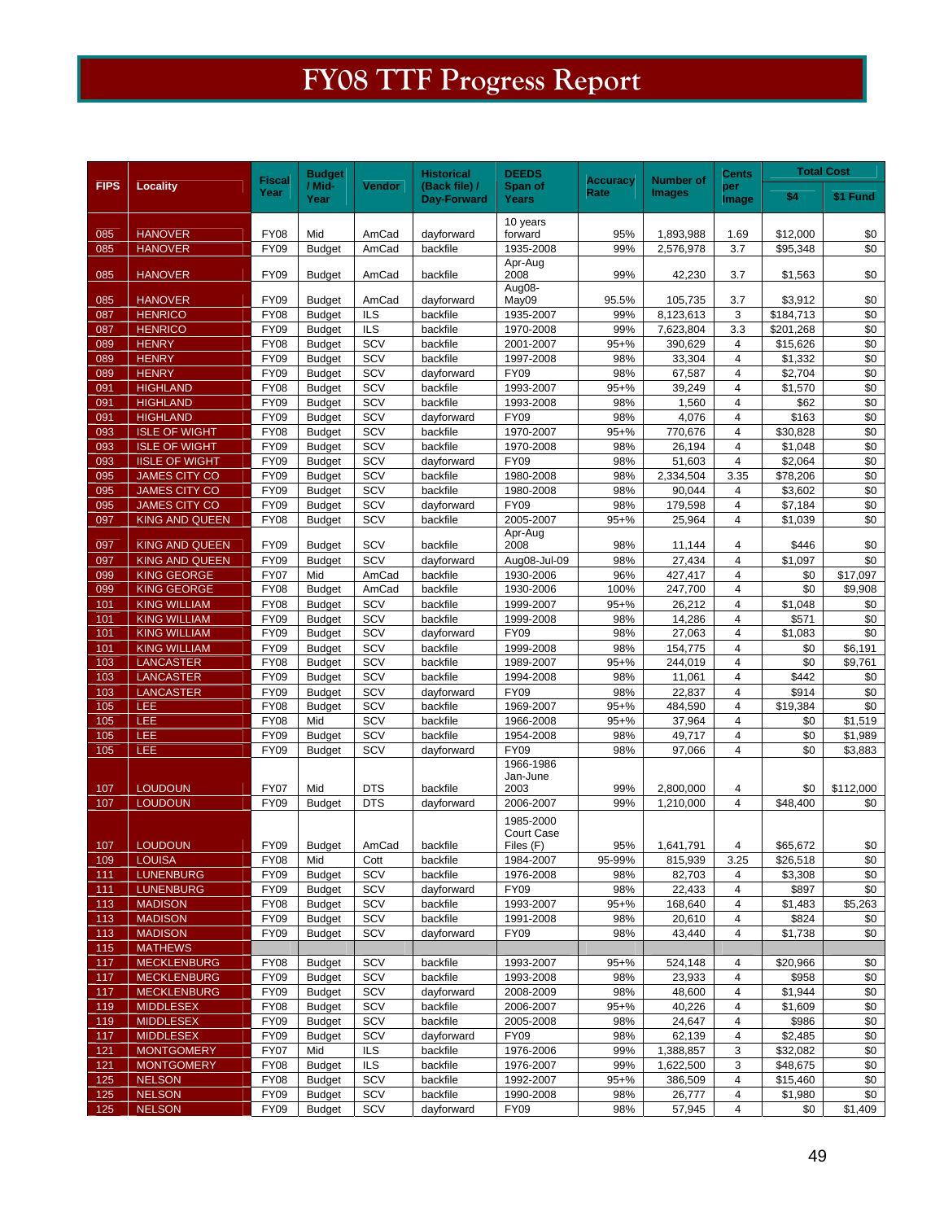# FY08 TTF Progress Report

| FIPS | Locality | Fiscal Year | Budget / Mid-Year | Vendor | Historical (Back file) / Day-Forward | DEEDS Span of Years | Accuracy Rate | Number of Images | Cents per Image | Total Cost | |
|---|---|---|---|---|---|---|---|---|---|---|---|
| | | | | | | | | | | $4 | $1 Fund |
| 085 | HANOVER | FY08 | Mid | AmCad | dayforward | 10 years forward | 95% | 1,893,988 | 1.69 | $12,000 | $0 |
| 085 | HANOVER | FY09 | Budget | AmCad | backfile | 1935-2008 | 99% | 2,576,978 | 3.7 | $95,348 | $0 |
| 085 | HANOVER | FY09 | Budget | AmCad | backfile | Apr-Aug 2008 | 99% | 42,230 | 3.7 | $1,563 | $0 |
| 085 | HANOVER | FY09 | Budget | AmCad | dayforward | Aug08-May09 | 95.5% | 105,735 | 3.7 | $3,912 | $0 |
| 087 | HENRICO | FY08 | Budget | ILS | backfile | 1935-2007 | 99% | 8,123,613 | 3 | $184,713 | $0 |
| 087 | HENRICO | FY09 | Budget | ILS | backfile | 1970-2008 | 99% | 7,623,804 | 3.3 | $201,268 | $0 |
| 089 | HENRY | FY08 | Budget | SCV | backfile | 2001-2007 | 95+% | 390,629 | 4 | $15,626 | $0 |
| 089 | HENRY | FY09 | Budget | SCV | backfile | 1997-2008 | 98% | 33,304 | 4 | $1,332 | $0 |
| 089 | HENRY | FY09 | Budget | SCV | dayforward | FY09 | 98% | 67,587 | 4 | $2,704 | $0 |
| 091 | HIGHLAND | FY08 | Budget | SCV | backfile | 1993-2007 | 95+% | 39,249 | 4 | $1,570 | $0 |
| 091 | HIGHLAND | FY09 | Budget | SCV | backfile | 1993-2008 | 98% | 1,560 | 4 | $62 | $0 |
| 091 | HIGHLAND | FY09 | Budget | SCV | dayforward | FY09 | 98% | 4,076 | 4 | $163 | $0 |
| 093 | ISLE OF WIGHT | FY08 | Budget | SCV | backfile | 1970-2007 | 95+% | 770,676 | 4 | $30,828 | $0 |
| 093 | ISLE OF WIGHT | FY09 | Budget | SCV | backfile | 1970-2008 | 98% | 26,194 | 4 | $1,048 | $0 |
| 093 | IISLE OF WIGHT | FY09 | Budget | SCV | dayforward | FY09 | 98% | 51,603 | 4 | $2,064 | $0 |
| 095 | JAMES CITY CO | FY09 | Budget | SCV | backfile | 1980-2008 | 98% | 2,334,504 | 3.35 | $78,206 | $0 |
| 095 | JAMES CITY CO | FY09 | Budget | SCV | backfile | 1980-2008 | 98% | 90,044 | 4 | $3,602 | $0 |
| 095 | JAMES CITY CO | FY09 | Budget | SCV | dayforward | FY09 | 98% | 179,598 | 4 | $7,184 | $0 |
| 097 | KING AND QUEEN | FY08 | Budget | SCV | backfile | 2005-2007 | 95+% | 25,964 | 4 | $1,039 | $0 |
| 097 | KING AND QUEEN | FY09 | Budget | SCV | backfile | Apr-Aug 2008 | 98% | 11,144 | 4 | $446 | $0 |
| 097 | KING AND QUEEN | FY09 | Budget | SCV | dayforward | Aug08-Jul-09 | 98% | 27,434 | 4 | $1,097 | $0 |
| 099 | KING GEORGE | FY07 | Mid | AmCad | backfile | 1930-2006 | 96% | 427,417 | 4 | $0 | $17,097 |
| 099 | KING GEORGE | FY08 | Budget | AmCad | backfile | 1930-2006 | 100% | 247,700 | 4 | $0 | $9,908 |
| 101 | KING WILLIAM | FY08 | Budget | SCV | backfile | 1999-2007 | 95+% | 26,212 | 4 | $1,048 | $0 |
| 101 | KING WILLIAM | FY09 | Budget | SCV | backfile | 1999-2008 | 98% | 14,286 | 4 | $571 | $0 |
| 101 | KING WILLIAM | FY09 | Budget | SCV | dayforward | FY09 | 98% | 27,063 | 4 | $1,083 | $0 |
| 101 | KING WILLIAM | FY09 | Budget | SCV | backfile | 1999-2008 | 98% | 154,775 | 4 | $0 | $6,191 |
| 103 | LANCASTER | FY08 | Budget | SCV | backfile | 1989-2007 | 95+% | 244,019 | 4 | $0 | $9,761 |
| 103 | LANCASTER | FY09 | Budget | SCV | backfile | 1994-2008 | 98% | 11,061 | 4 | $442 | $0 |
| 103 | LANCASTER | FY09 | Budget | SCV | dayforward | FY09 | 98% | 22,837 | 4 | $914 | $0 |
| 105 | LEE | FY08 | Budget | SCV | backfile | 1969-2007 | 95+% | 484,590 | 4 | $19,384 | $0 |
| 105 | LEE | FY08 | Mid | SCV | backfile | 1966-2008 | 95+% | 37,964 | 4 | $0 | $1,519 |
| 105 | LEE | FY09 | Budget | SCV | backfile | 1954-2008 | 98% | 49,717 | 4 | $0 | $1,989 |
| 105 | LEE | FY09 | Budget | SCV | dayforward | FY09 | 98% | 97,066 | 4 | $0 | $3,883 |
| 107 | LOUDOUN | FY07 | Mid | DTS | backfile | 1966-1986 Jan-June 2003 | 99% | 2,800,000 | 4 | $0 | $112,000 |
| 107 | LOUDOUN | FY09 | Budget | DTS | dayforward | 2006-2007 | 99% | 1,210,000 | 4 | $48,400 | $0 |
| 107 | LOUDOUN | FY09 | Budget | AmCad | backfile | 1985-2000 Court Case Files (F) | 95% | 1,641,791 | 4 | $65,672 | $0 |
| 109 | LOUISA | FY08 | Mid | Cott | backfile | 1984-2007 | 95-99% | 815,939 | 3.25 | $26,518 | $0 |
| 111 | LUNENBURG | FY09 | Budget | SCV | backfile | 1976-2008 | 98% | 82,703 | 4 | $3,308 | $0 |
| 111 | LUNENBURG | FY09 | Budget | SCV | dayforward | FY09 | 98% | 22,433 | 4 | $897 | $0 |
| 113 | MADISON | FY08 | Budget | SCV | backfile | 1993-2007 | 95+% | 168,640 | 4 | $1,483 | $5,263 |
| 113 | MADISON | FY09 | Budget | SCV | backfile | 1991-2008 | 98% | 20,610 | 4 | $824 | $0 |
| 113 | MADISON | FY09 | Budget | SCV | dayforward | FY09 | 98% | 43,440 | 4 | $1,738 | $0 |
| 115 | MATHEWS | | | | | | | | | | |
| 117 | MECKLENBURG | FY08 | Budget | SCV | backfile | 1993-2007 | 95+% | 524,148 | 4 | $20,966 | $0 |
| 117 | MECKLENBURG | FY09 | Budget | SCV | backfile | 1993-2008 | 98% | 23,933 | 4 | $958 | $0 |
| 117 | MECKLENBURG | FY09 | Budget | SCV | dayforward | 2008-2009 | 98% | 48,600 | 4 | $1,944 | $0 |
| 119 | MIDDLESEX | FY08 | Budget | SCV | backfile | 2006-2007 | 95+% | 40,226 | 4 | $1,609 | $0 |
| 119 | MIDDLESEX | FY09 | Budget | SCV | backfile | 2005-2008 | 98% | 24,647 | 4 | $986 | $0 |
| 117 | MIDDLESEX | FY09 | Budget | SCV | dayforward | FY09 | 98% | 62,139 | 4 | $2,485 | $0 |
| 121 | MONTGOMERY | FY07 | Mid | ILS | backfile | 1976-2006 | 99% | 1,388,857 | 3 | $32,082 | $0 |
| 121 | MONTGOMERY | FY08 | Budget | ILS | backfile | 1976-2007 | 99% | 1,622,500 | 3 | $48,675 | $0 |
| 125 | NELSON | FY08 | Budget | SCV | backfile | 1992-2007 | 95+% | 386,509 | 4 | $15,460 | $0 |
| 125 | NELSON | FY09 | Budget | SCV | backfile | 1990-2008 | 98% | 26,777 | 4 | $1,980 | $0 |
| 125 | NELSON | FY09 | Budget | SCV | dayforward | FY09 | 98% | 57,945 | 4 | $0 | $1,409 |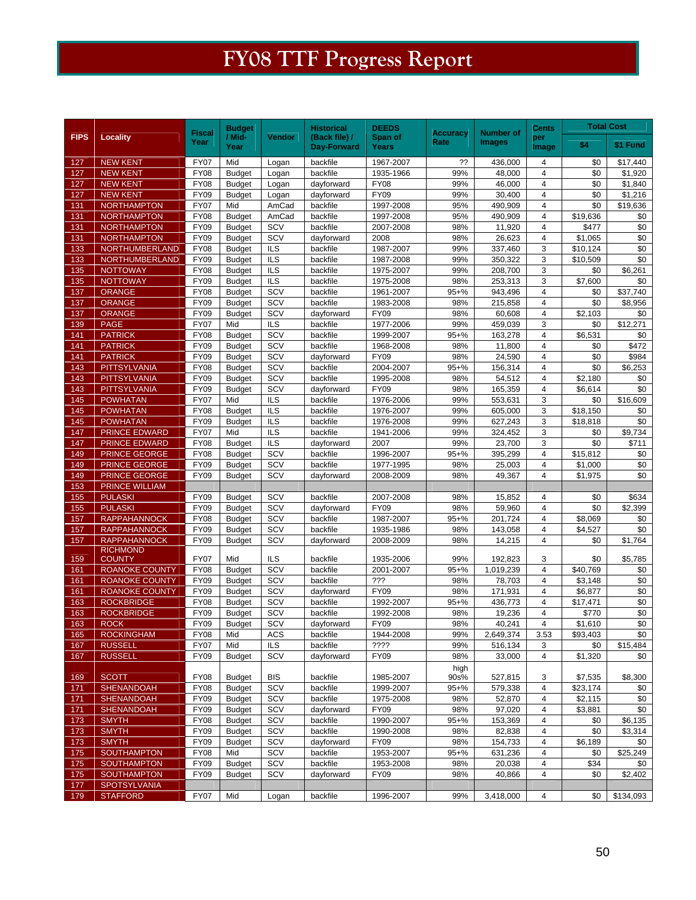# FY08 TTF Progress Report

| FIPS | Locality | Fiscal Year | Budget / Mid-Year | Vendor | Historical (Back file) / Day-Forward | DEEDS Span of Years | Accuracy Rate | Number of Images | Cents per Image | Total Cost | |
|---|---|---|---|---|---|---|---|---|---|---|---|
| | | | | | | | | | | $4 | $1 Fund |
| 127 | NEW KENT | FY07 | Mid | Logan | backfile | 1967-2007 | ?? | 436,000 | 4 | $0 | $17,440 |
| 127 | NEW KENT | FY08 | Budget | Logan | backfile | 1935-1966 | 99% | 48,000 | 4 | $0 | $1,920 |
| 127 | NEW KENT | FY08 | Budget | Logan | dayforward | FY08 | 99% | 46,000 | 4 | $0 | $1,840 |
| 127 | NEW KENT | FY09 | Budget | Logan | dayforward | FY09 | 99% | 30,400 | 4 | $0 | $1,216 |
| 131 | NORTHAMPTON | FY07 | Mid | AmCad | backfile | 1997-2008 | 95% | 490,909 | 4 | $0 | $19,636 |
| 131 | NORTHAMPTON | FY08 | Budget | AmCad | backfile | 1997-2008 | 95% | 490,909 | 4 | $19,636 | $0 |
| 131 | NORTHAMPTON | FY09 | Budget | SCV | backfile | 2007-2008 | 98% | 11,920 | 4 | $477 | $0 |
| 131 | NORTHAMPTON | FY09 | Budget | SCV | dayforward | 2008 | 98% | 26,623 | 4 | $1,065 | $0 |
| 133 | NORTHUMBERLAND | FY08 | Budget | ILS | backfile | 1987-2007 | 99% | 337,460 | 3 | $10,124 | $0 |
| 133 | NORTHUMBERLAND | FY09 | Budget | ILS | backfile | 1987-2008 | 99% | 350,322 | 3 | $10,509 | $0 |
| 135 | NOTTOWAY | FY08 | Budget | ILS | backfile | 1975-2007 | 99% | 208,700 | 3 | $0 | $6,261 |
| 135 | NOTTOWAY | FY09 | Budget | ILS | backfile | 1975-2008 | 98% | 253,313 | 3 | $7,600 | $0 |
| 137 | ORANGE | FY08 | Budget | SCV | backfile | 1961-2007 | 95+% | 943,496 | 4 | $0 | $37,740 |
| 137 | ORANGE | FY09 | Budget | SCV | backfile | 1983-2008 | 98% | 215,858 | 4 | $0 | $8,956 |
| 137 | ORANGE | FY09 | Budget | SCV | dayforward | FY09 | 98% | 60,608 | 4 | $2,103 | $0 |
| 139 | PAGE | FY07 | Mid | ILS | backfile | 1977-2006 | 99% | 459,039 | 3 | $0 | $12,271 |
| 141 | PATRICK | FY08 | Budget | SCV | backfile | 1999-2007 | 95+% | 163,278 | 4 | $6,531 | $0 |
| 141 | PATRICK | FY09 | Budget | SCV | backfile | 1968-2008 | 98% | 11,800 | 4 | $0 | $472 |
| 141 | PATRICK | FY09 | Budget | SCV | dayforward | FY09 | 98% | 24,590 | 4 | $0 | $984 |
| 143 | PITTSYLVANIA | FY08 | Budget | SCV | backfile | 2004-2007 | 95+% | 156,314 | 4 | $0 | $6,253 |
| 143 | PITTSYLVANIA | FY09 | Budget | SCV | backfile | 1995-2008 | 98% | 54,512 | 4 | $2,180 | $0 |
| 143 | PITTSYLVANIA | FY09 | Budget | SCV | dayforward | FY09 | 98% | 165,359 | 4 | $6,614 | $0 |
| 145 | POWHATAN | FY07 | Mid | ILS | backfile | 1976-2006 | 99% | 553,631 | 3 | $0 | $16,609 |
| 145 | POWHATAN | FY08 | Budget | ILS | backfile | 1976-2007 | 99% | 605,000 | 3 | $18,150 | $0 |
| 145 | POWHATAN | FY09 | Budget | ILS | backfile | 1976-2008 | 99% | 627,243 | 3 | $18,818 | $0 |
| 147 | PRINCE EDWARD | FY07 | Mid | ILS | backfile | 1941-2006 | 99% | 324,452 | 3 | $0 | $9,734 |
| 147 | PRINCE EDWARD | FY08 | Budget | ILS | dayforward | 2007 | 99% | 23,700 | 3 | $0 | $711 |
| 149 | PRINCE GEORGE | FY08 | Budget | SCV | backfile | 1996-2007 | 95+% | 395,299 | 4 | $15,812 | $0 |
| 149 | PRINCE GEORGE | FY09 | Budget | SCV | backfile | 1977-1995 | 98% | 25,003 | 4 | $1,000 | $0 |
| 149 | PRINCE GEORGE | FY09 | Budget | SCV | dayforward | 2008-2009 | 98% | 49,367 | 4 | $1,975 | $0 |
| 153 | PRINCE WILLIAM | | | | | | | | | | |
| 155 | PULASKI | FY09 | Budget | SCV | backfile | 2007-2008 | 98% | 15,852 | 4 | $0 | $634 |
| 155 | PULASKI | FY09 | Budget | SCV | dayforward | FY09 | 98% | 59,960 | 4 | $0 | $2,399 |
| 157 | RAPPAHANNOCK | FY08 | Budget | SCV | backfile | 1987-2007 | 95+% | 201,724 | 4 | $8,069 | $0 |
| 157 | RAPPAHANNOCK | FY09 | Budget | SCV | backfile | 1935-1986 | 98% | 143,058 | 4 | $4,527 | $0 |
| 157 | RAPPAHANNOCK | FY09 | Budget | SCV | dayforward | 2008-2009 | 98% | 14,215 | 4 | $0 | $1,764 |
| 159 | RICHMOND COUNTY | FY07 | Mid | ILS | backfile | 1935-2006 | 99% | 192,823 | 3 | $0 | $5,785 |
| 161 | ROANOKE COUNTY | FY08 | Budget | SCV | backfile | 2001-2007 | 95+% | 1,019,239 | 4 | $40,769 | $0 |
| 161 | ROANOKE COUNTY | FY09 | Budget | SCV | backfile | ??? | 98% | 78,703 | 4 | $3,148 | $0 |
| 161 | ROANOKE COUNTY | FY09 | Budget | SCV | dayforward | FY09 | 98% | 171,931 | 4 | $6,877 | $0 |
| 163 | ROCKBRIDGE | FY08 | Budget | SCV | backfile | 1992-2007 | 95+% | 436,773 | 4 | $17,471 | $0 |
| 163 | ROCKBRIDGE | FY09 | Budget | SCV | backfile | 1992-2008 | 98% | 19,236 | 4 | $770 | $0 |
| 163 | ROCK | FY09 | Budget | SCV | dayforward | FY09 | 98% | 40,241 | 4 | $1,610 | $0 |
| 165 | ROCKINGHAM | FY08 | Mid | ACS | backfile | 1944-2008 | 99% | 2,649,374 | 3.53 | $93,403 | $0 |
| 167 | RUSSELL | FY07 | Mid | ILS | backfile | ???? | 99% | 516,134 | 3 | $0 | $15,484 |
| 167 | RUSSELL | FY09 | Budget | SCV | dayforward | FY09 | 98% | 33,000 | 4 | $1,320 | $0 |
| 169 | SCOTT | FY08 | Budget | BIS | backfile | 1985-2007 | high 90s% | 527,815 | 3 | $7,535 | $8,300 |
| 171 | SHENANDOAH | FY08 | Budget | SCV | backfile | 1999-2007 | 95+% | 579,338 | 4 | $23,174 | $0 |
| 171 | SHENANDOAH | FY09 | Budget | SCV | backfile | 1975-2008 | 98% | 52,870 | 4 | $2,115 | $0 |
| 171 | SHENANDOAH | FY09 | Budget | SCV | dayforward | FY09 | 98% | 97,020 | 4 | $3,881 | $0 |
| 173 | SMYTH | FY08 | Budget | SCV | backfile | 1990-2007 | 95+% | 153,369 | 4 | $0 | $6,135 |
| 173 | SMYTH | FY09 | Budget | SCV | backfile | 1990-2008 | 98% | 82,838 | 4 | $0 | $3,314 |
| 173 | SMYTH | FY09 | Budget | SCV | dayforward | FY09 | 98% | 154,733 | 4 | $6,189 | $0 |
| 175 | SOUTHAMPTON | FY08 | Mid | SCV | backfile | 1953-2007 | 95+% | 631,236 | 4 | $0 | $25,249 |
| 175 | SOUTHAMPTON | FY09 | Budget | SCV | backfile | 1953-2008 | 98% | 20,038 | 4 | $34 | $0 |
| 175 | SOUTHAMPTON | FY09 | Budget | SCV | dayforward | FY09 | 98% | 40,866 | 4 | $0 | $2,402 |
| 177 | SPOTSYLVANIA | | | | | | | | | | |
| 179 | STAFFORD | FY07 | Mid | Logan | backfile | 1996-2007 | 99% | 3,418,000 | 4 | $0 | $134,093 |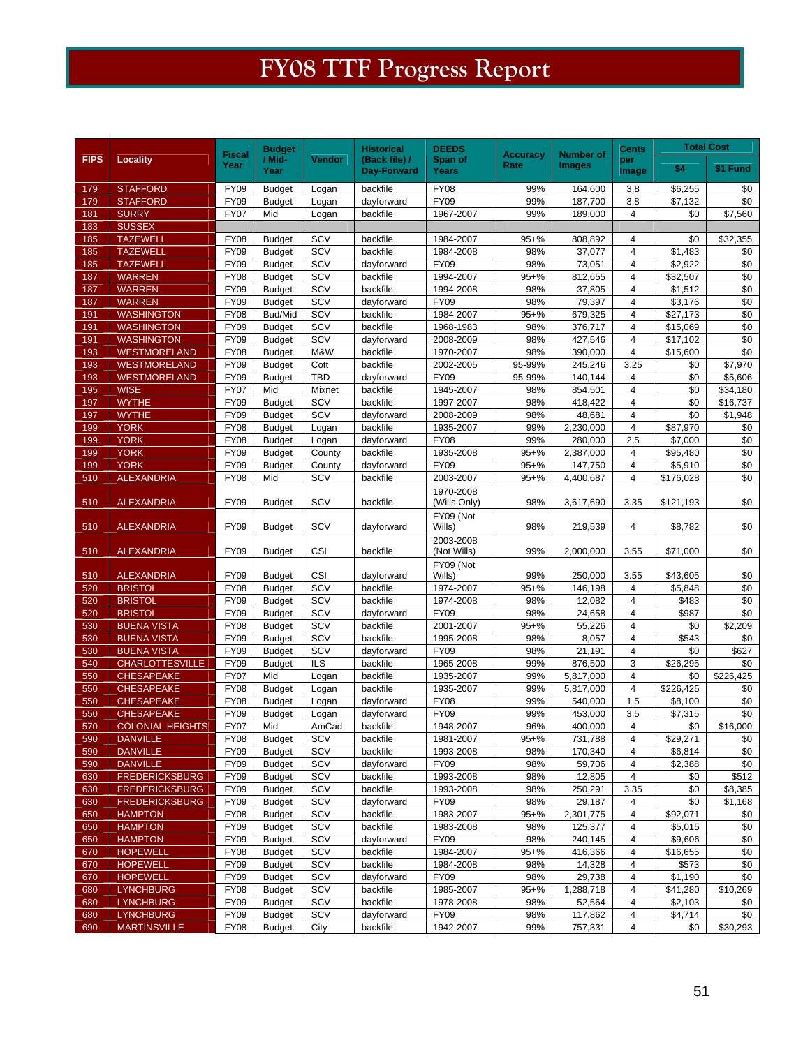# FY08 TTF Progress Report

| FIPS | Locality | Fiscal Year | Budget / Mid-Year | Vendor | Historical (Back file) / Day-Forward | DEEDS Span of Years | Accuracy Rate | Number of Images | Cents per Image | Total Cost | |
|---|---|---|---|---|---|---|---|---|---|---|---|
| | | | | | | | | | | $4 | $1 Fund |
| 179 | STAFFORD | FY09 | Budget | Logan | backfile | FY08 | 99% | 164,600 | 3.8 | $6,255 | $0 |
| 179 | STAFFORD | FY09 | Budget | Logan | dayforward | FY09 | 99% | 187,700 | 3.8 | $7,132 | $0 |
| 181 | SURRY | FY07 | Mid | Logan | backfile | 1967-2007 | 99% | 189,000 | 4 | $0 | $7,560 |
| 183 | SUSSEX | | | | | | | | | | |
| 185 | TAZEWELL | FY08 | Budget | SCV | backfile | 1984-2007 | 95+% | 808,892 | 4 | $0 | $32,355 |
| 185 | TAZEWELL | FY09 | Budget | SCV | backfile | 1984-2008 | 98% | 37,077 | 4 | $1,483 | $0 |
| 185 | TAZEWELL | FY09 | Budget | SCV | dayforward | FY09 | 98% | 73,051 | 4 | $2,922 | $0 |
| 187 | WARREN | FY08 | Budget | SCV | backfile | 1994-2007 | 95+% | 812,655 | 4 | $32,507 | $0 |
| 187 | WARREN | FY09 | Budget | SCV | backfile | 1994-2008 | 98% | 37,805 | 4 | $1,512 | $0 |
| 187 | WARREN | FY09 | Budget | SCV | dayforward | FY09 | 98% | 79,397 | 4 | $3,176 | $0 |
| 191 | WASHINGTON | FY08 | Bud/Mid | SCV | backfile | 1984-2007 | 95+% | 679,325 | 4 | $27,173 | $0 |
| 191 | WASHINGTON | FY09 | Budget | SCV | backfile | 1968-1983 | 98% | 376,717 | 4 | $15,069 | $0 |
| 191 | WASHINGTON | FY09 | Budget | SCV | dayforward | 2008-2009 | 98% | 427,546 | 4 | $17,102 | $0 |
| 193 | WESTMORELAND | FY08 | Budget | M&W | backfile | 1970-2007 | 98% | 390,000 | 4 | $15,600 | $0 |
| 193 | WESTMORELAND | FY09 | Budget | Cott | backfile | 2002-2005 | 95-99% | 245,246 | 3.25 | $0 | $7,970 |
| 193 | WESTMORELAND | FY09 | Budget | TBD | dayforward | FY09 | 95-99% | 140,144 | 4 | $0 | $5,606 |
| 195 | WISE | FY07 | Mid | Mixnet | backfile | 1945-2007 | 98% | 854,501 | 4 | $0 | $34,180 |
| 197 | WYTHE | FY09 | Budget | SCV | backfile | 1997-2007 | 98% | 418,422 | 4 | $0 | $16,737 |
| 197 | WYTHE | FY09 | Budget | SCV | dayforward | 2008-2009 | 98% | 48,681 | 4 | $0 | $1,948 |
| 199 | YORK | FY08 | Budget | Logan | backfile | 1935-2007 | 99% | 2,230,000 | 4 | $87,970 | $0 |
| 199 | YORK | FY08 | Budget | Logan | dayforward | FY08 | 99% | 280,000 | 2.5 | $7,000 | $0 |
| 199 | YORK | FY09 | Budget | County | backfile | 1935-2008 | 95+% | 2,387,000 | 4 | $95,480 | $0 |
| 199 | YORK | FY09 | Budget | County | dayforward | FY09 | 95+% | 147,750 | 4 | $5,910 | $0 |
| 510 | ALEXANDRIA | FY08 | Mid | SCV | backfile | 2003-2007 | 95+% | 4,400,687 | 4 | $176,028 | $0 |
| 510 | ALEXANDRIA | FY09 | Budget | SCV | backfile | 1970-2008 (Wills Only) | 98% | 3,617,690 | 3.35 | $121,193 | $0 |
| 510 | ALEXANDRIA | FY09 | Budget | SCV | dayforward | FY09 (Not Wills) | 98% | 219,539 | 4 | $8,782 | $0 |
| 510 | ALEXANDRIA | FY09 | Budget | CSI | backfile | 2003-2008 (Not Wills) | 99% | 2,000,000 | 3.55 | $71,000 | $0 |
| 510 | ALEXANDRIA | FY09 | Budget | CSI | dayforward | FY09 (Not Wills) | 99% | 250,000 | 3.55 | $43,605 | $0 |
| 520 | BRISTOL | FY08 | Budget | SCV | backfile | 1974-2007 | 95+% | 146,198 | 4 | $5,848 | $0 |
| 520 | BRISTOL | FY09 | Budget | SCV | backfile | 1974-2008 | 98% | 12,082 | 4 | $483 | $0 |
| 520 | BRISTOL | FY09 | Budget | SCV | dayforward | FY09 | 98% | 24,658 | 4 | $987 | $0 |
| 530 | BUENA VISTA | FY08 | Budget | SCV | backfile | 2001-2007 | 95+% | 55,226 | 4 | $0 | $2,209 |
| 530 | BUENA VISTA | FY09 | Budget | SCV | backfile | 1995-2008 | 98% | 8,057 | 4 | $543 | $0 |
| 530 | BUENA VISTA | FY09 | Budget | SCV | dayforward | FY09 | 98% | 21,191 | 4 | $0 | $627 |
| 540 | CHARLOTTESVILLE | FY09 | Budget | ILS | backfile | 1965-2008 | 99% | 876,500 | 3 | $26,295 | $0 |
| 550 | CHESAPEAKE | FY07 | Mid | Logan | backfile | 1935-2007 | 99% | 5,817,000 | 4 | $0 | $226,425 |
| 550 | CHESAPEAKE | FY08 | Budget | Logan | backfile | 1935-2007 | 99% | 5,817,000 | 4 | $226,425 | $0 |
| 550 | CHESAPEAKE | FY08 | Budget | Logan | dayforward | FY08 | 99% | 540,000 | 1.5 | $8,100 | $0 |
| 550 | CHESAPEAKE | FY09 | Budget | Logan | dayforward | FY09 | 99% | 453,000 | 3.5 | $7,315 | $0 |
| 570 | COLONIAL HEIGHTS | FY07 | Mid | AmCad | backfile | 1948-2007 | 96% | 400,000 | 4 | $0 | $16,000 |
| 590 | DANVILLE | FY08 | Budget | SCV | backfile | 1981-2007 | 95+% | 731,788 | 4 | $29,271 | $0 |
| 590 | DANVILLE | FY09 | Budget | SCV | backfile | 1993-2008 | 98% | 170,340 | 4 | $6,814 | $0 |
| 590 | DANVILLE | FY09 | Budget | SCV | dayforward | FY09 | 98% | 59,706 | 4 | $2,388 | $0 |
| 630 | FREDERICKSBURG | FY09 | Budget | SCV | backfile | 1993-2008 | 98% | 12,805 | 4 | $0 | $512 |
| 630 | FREDERICKSBURG | FY09 | Budget | SCV | backfile | 1993-2008 | 98% | 250,291 | 3.35 | $0 | $8,385 |
| 630 | FREDERICKSBURG | FY09 | Budget | SCV | dayforward | FY09 | 98% | 29,187 | 4 | $0 | $1,168 |
| 650 | HAMPTON | FY08 | Budget | SCV | backfile | 1983-2007 | 95+% | 2,301,775 | 4 | $92,071 | $0 |
| 650 | HAMPTON | FY09 | Budget | SCV | backfile | 1983-2008 | 98% | 125,377 | 4 | $5,015 | $0 |
| 650 | HAMPTON | FY09 | Budget | SCV | dayforward | FY09 | 98% | 240,145 | 4 | $9,606 | $0 |
| 670 | HOPEWELL | FY08 | Budget | SCV | backfile | 1984-2007 | 95+% | 416,366 | 4 | $16,655 | $0 |
| 670 | HOPEWELL | FY09 | Budget | SCV | backfile | 1984-2008 | 98% | 14,328 | 4 | $573 | $0 |
| 670 | HOPEWELL | FY09 | Budget | SCV | dayforward | FY09 | 98% | 29,738 | 4 | $1,190 | $0 |
| 680 | LYNCHBURG | FY08 | Budget | SCV | backfile | 1985-2007 | 95+% | 1,288,718 | 4 | $41,280 | $10,269 |
| 680 | LYNCHBURG | FY09 | Budget | SCV | backfile | 1978-2008 | 98% | 52,564 | 4 | $2,103 | $0 |
| 680 | LYNCHBURG | FY09 | Budget | SCV | dayforward | FY09 | 98% | 117,862 | 4 | $4,714 | $0 |
| 690 | MARTINSVILLE | FY08 | Budget | City | backfile | 1942-2007 | 99% | 757,331 | 4 | $0 | $30,293 |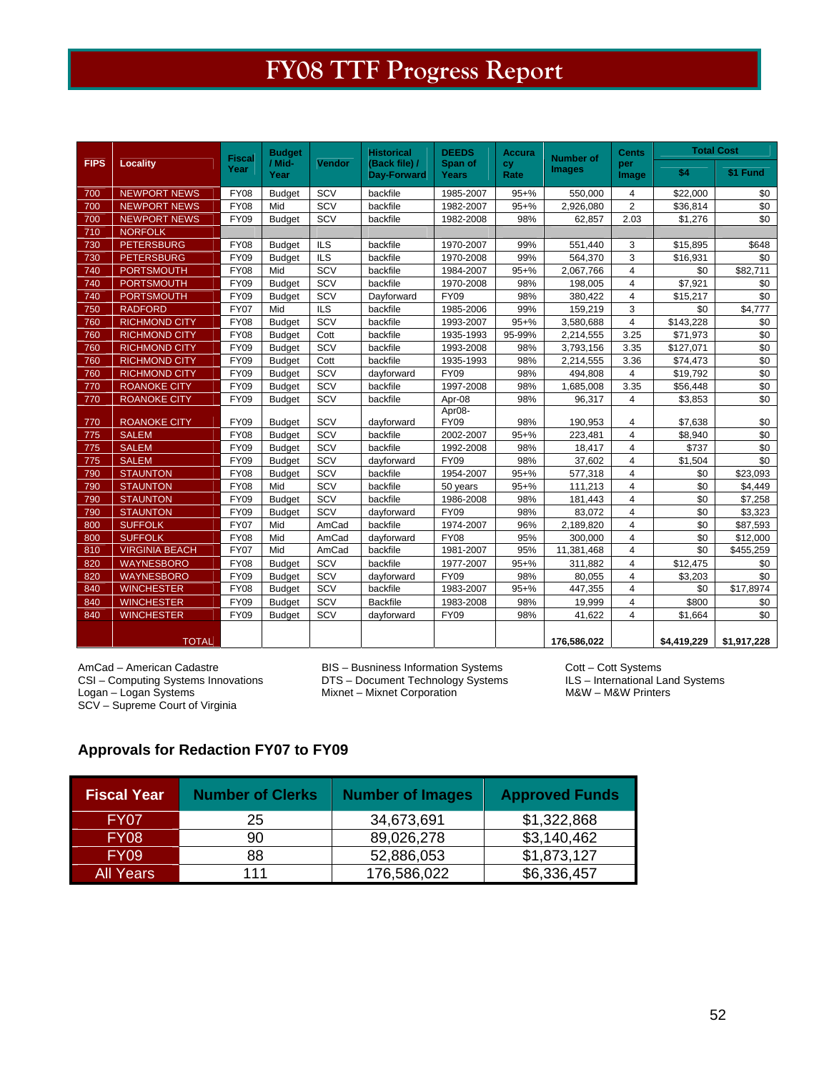# FY08 TTF Progress Report

| FIPS | Locality | Fiscal Year | Budget / Mid-Year | Vendor | Historical (Back file) / Day-Forward | DEEDS Span of Years | Accuracy Rate | Number of Images | Cents per Image | Total Cost | |
|---|---|---|---|---|---|---|---|---|---|---|---|
| | | | | | | | | | | $4 | $1 Fund |
| 700 | NEWPORT NEWS | FY08 | Budget | SCV | backfile | 1985-2007 | 95+% | 550,000 | 4 | $22,000 | $0 |
| 700 | NEWPORT NEWS | FY08 | Mid | SCV | backfile | 1982-2007 | 95+% | 2,926,080 | 2 | $36,814 | $0 |
| 700 | NEWPORT NEWS | FY09 | Budget | SCV | backfile | 1982-2008 | 98% | 62,857 | 2.03 | $1,276 | $0 |
| 710 | NORFOLK | | | | | | | | | | |
| 730 | PETERSBURG | FY08 | Budget | ILS | backfile | 1970-2007 | 99% | 551,440 | 3 | $15,895 | $648 |
| 730 | PETERSBURG | FY09 | Budget | ILS | backfile | 1970-2008 | 99% | 564,370 | 3 | $16,931 | $0 |
| 740 | PORTSMOUTH | FY08 | Mid | SCV | backfile | 1984-2007 | 95+% | 2,067,766 | 4 | $0 | $82,711 |
| 740 | PORTSMOUTH | FY09 | Budget | SCV | backfile | 1970-2008 | 98% | 198,005 | 4 | $7,921 | $0 |
| 740 | PORTSMOUTH | FY09 | Budget | SCV | Dayforward | FY09 | 98% | 380,422 | 4 | $15,217 | $0 |
| 750 | RADFORD | FY07 | Mid | ILS | backfile | 1985-2006 | 99% | 159,219 | 3 | $0 | $4,777 |
| 760 | RICHMOND CITY | FY08 | Budget | SCV | backfile | 1993-2007 | 95+% | 3,580,688 | 4 | $143,228 | $0 |
| 760 | RICHMOND CITY | FY08 | Budget | Cott | backfile | 1935-1993 | 95-99% | 2,214,555 | 3.25 | $71,973 | $0 |
| 760 | RICHMOND CITY | FY09 | Budget | SCV | backfile | 1993-2008 | 98% | 3,793,156 | 3.35 | $127,071 | $0 |
| 760 | RICHMOND CITY | FY09 | Budget | Cott | backfile | 1935-1993 | 98% | 2,214,555 | 3.36 | $74,473 | $0 |
| 760 | RICHMOND CITY | FY09 | Budget | SCV | dayforward | FY09 | 98% | 494,808 | 4 | $19,792 | $0 |
| 770 | ROANOKE CITY | FY09 | Budget | SCV | backfile | 1997-2008 | 98% | 1,685,008 | 3.35 | $56,448 | $0 |
| 770 | ROANOKE CITY | FY09 | Budget | SCV | backfile | Apr-08 | 98% | 96,317 | 4 | $3,853 | $0 |
| 770 | ROANOKE CITY | FY09 | Budget | SCV | dayforward | Apr08-FY09 | 98% | 190,953 | 4 | $7,638 | $0 |
| 775 | SALEM | FY08 | Budget | SCV | backfile | 2002-2007 | 95+% | 223,481 | 4 | $8,940 | $0 |
| 775 | SALEM | FY09 | Budget | SCV | backfile | 1992-2008 | 98% | 18,417 | 4 | $737 | $0 |
| 775 | SALEM | FY09 | Budget | SCV | dayforward | FY09 | 98% | 37,602 | 4 | $1,504 | $0 |
| 790 | STAUNTON | FY08 | Budget | SCV | backfile | 1954-2007 | 95+% | 577,318 | 4 | $0 | $23,093 |
| 790 | STAUNTON | FY08 | Mid | SCV | backfile | 50 years | 95+% | 111,213 | 4 | $0 | $4,449 |
| 790 | STAUNTON | FY09 | Budget | SCV | backfile | 1986-2008 | 98% | 181,443 | 4 | $0 | $7,258 |
| 790 | STAUNTON | FY09 | Budget | SCV | dayforward | FY09 | 98% | 83,072 | 4 | $0 | $3,323 |
| 800 | SUFFOLK | FY07 | Mid | AmCad | backfile | 1974-2007 | 96% | 2,189,820 | 4 | $0 | $87,593 |
| 800 | SUFFOLK | FY08 | Mid | AmCad | dayforward | FY08 | 95% | 300,000 | 4 | $0 | $12,000 |
| 810 | VIRGINIA BEACH | FY07 | Mid | AmCad | backfile | 1981-2007 | 95% | 11,381,468 | 4 | $0 | $455,259 |
| 820 | WAYNESBORO | FY08 | Budget | SCV | backfile | 1977-2007 | 95+% | 311,882 | 4 | $12,475 | $0 |
| 820 | WAYNESBORO | FY09 | Budget | SCV | dayforward | FY09 | 98% | 80,055 | 4 | $3,203 | $0 |
| 840 | WINCHESTER | FY08 | Budget | SCV | backfile | 1983-2007 | 95+% | 447,355 | 4 | $0 | $17,8974 |
| 840 | WINCHESTER | FY09 | Budget | SCV | Backfile | 1983-2008 | 98% | 19,999 | 4 | $800 | $0 |
| 840 | WINCHESTER | FY09 | Budget | SCV | dayforward | FY09 | 98% | 41,622 | 4 | $1,664 | $0 |
| | TOTAL | | | | | | | 176,586,022 | | $4,419,229 | $1,917,228 |

AmCad – American Cadastre
CSI – Computing Systems Innovations
Logan – Logan Systems
SCV – Supreme Court of Virginia
BIS – Busniness Information Systems
DTS – Document Technology Systems
Mixnet – Mixnet Corporation
Cott – Cott Systems
ILS – International Land Systems
M&W – M&W Printers

### Approvals for Redaction FY07 to FY09

| Fiscal Year | Number of Clerks | Number of Images | Approved Funds |
|---|---|---|---|
| FY07 | 25 | 34,673,691 | $1,322,868 |
| FY08 | 90 | 89,026,278 | $3,140,462 |
| FY09 | 88 | 52,886,053 | $1,873,127 |
| All Years | 111 | 176,586,022 | $6,336,457 |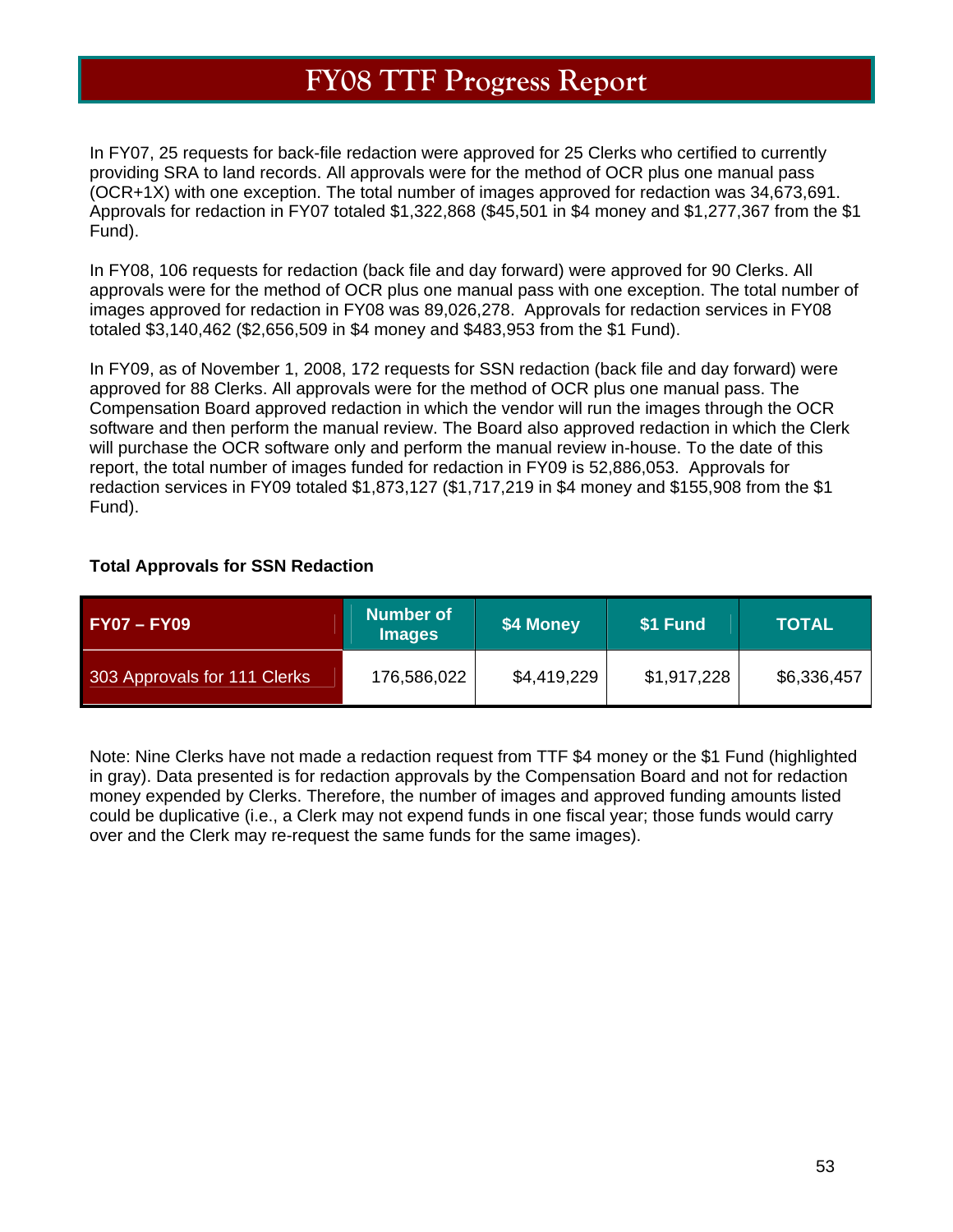# FY08 TTF Progress Report

In FY07, 25 requests for back-file redaction were approved for 25 Clerks who certified to currently providing SRA to land records. All approvals were for the method of OCR plus one manual pass (OCR+1X) with one exception. The total number of images approved for redaction was 34,673,691. Approvals for redaction in FY07 totaled $1,322,868 ($45,501 in $4 money and $1,277,367 from the $1 Fund).

In FY08, 106 requests for redaction (back file and day forward) were approved for 90 Clerks. All approvals were for the method of OCR plus one manual pass with one exception. The total number of images approved for redaction in FY08 was 89,026,278. Approvals for redaction services in FY08 totaled $3,140,462 ($2,656,509 in $4 money and $483,953 from the $1 Fund).

In FY09, as of November 1, 2008, 172 requests for SSN redaction (back file and day forward) were approved for 88 Clerks. All approvals were for the method of OCR plus one manual pass. The Compensation Board approved redaction in which the vendor will run the images through the OCR software and then perform the manual review. The Board also approved redaction in which the Clerk will purchase the OCR software only and perform the manual review in-house. To the date of this report, the total number of images funded for redaction in FY09 is 52,886,053. Approvals for redaction services in FY09 totaled $1,873,127 ($1,717,219 in $4 money and $155,908 from the $1 Fund).

**Total Approvals for SSN Redaction**

| FY07 – FY09 | Number of Images | $4 Money | $1 Fund | TOTAL |
|---|---|---|---|---|
| 303 Approvals for 111 Clerks | 176,586,022 | $4,419,229 | $1,917,228 | $6,336,457 |

Note: Nine Clerks have not made a redaction request from TTF $4 money or the $1 Fund (highlighted in gray). Data presented is for redaction approvals by the Compensation Board and not for redaction money expended by Clerks. Therefore, the number of images and approved funding amounts listed could be duplicative (i.e., a Clerk may not expend funds in one fiscal year; those funds would carry over and the Clerk may re-request the same funds for the same images).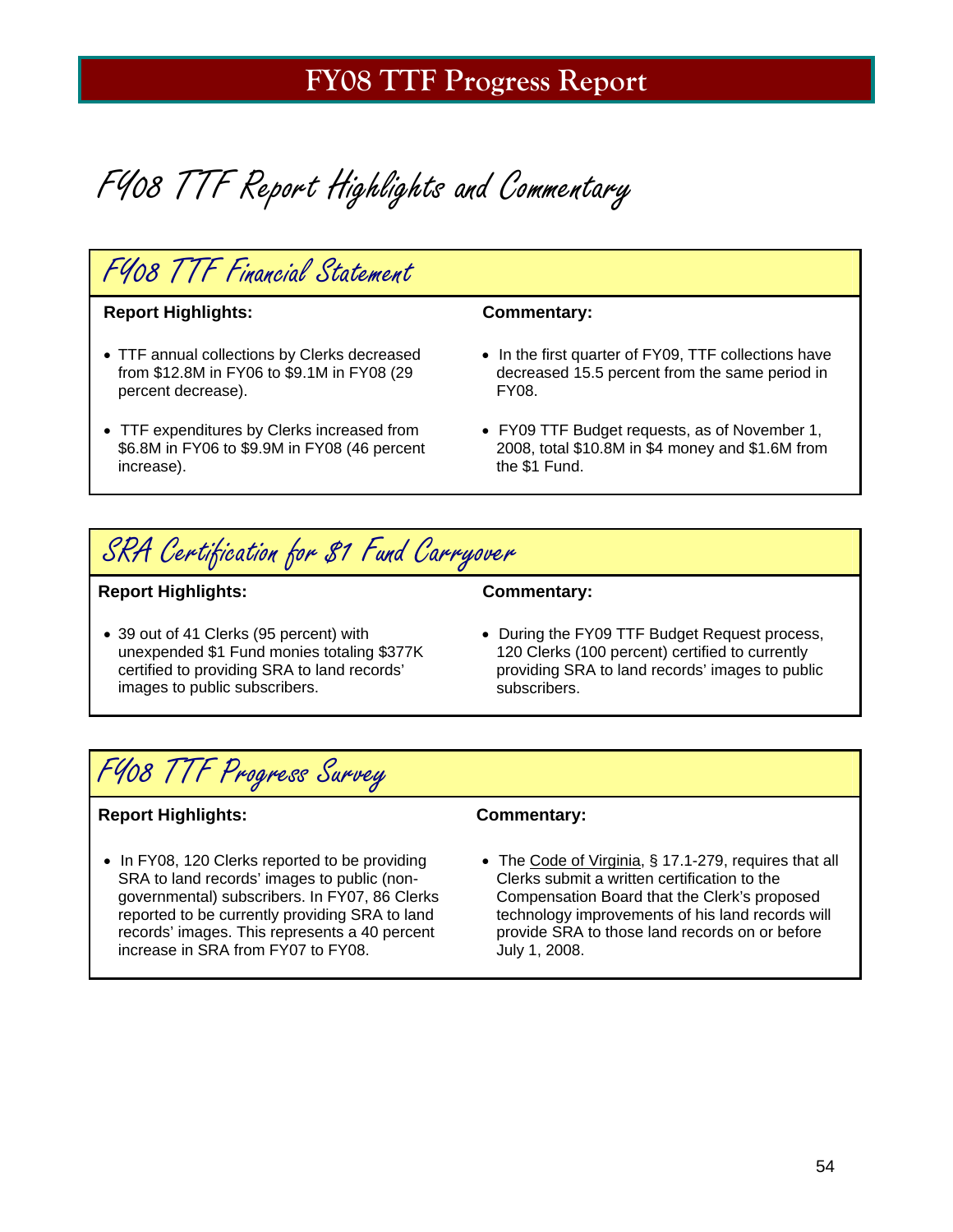# FY08 TTF Progress Report

## FY08 TTF Report Highlights and Commentary

### FY08 TTF Financial Statement

**Report Highlights:**

- TTF annual collections by Clerks decreased from $12.8M in FY06 to $9.1M in FY08 (29 percent decrease).
- TTF expenditures by Clerks increased from $6.8M in FY06 to $9.9M in FY08 (46 percent increase).

**Commentary:**

- In the first quarter of FY09, TTF collections have decreased 15.5 percent from the same period in FY08.
- FY09 TTF Budget requests, as of November 1, 2008, total $10.8M in $4 money and $1.6M from the $1 Fund.

### SRA Certification for $1 Fund Carryover

**Report Highlights:**

- 39 out of 41 Clerks (95 percent) with unexpended $1 Fund monies totaling $377K certified to providing SRA to land records' images to public subscribers.

**Commentary:**

- During the FY09 TTF Budget Request process, 120 Clerks (100 percent) certified to currently providing SRA to land records' images to public subscribers.

### FY08 TTF Progress Survey

**Report Highlights:**

- In FY08, 120 Clerks reported to be providing SRA to land records' images to public (non-governmental) subscribers. In FY07, 86 Clerks reported to be currently providing SRA to land records' images. This represents a 40 percent increase in SRA from FY07 to FY08.

**Commentary:**

- The Code of Virginia, § 17.1-279, requires that all Clerks submit a written certification to the Compensation Board that the Clerk's proposed technology improvements of his land records will provide SRA to those land records on or before July 1, 2008.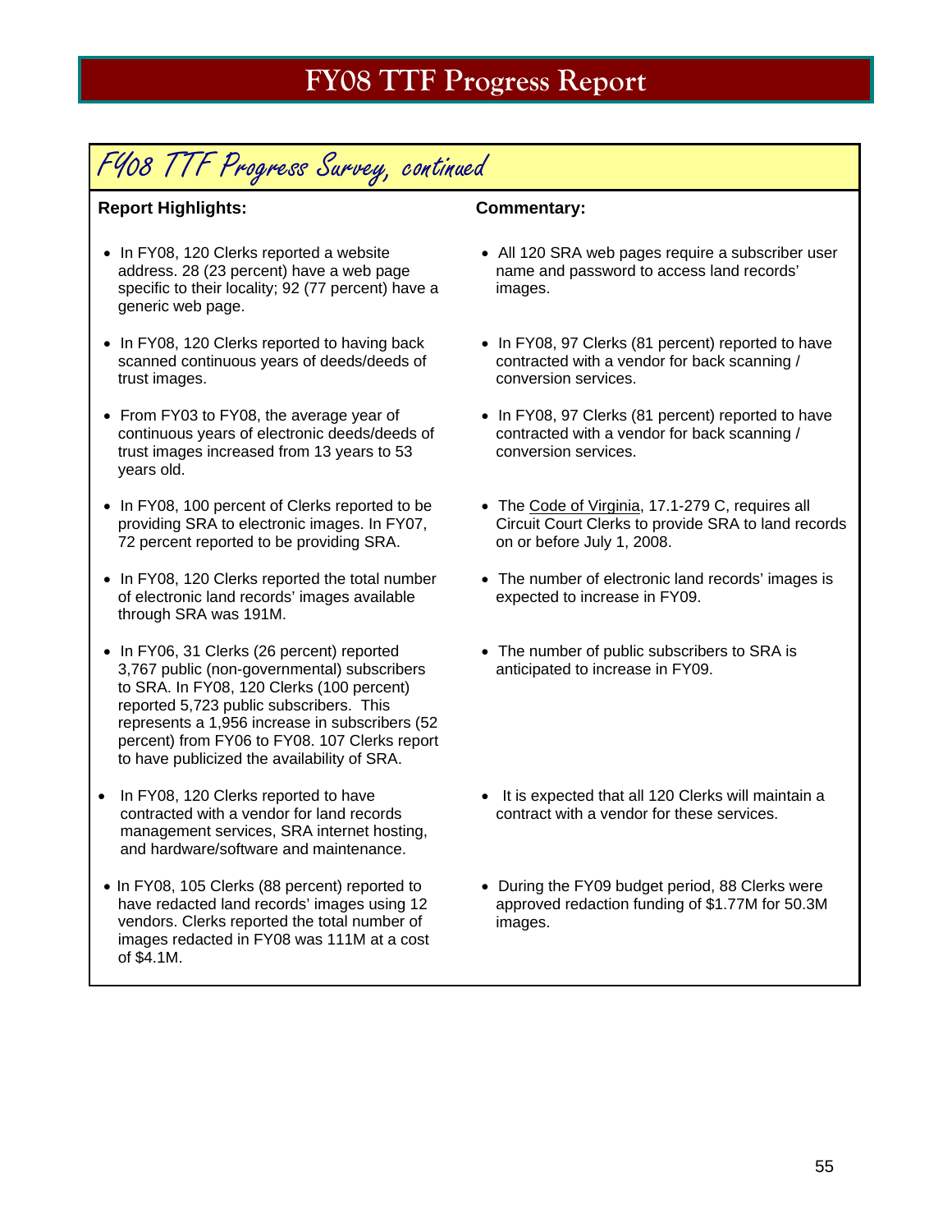# FY08 TTF Progress Report

## FY08 TTF Progress Survey, continued

| **Report Highlights:** | **Commentary:** |
|---|---|
| In FY08, 120 Clerks reported a website address. 28 (23 percent) have a web page specific to their locality; 92 (77 percent) have a generic web page. | All 120 SRA web pages require a subscriber user name and password to access land records' images. |
| In FY08, 120 Clerks reported to having back scanned continuous years of deeds/deeds of trust images. | In FY08, 97 Clerks (81 percent) reported to have contracted with a vendor for back scanning / conversion services. |
| From FY03 to FY08, the average year of continuous years of electronic deeds/deeds of trust images increased from 13 years to 53 years old. | In FY08, 97 Clerks (81 percent) reported to have contracted with a vendor for back scanning / conversion services. |
| In FY08, 100 percent of Clerks reported to be providing SRA to electronic images. In FY07, 72 percent reported to be providing SRA. | The Code of Virginia, 17.1-279 C, requires all Circuit Court Clerks to provide SRA to land records on or before July 1, 2008. |
| In FY08, 120 Clerks reported the total number of electronic land records' images available through SRA was 191M. | The number of electronic land records' images is expected to increase in FY09. |
| In FY06, 31 Clerks (26 percent) reported 3,767 public (non-governmental) subscribers to SRA. In FY08, 120 Clerks (100 percent) reported 5,723 public subscribers. This represents a 1,956 increase in subscribers (52 percent) from FY06 to FY08. 107 Clerks report to have publicized the availability of SRA. | The number of public subscribers to SRA is anticipated to increase in FY09. |
| In FY08, 120 Clerks reported to have contracted with a vendor for land records management services, SRA internet hosting, and hardware/software and maintenance. | It is expected that all 120 Clerks will maintain a contract with a vendor for these services. |
| In FY08, 105 Clerks (88 percent) reported to have redacted land records' images using 12 vendors. Clerks reported the total number of images redacted in FY08 was 111M at a cost of $4.1M. | During the FY09 budget period, 88 Clerks were approved redaction funding of $1.77M for 50.3M images. |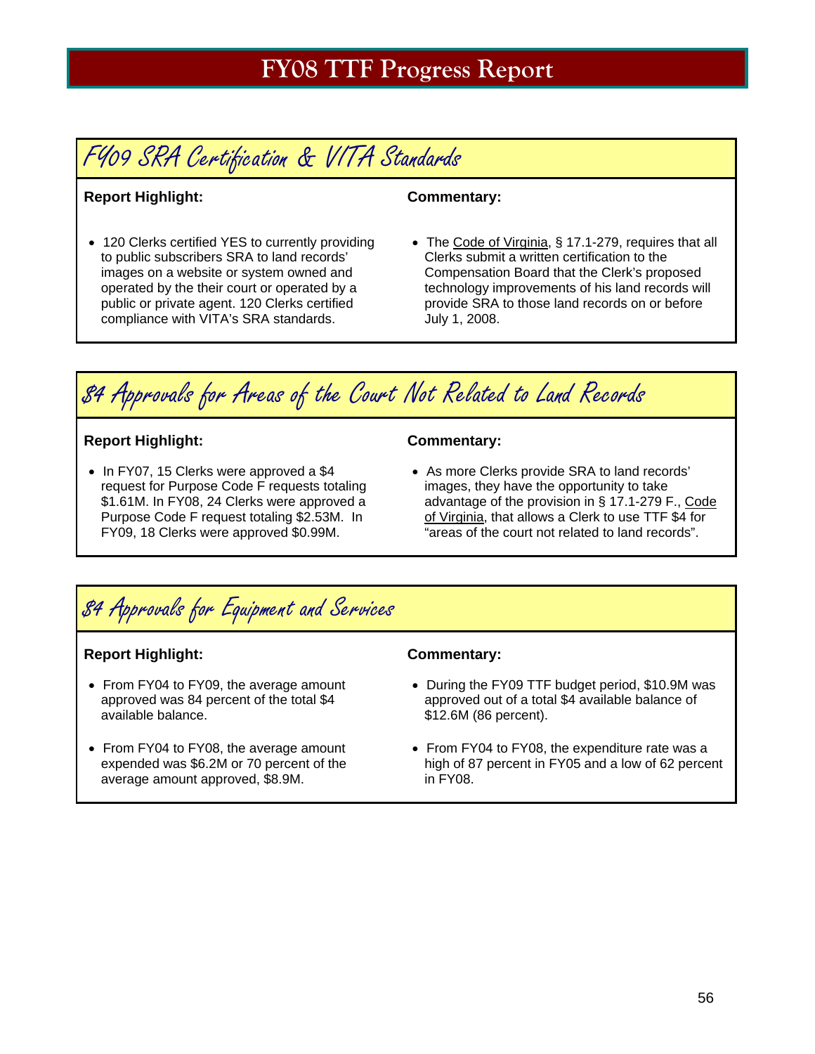# FY08 TTF Progress Report

## FY09 SRA Certification & VITA Standards

**Report Highlight:**

- 120 Clerks certified YES to currently providing to public subscribers SRA to land records' images on a website or system owned and operated by the their court or operated by a public or private agent. 120 Clerks certified compliance with VITA's SRA standards.

**Commentary:**

- The Code of Virginia, § 17.1-279, requires that all Clerks submit a written certification to the Compensation Board that the Clerk's proposed technology improvements of his land records will provide SRA to those land records on or before July 1, 2008.

## $4 Approvals for Areas of the Court Not Related to Land Records

**Report Highlight:**

- In FY07, 15 Clerks were approved a $4 request for Purpose Code F requests totaling $1.61M. In FY08, 24 Clerks were approved a Purpose Code F request totaling $2.53M. In FY09, 18 Clerks were approved $0.99M.

**Commentary:**

- As more Clerks provide SRA to land records' images, they have the opportunity to take advantage of the provision in § 17.1-279 F., Code of Virginia, that allows a Clerk to use TTF $4 for "areas of the court not related to land records".

## $4 Approvals for Equipment and Services

**Report Highlight:**

- From FY04 to FY09, the average amount approved was 84 percent of the total $4 available balance.
- From FY04 to FY08, the average amount expended was $6.2M or 70 percent of the average amount approved, $8.9M.

**Commentary:**

- During the FY09 TTF budget period, $10.9M was approved out of a total $4 available balance of $12.6M (86 percent).
- From FY04 to FY08, the expenditure rate was a high of 87 percent in FY05 and a low of 62 percent in FY08.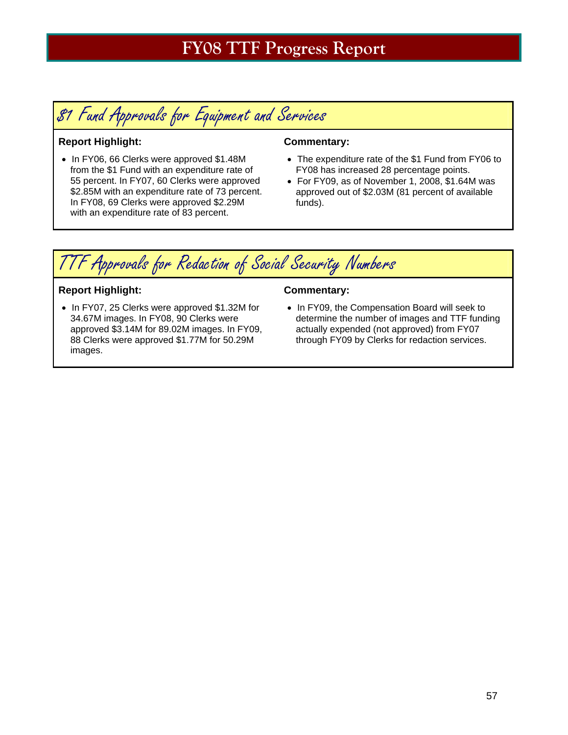# FY08 TTF Progress Report

## $1 Fund Approvals for Equipment and Services

**Report Highlight:**

- In FY06, 66 Clerks were approved $1.48M from the $1 Fund with an expenditure rate of 55 percent. In FY07, 60 Clerks were approved $2.85M with an expenditure rate of 73 percent. In FY08, 69 Clerks were approved $2.29M with an expenditure rate of 83 percent.

**Commentary:**

- The expenditure rate of the $1 Fund from FY06 to FY08 has increased 28 percentage points.
- For FY09, as of November 1, 2008, $1.64M was approved out of $2.03M (81 percent of available funds).

## TTF Approvals for Redaction of Social Security Numbers

**Report Highlight:**

- In FY07, 25 Clerks were approved $1.32M for 34.67M images. In FY08, 90 Clerks were approved $3.14M for 89.02M images. In FY09, 88 Clerks were approved $1.77M for 50.29M images.

**Commentary:**

- In FY09, the Compensation Board will seek to determine the number of images and TTF funding actually expended (not approved) from FY07 through FY09 by Clerks for redaction services.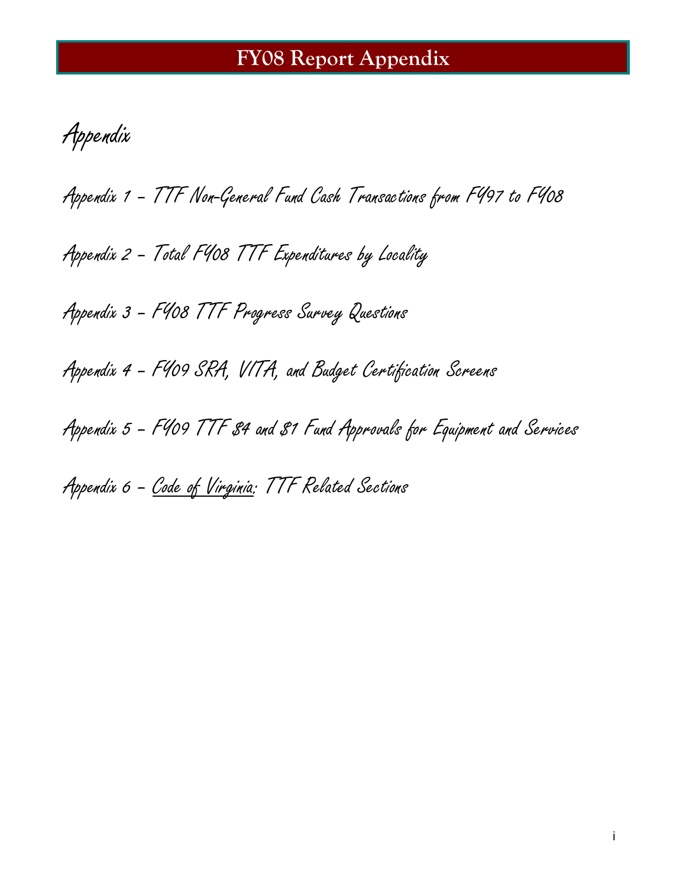# FY08 Report Appendix

## Appendix

Appendix 1 – TTF Non-General Fund Cash Transactions from FY97 to FY08

Appendix 2 – Total FY08 TTF Expenditures by Locality

Appendix 3 – FY08 TTF Progress Survey Questions

Appendix 4 – FY09 SRA, VITA, and Budget Certification Screens

Appendix 5 – FY09 TTF $4 and $1 Fund Approvals for Equipment and Services

Appendix 6 – Code of Virginia: TTF Related Sections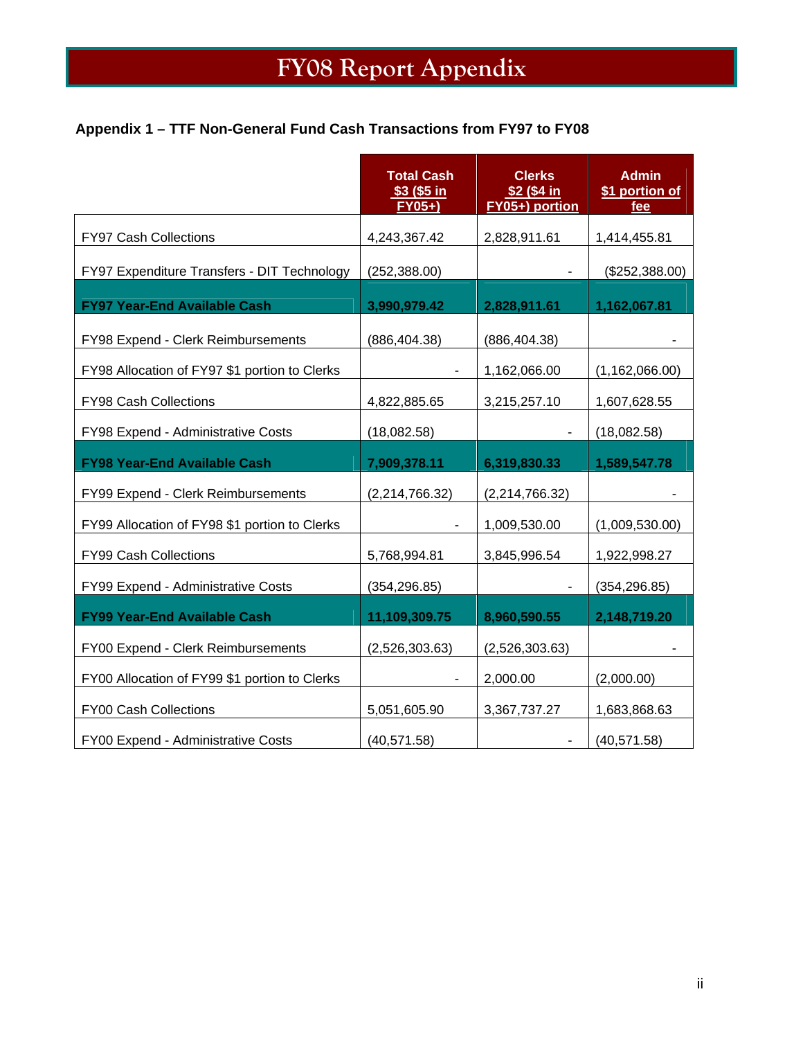# FY08 Report Appendix

### Appendix 1 – TTF Non-General Fund Cash Transactions from FY97 to FY08

| | Total Cash $3 ($5 in FY05+) | Clerks $2 ($4 in FY05+) portion | Admin $1 portion of fee |
|---|---|---|---|
| FY97 Cash Collections | 4,243,367.42 | 2,828,911.61 | 1,414,455.81 |
| FY97 Expenditure Transfers - DIT Technology | (252,388.00) | - | ($252,388.00) |
| **FY97 Year-End Available Cash** | **3,990,979.42** | **2,828,911.61** | **1,162,067.81** |
| FY98 Expend - Clerk Reimbursements | (886,404.38) | (886,404.38) | - |
| FY98 Allocation of FY97 $1 portion to Clerks | - | 1,162,066.00 | (1,162,066.00) |
| FY98 Cash Collections | 4,822,885.65 | 3,215,257.10 | 1,607,628.55 |
| FY98 Expend - Administrative Costs | (18,082.58) | - | (18,082.58) |
| **FY98 Year-End Available Cash** | **7,909,378.11** | **6,319,830.33** | **1,589,547.78** |
| FY99 Expend - Clerk Reimbursements | (2,214,766.32) | (2,214,766.32) | - |
| FY99 Allocation of FY98 $1 portion to Clerks | - | 1,009,530.00 | (1,009,530.00) |
| FY99 Cash Collections | 5,768,994.81 | 3,845,996.54 | 1,922,998.27 |
| FY99 Expend - Administrative Costs | (354,296.85) | - | (354,296.85) |
| **FY99 Year-End Available Cash** | **11,109,309.75** | **8,960,590.55** | **2,148,719.20** |
| FY00 Expend - Clerk Reimbursements | (2,526,303.63) | (2,526,303.63) | - |
| FY00 Allocation of FY99 $1 portion to Clerks | - | 2,000.00 | (2,000.00) |
| FY00 Cash Collections | 5,051,605.90 | 3,367,737.27 | 1,683,868.63 |
| FY00 Expend - Administrative Costs | (40,571.58) | - | (40,571.58) |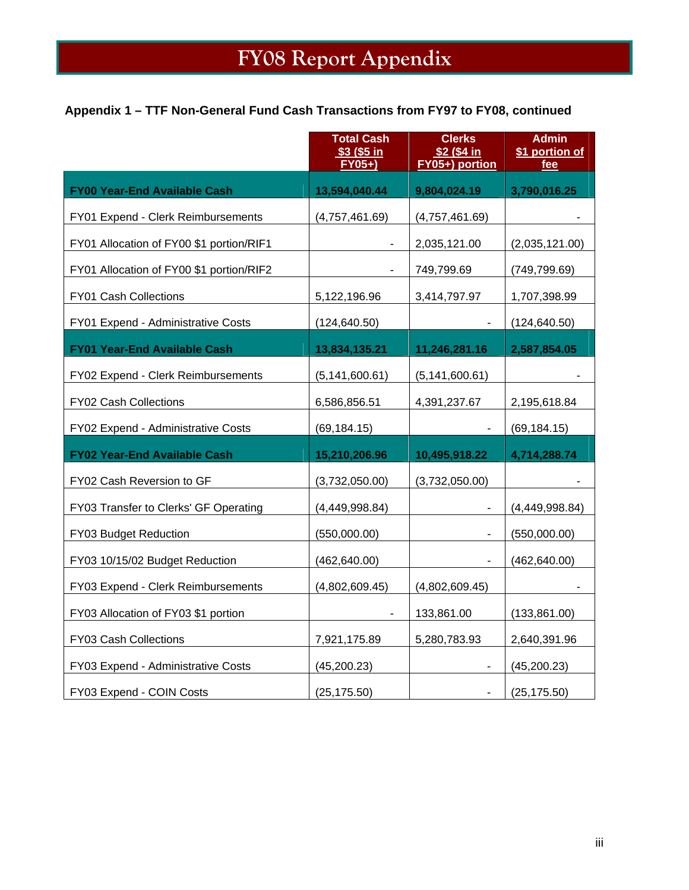# FY08 Report Appendix

**Appendix 1 – TTF Non-General Fund Cash Transactions from FY97 to FY08, continued**

| | Total Cash $3 ($5 in FY05+) | Clerks $2 ($4 in FY05+) portion | Admin $1 portion of fee |
|---|---|---|---|
| **FY00 Year-End Available Cash** | **13,594,040.44** | **9,804,024.19** | **3,790,016.25** |
| FY01 Expend - Clerk Reimbursements | (4,757,461.69) | (4,757,461.69) | - |
| FY01 Allocation of FY00 $1 portion/RIF1 | - | 2,035,121.00 | (2,035,121.00) |
| FY01 Allocation of FY00 $1 portion/RIF2 | - | 749,799.69 | (749,799.69) |
| FY01 Cash Collections | 5,122,196.96 | 3,414,797.97 | 1,707,398.99 |
| FY01 Expend - Administrative Costs | (124,640.50) | - | (124,640.50) |
| **FY01 Year-End Available Cash** | **13,834,135.21** | **11,246,281.16** | **2,587,854.05** |
| FY02 Expend - Clerk Reimbursements | (5,141,600.61) | (5,141,600.61) | - |
| FY02 Cash Collections | 6,586,856.51 | 4,391,237.67 | 2,195,618.84 |
| FY02 Expend - Administrative Costs | (69,184.15) | - | (69,184.15) |
| **FY02 Year-End Available Cash** | **15,210,206.96** | **10,495,918.22** | **4,714,288.74** |
| FY02 Cash Reversion to GF | (3,732,050.00) | (3,732,050.00) | - |
| FY03 Transfer to Clerks' GF Operating | (4,449,998.84) | - | (4,449,998.84) |
| FY03 Budget Reduction | (550,000.00) | - | (550,000.00) |
| FY03 10/15/02 Budget Reduction | (462,640.00) | - | (462,640.00) |
| FY03 Expend - Clerk Reimbursements | (4,802,609.45) | (4,802,609.45) | - |
| FY03 Allocation of FY03 $1 portion | - | 133,861.00 | (133,861.00) |
| FY03 Cash Collections | 7,921,175.89 | 5,280,783.93 | 2,640,391.96 |
| FY03 Expend - Administrative Costs | (45,200.23) | - | (45,200.23) |
| FY03 Expend - COIN Costs | (25,175.50) | - | (25,175.50) |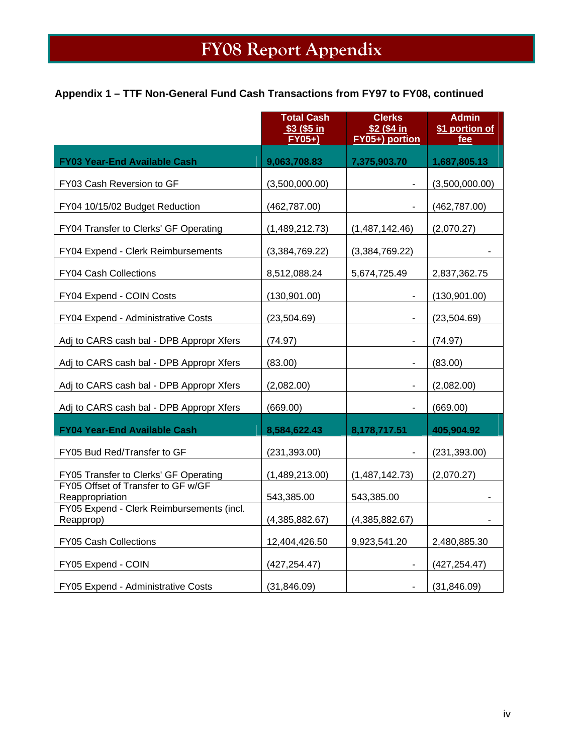# FY08 Report Appendix

**Appendix 1 – TTF Non-General Fund Cash Transactions from FY97 to FY08, continued**

| | Total Cash $3 ($5 in FY05+) | Clerks $2 ($4 in FY05+) portion | Admin $1 portion of fee |
|---|---|---|---|
| **FY03 Year-End Available Cash** | **9,063,708.83** | **7,375,903.70** | **1,687,805.13** |
| FY03 Cash Reversion to GF | (3,500,000.00) | - | (3,500,000.00) |
| FY04 10/15/02 Budget Reduction | (462,787.00) | - | (462,787.00) |
| FY04 Transfer to Clerks' GF Operating | (1,489,212.73) | (1,487,142.46) | (2,070.27) |
| FY04 Expend - Clerk Reimbursements | (3,384,769.22) | (3,384,769.22) | - |
| FY04 Cash Collections | 8,512,088.24 | 5,674,725.49 | 2,837,362.75 |
| FY04 Expend - COIN Costs | (130,901.00) | - | (130,901.00) |
| FY04 Expend - Administrative Costs | (23,504.69) | - | (23,504.69) |
| Adj to CARS cash bal - DPB Appropr Xfers | (74.97) | - | (74.97) |
| Adj to CARS cash bal - DPB Appropr Xfers | (83.00) | - | (83.00) |
| Adj to CARS cash bal - DPB Appropr Xfers | (2,082.00) | - | (2,082.00) |
| Adj to CARS cash bal - DPB Appropr Xfers | (669.00) | - | (669.00) |
| **FY04 Year-End Available Cash** | **8,584,622.43** | **8,178,717.51** | **405,904.92** |
| FY05 Bud Red/Transfer to GF | (231,393.00) | - | (231,393.00) |
| FY05 Transfer to Clerks' GF Operating | (1,489,213.00) | (1,487,142.73) | (2,070.27) |
| FY05 Offset of Transfer to GF w/GF Reappropriation | 543,385.00 | 543,385.00 | - |
| FY05 Expend - Clerk Reimbursements (incl. Reapprop) | (4,385,882.67) | (4,385,882.67) | - |
| FY05 Cash Collections | 12,404,426.50 | 9,923,541.20 | 2,480,885.30 |
| FY05 Expend - COIN | (427,254.47) | - | (427,254.47) |
| FY05 Expend - Administrative Costs | (31,846.09) | - | (31,846.09) |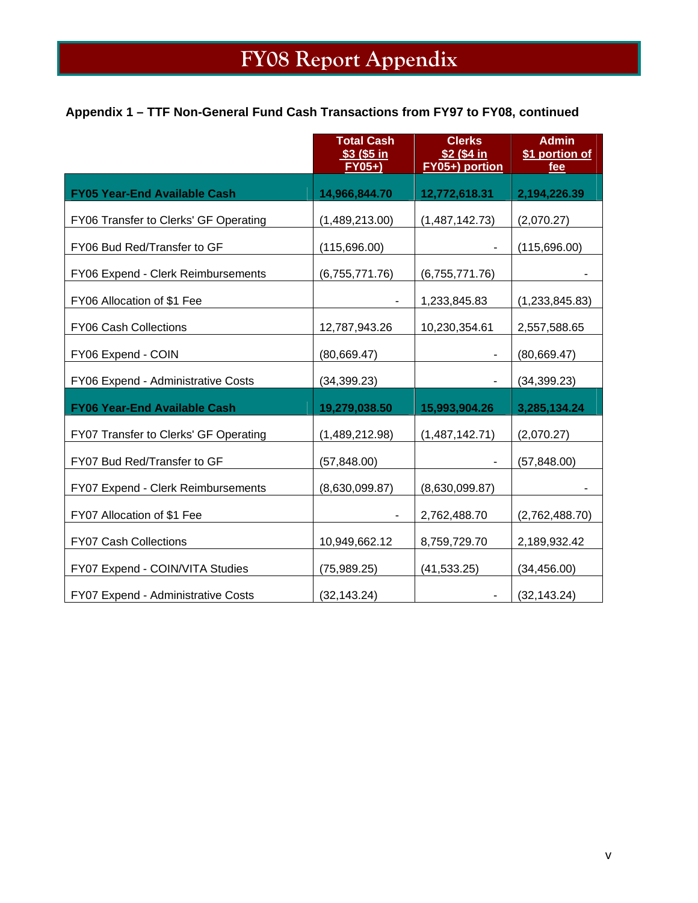# FY08 Report Appendix

### Appendix 1 – TTF Non-General Fund Cash Transactions from FY97 to FY08, continued

| | Total Cash $3 ($5 in FY05+) | Clerks $2 ($4 in FY05+) portion | Admin $1 portion of fee |
|---|---|---|---|
| **FY05 Year-End Available Cash** | **14,966,844.70** | **12,772,618.31** | **2,194,226.39** |
| FY06 Transfer to Clerks' GF Operating | (1,489,213.00) | (1,487,142.73) | (2,070.27) |
| FY06 Bud Red/Transfer to GF | (115,696.00) | - | (115,696.00) |
| FY06 Expend - Clerk Reimbursements | (6,755,771.76) | (6,755,771.76) | - |
| FY06 Allocation of $1 Fee | - | 1,233,845.83 | (1,233,845.83) |
| FY06 Cash Collections | 12,787,943.26 | 10,230,354.61 | 2,557,588.65 |
| FY06 Expend - COIN | (80,669.47) | - | (80,669.47) |
| FY06 Expend - Administrative Costs | (34,399.23) | - | (34,399.23) |
| **FY06 Year-End Available Cash** | **19,279,038.50** | **15,993,904.26** | **3,285,134.24** |
| FY07 Transfer to Clerks' GF Operating | (1,489,212.98) | (1,487,142.71) | (2,070.27) |
| FY07 Bud Red/Transfer to GF | (57,848.00) | - | (57,848.00) |
| FY07 Expend - Clerk Reimbursements | (8,630,099.87) | (8,630,099.87) | - |
| FY07 Allocation of $1 Fee | - | 2,762,488.70 | (2,762,488.70) |
| FY07 Cash Collections | 10,949,662.12 | 8,759,729.70 | 2,189,932.42 |
| FY07 Expend - COIN/VITA Studies | (75,989.25) | (41,533.25) | (34,456.00) |
| FY07 Expend - Administrative Costs | (32,143.24) | - | (32,143.24) |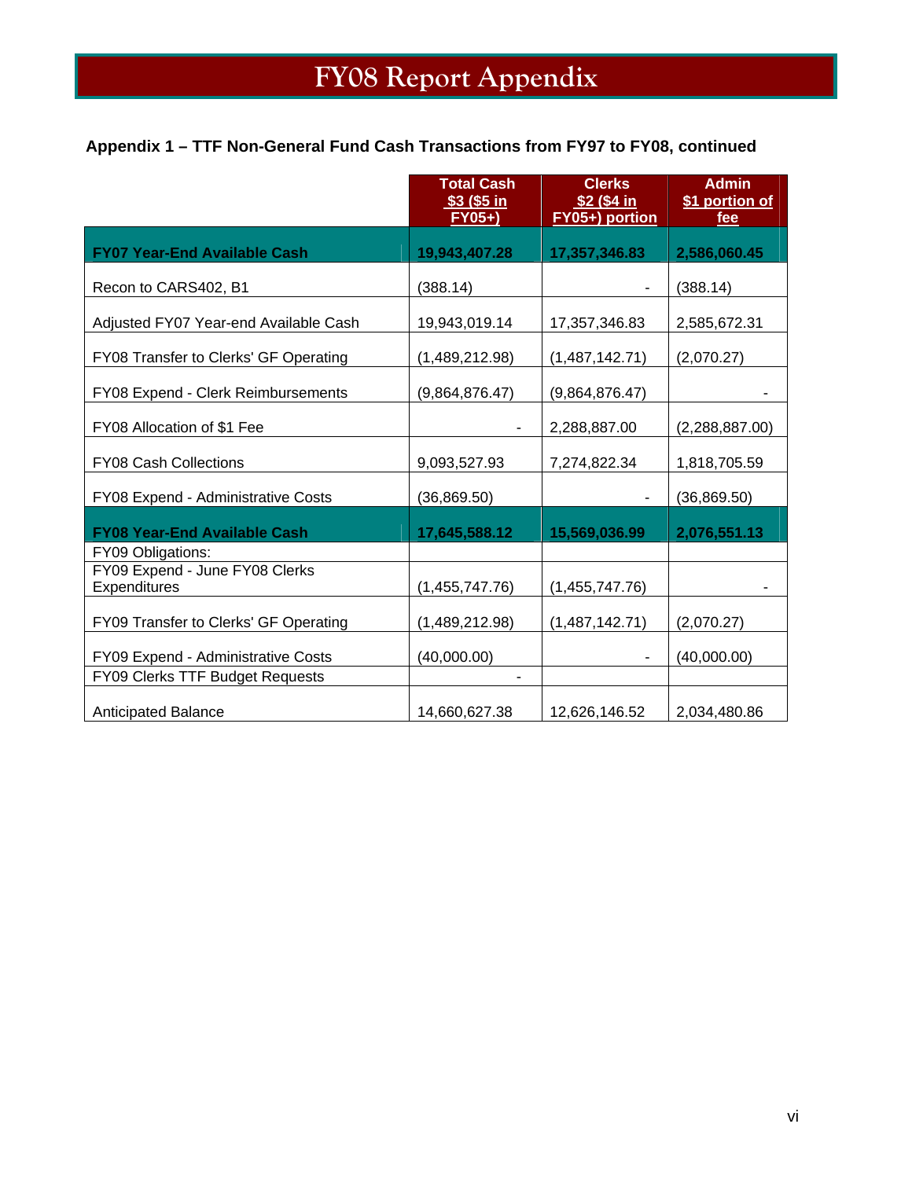# FY08 Report Appendix

**Appendix 1 – TTF Non-General Fund Cash Transactions from FY97 to FY08, continued**

| | Total Cash $3 ($5 in FY05+) | Clerks $2 ($4 in FY05+) portion | Admin $1 portion of fee |
|---|---|---|---|
| **FY07 Year-End Available Cash** | **19,943,407.28** | **17,357,346.83** | **2,586,060.45** |
| Recon to CARS402, B1 | (388.14) | - | (388.14) |
| Adjusted FY07 Year-end Available Cash | 19,943,019.14 | 17,357,346.83 | 2,585,672.31 |
| FY08 Transfer to Clerks' GF Operating | (1,489,212.98) | (1,487,142.71) | (2,070.27) |
| FY08 Expend - Clerk Reimbursements | (9,864,876.47) | (9,864,876.47) | - |
| FY08 Allocation of $1 Fee | - | 2,288,887.00 | (2,288,887.00) |
| FY08 Cash Collections | 9,093,527.93 | 7,274,822.34 | 1,818,705.59 |
| FY08 Expend - Administrative Costs | (36,869.50) | - | (36,869.50) |
| **FY08 Year-End Available Cash** | **17,645,588.12** | **15,569,036.99** | **2,076,551.13** |
| FY09 Obligations: | | | |
| FY09 Expend - June FY08 Clerks Expenditures | (1,455,747.76) | (1,455,747.76) | - |
| FY09 Transfer to Clerks' GF Operating | (1,489,212.98) | (1,487,142.71) | (2,070.27) |
| FY09 Expend - Administrative Costs | (40,000.00) | - | (40,000.00) |
| FY09 Clerks TTF Budget Requests | - | | |
| Anticipated Balance | 14,660,627.38 | 12,626,146.52 | 2,034,480.86 |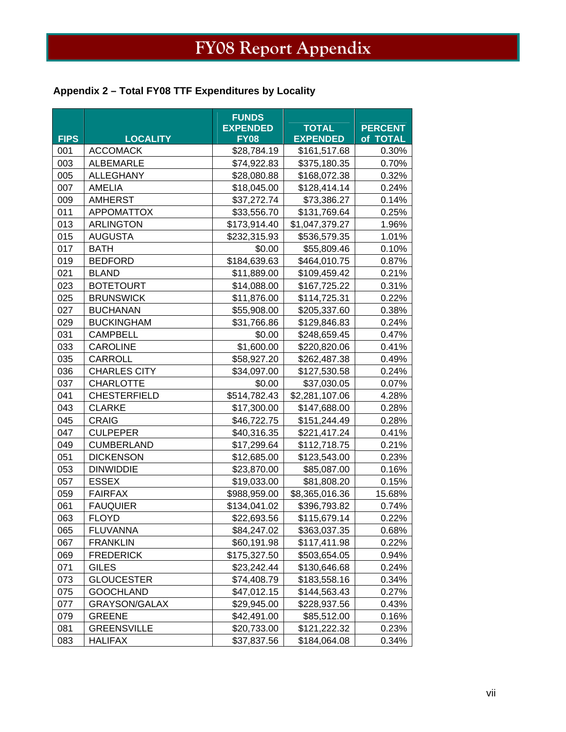# FY08 Report Appendix

**Appendix 2 – Total FY08 TTF Expenditures by Locality**

| FIPS | LOCALITY | FUNDS EXPENDED FY08 | TOTAL EXPENDED | PERCENT of TOTAL |
|---|---|---|---|---|
| 001 | ACCOMACK | $28,784.19 | $161,517.68 | 0.30% |
| 003 | ALBEMARLE | $74,922.83 | $375,180.35 | 0.70% |
| 005 | ALLEGHANY | $28,080.88 | $168,072.38 | 0.32% |
| 007 | AMELIA | $18,045.00 | $128,414.14 | 0.24% |
| 009 | AMHERST | $37,272.74 | $73,386.27 | 0.14% |
| 011 | APPOMATTOX | $33,556.70 | $131,769.64 | 0.25% |
| 013 | ARLINGTON | $173,914.40 | $1,047,379.27 | 1.96% |
| 015 | AUGUSTA | $232,315.93 | $536,579.35 | 1.01% |
| 017 | BATH | $0.00 | $55,809.46 | 0.10% |
| 019 | BEDFORD | $184,639.63 | $464,010.75 | 0.87% |
| 021 | BLAND | $11,889.00 | $109,459.42 | 0.21% |
| 023 | BOTETOURT | $14,088.00 | $167,725.22 | 0.31% |
| 025 | BRUNSWICK | $11,876.00 | $114,725.31 | 0.22% |
| 027 | BUCHANAN | $55,908.00 | $205,337.60 | 0.38% |
| 029 | BUCKINGHAM | $31,766.86 | $129,846.83 | 0.24% |
| 031 | CAMPBELL | $0.00 | $248,659.45 | 0.47% |
| 033 | CAROLINE | $1,600.00 | $220,820.06 | 0.41% |
| 035 | CARROLL | $58,927.20 | $262,487.38 | 0.49% |
| 036 | CHARLES CITY | $34,097.00 | $127,530.58 | 0.24% |
| 037 | CHARLOTTE | $0.00 | $37,030.05 | 0.07% |
| 041 | CHESTERFIELD | $514,782.43 | $2,281,107.06 | 4.28% |
| 043 | CLARKE | $17,300.00 | $147,688.00 | 0.28% |
| 045 | CRAIG | $46,722.75 | $151,244.49 | 0.28% |
| 047 | CULPEPER | $40,316.35 | $221,417.24 | 0.41% |
| 049 | CUMBERLAND | $17,299.64 | $112,718.75 | 0.21% |
| 051 | DICKENSON | $12,685.00 | $123,543.00 | 0.23% |
| 053 | DINWIDDIE | $23,870.00 | $85,087.00 | 0.16% |
| 057 | ESSEX | $19,033.00 | $81,808.20 | 0.15% |
| 059 | FAIRFAX | $988,959.00 | $8,365,016.36 | 15.68% |
| 061 | FAUQUIER | $134,041.02 | $396,793.82 | 0.74% |
| 063 | FLOYD | $22,693.56 | $115,679.14 | 0.22% |
| 065 | FLUVANNA | $84,247.02 | $363,037.35 | 0.68% |
| 067 | FRANKLIN | $60,191.98 | $117,411.98 | 0.22% |
| 069 | FREDERICK | $175,327.50 | $503,654.05 | 0.94% |
| 071 | GILES | $23,242.44 | $130,646.68 | 0.24% |
| 073 | GLOUCESTER | $74,408.79 | $183,558.16 | 0.34% |
| 075 | GOOCHLAND | $47,012.15 | $144,563.43 | 0.27% |
| 077 | GRAYSON/GALAX | $29,945.00 | $228,937.56 | 0.43% |
| 079 | GREENE | $42,491.00 | $85,512.00 | 0.16% |
| 081 | GREENSVILLE | $20,733.00 | $121,222.32 | 0.23% |
| 083 | HALIFAX | $37,837.56 | $184,064.08 | 0.34% |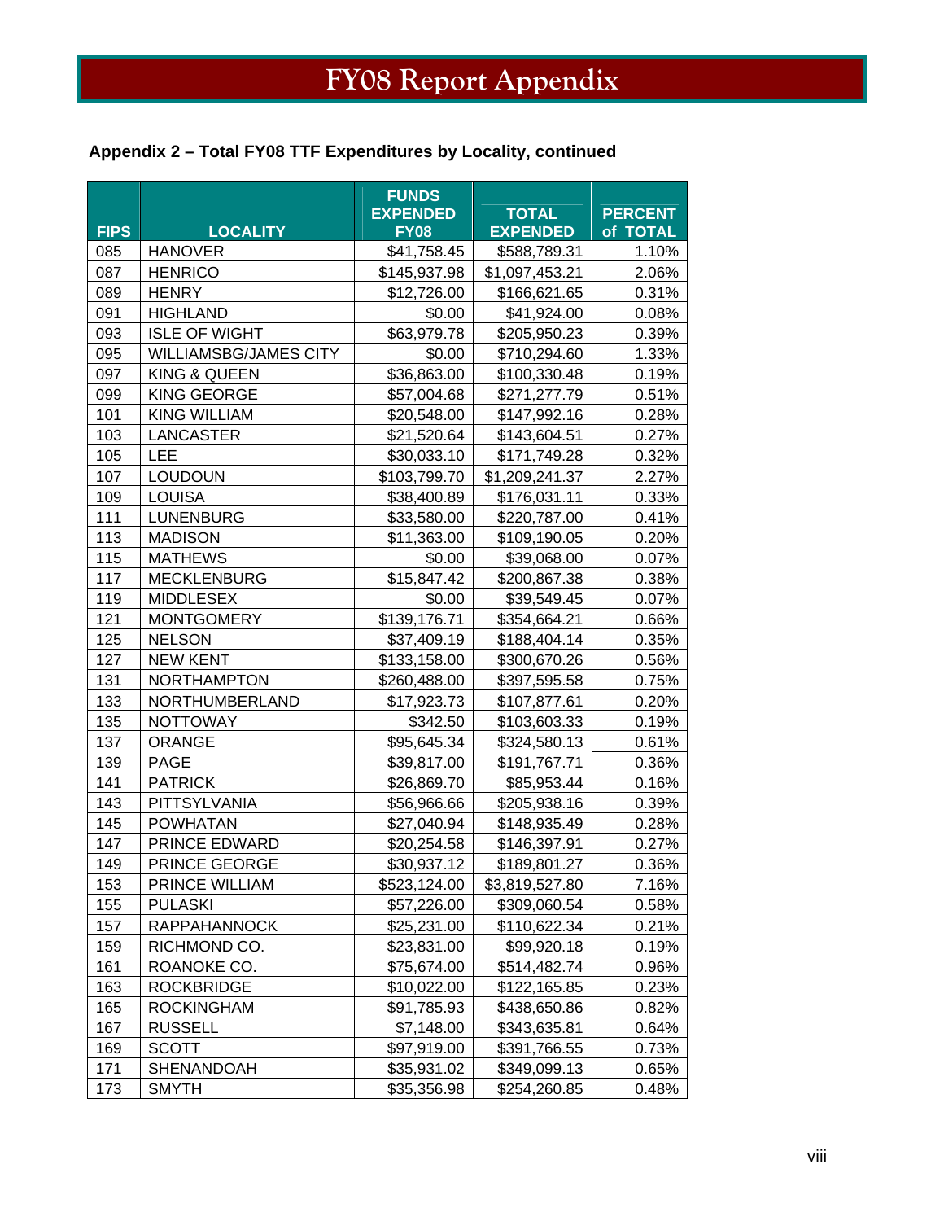# FY08 Report Appendix

### Appendix 2 – Total FY08 TTF Expenditures by Locality, continued

| FIPS | LOCALITY | FUNDS EXPENDED FY08 | TOTAL EXPENDED | PERCENT of TOTAL |
|---|---|---|---|---|
| 085 | HANOVER | $41,758.45 | $588,789.31 | 1.10% |
| 087 | HENRICO | $145,937.98 | $1,097,453.21 | 2.06% |
| 089 | HENRY | $12,726.00 | $166,621.65 | 0.31% |
| 091 | HIGHLAND | $0.00 | $41,924.00 | 0.08% |
| 093 | ISLE OF WIGHT | $63,979.78 | $205,950.23 | 0.39% |
| 095 | WILLIAMSBG/JAMES CITY | $0.00 | $710,294.60 | 1.33% |
| 097 | KING & QUEEN | $36,863.00 | $100,330.48 | 0.19% |
| 099 | KING GEORGE | $57,004.68 | $271,277.79 | 0.51% |
| 101 | KING WILLIAM | $20,548.00 | $147,992.16 | 0.28% |
| 103 | LANCASTER | $21,520.64 | $143,604.51 | 0.27% |
| 105 | LEE | $30,033.10 | $171,749.28 | 0.32% |
| 107 | LOUDOUN | $103,799.70 | $1,209,241.37 | 2.27% |
| 109 | LOUISA | $38,400.89 | $176,031.11 | 0.33% |
| 111 | LUNENBURG | $33,580.00 | $220,787.00 | 0.41% |
| 113 | MADISON | $11,363.00 | $109,190.05 | 0.20% |
| 115 | MATHEWS | $0.00 | $39,068.00 | 0.07% |
| 117 | MECKLENBURG | $15,847.42 | $200,867.38 | 0.38% |
| 119 | MIDDLESEX | $0.00 | $39,549.45 | 0.07% |
| 121 | MONTGOMERY | $139,176.71 | $354,664.21 | 0.66% |
| 125 | NELSON | $37,409.19 | $188,404.14 | 0.35% |
| 127 | NEW KENT | $133,158.00 | $300,670.26 | 0.56% |
| 131 | NORTHAMPTON | $260,488.00 | $397,595.58 | 0.75% |
| 133 | NORTHUMBERLAND | $17,923.73 | $107,877.61 | 0.20% |
| 135 | NOTTOWAY | $342.50 | $103,603.33 | 0.19% |
| 137 | ORANGE | $95,645.34 | $324,580.13 | 0.61% |
| 139 | PAGE | $39,817.00 | $191,767.71 | 0.36% |
| 141 | PATRICK | $26,869.70 | $85,953.44 | 0.16% |
| 143 | PITTSYLVANIA | $56,966.66 | $205,938.16 | 0.39% |
| 145 | POWHATAN | $27,040.94 | $148,935.49 | 0.28% |
| 147 | PRINCE EDWARD | $20,254.58 | $146,397.91 | 0.27% |
| 149 | PRINCE GEORGE | $30,937.12 | $189,801.27 | 0.36% |
| 153 | PRINCE WILLIAM | $523,124.00 | $3,819,527.80 | 7.16% |
| 155 | PULASKI | $57,226.00 | $309,060.54 | 0.58% |
| 157 | RAPPAHANNOCK | $25,231.00 | $110,622.34 | 0.21% |
| 159 | RICHMOND CO. | $23,831.00 | $99,920.18 | 0.19% |
| 161 | ROANOKE CO. | $75,674.00 | $514,482.74 | 0.96% |
| 163 | ROCKBRIDGE | $10,022.00 | $122,165.85 | 0.23% |
| 165 | ROCKINGHAM | $91,785.93 | $438,650.86 | 0.82% |
| 167 | RUSSELL | $7,148.00 | $343,635.81 | 0.64% |
| 169 | SCOTT | $97,919.00 | $391,766.55 | 0.73% |
| 171 | SHENANDOAH | $35,931.02 | $349,099.13 | 0.65% |
| 173 | SMYTH | $35,356.98 | $254,260.85 | 0.48% |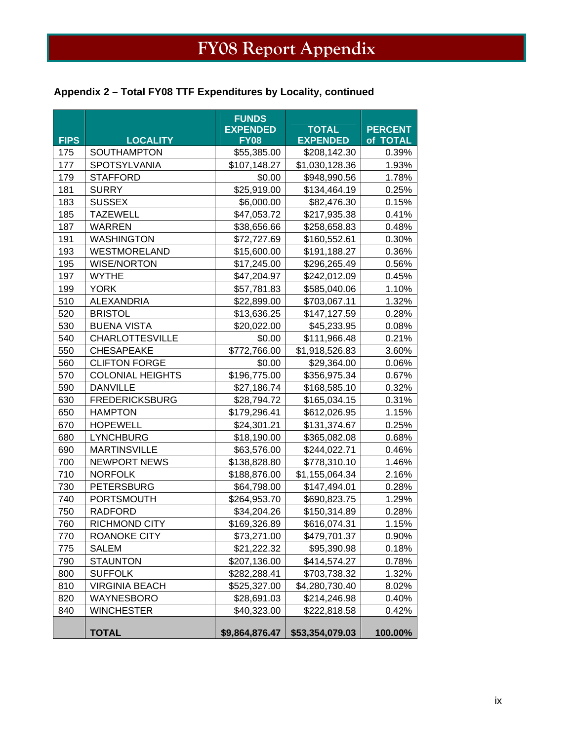# FY08 Report Appendix

**Appendix 2 – Total FY08 TTF Expenditures by Locality, continued**

| FIPS | LOCALITY | FUNDS EXPENDED FY08 | TOTAL EXPENDED | PERCENT of TOTAL |
|---|---|---|---|---|
| 175 | SOUTHAMPTON | $55,385.00 | $208,142.30 | 0.39% |
| 177 | SPOTSYLVANIA | $107,148.27 | $1,030,128.36 | 1.93% |
| 179 | STAFFORD | $0.00 | $948,990.56 | 1.78% |
| 181 | SURRY | $25,919.00 | $134,464.19 | 0.25% |
| 183 | SUSSEX | $6,000.00 | $82,476.30 | 0.15% |
| 185 | TAZEWELL | $47,053.72 | $217,935.38 | 0.41% |
| 187 | WARREN | $38,656.66 | $258,658.83 | 0.48% |
| 191 | WASHINGTON | $72,727.69 | $160,552.61 | 0.30% |
| 193 | WESTMORELAND | $15,600.00 | $191,188.27 | 0.36% |
| 195 | WISE/NORTON | $17,245.00 | $296,265.49 | 0.56% |
| 197 | WYTHE | $47,204.97 | $242,012.09 | 0.45% |
| 199 | YORK | $57,781.83 | $585,040.06 | 1.10% |
| 510 | ALEXANDRIA | $22,899.00 | $703,067.11 | 1.32% |
| 520 | BRISTOL | $13,636.25 | $147,127.59 | 0.28% |
| 530 | BUENA VISTA | $20,022.00 | $45,233.95 | 0.08% |
| 540 | CHARLOTTESVILLE | $0.00 | $111,966.48 | 0.21% |
| 550 | CHESAPEAKE | $772,766.00 | $1,918,526.83 | 3.60% |
| 560 | CLIFTON FORGE | $0.00 | $29,364.00 | 0.06% |
| 570 | COLONIAL HEIGHTS | $196,775.00 | $356,975.34 | 0.67% |
| 590 | DANVILLE | $27,186.74 | $168,585.10 | 0.32% |
| 630 | FREDERICKSBURG | $28,794.72 | $165,034.15 | 0.31% |
| 650 | HAMPTON | $179,296.41 | $612,026.95 | 1.15% |
| 670 | HOPEWELL | $24,301.21 | $131,374.67 | 0.25% |
| 680 | LYNCHBURG | $18,190.00 | $365,082.08 | 0.68% |
| 690 | MARTINSVILLE | $63,576.00 | $244,022.71 | 0.46% |
| 700 | NEWPORT NEWS | $138,828.80 | $778,310.10 | 1.46% |
| 710 | NORFOLK | $188,876.00 | $1,155,064.34 | 2.16% |
| 730 | PETERSBURG | $64,798.00 | $147,494.01 | 0.28% |
| 740 | PORTSMOUTH | $264,953.70 | $690,823.75 | 1.29% |
| 750 | RADFORD | $34,204.26 | $150,314.89 | 0.28% |
| 760 | RICHMOND CITY | $169,326.89 | $616,074.31 | 1.15% |
| 770 | ROANOKE CITY | $73,271.00 | $479,701.37 | 0.90% |
| 775 | SALEM | $21,222.32 | $95,390.98 | 0.18% |
| 790 | STAUNTON | $207,136.00 | $414,574.27 | 0.78% |
| 800 | SUFFOLK | $282,288.41 | $703,738.32 | 1.32% |
| 810 | VIRGINIA BEACH | $525,327.00 | $4,280,730.40 | 8.02% |
| 820 | WAYNESBORO | $28,691.03 | $214,246.98 | 0.40% |
| 840 | WINCHESTER | $40,323.00 | $222,818.58 | 0.42% |
| | **TOTAL** | **$9,864,876.47** | **$53,354,079.03** | **100.00%** |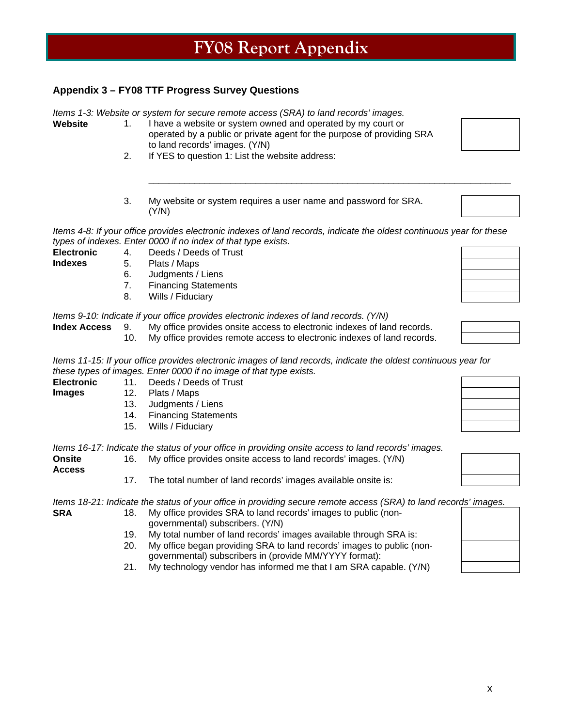# FY08 Report Appendix

## Appendix 3 – FY08 TTF Progress Survey Questions

*Items 1-3: Website or system for secure remote access (SRA) to land records' images.*

**Website**

1. I have a website or system owned and operated by my court or operated by a public or private agent for the purpose of providing SRA to land records' images. (Y/N)
2. If YES to question 1: List the website address:

   \_\_\_\_\_\_\_\_\_\_\_\_\_\_\_\_\_\_\_\_\_\_\_\_\_\_\_\_\_\_\_\_\_\_\_\_\_\_\_\_\_\_\_\_\_\_\_\_\_\_\_\_\_\_\_\_\_\_\_\_\_\_\_\_

3. My website or system requires a user name and password for SRA. (Y/N)

*Items 4-8: If your office provides electronic indexes of land records, indicate the oldest continuous year for these types of indexes. Enter 0000 if no index of that type exists.*

**Electronic Indexes**

4. Deeds / Deeds of Trust
5. Plats / Maps
6. Judgments / Liens
7. Financing Statements
8. Wills / Fiduciary

*Items 9-10: Indicate if your office provides electronic indexes of land records. (Y/N)*

**Index Access**

9. My office provides onsite access to electronic indexes of land records.
10. My office provides remote access to electronic indexes of land records.

*Items 11-15: If your office provides electronic images of land records, indicate the oldest continuous year for these types of images. Enter 0000 if no image of that type exists.*

**Electronic Images**

11. Deeds / Deeds of Trust
12. Plats / Maps
13. Judgments / Liens
14. Financing Statements
15. Wills / Fiduciary

*Items 16-17: Indicate the status of your office in providing onsite access to land records' images.*

**Onsite Access**

16. My office provides onsite access to land records' images. (Y/N)
17. The total number of land records' images available onsite is:

*Items 18-21: Indicate the status of your office in providing secure remote access (SRA) to land records' images.*

**SRA**

18. My office provides SRA to land records' images to public (non-governmental) subscribers. (Y/N)
19. My total number of land records' images available through SRA is:
20. My office began providing SRA to land records' images to public (non-governmental) subscribers in (provide MM/YYYY format):
21. My technology vendor has informed me that I am SRA capable. (Y/N)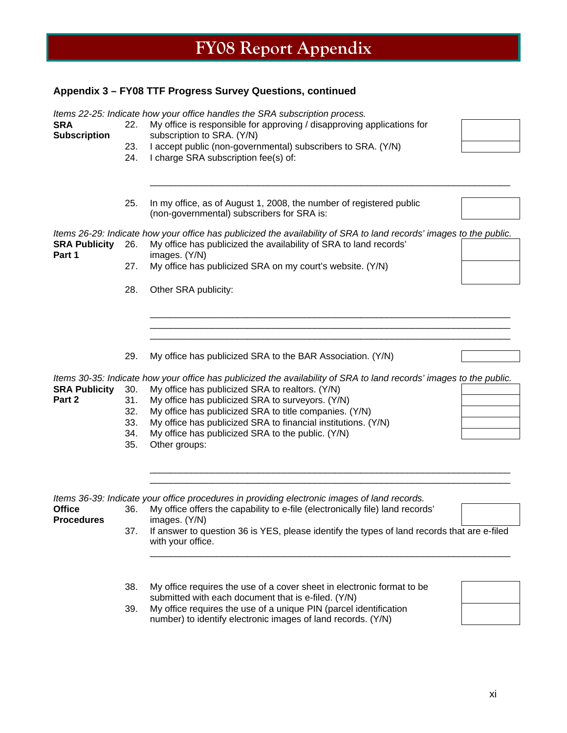# FY08 Report Appendix

### Appendix 3 – FY08 TTF Progress Survey Questions, continued

*Items 22-25: Indicate how your office handles the SRA subscription process.*

**SRA Subscription**

22. My office is responsible for approving / disapproving applications for subscription to SRA. (Y/N)
23. I accept public (non-governmental) subscribers to SRA. (Y/N)
24. I charge SRA subscription fee(s) of:

_______________________________________________________________

25. In my office, as of August 1, 2008, the number of registered public (non-governmental) subscribers for SRA is:

*Items 26-29: Indicate how your office has publicized the availability of SRA to land records' images to the public.*

**SRA Publicity Part 1**

26. My office has publicized the availability of SRA to land records' images. (Y/N)
27. My office has publicized SRA on my court's website. (Y/N)
28. Other SRA publicity:

_______________________________________________________________
_______________________________________________________________
_______________________________________________________________

29. My office has publicized SRA to the BAR Association. (Y/N)

*Items 30-35: Indicate how your office has publicized the availability of SRA to land records' images to the public.*

**SRA Publicity Part 2**

30. My office has publicized SRA to realtors. (Y/N)
31. My office has publicized SRA to surveyors. (Y/N)
32. My office has publicized SRA to title companies. (Y/N)
33. My office has publicized SRA to financial institutions. (Y/N)
34. My office has publicized SRA to the public. (Y/N)
35. Other groups:

_______________________________________________________________
_______________________________________________________________

*Items 36-39: Indicate your office procedures in providing electronic images of land records.*

**Office Procedures**

36. My office offers the capability to e-file (electronically file) land records' images. (Y/N)
37. If answer to question 36 is YES, please identify the types of land records that are e-filed with your office.

_______________________________________________________________

38. My office requires the use of a cover sheet in electronic format to be submitted with each document that is e-filed. (Y/N)
39. My office requires the use of a unique PIN (parcel identification number) to identify electronic images of land records. (Y/N)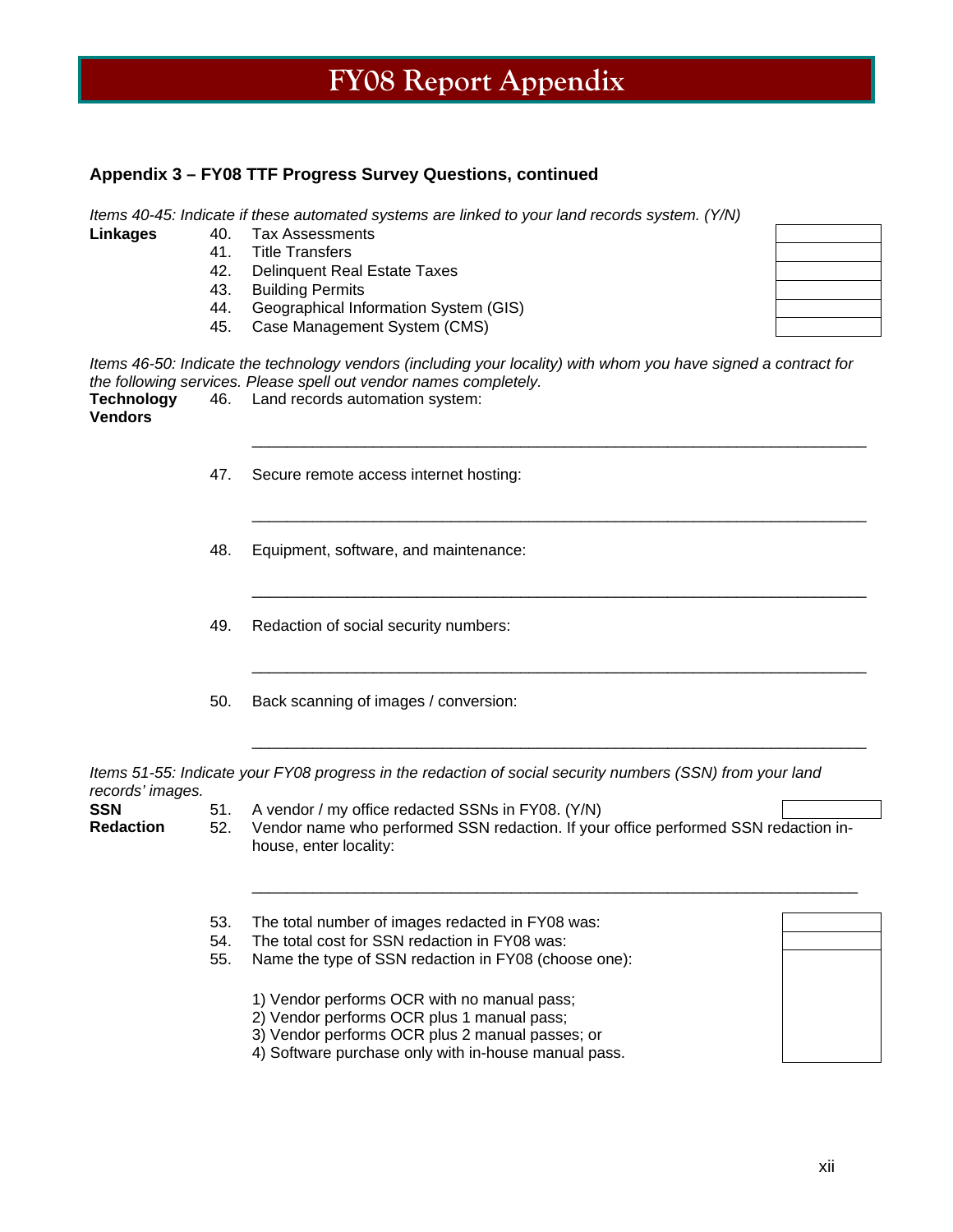# FY08 Report Appendix

**Appendix 3 – FY08 TTF Progress Survey Questions, continued**

*Items 40-45: Indicate if these automated systems are linked to your land records system. (Y/N)*

**Linkages**

40. Tax Assessments
41. Title Transfers
42. Delinquent Real Estate Taxes
43. Building Permits
44. Geographical Information System (GIS)
45. Case Management System (CMS)

*Items 46-50: Indicate the technology vendors (including your locality) with whom you have signed a contract for the following services. Please spell out vendor names completely.*

**Technology Vendors**

46. Land records automation system:

_______________________________________________________________

47. Secure remote access internet hosting:

_______________________________________________________________

48. Equipment, software, and maintenance:

_______________________________________________________________

49. Redaction of social security numbers:

_______________________________________________________________

50. Back scanning of images / conversion:

_______________________________________________________________

*Items 51-55: Indicate your FY08 progress in the redaction of social security numbers (SSN) from your land records' images.*

**SSN Redaction**

51. A vendor / my office redacted SSNs in FY08. (Y/N)
52. Vendor name who performed SSN redaction. If your office performed SSN redaction in-house, enter locality:

_______________________________________________________________

53. The total number of images redacted in FY08 was:
54. The total cost for SSN redaction in FY08 was:
55. Name the type of SSN redaction in FY08 (choose one):

    1) Vendor performs OCR with no manual pass;
    2) Vendor performs OCR plus 1 manual pass;
    3) Vendor performs OCR plus 2 manual passes; or
    4) Software purchase only with in-house manual pass.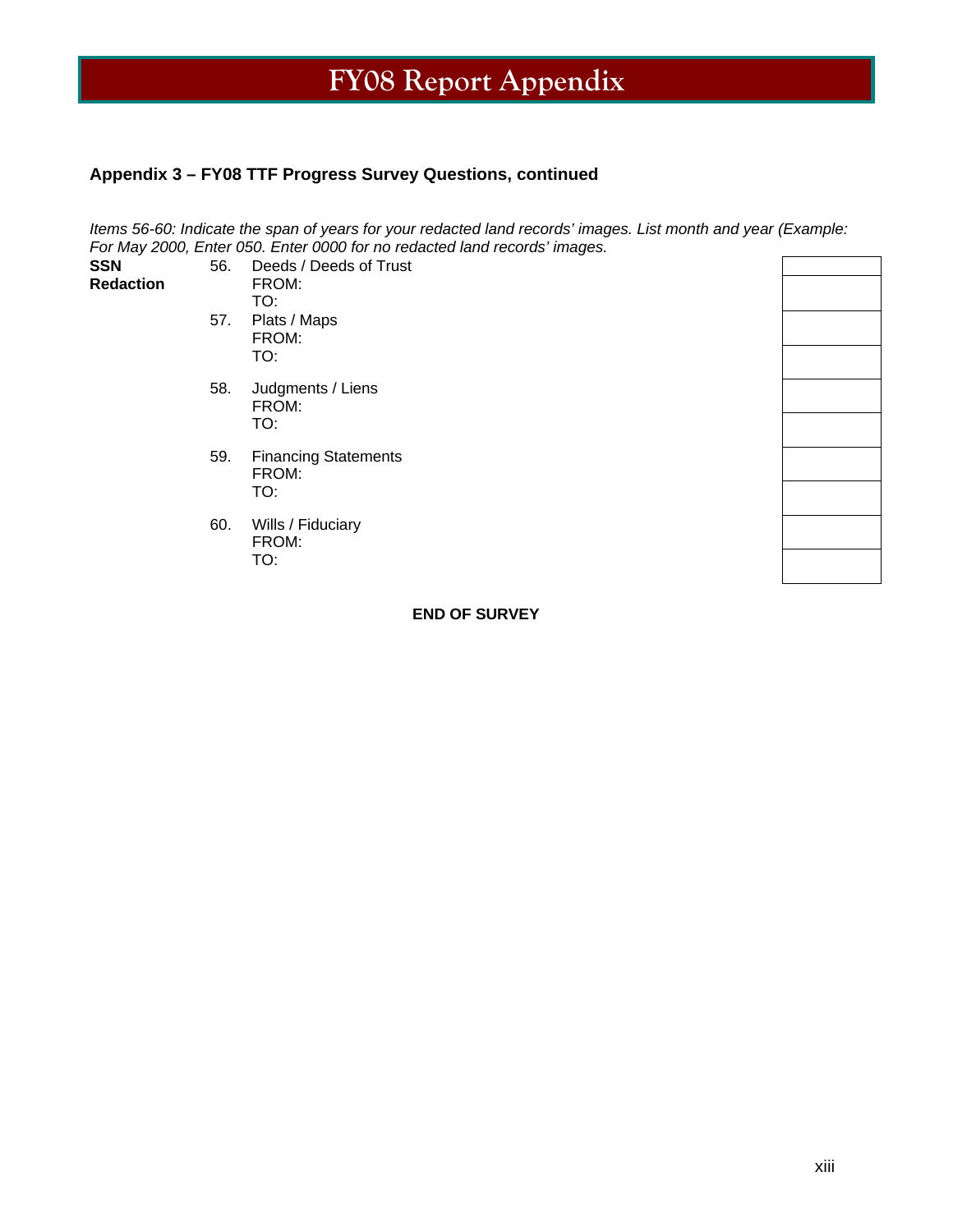### Appendix 3 – FY08 TTF Progress Survey Questions, continued

*Items 56-60: Indicate the span of years for your redacted land records' images. List month and year (Example: For May 2000, Enter 050. Enter 0000 for no redacted land records' images.*

| | | | |
|---|---|---|---|
| **SSN Redaction** | 56. | Deeds / Deeds of Trust | |
| | | FROM: | |
| | | TO: | |
| | 57. | Plats / Maps | |
| | | FROM: | |
| | | TO: | |
| | 58. | Judgments / Liens | |
| | | FROM: | |
| | | TO: | |
| | 59. | Financing Statements | |
| | | FROM: | |
| | | TO: | |
| | 60. | Wills / Fiduciary | |
| | | FROM: | |
| | | TO: | |

**END OF SURVEY**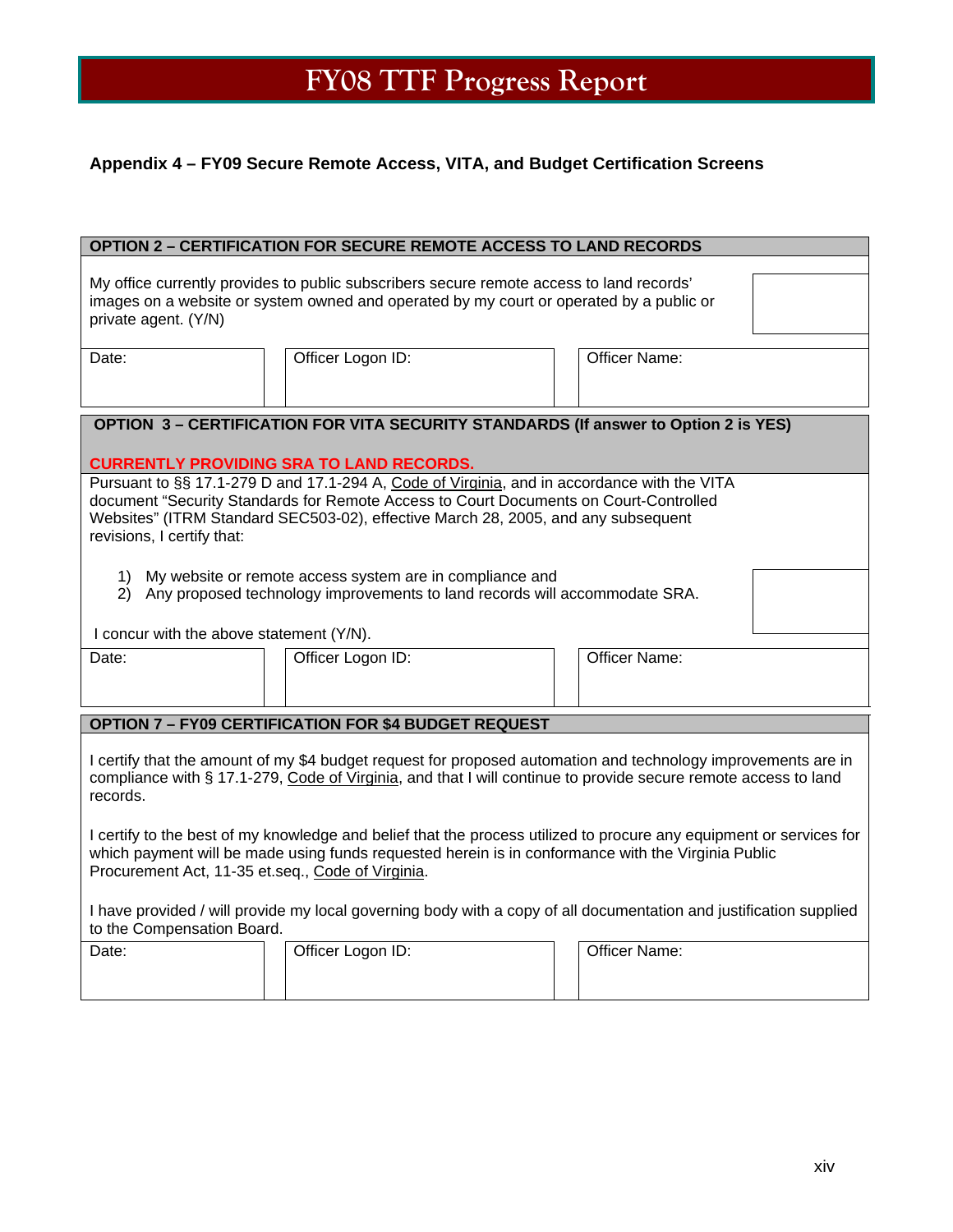## Appendix 4 – FY09 Secure Remote Access, VITA, and Budget Certification Screens

| OPTION 2 – CERTIFICATION FOR SECURE REMOTE ACCESS TO LAND RECORDS | | |
|---|---|---|
| My office currently provides to public subscribers secure remote access to land records' images on a website or system owned and operated by my court or operated by a public or private agent. (Y/N) | | |
| Date: | Officer Logon ID: | Officer Name: |

| OPTION 3 – CERTIFICATION FOR VITA SECURITY STANDARDS (If answer to Option 2 is YES) CURRENTLY PROVIDING SRA TO LAND RECORDS. | | |
|---|---|---|
| Pursuant to §§ 17.1-279 D and 17.1-294 A, Code of Virginia, and in accordance with the VITA document "Security Standards for Remote Access to Court Documents on Court-Controlled Websites" (ITRM Standard SEC503-02), effective March 28, 2005, and any subsequent revisions, I certify that:<br><br>1) My website or remote access system are in compliance and<br>2) Any proposed technology improvements to land records will accommodate SRA.<br><br>I concur with the above statement (Y/N). | | |
| Date: | Officer Logon ID: | Officer Name: |

| OPTION 7 – FY09 CERTIFICATION FOR $4 BUDGET REQUEST | | |
|---|---|---|
| I certify that the amount of my $4 budget request for proposed automation and technology improvements are in compliance with § 17.1-279, Code of Virginia, and that I will continue to provide secure remote access to land records.<br><br>I certify to the best of my knowledge and belief that the process utilized to procure any equipment or services for which payment will be made using funds requested herein is in conformance with the Virginia Public Procurement Act, 11-35 et.seq., Code of Virginia.<br><br>I have provided / will provide my local governing body with a copy of all documentation and justification supplied to the Compensation Board. | | |
| Date: | Officer Logon ID: | Officer Name: |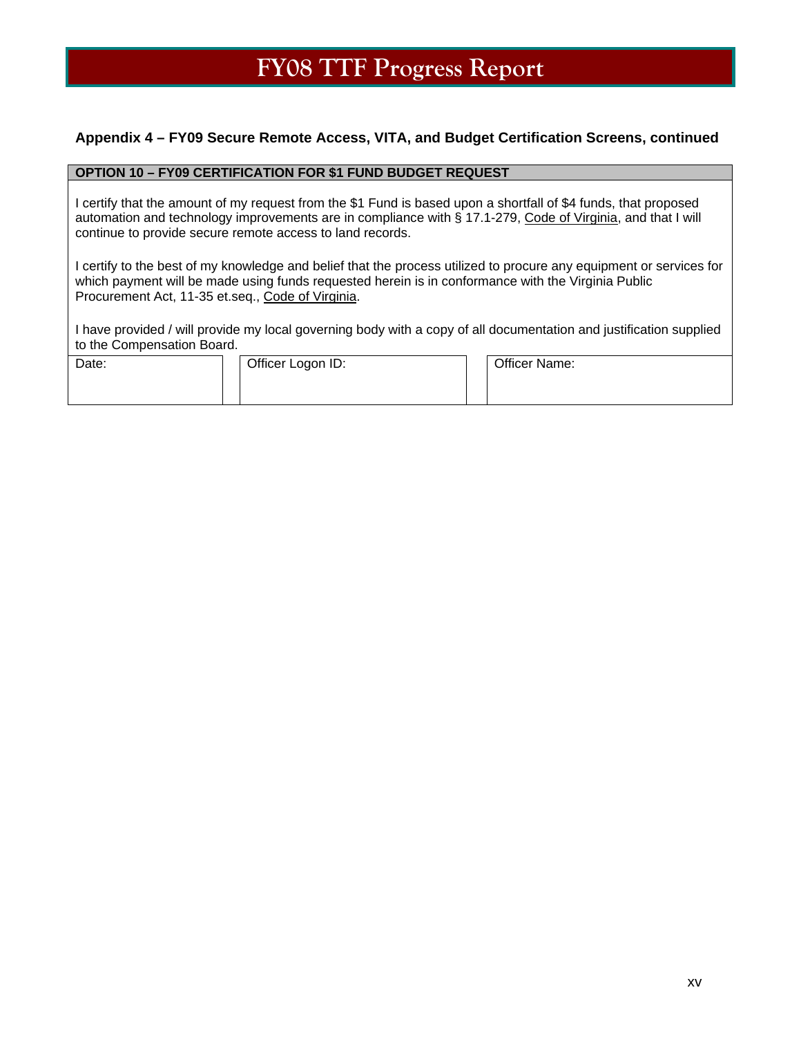## Appendix 4 – FY09 Secure Remote Access, VITA, and Budget Certification Screens, continued

**OPTION 10 – FY09 CERTIFICATION FOR $1 FUND BUDGET REQUEST**

I certify that the amount of my request from the $1 Fund is based upon a shortfall of $4 funds, that proposed automation and technology improvements are in compliance with § 17.1-279, Code of Virginia, and that I will continue to provide secure remote access to land records.

I certify to the best of my knowledge and belief that the process utilized to procure any equipment or services for which payment will be made using funds requested herein is in conformance with the Virginia Public Procurement Act, 11-35 et.seq., Code of Virginia.

I have provided / will provide my local governing body with a copy of all documentation and justification supplied to the Compensation Board.

| Date: | Officer Logon ID: | Officer Name: |
|---|---|---|
| | | |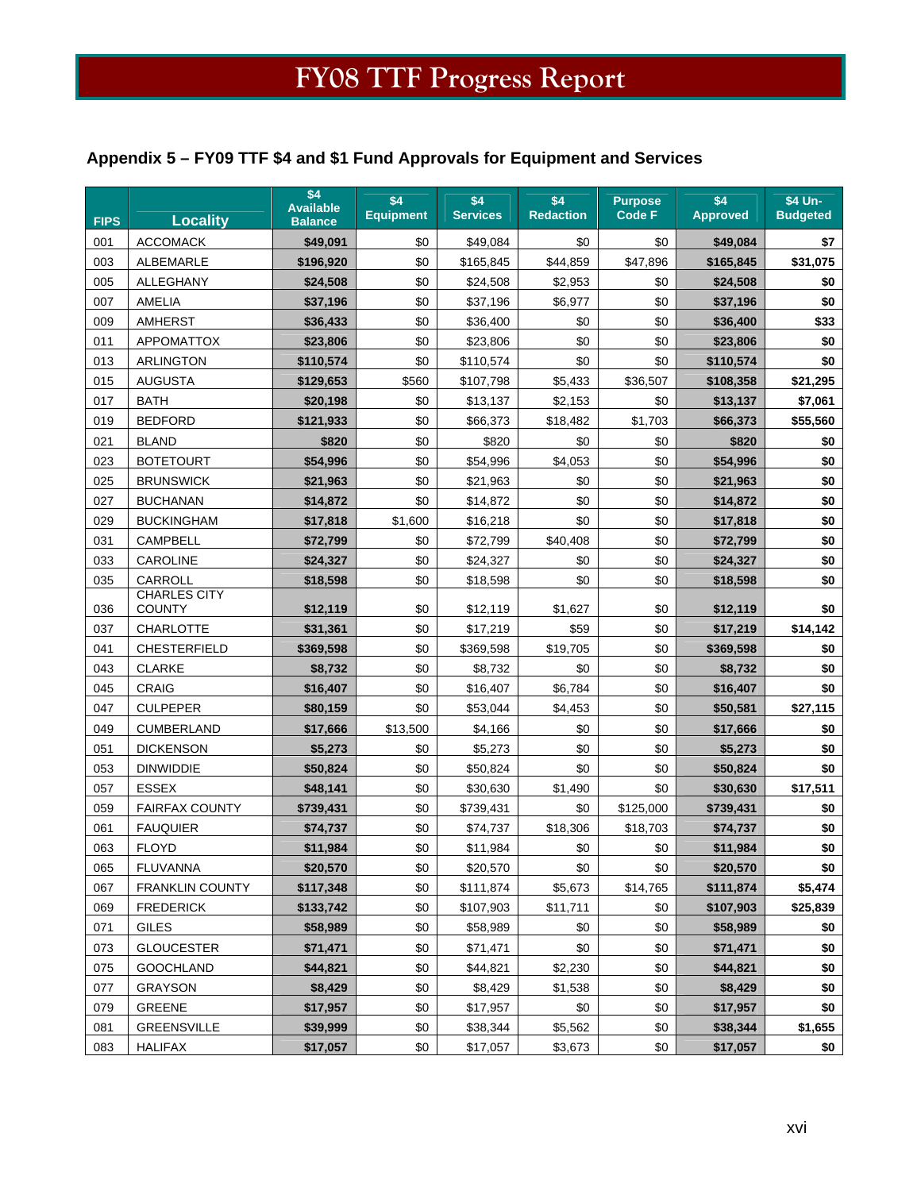# FY08 TTF Progress Report

## Appendix 5 – FY09 TTF $4 and $1 Fund Approvals for Equipment and Services

| FIPS | Locality | $4 Available Balance | $4 Equipment | $4 Services | $4 Redaction | Purpose Code F | $4 Approved | $4 Un-Budgeted |
|---|---|---|---|---|---|---|---|---|
| 001 | ACCOMACK | **$49,091** | $0 | $49,084 | $0 | $0 | **$49,084** | **$7** |
| 003 | ALBEMARLE | **$196,920** | $0 | $165,845 | $44,859 | $47,896 | **$165,845** | **$31,075** |
| 005 | ALLEGHANY | **$24,508** | $0 | $24,508 | $2,953 | $0 | **$24,508** | **$0** |
| 007 | AMELIA | **$37,196** | $0 | $37,196 | $6,977 | $0 | **$37,196** | **$0** |
| 009 | AMHERST | **$36,433** | $0 | $36,400 | $0 | $0 | **$36,400** | **$33** |
| 011 | APPOMATTOX | **$23,806** | $0 | $23,806 | $0 | $0 | **$23,806** | **$0** |
| 013 | ARLINGTON | **$110,574** | $0 | $110,574 | $0 | $0 | **$110,574** | **$0** |
| 015 | AUGUSTA | **$129,653** | $560 | $107,798 | $5,433 | $36,507 | **$108,358** | **$21,295** |
| 017 | BATH | **$20,198** | $0 | $13,137 | $2,153 | $0 | **$13,137** | **$7,061** |
| 019 | BEDFORD | **$121,933** | $0 | $66,373 | $18,482 | $1,703 | **$66,373** | **$55,560** |
| 021 | BLAND | **$820** | $0 | $820 | $0 | $0 | **$820** | **$0** |
| 023 | BOTETOURT | **$54,996** | $0 | $54,996 | $4,053 | $0 | **$54,996** | **$0** |
| 025 | BRUNSWICK | **$21,963** | $0 | $21,963 | $0 | $0 | **$21,963** | **$0** |
| 027 | BUCHANAN | **$14,872** | $0 | $14,872 | $0 | $0 | **$14,872** | **$0** |
| 029 | BUCKINGHAM | **$17,818** | $1,600 | $16,218 | $0 | $0 | **$17,818** | **$0** |
| 031 | CAMPBELL | **$72,799** | $0 | $72,799 | $40,408 | $0 | **$72,799** | **$0** |
| 033 | CAROLINE | **$24,327** | $0 | $24,327 | $0 | $0 | **$24,327** | **$0** |
| 035 | CARROLL | **$18,598** | $0 | $18,598 | $0 | $0 | **$18,598** | **$0** |
| 036 | CHARLES CITY COUNTY | **$12,119** | $0 | $12,119 | $1,627 | $0 | **$12,119** | **$0** |
| 037 | CHARLOTTE | **$31,361** | $0 | $17,219 | $59 | $0 | **$17,219** | **$14,142** |
| 041 | CHESTERFIELD | **$369,598** | $0 | $369,598 | $19,705 | $0 | **$369,598** | **$0** |
| 043 | CLARKE | **$8,732** | $0 | $8,732 | $0 | $0 | **$8,732** | **$0** |
| 045 | CRAIG | **$16,407** | $0 | $16,407 | $6,784 | $0 | **$16,407** | **$0** |
| 047 | CULPEPER | **$80,159** | $0 | $53,044 | $4,453 | $0 | **$50,581** | **$27,115** |
| 049 | CUMBERLAND | **$17,666** | $13,500 | $4,166 | $0 | $0 | **$17,666** | **$0** |
| 051 | DICKENSON | **$5,273** | $0 | $5,273 | $0 | $0 | **$5,273** | **$0** |
| 053 | DINWIDDIE | **$50,824** | $0 | $50,824 | $0 | $0 | **$50,824** | **$0** |
| 057 | ESSEX | **$48,141** | $0 | $30,630 | $1,490 | $0 | **$30,630** | **$17,511** |
| 059 | FAIRFAX COUNTY | **$739,431** | $0 | $739,431 | $0 | $125,000 | **$739,431** | **$0** |
| 061 | FAUQUIER | **$74,737** | $0 | $74,737 | $18,306 | $18,703 | **$74,737** | **$0** |
| 063 | FLOYD | **$11,984** | $0 | $11,984 | $0 | $0 | **$11,984** | **$0** |
| 065 | FLUVANNA | **$20,570** | $0 | $20,570 | $0 | $0 | **$20,570** | **$0** |
| 067 | FRANKLIN COUNTY | **$117,348** | $0 | $111,874 | $5,673 | $14,765 | **$111,874** | **$5,474** |
| 069 | FREDERICK | **$133,742** | $0 | $107,903 | $11,711 | $0 | **$107,903** | **$25,839** |
| 071 | GILES | **$58,989** | $0 | $58,989 | $0 | $0 | **$58,989** | **$0** |
| 073 | GLOUCESTER | **$71,471** | $0 | $71,471 | $0 | $0 | **$71,471** | **$0** |
| 075 | GOOCHLAND | **$44,821** | $0 | $44,821 | $2,230 | $0 | **$44,821** | **$0** |
| 077 | GRAYSON | **$8,429** | $0 | $8,429 | $1,538 | $0 | **$8,429** | **$0** |
| 079 | GREENE | **$17,957** | $0 | $17,957 | $0 | $0 | **$17,957** | **$0** |
| 081 | GREENSVILLE | **$39,999** | $0 | $38,344 | $5,562 | $0 | **$38,344** | **$1,655** |
| 083 | HALIFAX | **$17,057** | $0 | $17,057 | $3,673 | $0 | **$17,057** | **$0** |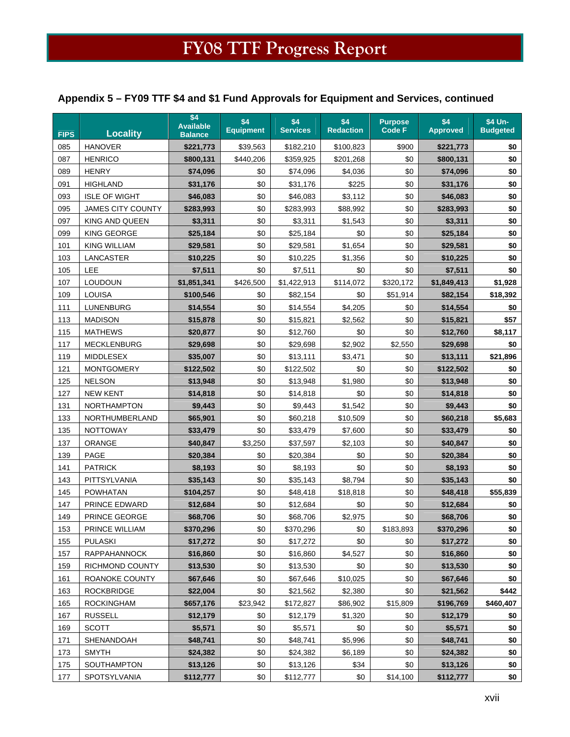# FY08 TTF Progress Report

## Appendix 5 – FY09 TTF $4 and $1 Fund Approvals for Equipment and Services, continued

| FIPS | Locality | $4 Available Balance | $4 Equipment | $4 Services | $4 Redaction | Purpose Code F | $4 Approved | $4 Un-Budgeted |
|---|---|---|---|---|---|---|---|---|
| 085 | HANOVER | **$221,773** | $39,563 | $182,210 | $100,823 | $900 | **$221,773** | **$0** |
| 087 | HENRICO | **$800,131** | $440,206 | $359,925 | $201,268 | $0 | **$800,131** | **$0** |
| 089 | HENRY | **$74,096** | $0 | $74,096 | $4,036 | $0 | **$74,096** | **$0** |
| 091 | HIGHLAND | **$31,176** | $0 | $31,176 | $225 | $0 | **$31,176** | **$0** |
| 093 | ISLE OF WIGHT | **$46,083** | $0 | $46,083 | $3,112 | $0 | **$46,083** | **$0** |
| 095 | JAMES CITY COUNTY | **$283,993** | $0 | $283,993 | $88,992 | $0 | **$283,993** | **$0** |
| 097 | KING AND QUEEN | **$3,311** | $0 | $3,311 | $1,543 | $0 | **$3,311** | **$0** |
| 099 | KING GEORGE | **$25,184** | $0 | $25,184 | $0 | $0 | **$25,184** | **$0** |
| 101 | KING WILLIAM | **$29,581** | $0 | $29,581 | $1,654 | $0 | **$29,581** | **$0** |
| 103 | LANCASTER | **$10,225** | $0 | $10,225 | $1,356 | $0 | **$10,225** | **$0** |
| 105 | LEE | **$7,511** | $0 | $7,511 | $0 | $0 | **$7,511** | **$0** |
| 107 | LOUDOUN | **$1,851,341** | $426,500 | $1,422,913 | $114,072 | $320,172 | **$1,849,413** | **$1,928** |
| 109 | LOUISA | **$100,546** | $0 | $82,154 | $0 | $51,914 | **$82,154** | **$18,392** |
| 111 | LUNENBURG | **$14,554** | $0 | $14,554 | $4,205 | $0 | **$14,554** | **$0** |
| 113 | MADISON | **$15,878** | $0 | $15,821 | $2,562 | $0 | **$15,821** | **$57** |
| 115 | MATHEWS | **$20,877** | $0 | $12,760 | $0 | $0 | **$12,760** | **$8,117** |
| 117 | MECKLENBURG | **$29,698** | $0 | $29,698 | $2,902 | $2,550 | **$29,698** | **$0** |
| 119 | MIDDLESEX | **$35,007** | $0 | $13,111 | $3,471 | $0 | **$13,111** | **$21,896** |
| 121 | MONTGOMERY | **$122,502** | $0 | $122,502 | $0 | $0 | **$122,502** | **$0** |
| 125 | NELSON | **$13,948** | $0 | $13,948 | $1,980 | $0 | **$13,948** | **$0** |
| 127 | NEW KENT | **$14,818** | $0 | $14,818 | $0 | $0 | **$14,818** | **$0** |
| 131 | NORTHAMPTON | **$9,443** | $0 | $9,443 | $1,542 | $0 | **$9,443** | **$0** |
| 133 | NORTHUMBERLAND | **$65,901** | $0 | $60,218 | $10,509 | $0 | **$60,218** | **$5,683** |
| 135 | NOTTOWAY | **$33,479** | $0 | $33,479 | $7,600 | $0 | **$33,479** | **$0** |
| 137 | ORANGE | **$40,847** | $3,250 | $37,597 | $2,103 | $0 | **$40,847** | **$0** |
| 139 | PAGE | **$20,384** | $0 | $20,384 | $0 | $0 | **$20,384** | **$0** |
| 141 | PATRICK | **$8,193** | $0 | $8,193 | $0 | $0 | **$8,193** | **$0** |
| 143 | PITTSYLVANIA | **$35,143** | $0 | $35,143 | $8,794 | $0 | **$35,143** | **$0** |
| 145 | POWHATAN | **$104,257** | $0 | $48,418 | $18,818 | $0 | **$48,418** | **$55,839** |
| 147 | PRINCE EDWARD | **$12,684** | $0 | $12,684 | $0 | $0 | **$12,684** | **$0** |
| 149 | PRINCE GEORGE | **$68,706** | $0 | $68,706 | $2,975 | $0 | **$68,706** | **$0** |
| 153 | PRINCE WILLIAM | **$370,296** | $0 | $370,296 | $0 | $183,893 | **$370,296** | **$0** |
| 155 | PULASKI | **$17,272** | $0 | $17,272 | $0 | $0 | **$17,272** | **$0** |
| 157 | RAPPAHANNOCK | **$16,860** | $0 | $16,860 | $4,527 | $0 | **$16,860** | **$0** |
| 159 | RICHMOND COUNTY | **$13,530** | $0 | $13,530 | $0 | $0 | **$13,530** | **$0** |
| 161 | ROANOKE COUNTY | **$67,646** | $0 | $67,646 | $10,025 | $0 | **$67,646** | **$0** |
| 163 | ROCKBRIDGE | **$22,004** | $0 | $21,562 | $2,380 | $0 | **$21,562** | **$442** |
| 165 | ROCKINGHAM | **$657,176** | $23,942 | $172,827 | $86,902 | $15,809 | **$196,769** | **$460,407** |
| 167 | RUSSELL | **$12,179** | $0 | $12,179 | $1,320 | $0 | **$12,179** | **$0** |
| 169 | SCOTT | **$5,571** | $0 | $5,571 | $0 | $0 | **$5,571** | **$0** |
| 171 | SHENANDOAH | **$48,741** | $0 | $48,741 | $5,996 | $0 | **$48,741** | **$0** |
| 173 | SMYTH | **$24,382** | $0 | $24,382 | $6,189 | $0 | **$24,382** | **$0** |
| 175 | SOUTHAMPTON | **$13,126** | $0 | $13,126 | $34 | $0 | **$13,126** | **$0** |
| 177 | SPOTSYLVANIA | **$112,777** | $0 | $112,777 | $0 | $14,100 | **$112,777** | **$0** |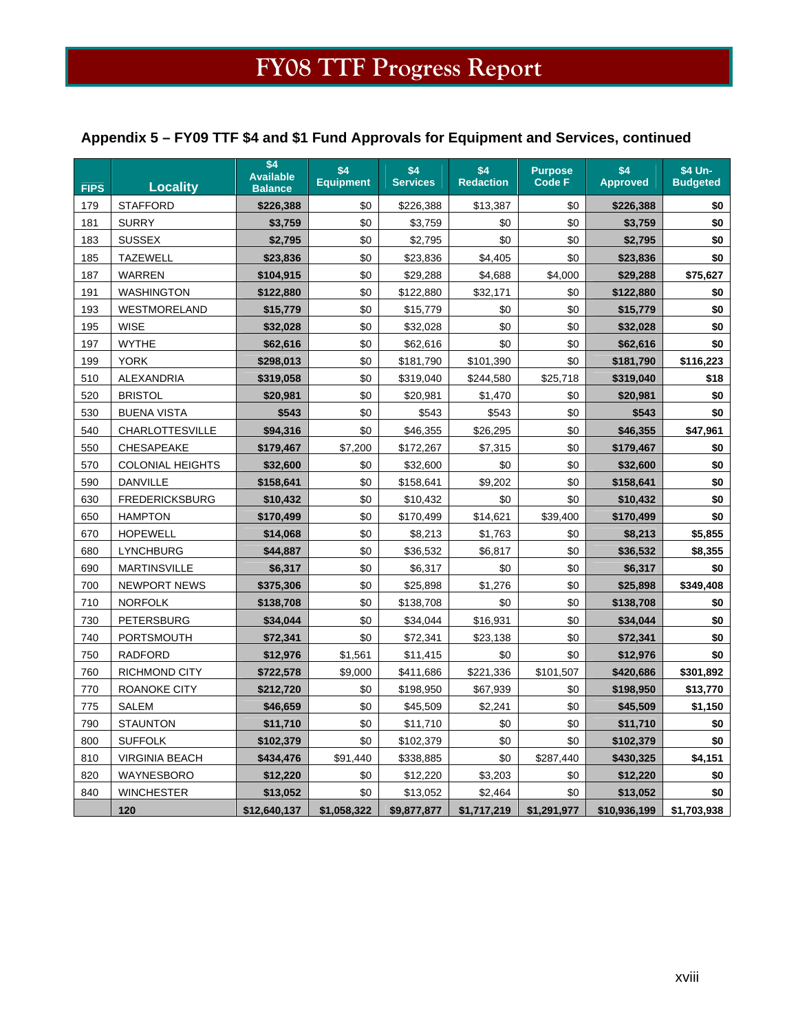# FY08 TTF Progress Report

## Appendix 5 – FY09 TTF $4 and $1 Fund Approvals for Equipment and Services, continued

| FIPS | Locality | $4 Available Balance | $4 Equipment | $4 Services | $4 Redaction | Purpose Code F | $4 Approved | $4 Un-Budgeted |
|---|---|---|---|---|---|---|---|---|
| 179 | STAFFORD | **$226,388** | $0 | $226,388 | $13,387 | $0 | **$226,388** | **$0** |
| 181 | SURRY | **$3,759** | $0 | $3,759 | $0 | $0 | **$3,759** | **$0** |
| 183 | SUSSEX | **$2,795** | $0 | $2,795 | $0 | $0 | **$2,795** | **$0** |
| 185 | TAZEWELL | **$23,836** | $0 | $23,836 | $4,405 | $0 | **$23,836** | **$0** |
| 187 | WARREN | **$104,915** | $0 | $29,288 | $4,688 | $4,000 | **$29,288** | **$75,627** |
| 191 | WASHINGTON | **$122,880** | $0 | $122,880 | $32,171 | $0 | **$122,880** | **$0** |
| 193 | WESTMORELAND | **$15,779** | $0 | $15,779 | $0 | $0 | **$15,779** | **$0** |
| 195 | WISE | **$32,028** | $0 | $32,028 | $0 | $0 | **$32,028** | **$0** |
| 197 | WYTHE | **$62,616** | $0 | $62,616 | $0 | $0 | **$62,616** | **$0** |
| 199 | YORK | **$298,013** | $0 | $181,790 | $101,390 | $0 | **$181,790** | **$116,223** |
| 510 | ALEXANDRIA | **$319,058** | $0 | $319,040 | $244,580 | $25,718 | **$319,040** | **$18** |
| 520 | BRISTOL | **$20,981** | $0 | $20,981 | $1,470 | $0 | **$20,981** | **$0** |
| 530 | BUENA VISTA | **$543** | $0 | $543 | $543 | $0 | **$543** | **$0** |
| 540 | CHARLOTTESVILLE | **$94,316** | $0 | $46,355 | $26,295 | $0 | **$46,355** | **$47,961** |
| 550 | CHESAPEAKE | **$179,467** | $7,200 | $172,267 | $7,315 | $0 | **$179,467** | **$0** |
| 570 | COLONIAL HEIGHTS | **$32,600** | $0 | $32,600 | $0 | $0 | **$32,600** | **$0** |
| 590 | DANVILLE | **$158,641** | $0 | $158,641 | $9,202 | $0 | **$158,641** | **$0** |
| 630 | FREDERICKSBURG | **$10,432** | $0 | $10,432 | $0 | $0 | **$10,432** | **$0** |
| 650 | HAMPTON | **$170,499** | $0 | $170,499 | $14,621 | $39,400 | **$170,499** | **$0** |
| 670 | HOPEWELL | **$14,068** | $0 | $8,213 | $1,763 | $0 | **$8,213** | **$5,855** |
| 680 | LYNCHBURG | **$44,887** | $0 | $36,532 | $6,817 | $0 | **$36,532** | **$8,355** |
| 690 | MARTINSVILLE | **$6,317** | $0 | $6,317 | $0 | $0 | **$6,317** | **$0** |
| 700 | NEWPORT NEWS | **$375,306** | $0 | $25,898 | $1,276 | $0 | **$25,898** | **$349,408** |
| 710 | NORFOLK | **$138,708** | $0 | $138,708 | $0 | $0 | **$138,708** | **$0** |
| 730 | PETERSBURG | **$34,044** | $0 | $34,044 | $16,931 | $0 | **$34,044** | **$0** |
| 740 | PORTSMOUTH | **$72,341** | $0 | $72,341 | $23,138 | $0 | **$72,341** | **$0** |
| 750 | RADFORD | **$12,976** | $1,561 | $11,415 | $0 | $0 | **$12,976** | **$0** |
| 760 | RICHMOND CITY | **$722,578** | $9,000 | $411,686 | $221,336 | $101,507 | **$420,686** | **$301,892** |
| 770 | ROANOKE CITY | **$212,720** | $0 | $198,950 | $67,939 | $0 | **$198,950** | **$13,770** |
| 775 | SALEM | **$46,659** | $0 | $45,509 | $2,241 | $0 | **$45,509** | **$1,150** |
| 790 | STAUNTON | **$11,710** | $0 | $11,710 | $0 | $0 | **$11,710** | **$0** |
| 800 | SUFFOLK | **$102,379** | $0 | $102,379 | $0 | $0 | **$102,379** | **$0** |
| 810 | VIRGINIA BEACH | **$434,476** | $91,440 | $338,885 | $0 | $287,440 | **$430,325** | **$4,151** |
| 820 | WAYNESBORO | **$12,220** | $0 | $12,220 | $3,203 | $0 | **$12,220** | **$0** |
| 840 | WINCHESTER | **$13,052** | $0 | $13,052 | $2,464 | $0 | **$13,052** | **$0** |
| | **120** | **$12,640,137** | **$1,058,322** | **$9,877,877** | **$1,717,219** | **$1,291,977** | **$10,936,199** | **$1,703,938** |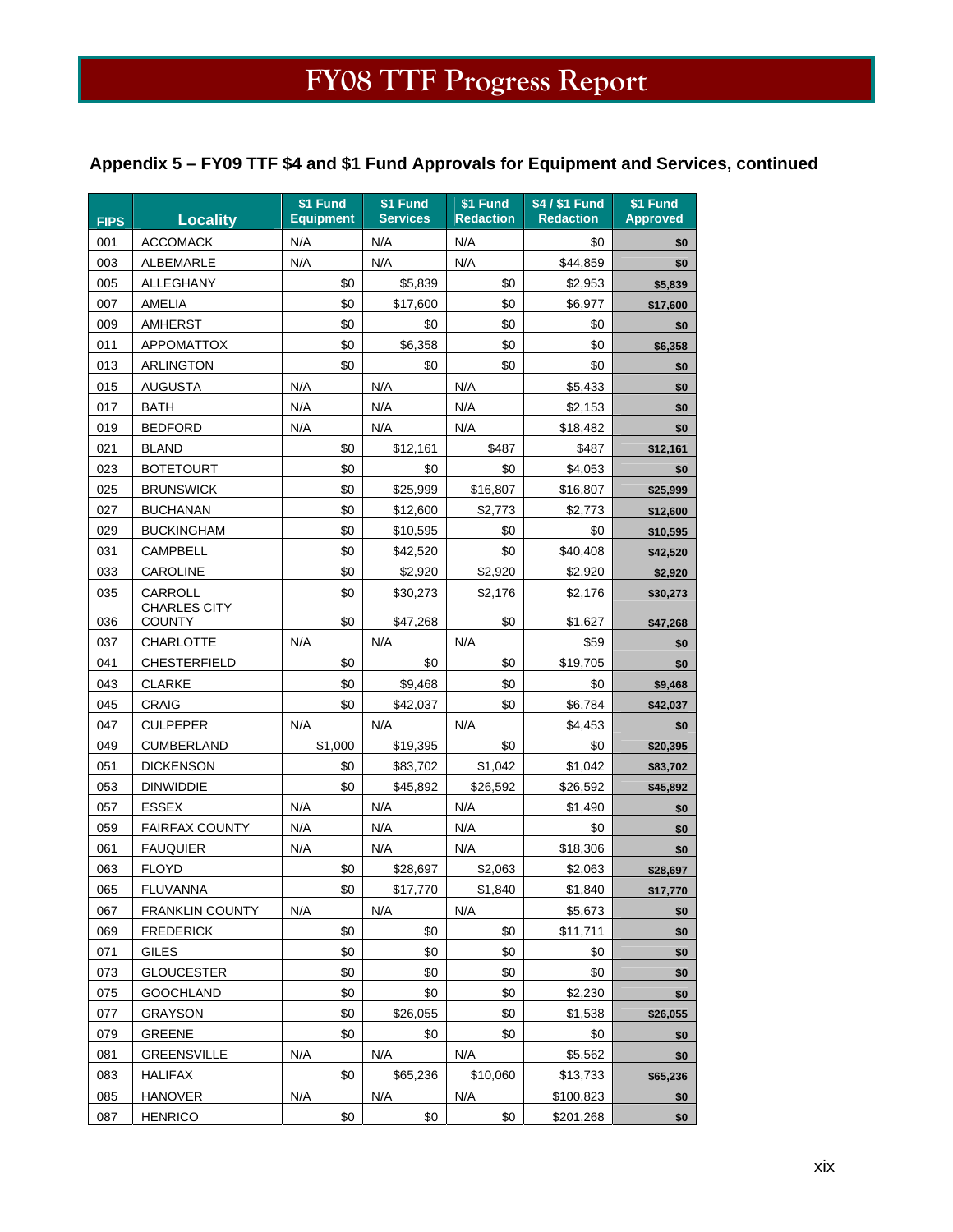# FY08 TTF Progress Report

### Appendix 5 – FY09 TTF $4 and $1 Fund Approvals for Equipment and Services, continued

| FIPS | Locality | $1 Fund Equipment | $1 Fund Services | $1 Fund Redaction | $4 / $1 Fund Redaction | $1 Fund Approved |
|---|---|---|---|---|---|---|
| 001 | ACCOMACK | N/A | N/A | N/A | $0 | $0 |
| 003 | ALBEMARLE | N/A | N/A | N/A | $44,859 | $0 |
| 005 | ALLEGHANY | $0 | $5,839 | $0 | $2,953 | $5,839 |
| 007 | AMELIA | $0 | $17,600 | $0 | $6,977 | $17,600 |
| 009 | AMHERST | $0 | $0 | $0 | $0 | $0 |
| 011 | APPOMATTOX | $0 | $6,358 | $0 | $0 | $6,358 |
| 013 | ARLINGTON | $0 | $0 | $0 | $0 | $0 |
| 015 | AUGUSTA | N/A | N/A | N/A | $5,433 | $0 |
| 017 | BATH | N/A | N/A | N/A | $2,153 | $0 |
| 019 | BEDFORD | N/A | N/A | N/A | $18,482 | $0 |
| 021 | BLAND | $0 | $12,161 | $487 | $487 | $12,161 |
| 023 | BOTETOURT | $0 | $0 | $0 | $4,053 | $0 |
| 025 | BRUNSWICK | $0 | $25,999 | $16,807 | $16,807 | $25,999 |
| 027 | BUCHANAN | $0 | $12,600 | $2,773 | $2,773 | $12,600 |
| 029 | BUCKINGHAM | $0 | $10,595 | $0 | $0 | $10,595 |
| 031 | CAMPBELL | $0 | $42,520 | $0 | $40,408 | $42,520 |
| 033 | CAROLINE | $0 | $2,920 | $2,920 | $2,920 | $2,920 |
| 035 | CARROLL | $0 | $30,273 | $2,176 | $2,176 | $30,273 |
| 036 | CHARLES CITY COUNTY | $0 | $47,268 | $0 | $1,627 | $47,268 |
| 037 | CHARLOTTE | N/A | N/A | N/A | $59 | $0 |
| 041 | CHESTERFIELD | $0 | $0 | $0 | $19,705 | $0 |
| 043 | CLARKE | $0 | $9,468 | $0 | $0 | $9,468 |
| 045 | CRAIG | $0 | $42,037 | $0 | $6,784 | $42,037 |
| 047 | CULPEPER | N/A | N/A | N/A | $4,453 | $0 |
| 049 | CUMBERLAND | $1,000 | $19,395 | $0 | $0 | $20,395 |
| 051 | DICKENSON | $0 | $83,702 | $1,042 | $1,042 | $83,702 |
| 053 | DINWIDDIE | $0 | $45,892 | $26,592 | $26,592 | $45,892 |
| 057 | ESSEX | N/A | N/A | N/A | $1,490 | $0 |
| 059 | FAIRFAX COUNTY | N/A | N/A | N/A | $0 | $0 |
| 061 | FAUQUIER | N/A | N/A | N/A | $18,306 | $0 |
| 063 | FLOYD | $0 | $28,697 | $2,063 | $2,063 | $28,697 |
| 065 | FLUVANNA | $0 | $17,770 | $1,840 | $1,840 | $17,770 |
| 067 | FRANKLIN COUNTY | N/A | N/A | N/A | $5,673 | $0 |
| 069 | FREDERICK | $0 | $0 | $0 | $11,711 | $0 |
| 071 | GILES | $0 | $0 | $0 | $0 | $0 |
| 073 | GLOUCESTER | $0 | $0 | $0 | $0 | $0 |
| 075 | GOOCHLAND | $0 | $0 | $0 | $2,230 | $0 |
| 077 | GRAYSON | $0 | $26,055 | $0 | $1,538 | $26,055 |
| 079 | GREENE | $0 | $0 | $0 | $0 | $0 |
| 081 | GREENSVILLE | N/A | N/A | N/A | $5,562 | $0 |
| 083 | HALIFAX | $0 | $65,236 | $10,060 | $13,733 | $65,236 |
| 085 | HANOVER | N/A | N/A | N/A | $100,823 | $0 |
| 087 | HENRICO | $0 | $0 | $0 | $201,268 | $0 |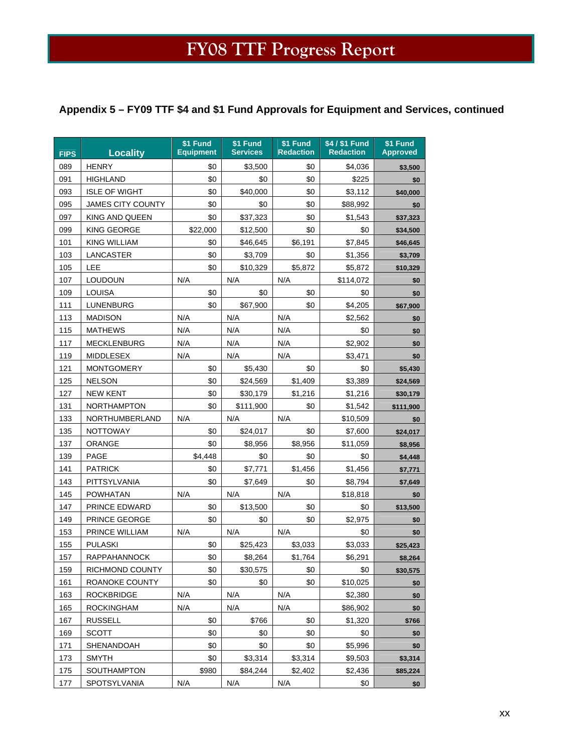## Appendix 5 – FY09 TTF $4 and $1 Fund Approvals for Equipment and Services, continued

| FIPS | Locality | $1 Fund Equipment | $1 Fund Services | $1 Fund Redaction | $4 / $1 Fund Redaction | $1 Fund Approved |
|---|---|---|---|---|---|---|
| 089 | HENRY | $0 | $3,500 | $0 | $4,036 | **$3,500** |
| 091 | HIGHLAND | $0 | $0 | $0 | $225 | **$0** |
| 093 | ISLE OF WIGHT | $0 | $40,000 | $0 | $3,112 | **$40,000** |
| 095 | JAMES CITY COUNTY | $0 | $0 | $0 | $88,992 | **$0** |
| 097 | KING AND QUEEN | $0 | $37,323 | $0 | $1,543 | **$37,323** |
| 099 | KING GEORGE | $22,000 | $12,500 | $0 | $0 | **$34,500** |
| 101 | KING WILLIAM | $0 | $46,645 | $6,191 | $7,845 | **$46,645** |
| 103 | LANCASTER | $0 | $3,709 | $0 | $1,356 | **$3,709** |
| 105 | LEE | $0 | $10,329 | $5,872 | $5,872 | **$10,329** |
| 107 | LOUDOUN | N/A | N/A | N/A | $114,072 | **$0** |
| 109 | LOUISA | $0 | $0 | $0 | $0 | **$0** |
| 111 | LUNENBURG | $0 | $67,900 | $0 | $4,205 | **$67,900** |
| 113 | MADISON | N/A | N/A | N/A | $2,562 | **$0** |
| 115 | MATHEWS | N/A | N/A | N/A | $0 | **$0** |
| 117 | MECKLENBURG | N/A | N/A | N/A | $2,902 | **$0** |
| 119 | MIDDLESEX | N/A | N/A | N/A | $3,471 | **$0** |
| 121 | MONTGOMERY | $0 | $5,430 | $0 | $0 | **$5,430** |
| 125 | NELSON | $0 | $24,569 | $1,409 | $3,389 | **$24,569** |
| 127 | NEW KENT | $0 | $30,179 | $1,216 | $1,216 | **$30,179** |
| 131 | NORTHAMPTON | $0 | $111,900 | $0 | $1,542 | **$111,900** |
| 133 | NORTHUMBERLAND | N/A | N/A | N/A | $10,509 | **$0** |
| 135 | NOTTOWAY | $0 | $24,017 | $0 | $7,600 | **$24,017** |
| 137 | ORANGE | $0 | $8,956 | $8,956 | $11,059 | **$8,956** |
| 139 | PAGE | $4,448 | $0 | $0 | $0 | **$4,448** |
| 141 | PATRICK | $0 | $7,771 | $1,456 | $1,456 | **$7,771** |
| 143 | PITTSYLVANIA | $0 | $7,649 | $0 | $8,794 | **$7,649** |
| 145 | POWHATAN | N/A | N/A | N/A | $18,818 | **$0** |
| 147 | PRINCE EDWARD | $0 | $13,500 | $0 | $0 | **$13,500** |
| 149 | PRINCE GEORGE | $0 | $0 | $0 | $2,975 | **$0** |
| 153 | PRINCE WILLIAM | N/A | N/A | N/A | $0 | **$0** |
| 155 | PULASKI | $0 | $25,423 | $3,033 | $3,033 | **$25,423** |
| 157 | RAPPAHANNOCK | $0 | $8,264 | $1,764 | $6,291 | **$8,264** |
| 159 | RICHMOND COUNTY | $0 | $30,575 | $0 | $0 | **$30,575** |
| 161 | ROANOKE COUNTY | $0 | $0 | $0 | $10,025 | **$0** |
| 163 | ROCKBRIDGE | N/A | N/A | N/A | $2,380 | **$0** |
| 165 | ROCKINGHAM | N/A | N/A | N/A | $86,902 | **$0** |
| 167 | RUSSELL | $0 | $766 | $0 | $1,320 | **$766** |
| 169 | SCOTT | $0 | $0 | $0 | $0 | **$0** |
| 171 | SHENANDOAH | $0 | $0 | $0 | $5,996 | **$0** |
| 173 | SMYTH | $0 | $3,314 | $3,314 | $9,503 | **$3,314** |
| 175 | SOUTHAMPTON | $980 | $84,244 | $2,402 | $2,436 | **$85,224** |
| 177 | SPOTSYLVANIA | N/A | N/A | N/A | $0 | **$0** |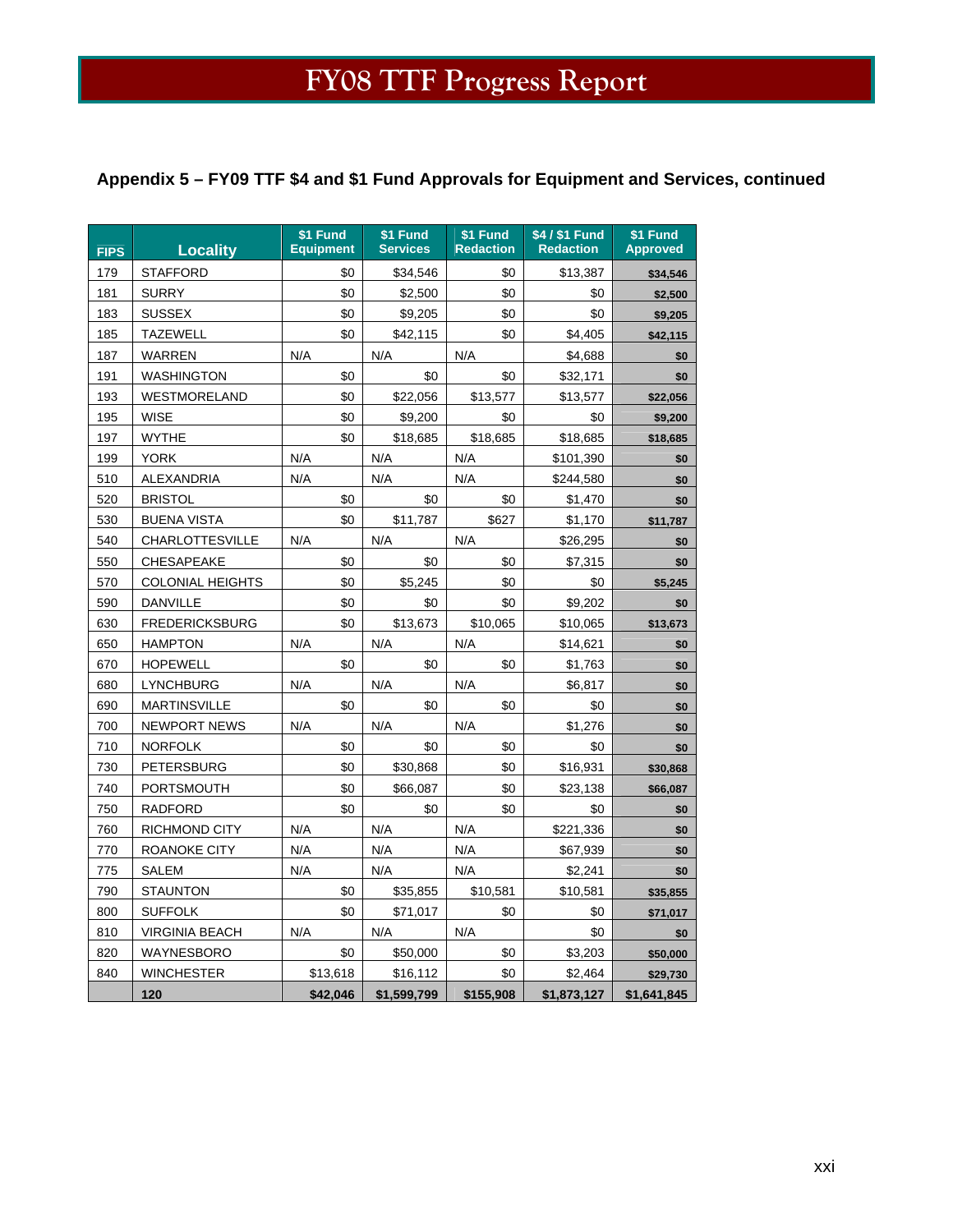# FY08 TTF Progress Report

## Appendix 5 – FY09 TTF $4 and $1 Fund Approvals for Equipment and Services, continued

| FIPS | Locality | $1 Fund Equipment | $1 Fund Services | $1 Fund Redaction | $4 / $1 Fund Redaction | $1 Fund Approved |
|---|---|---|---|---|---|---|
| 179 | STAFFORD | $0 | $34,546 | $0 | $13,387 | **$34,546** |
| 181 | SURRY | $0 | $2,500 | $0 | $0 | **$2,500** |
| 183 | SUSSEX | $0 | $9,205 | $0 | $0 | **$9,205** |
| 185 | TAZEWELL | $0 | $42,115 | $0 | $4,405 | **$42,115** |
| 187 | WARREN | N/A | N/A | N/A | $4,688 | **$0** |
| 191 | WASHINGTON | $0 | $0 | $0 | $32,171 | **$0** |
| 193 | WESTMORELAND | $0 | $22,056 | $13,577 | $13,577 | **$22,056** |
| 195 | WISE | $0 | $9,200 | $0 | $0 | **$9,200** |
| 197 | WYTHE | $0 | $18,685 | $18,685 | $18,685 | **$18,685** |
| 199 | YORK | N/A | N/A | N/A | $101,390 | **$0** |
| 510 | ALEXANDRIA | N/A | N/A | N/A | $244,580 | **$0** |
| 520 | BRISTOL | $0 | $0 | $0 | $1,470 | **$0** |
| 530 | BUENA VISTA | $0 | $11,787 | $627 | $1,170 | **$11,787** |
| 540 | CHARLOTTESVILLE | N/A | N/A | N/A | $26,295 | **$0** |
| 550 | CHESAPEAKE | $0 | $0 | $0 | $7,315 | **$0** |
| 570 | COLONIAL HEIGHTS | $0 | $5,245 | $0 | $0 | **$5,245** |
| 590 | DANVILLE | $0 | $0 | $0 | $9,202 | **$0** |
| 630 | FREDERICKSBURG | $0 | $13,673 | $10,065 | $10,065 | **$13,673** |
| 650 | HAMPTON | N/A | N/A | N/A | $14,621 | **$0** |
| 670 | HOPEWELL | $0 | $0 | $0 | $1,763 | **$0** |
| 680 | LYNCHBURG | N/A | N/A | N/A | $6,817 | **$0** |
| 690 | MARTINSVILLE | $0 | $0 | $0 | $0 | **$0** |
| 700 | NEWPORT NEWS | N/A | N/A | N/A | $1,276 | **$0** |
| 710 | NORFOLK | $0 | $0 | $0 | $0 | **$0** |
| 730 | PETERSBURG | $0 | $30,868 | $0 | $16,931 | **$30,868** |
| 740 | PORTSMOUTH | $0 | $66,087 | $0 | $23,138 | **$66,087** |
| 750 | RADFORD | $0 | $0 | $0 | $0 | **$0** |
| 760 | RICHMOND CITY | N/A | N/A | N/A | $221,336 | **$0** |
| 770 | ROANOKE CITY | N/A | N/A | N/A | $67,939 | **$0** |
| 775 | SALEM | N/A | N/A | N/A | $2,241 | **$0** |
| 790 | STAUNTON | $0 | $35,855 | $10,581 | $10,581 | **$35,855** |
| 800 | SUFFOLK | $0 | $71,017 | $0 | $0 | **$71,017** |
| 810 | VIRGINIA BEACH | N/A | N/A | N/A | $0 | **$0** |
| 820 | WAYNESBORO | $0 | $50,000 | $0 | $3,203 | **$50,000** |
| 840 | WINCHESTER | $13,618 | $16,112 | $0 | $2,464 | **$29,730** |
| | **120** | **$42,046** | **$1,599,799** | **$155,908** | **$1,873,127** | **$1,641,845** |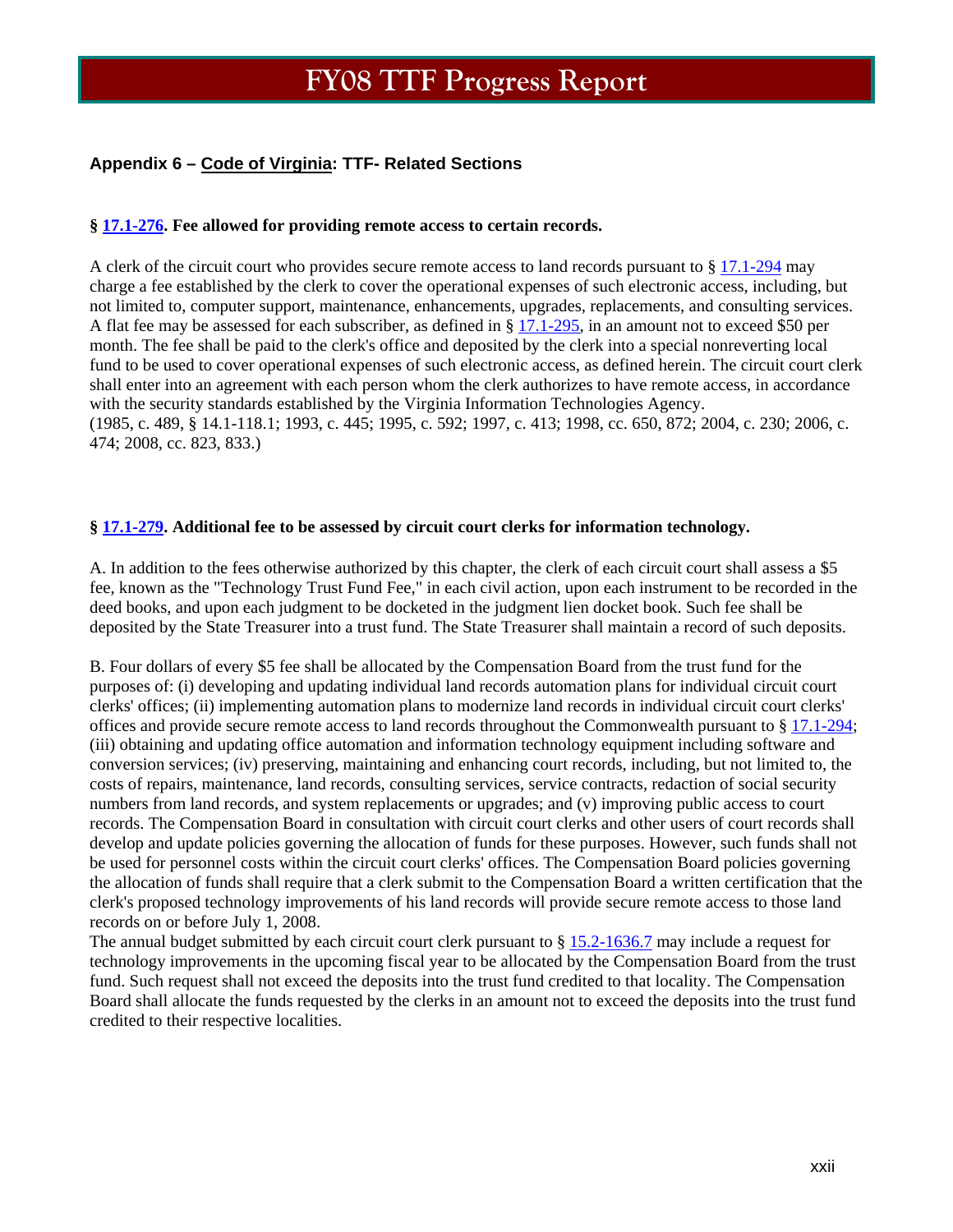## Appendix 6 – Code of Virginia: TTF- Related Sections

**§ 17.1-276. Fee allowed for providing remote access to certain records.**

A clerk of the circuit court who provides secure remote access to land records pursuant to § 17.1-294 may charge a fee established by the clerk to cover the operational expenses of such electronic access, including, but not limited to, computer support, maintenance, enhancements, upgrades, replacements, and consulting services. A flat fee may be assessed for each subscriber, as defined in § 17.1-295, in an amount not to exceed $50 per month. The fee shall be paid to the clerk's office and deposited by the clerk into a special nonreverting local fund to be used to cover operational expenses of such electronic access, as defined herein. The circuit court clerk shall enter into an agreement with each person whom the clerk authorizes to have remote access, in accordance with the security standards established by the Virginia Information Technologies Agency.
(1985, c. 489, § 14.1-118.1; 1993, c. 445; 1995, c. 592; 1997, c. 413; 1998, cc. 650, 872; 2004, c. 230; 2006, c. 474; 2008, cc. 823, 833.)

**§ 17.1-279. Additional fee to be assessed by circuit court clerks for information technology.**

A. In addition to the fees otherwise authorized by this chapter, the clerk of each circuit court shall assess a $5 fee, known as the "Technology Trust Fund Fee," in each civil action, upon each instrument to be recorded in the deed books, and upon each judgment to be docketed in the judgment lien docket book. Such fee shall be deposited by the State Treasurer into a trust fund. The State Treasurer shall maintain a record of such deposits.

B. Four dollars of every $5 fee shall be allocated by the Compensation Board from the trust fund for the purposes of: (i) developing and updating individual land records automation plans for individual circuit court clerks' offices; (ii) implementing automation plans to modernize land records in individual circuit court clerks' offices and provide secure remote access to land records throughout the Commonwealth pursuant to § 17.1-294; (iii) obtaining and updating office automation and information technology equipment including software and conversion services; (iv) preserving, maintaining and enhancing court records, including, but not limited to, the costs of repairs, maintenance, land records, consulting services, service contracts, redaction of social security numbers from land records, and system replacements or upgrades; and (v) improving public access to court records. The Compensation Board in consultation with circuit court clerks and other users of court records shall develop and update policies governing the allocation of funds for these purposes. However, such funds shall not be used for personnel costs within the circuit court clerks' offices. The Compensation Board policies governing the allocation of funds shall require that a clerk submit to the Compensation Board a written certification that the clerk's proposed technology improvements of his land records will provide secure remote access to those land records on or before July 1, 2008.
The annual budget submitted by each circuit court clerk pursuant to § 15.2-1636.7 may include a request for technology improvements in the upcoming fiscal year to be allocated by the Compensation Board from the trust fund. Such request shall not exceed the deposits into the trust fund credited to that locality. The Compensation Board shall allocate the funds requested by the clerks in an amount not to exceed the deposits into the trust fund credited to their respective localities.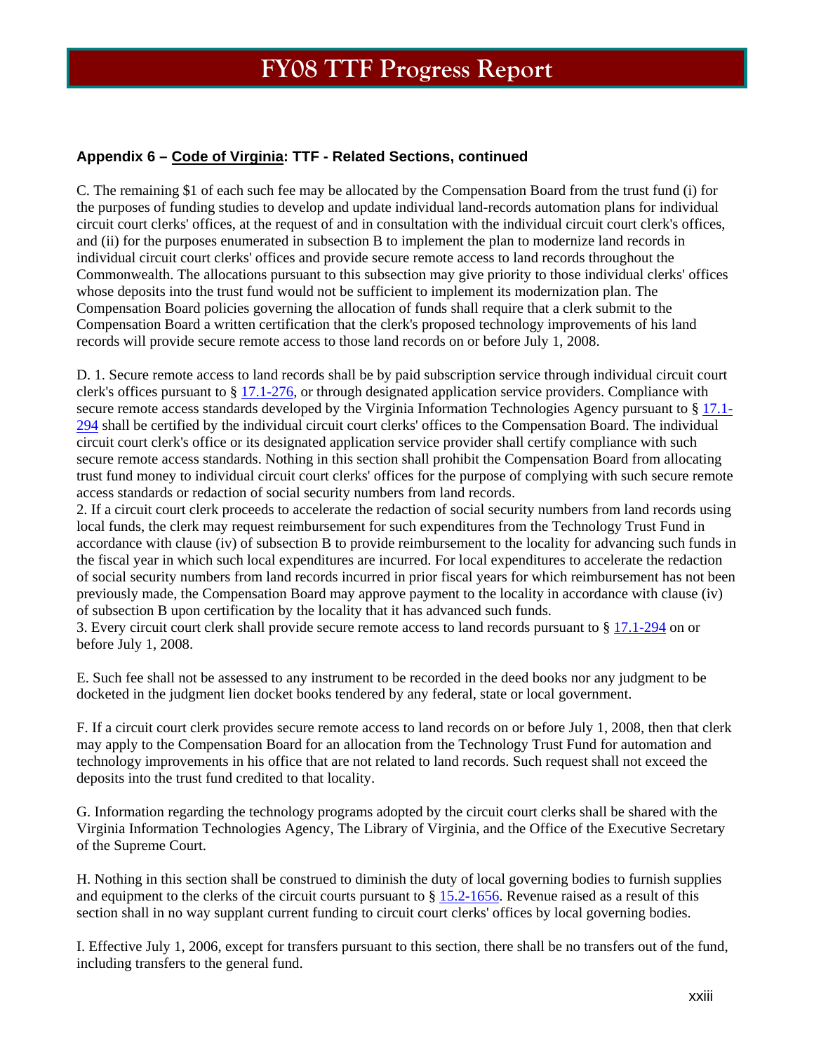## Appendix 6 – Code of Virginia: TTF - Related Sections, continued

C. The remaining $1 of each such fee may be allocated by the Compensation Board from the trust fund (i) for the purposes of funding studies to develop and update individual land-records automation plans for individual circuit court clerks' offices, at the request of and in consultation with the individual circuit court clerk's offices, and (ii) for the purposes enumerated in subsection B to implement the plan to modernize land records in individual circuit court clerks' offices and provide secure remote access to land records throughout the Commonwealth. The allocations pursuant to this subsection may give priority to those individual clerks' offices whose deposits into the trust fund would not be sufficient to implement its modernization plan. The Compensation Board policies governing the allocation of funds shall require that a clerk submit to the Compensation Board a written certification that the clerk's proposed technology improvements of his land records will provide secure remote access to those land records on or before July 1, 2008.

D. 1. Secure remote access to land records shall be by paid subscription service through individual circuit court clerk's offices pursuant to § 17.1-276, or through designated application service providers. Compliance with secure remote access standards developed by the Virginia Information Technologies Agency pursuant to § 17.1-294 shall be certified by the individual circuit court clerks' offices to the Compensation Board. The individual circuit court clerk's office or its designated application service provider shall certify compliance with such secure remote access standards. Nothing in this section shall prohibit the Compensation Board from allocating trust fund money to individual circuit court clerks' offices for the purpose of complying with such secure remote access standards or redaction of social security numbers from land records.

2. If a circuit court clerk proceeds to accelerate the redaction of social security numbers from land records using local funds, the clerk may request reimbursement for such expenditures from the Technology Trust Fund in accordance with clause (iv) of subsection B to provide reimbursement to the locality for advancing such funds in the fiscal year in which such local expenditures are incurred. For local expenditures to accelerate the redaction of social security numbers from land records incurred in prior fiscal years for which reimbursement has not been previously made, the Compensation Board may approve payment to the locality in accordance with clause (iv) of subsection B upon certification by the locality that it has advanced such funds.

3. Every circuit court clerk shall provide secure remote access to land records pursuant to § 17.1-294 on or before July 1, 2008.

E. Such fee shall not be assessed to any instrument to be recorded in the deed books nor any judgment to be docketed in the judgment lien docket books tendered by any federal, state or local government.

F. If a circuit court clerk provides secure remote access to land records on or before July 1, 2008, then that clerk may apply to the Compensation Board for an allocation from the Technology Trust Fund for automation and technology improvements in his office that are not related to land records. Such request shall not exceed the deposits into the trust fund credited to that locality.

G. Information regarding the technology programs adopted by the circuit court clerks shall be shared with the Virginia Information Technologies Agency, The Library of Virginia, and the Office of the Executive Secretary of the Supreme Court.

H. Nothing in this section shall be construed to diminish the duty of local governing bodies to furnish supplies and equipment to the clerks of the circuit courts pursuant to § 15.2-1656. Revenue raised as a result of this section shall in no way supplant current funding to circuit court clerks' offices by local governing bodies.

I. Effective July 1, 2006, except for transfers pursuant to this section, there shall be no transfers out of the fund, including transfers to the general fund.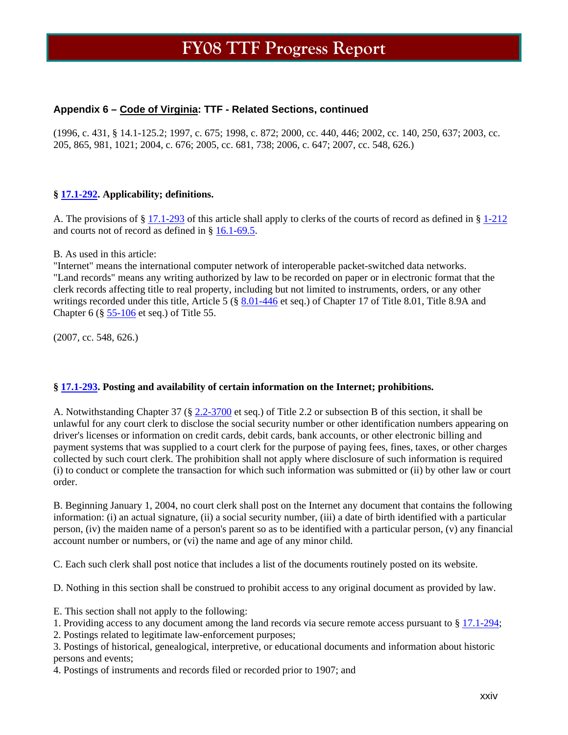### Appendix 6 – Code of Virginia: TTF - Related Sections, continued

(1996, c. 431, § 14.1-125.2; 1997, c. 675; 1998, c. 872; 2000, cc. 440, 446; 2002, cc. 140, 250, 637; 2003, cc. 205, 865, 981, 1021; 2004, c. 676; 2005, cc. 681, 738; 2006, c. 647; 2007, cc. 548, 626.)

**§ 17.1-292. Applicability; definitions.**

A. The provisions of § 17.1-293 of this article shall apply to clerks of the courts of record as defined in § 1-212 and courts not of record as defined in § 16.1-69.5.

B. As used in this article:
"Internet" means the international computer network of interoperable packet-switched data networks.
"Land records" means any writing authorized by law to be recorded on paper or in electronic format that the clerk records affecting title to real property, including but not limited to instruments, orders, or any other writings recorded under this title, Article 5 (§ 8.01-446 et seq.) of Chapter 17 of Title 8.01, Title 8.9A and Chapter 6 (§ 55-106 et seq.) of Title 55.

(2007, cc. 548, 626.)

**§ 17.1-293. Posting and availability of certain information on the Internet; prohibitions.**

A. Notwithstanding Chapter 37 (§ 2.2-3700 et seq.) of Title 2.2 or subsection B of this section, it shall be unlawful for any court clerk to disclose the social security number or other identification numbers appearing on driver's licenses or information on credit cards, debit cards, bank accounts, or other electronic billing and payment systems that was supplied to a court clerk for the purpose of paying fees, fines, taxes, or other charges collected by such court clerk. The prohibition shall not apply where disclosure of such information is required (i) to conduct or complete the transaction for which such information was submitted or (ii) by other law or court order.

B. Beginning January 1, 2004, no court clerk shall post on the Internet any document that contains the following information: (i) an actual signature, (ii) a social security number, (iii) a date of birth identified with a particular person, (iv) the maiden name of a person's parent so as to be identified with a particular person, (v) any financial account number or numbers, or (vi) the name and age of any minor child.

C. Each such clerk shall post notice that includes a list of the documents routinely posted on its website.

D. Nothing in this section shall be construed to prohibit access to any original document as provided by law.

E. This section shall not apply to the following:
1. Providing access to any document among the land records via secure remote access pursuant to § 17.1-294;
2. Postings related to legitimate law-enforcement purposes;
3. Postings of historical, genealogical, interpretive, or educational documents and information about historic persons and events;
4. Postings of instruments and records filed or recorded prior to 1907; and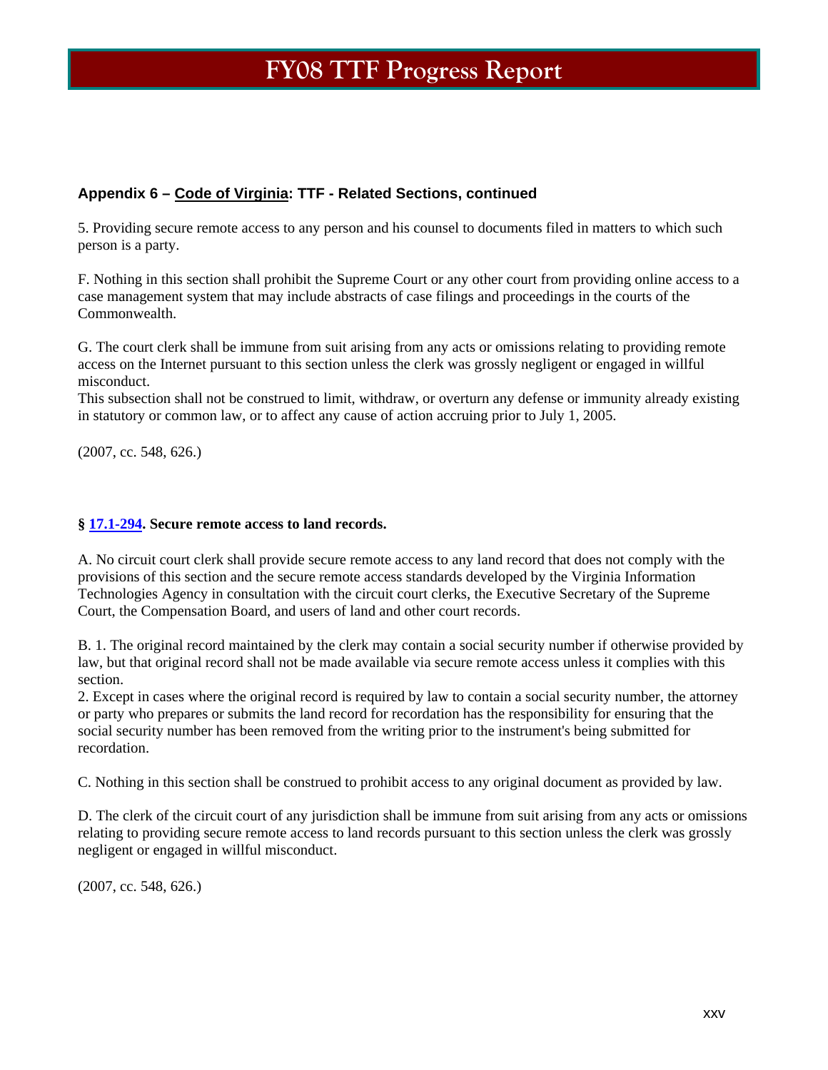### Appendix 6 – Code of Virginia: TTF - Related Sections, continued

5. Providing secure remote access to any person and his counsel to documents filed in matters to which such person is a party.

F. Nothing in this section shall prohibit the Supreme Court or any other court from providing online access to a case management system that may include abstracts of case filings and proceedings in the courts of the Commonwealth.

G. The court clerk shall be immune from suit arising from any acts or omissions relating to providing remote access on the Internet pursuant to this section unless the clerk was grossly negligent or engaged in willful misconduct.
This subsection shall not be construed to limit, withdraw, or overturn any defense or immunity already existing in statutory or common law, or to affect any cause of action accruing prior to July 1, 2005.

(2007, cc. 548, 626.)

**§ 17.1-294. Secure remote access to land records.**

A. No circuit court clerk shall provide secure remote access to any land record that does not comply with the provisions of this section and the secure remote access standards developed by the Virginia Information Technologies Agency in consultation with the circuit court clerks, the Executive Secretary of the Supreme Court, the Compensation Board, and users of land and other court records.

B. 1. The original record maintained by the clerk may contain a social security number if otherwise provided by law, but that original record shall not be made available via secure remote access unless it complies with this section.
2. Except in cases where the original record is required by law to contain a social security number, the attorney or party who prepares or submits the land record for recordation has the responsibility for ensuring that the social security number has been removed from the writing prior to the instrument's being submitted for recordation.

C. Nothing in this section shall be construed to prohibit access to any original document as provided by law.

D. The clerk of the circuit court of any jurisdiction shall be immune from suit arising from any acts or omissions relating to providing secure remote access to land records pursuant to this section unless the clerk was grossly negligent or engaged in willful misconduct.

(2007, cc. 548, 626.)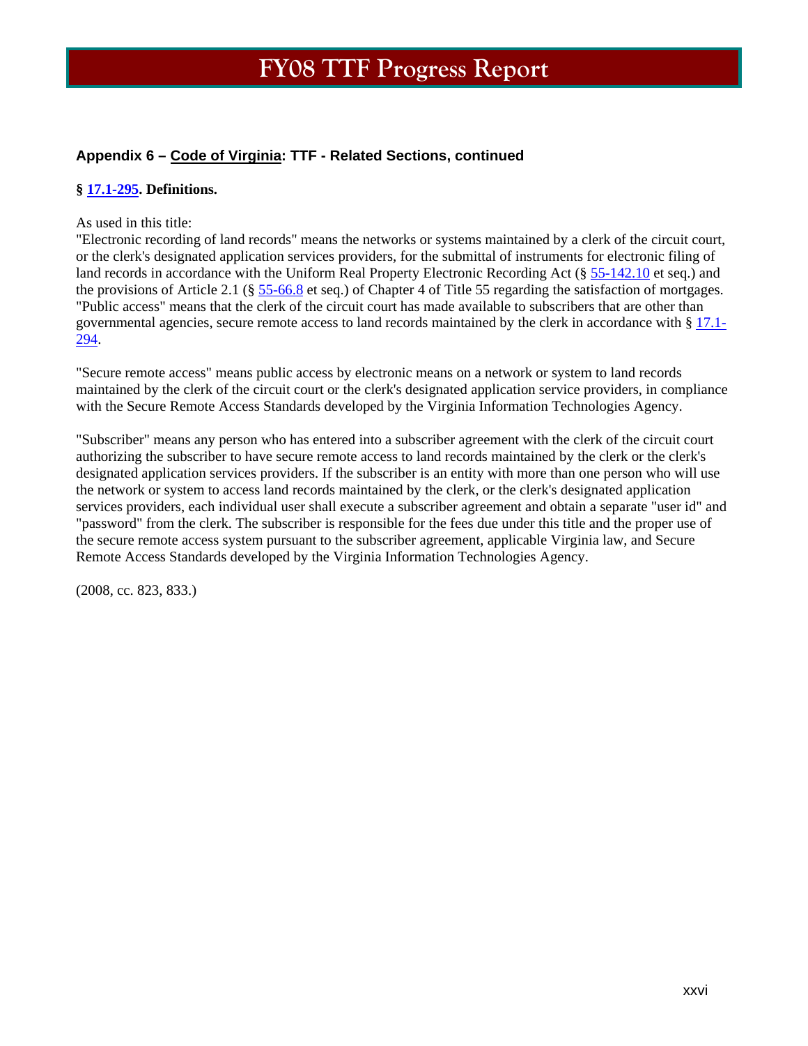**Appendix 6 – Code of Virginia: TTF - Related Sections, continued**

**§ 17.1-295. Definitions.**

As used in this title:

"Electronic recording of land records" means the networks or systems maintained by a clerk of the circuit court, or the clerk's designated application services providers, for the submittal of instruments for electronic filing of land records in accordance with the Uniform Real Property Electronic Recording Act (§ 55-142.10 et seq.) and the provisions of Article 2.1 (§ 55-66.8 et seq.) of Chapter 4 of Title 55 regarding the satisfaction of mortgages.

"Public access" means that the clerk of the circuit court has made available to subscribers that are other than governmental agencies, secure remote access to land records maintained by the clerk in accordance with § 17.1-294.

"Secure remote access" means public access by electronic means on a network or system to land records maintained by the clerk of the circuit court or the clerk's designated application service providers, in compliance with the Secure Remote Access Standards developed by the Virginia Information Technologies Agency.

"Subscriber" means any person who has entered into a subscriber agreement with the clerk of the circuit court authorizing the subscriber to have secure remote access to land records maintained by the clerk or the clerk's designated application services providers. If the subscriber is an entity with more than one person who will use the network or system to access land records maintained by the clerk, or the clerk's designated application services providers, each individual user shall execute a subscriber agreement and obtain a separate "user id" and "password" from the clerk. The subscriber is responsible for the fees due under this title and the proper use of the secure remote access system pursuant to the subscriber agreement, applicable Virginia law, and Secure Remote Access Standards developed by the Virginia Information Technologies Agency.

(2008, cc. 823, 833.)